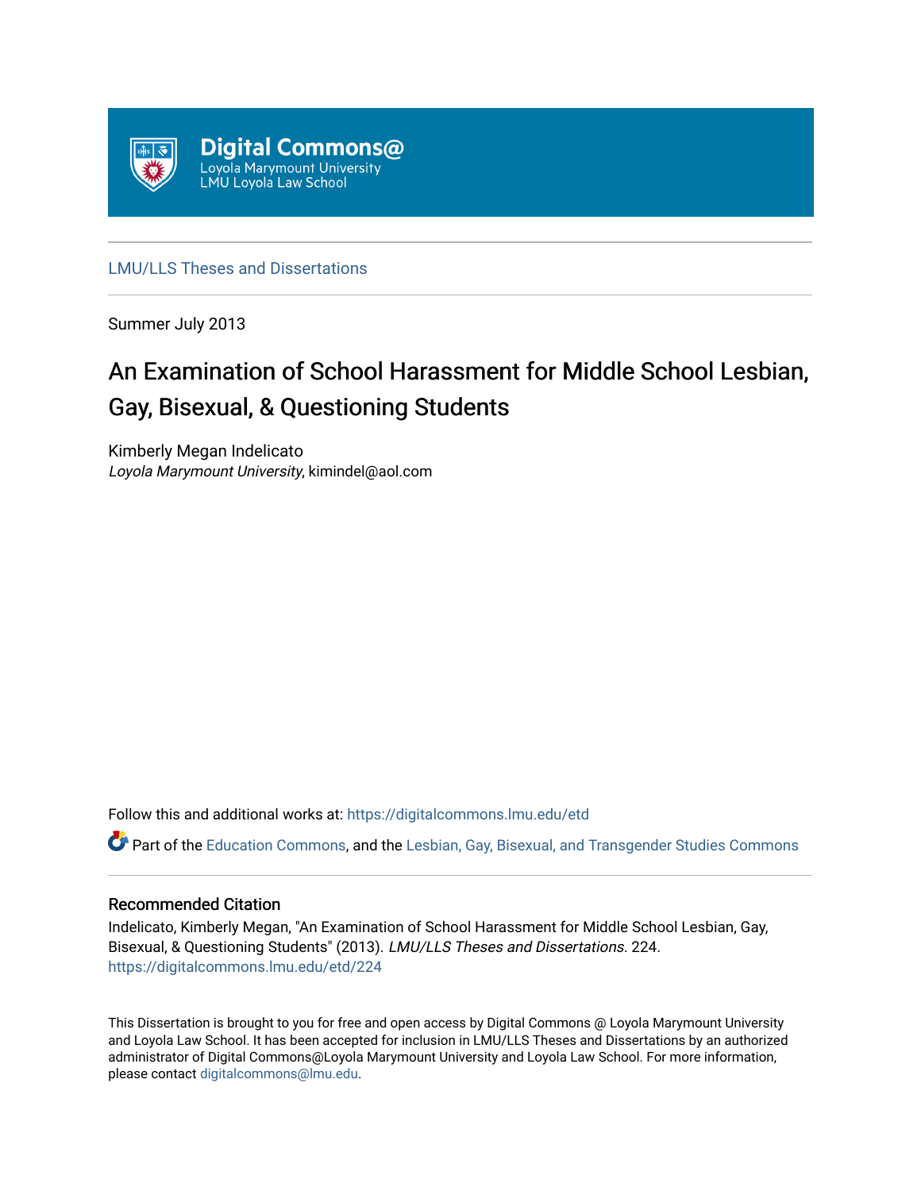Digital Commons@
Loyola Marymount University
LMU Loyola Law School

---

LMU/LLS Theses and Dissertations

---

Summer July 2013

# An Examination of School Harassment for Middle School Lesbian, Gay, Bisexual, & Questioning Students

Kimberly Megan Indelicato
*Loyola Marymount University*, kimindel@aol.com

Follow this and additional works at: https://digitalcommons.lmu.edu/etd

Part of the Education Commons, and the Lesbian, Gay, Bisexual, and Transgender Studies Commons

---

## Recommended Citation

Indelicato, Kimberly Megan, "An Examination of School Harassment for Middle School Lesbian, Gay, Bisexual, & Questioning Students" (2013). *LMU/LLS Theses and Dissertations*. 224.
https://digitalcommons.lmu.edu/etd/224

This Dissertation is brought to you for free and open access by Digital Commons @ Loyola Marymount University and Loyola Law School. It has been accepted for inclusion in LMU/LLS Theses and Dissertations by an authorized administrator of Digital Commons@Loyola Marymount University and Loyola Law School. For more information, please contact digitalcommons@lmu.edu.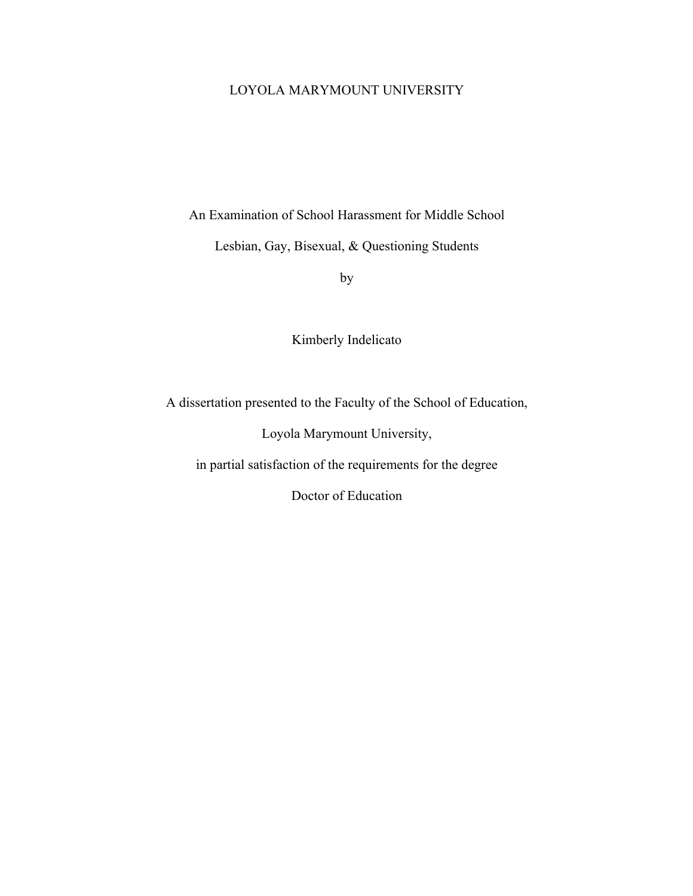LOYOLA MARYMOUNT UNIVERSITY

# An Examination of School Harassment for Middle School Lesbian, Gay, Bisexual, & Questioning Students

by

Kimberly Indelicato

A dissertation presented to the Faculty of the School of Education,

Loyola Marymount University,

in partial satisfaction of the requirements for the degree

Doctor of Education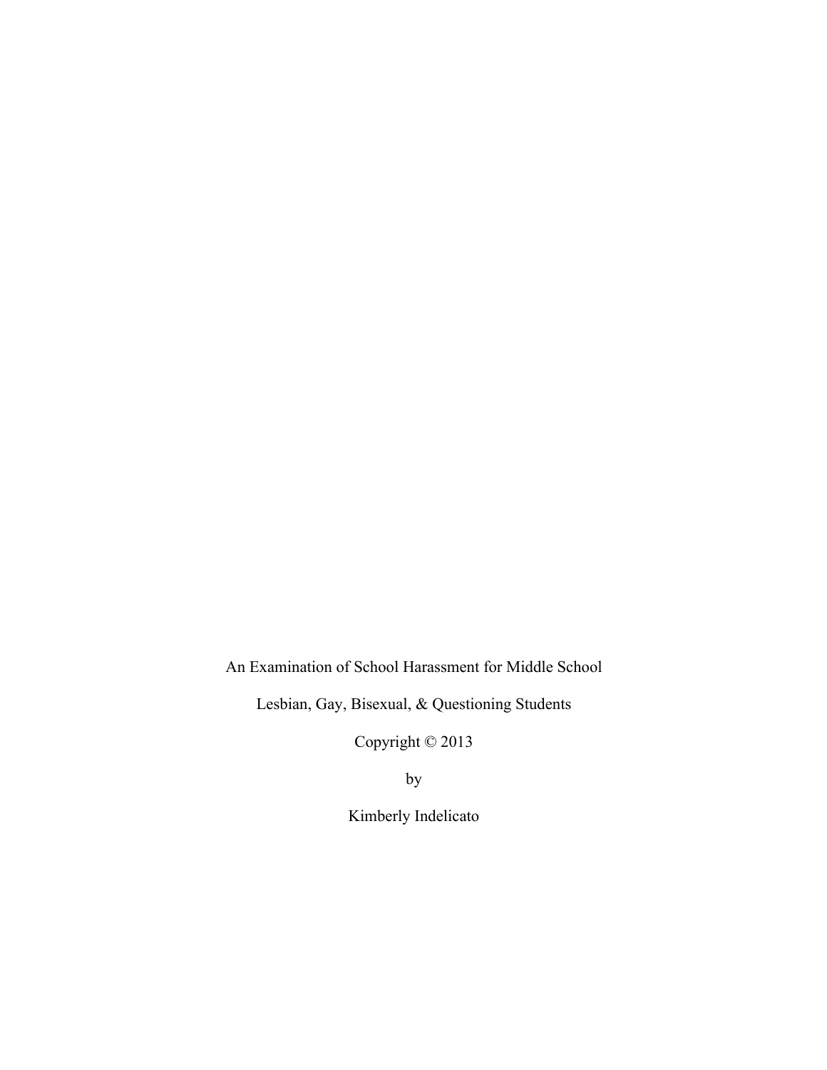An Examination of School Harassment for Middle School

Lesbian, Gay, Bisexual, & Questioning Students

Copyright © 2013

by

Kimberly Indelicato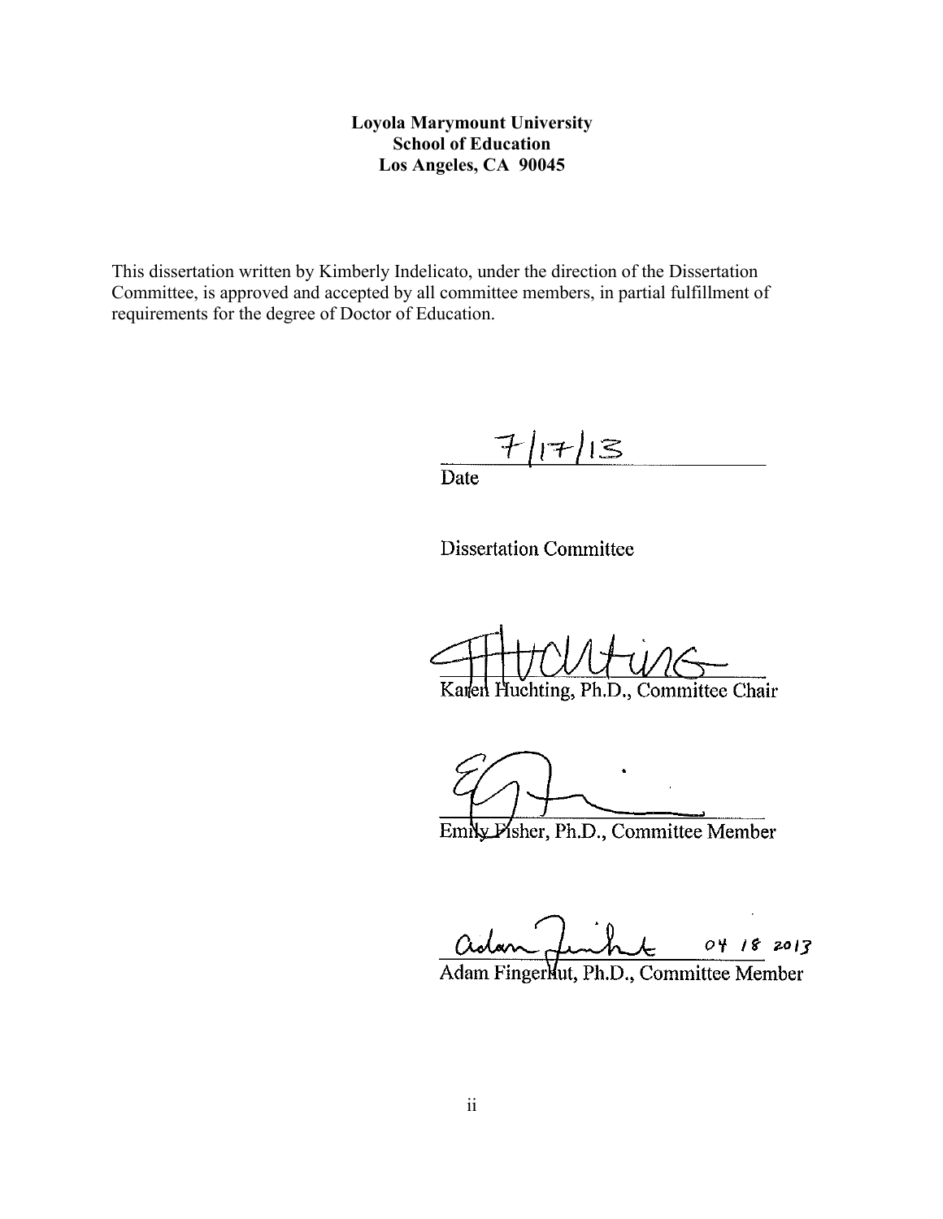**Loyola Marymount University**
**School of Education**
**Los Angeles, CA 90045**

This dissertation written by Kimberly Indelicato, under the direction of the Dissertation Committee, is approved and accepted by all committee members, in partial fulfillment of requirements for the degree of Doctor of Education.

7/17/13
Date

Dissertation Committee

Karen Huchting, Ph.D., Committee Chair

Emily Fisher, Ph.D., Committee Member

04 18 2013
Adam Fingerhut, Ph.D., Committee Member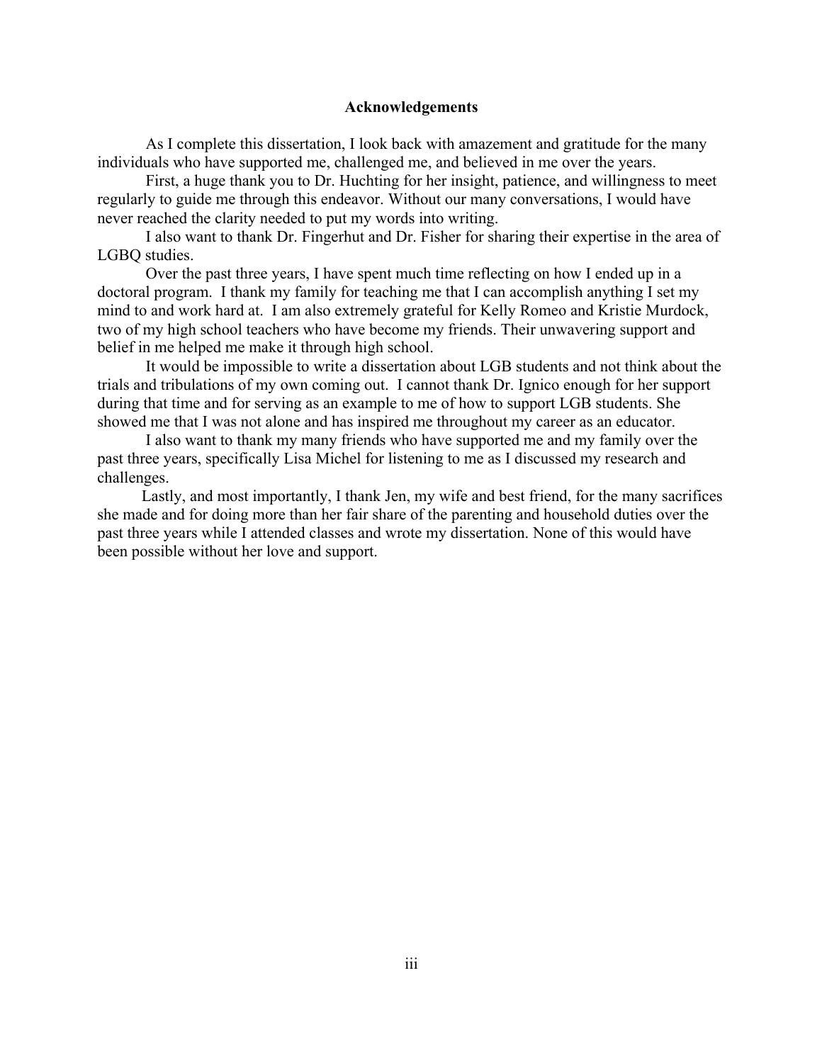# Acknowledgements

As I complete this dissertation, I look back with amazement and gratitude for the many individuals who have supported me, challenged me, and believed in me over the years.

First, a huge thank you to Dr. Huchting for her insight, patience, and willingness to meet regularly to guide me through this endeavor. Without our many conversations, I would have never reached the clarity needed to put my words into writing.

I also want to thank Dr. Fingerhut and Dr. Fisher for sharing their expertise in the area of LGBQ studies.

Over the past three years, I have spent much time reflecting on how I ended up in a doctoral program. I thank my family for teaching me that I can accomplish anything I set my mind to and work hard at. I am also extremely grateful for Kelly Romeo and Kristie Murdock, two of my high school teachers who have become my friends. Their unwavering support and belief in me helped me make it through high school.

It would be impossible to write a dissertation about LGB students and not think about the trials and tribulations of my own coming out. I cannot thank Dr. Ignico enough for her support during that time and for serving as an example to me of how to support LGB students. She showed me that I was not alone and has inspired me throughout my career as an educator.

I also want to thank my many friends who have supported me and my family over the past three years, specifically Lisa Michel for listening to me as I discussed my research and challenges.

Lastly, and most importantly, I thank Jen, my wife and best friend, for the many sacrifices she made and for doing more than her fair share of the parenting and household duties over the past three years while I attended classes and wrote my dissertation. None of this would have been possible without her love and support.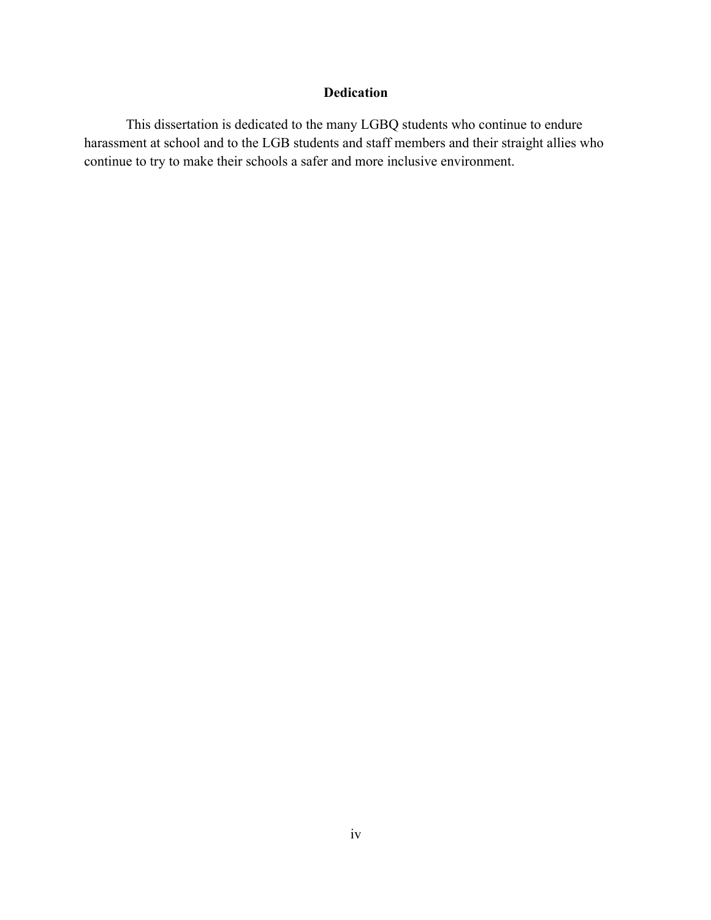## Dedication

This dissertation is dedicated to the many LGBQ students who continue to endure harassment at school and to the LGB students and staff members and their straight allies who continue to try to make their schools a safer and more inclusive environment.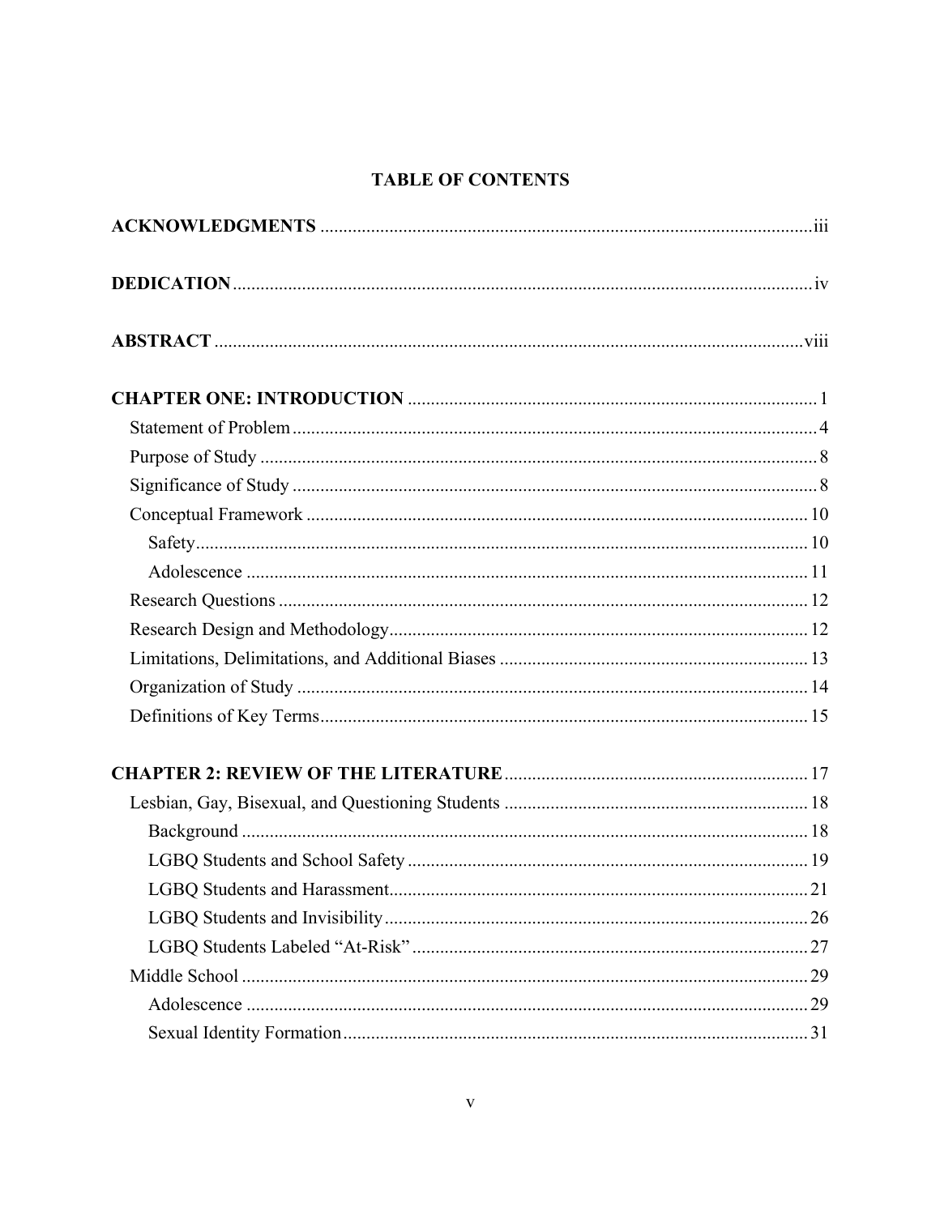# TABLE OF CONTENTS

**ACKNOWLEDGMENTS** ........................................................................................................ iii

**DEDICATION** ..................................................................................................................... iv

**ABSTRACT** ....................................................................................................................... viii

**CHAPTER ONE: INTRODUCTION** ........................................................................... 1

- Statement of Problem ..................................................................................................... 4
- Purpose of Study ............................................................................................................ 8
- Significance of Study ..................................................................................................... 8
- Conceptual Framework ................................................................................................ 10
  - Safety ...................................................................................................................... 10
  - Adolescence ............................................................................................................ 11
- Research Questions ...................................................................................................... 12
- Research Design and Methodology .............................................................................. 12
- Limitations, Delimitations, and Additional Biases ....................................................... 13
- Organization of Study .................................................................................................. 14
- Definitions of Key Terms ............................................................................................. 15

**CHAPTER 2: REVIEW OF THE LITERATURE** ...................................................... 17

- Lesbian, Gay, Bisexual, and Questioning Students ...................................................... 18
  - Background .............................................................................................................. 18
  - LGBQ Students and School Safety ........................................................................... 19
  - LGBQ Students and Harassment .............................................................................. 21
  - LGBQ Students and Invisibility ............................................................................... 26
  - LGBQ Students Labeled "At-Risk" .......................................................................... 27
- Middle School .............................................................................................................. 29
  - Adolescence ............................................................................................................. 29
  - Sexual Identity Formation ........................................................................................ 31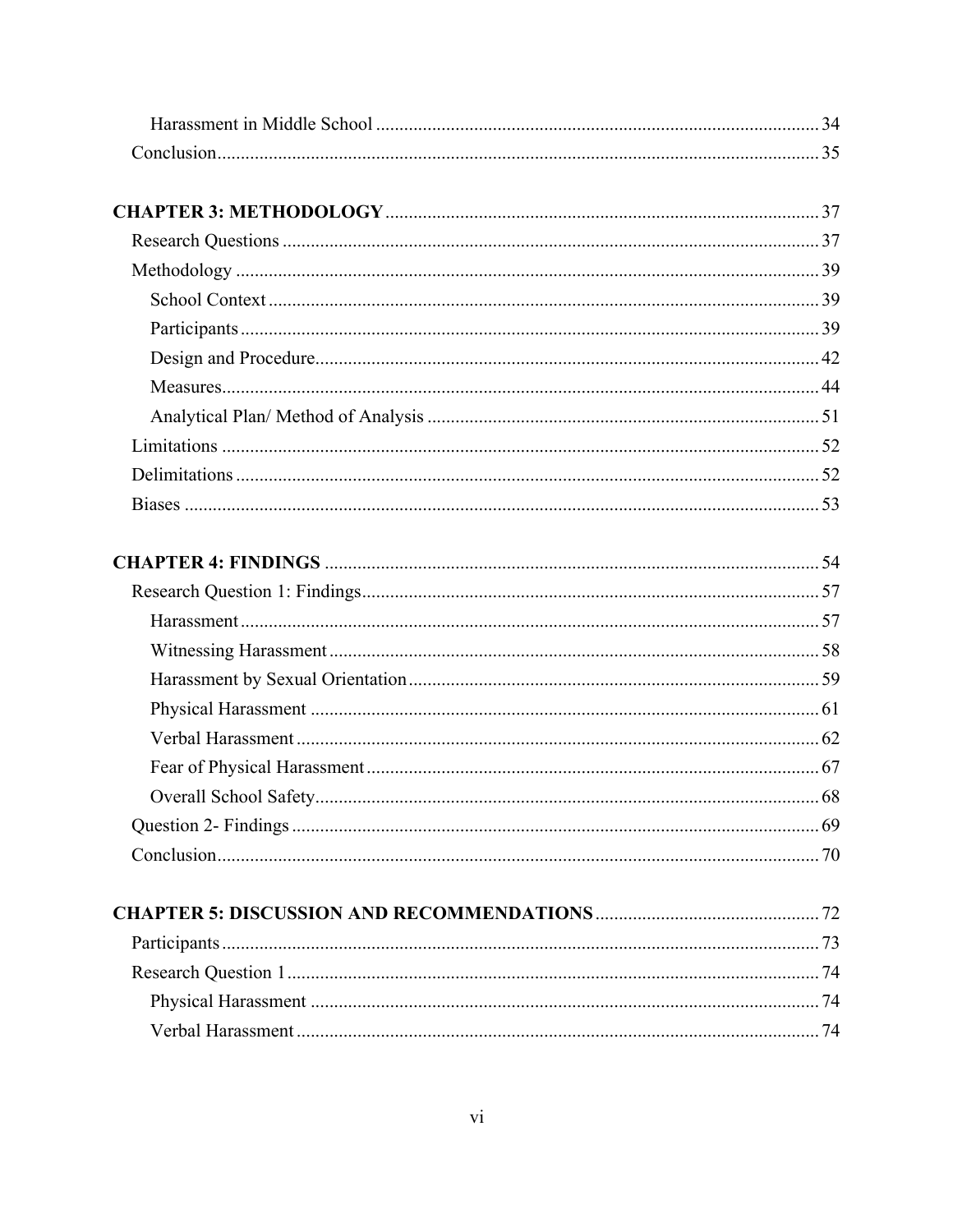Harassment in Middle School ........ 34

Conclusion ........ 35

**CHAPTER 3: METHODOLOGY** ........ 37

Research Questions ........ 37

Methodology ........ 39

School Context ........ 39

Participants ........ 39

Design and Procedure ........ 42

Measures ........ 44

Analytical Plan/ Method of Analysis ........ 51

Limitations ........ 52

Delimitations ........ 52

Biases ........ 53

**CHAPTER 4: FINDINGS** ........ 54

Research Question 1: Findings ........ 57

Harassment ........ 57

Witnessing Harassment ........ 58

Harassment by Sexual Orientation ........ 59

Physical Harassment ........ 61

Verbal Harassment ........ 62

Fear of Physical Harassment ........ 67

Overall School Safety ........ 68

Question 2- Findings ........ 69

Conclusion ........ 70

**CHAPTER 5: DISCUSSION AND RECOMMENDATIONS** ........ 72

Participants ........ 73

Research Question 1 ........ 74

Physical Harassment ........ 74

Verbal Harassment ........ 74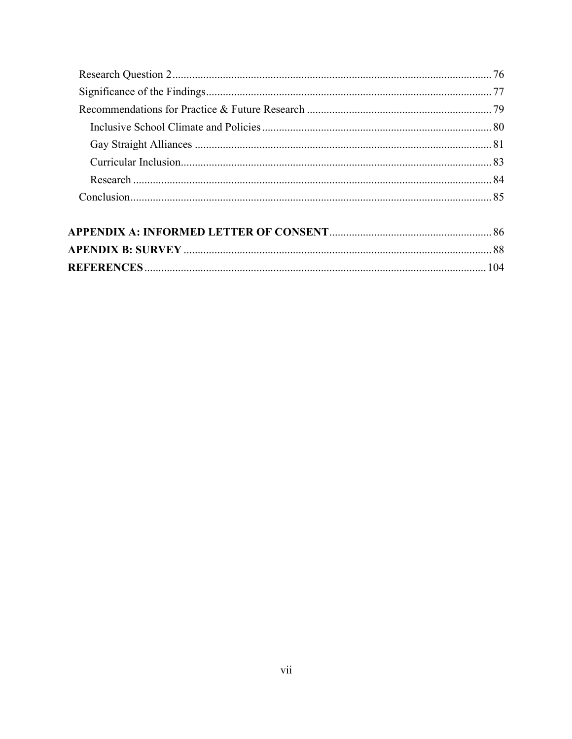Research Question 2 ..................................................................................................... 76
Significance of the Findings ........................................................................................ 77
Recommendations for Practice & Future Research ..................................................... 79
Inclusive School Climate and Policies ..................................................................... 80
Gay Straight Alliances ............................................................................................ 81
Curricular Inclusion ................................................................................................. 83
Research .................................................................................................................. 84
Conclusion .................................................................................................................... 85

**APPENDIX A: INFORMED LETTER OF CONSENT** ............................................... 86
**APENDIX B: SURVEY** ............................................................................................... 88
**REFERENCES** ........................................................................................................... 104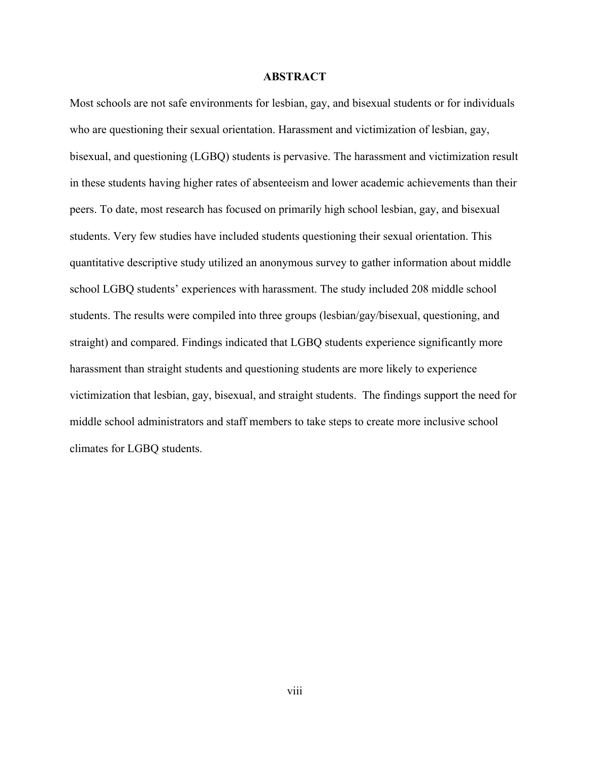# ABSTRACT

Most schools are not safe environments for lesbian, gay, and bisexual students or for individuals who are questioning their sexual orientation. Harassment and victimization of lesbian, gay, bisexual, and questioning (LGBQ) students is pervasive. The harassment and victimization result in these students having higher rates of absenteeism and lower academic achievements than their peers. To date, most research has focused on primarily high school lesbian, gay, and bisexual students. Very few studies have included students questioning their sexual orientation. This quantitative descriptive study utilized an anonymous survey to gather information about middle school LGBQ students' experiences with harassment. The study included 208 middle school students. The results were compiled into three groups (lesbian/gay/bisexual, questioning, and straight) and compared. Findings indicated that LGBQ students experience significantly more harassment than straight students and questioning students are more likely to experience victimization that lesbian, gay, bisexual, and straight students. The findings support the need for middle school administrators and staff members to take steps to create more inclusive school climates for LGBQ students.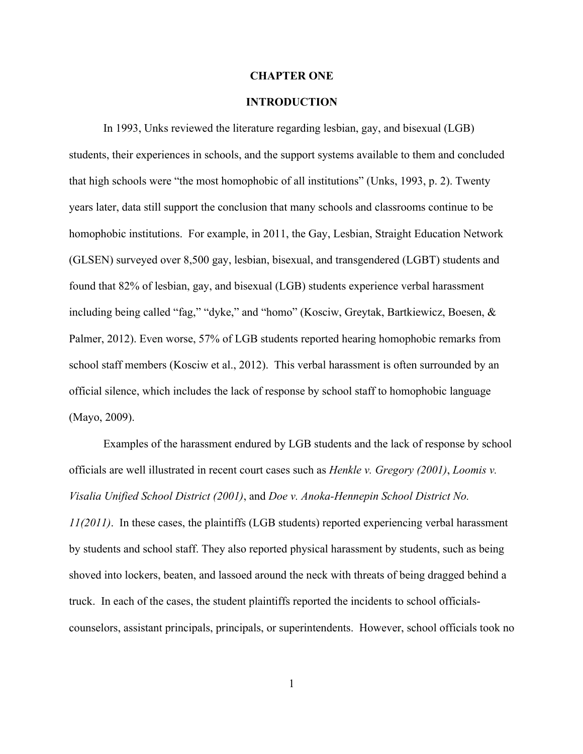# CHAPTER ONE

## INTRODUCTION

In 1993, Unks reviewed the literature regarding lesbian, gay, and bisexual (LGB) students, their experiences in schools, and the support systems available to them and concluded that high schools were "the most homophobic of all institutions" (Unks, 1993, p. 2). Twenty years later, data still support the conclusion that many schools and classrooms continue to be homophobic institutions. For example, in 2011, the Gay, Lesbian, Straight Education Network (GLSEN) surveyed over 8,500 gay, lesbian, bisexual, and transgendered (LGBT) students and found that 82% of lesbian, gay, and bisexual (LGB) students experience verbal harassment including being called "fag," "dyke," and "homo" (Kosciw, Greytak, Bartkiewicz, Boesen, & Palmer, 2012). Even worse, 57% of LGB students reported hearing homophobic remarks from school staff members (Kosciw et al., 2012). This verbal harassment is often surrounded by an official silence, which includes the lack of response by school staff to homophobic language (Mayo, 2009).

Examples of the harassment endured by LGB students and the lack of response by school officials are well illustrated in recent court cases such as *Henkle v. Gregory (2001)*, *Loomis v. Visalia Unified School District (2001)*, and *Doe v. Anoka-Hennepin School District No. 11(2011)*. In these cases, the plaintiffs (LGB students) reported experiencing verbal harassment by students and school staff. They also reported physical harassment by students, such as being shoved into lockers, beaten, and lassoed around the neck with threats of being dragged behind a truck. In each of the cases, the student plaintiffs reported the incidents to school officials- counselors, assistant principals, principals, or superintendents. However, school officials took no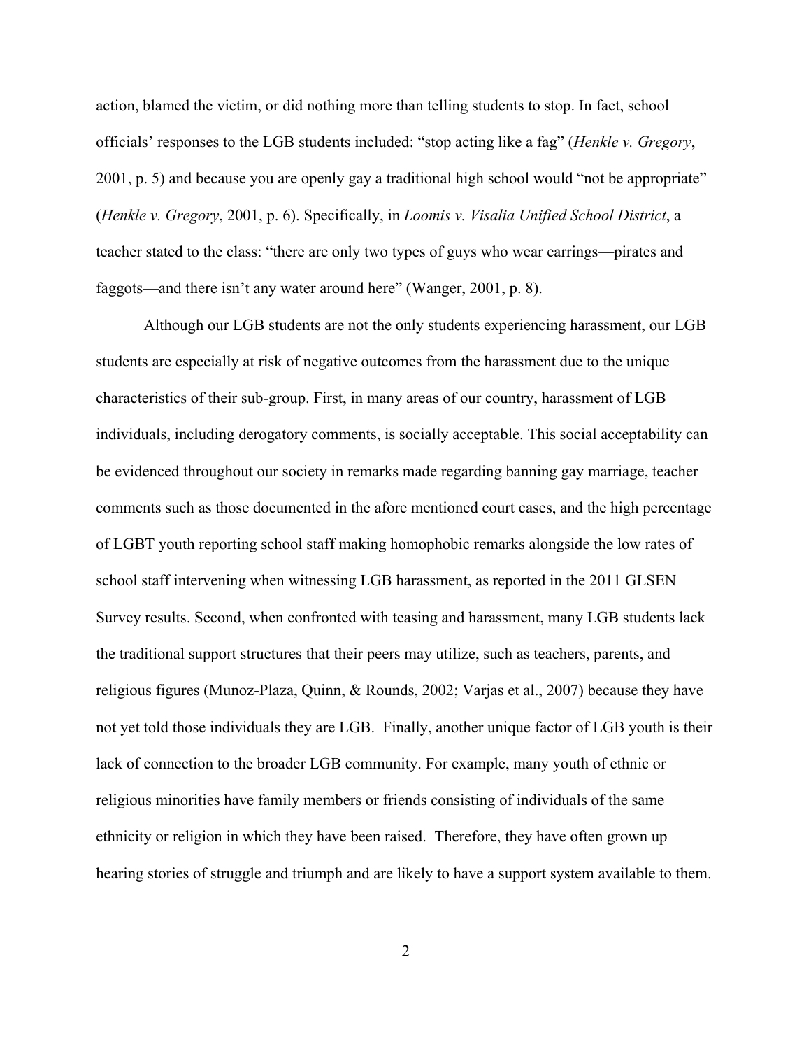action, blamed the victim, or did nothing more than telling students to stop. In fact, school officials' responses to the LGB students included: "stop acting like a fag" (*Henkle v. Gregory*, 2001, p. 5) and because you are openly gay a traditional high school would "not be appropriate" (*Henkle v. Gregory*, 2001, p. 6). Specifically, in *Loomis v. Visalia Unified School District*, a teacher stated to the class: "there are only two types of guys who wear earrings—pirates and faggots—and there isn't any water around here" (Wanger, 2001, p. 8).

Although our LGB students are not the only students experiencing harassment, our LGB students are especially at risk of negative outcomes from the harassment due to the unique characteristics of their sub-group. First, in many areas of our country, harassment of LGB individuals, including derogatory comments, is socially acceptable. This social acceptability can be evidenced throughout our society in remarks made regarding banning gay marriage, teacher comments such as those documented in the afore mentioned court cases, and the high percentage of LGBT youth reporting school staff making homophobic remarks alongside the low rates of school staff intervening when witnessing LGB harassment, as reported in the 2011 GLSEN Survey results. Second, when confronted with teasing and harassment, many LGB students lack the traditional support structures that their peers may utilize, such as teachers, parents, and religious figures (Munoz-Plaza, Quinn, & Rounds, 2002; Varjas et al., 2007) because they have not yet told those individuals they are LGB. Finally, another unique factor of LGB youth is their lack of connection to the broader LGB community. For example, many youth of ethnic or religious minorities have family members or friends consisting of individuals of the same ethnicity or religion in which they have been raised. Therefore, they have often grown up hearing stories of struggle and triumph and are likely to have a support system available to them.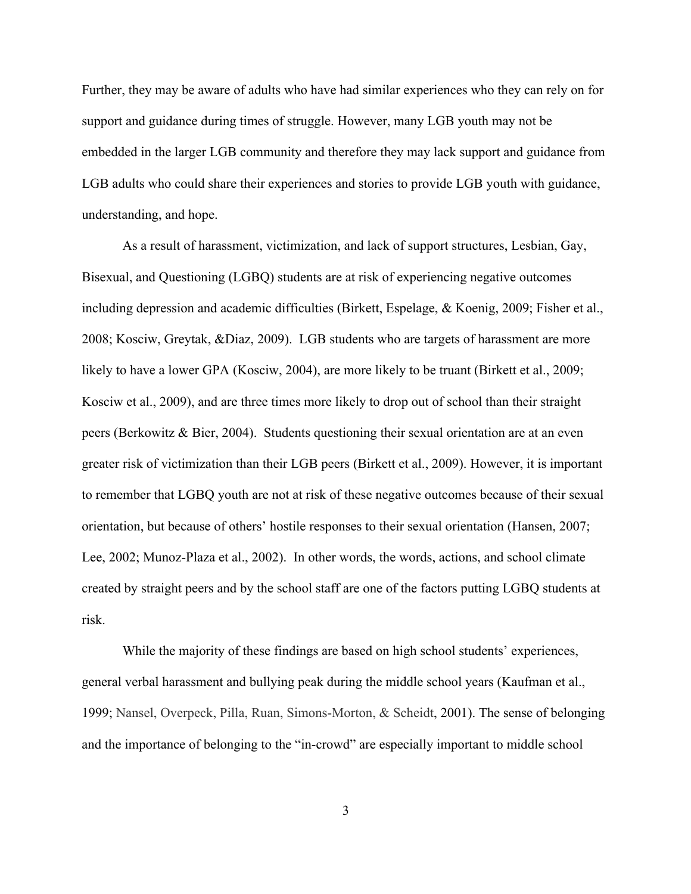Further, they may be aware of adults who have had similar experiences who they can rely on for support and guidance during times of struggle. However, many LGB youth may not be embedded in the larger LGB community and therefore they may lack support and guidance from LGB adults who could share their experiences and stories to provide LGB youth with guidance, understanding, and hope.

As a result of harassment, victimization, and lack of support structures, Lesbian, Gay, Bisexual, and Questioning (LGBQ) students are at risk of experiencing negative outcomes including depression and academic difficulties (Birkett, Espelage, & Koenig, 2009; Fisher et al., 2008; Kosciw, Greytak, &Diaz, 2009). LGB students who are targets of harassment are more likely to have a lower GPA (Kosciw, 2004), are more likely to be truant (Birkett et al., 2009; Kosciw et al., 2009), and are three times more likely to drop out of school than their straight peers (Berkowitz & Bier, 2004). Students questioning their sexual orientation are at an even greater risk of victimization than their LGB peers (Birkett et al., 2009). However, it is important to remember that LGBQ youth are not at risk of these negative outcomes because of their sexual orientation, but because of others' hostile responses to their sexual orientation (Hansen, 2007; Lee, 2002; Munoz-Plaza et al., 2002). In other words, the words, actions, and school climate created by straight peers and by the school staff are one of the factors putting LGBQ students at risk.

While the majority of these findings are based on high school students' experiences, general verbal harassment and bullying peak during the middle school years (Kaufman et al., 1999; Nansel, Overpeck, Pilla, Ruan, Simons-Morton, & Scheidt, 2001). The sense of belonging and the importance of belonging to the "in-crowd" are especially important to middle school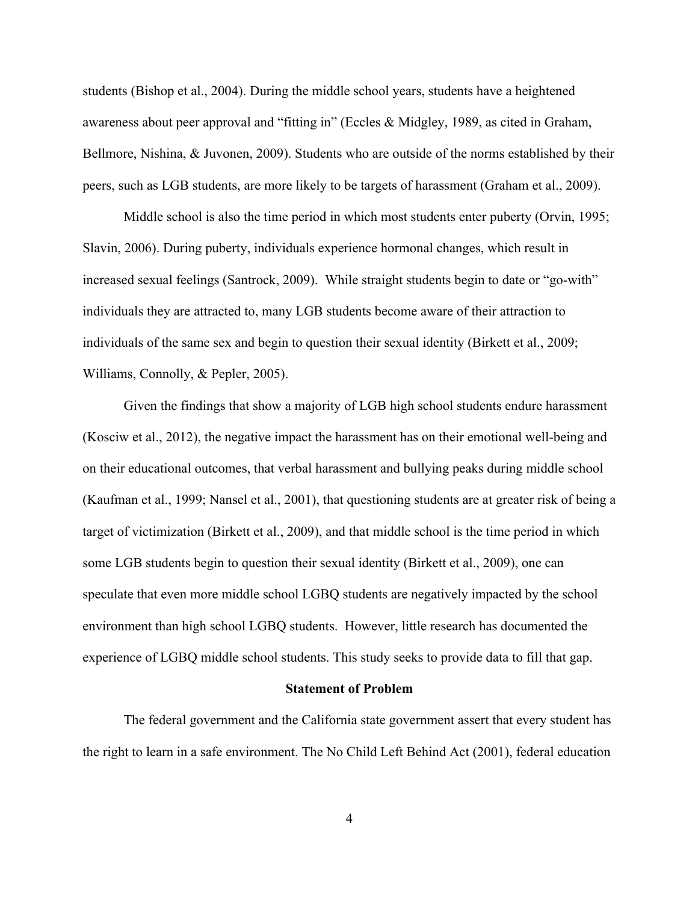students (Bishop et al., 2004). During the middle school years, students have a heightened awareness about peer approval and "fitting in" (Eccles & Midgley, 1989, as cited in Graham, Bellmore, Nishina, & Juvonen, 2009). Students who are outside of the norms established by their peers, such as LGB students, are more likely to be targets of harassment (Graham et al., 2009).

Middle school is also the time period in which most students enter puberty (Orvin, 1995; Slavin, 2006). During puberty, individuals experience hormonal changes, which result in increased sexual feelings (Santrock, 2009). While straight students begin to date or "go-with" individuals they are attracted to, many LGB students become aware of their attraction to individuals of the same sex and begin to question their sexual identity (Birkett et al., 2009; Williams, Connolly, & Pepler, 2005).

Given the findings that show a majority of LGB high school students endure harassment (Kosciw et al., 2012), the negative impact the harassment has on their emotional well-being and on their educational outcomes, that verbal harassment and bullying peaks during middle school (Kaufman et al., 1999; Nansel et al., 2001), that questioning students are at greater risk of being a target of victimization (Birkett et al., 2009), and that middle school is the time period in which some LGB students begin to question their sexual identity (Birkett et al., 2009), one can speculate that even more middle school LGBQ students are negatively impacted by the school environment than high school LGBQ students. However, little research has documented the experience of LGBQ middle school students. This study seeks to provide data to fill that gap.

## Statement of Problem

The federal government and the California state government assert that every student has the right to learn in a safe environment. The No Child Left Behind Act (2001), federal education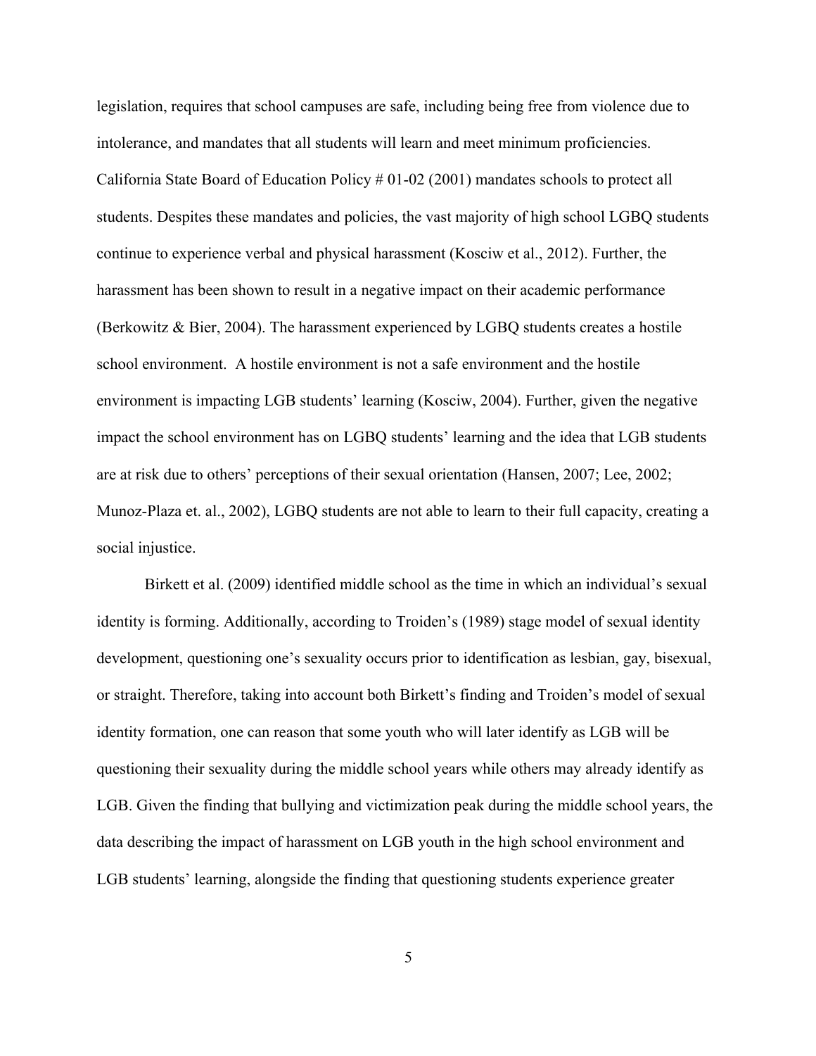legislation, requires that school campuses are safe, including being free from violence due to intolerance, and mandates that all students will learn and meet minimum proficiencies. California State Board of Education Policy # 01-02 (2001) mandates schools to protect all students. Despites these mandates and policies, the vast majority of high school LGBQ students continue to experience verbal and physical harassment (Kosciw et al., 2012). Further, the harassment has been shown to result in a negative impact on their academic performance (Berkowitz & Bier, 2004). The harassment experienced by LGBQ students creates a hostile school environment. A hostile environment is not a safe environment and the hostile environment is impacting LGB students' learning (Kosciw, 2004). Further, given the negative impact the school environment has on LGBQ students' learning and the idea that LGB students are at risk due to others' perceptions of their sexual orientation (Hansen, 2007; Lee, 2002; Munoz-Plaza et. al., 2002), LGBQ students are not able to learn to their full capacity, creating a social injustice.

Birkett et al. (2009) identified middle school as the time in which an individual's sexual identity is forming. Additionally, according to Troiden's (1989) stage model of sexual identity development, questioning one's sexuality occurs prior to identification as lesbian, gay, bisexual, or straight. Therefore, taking into account both Birkett's finding and Troiden's model of sexual identity formation, one can reason that some youth who will later identify as LGB will be questioning their sexuality during the middle school years while others may already identify as LGB. Given the finding that bullying and victimization peak during the middle school years, the data describing the impact of harassment on LGB youth in the high school environment and LGB students' learning, alongside the finding that questioning students experience greater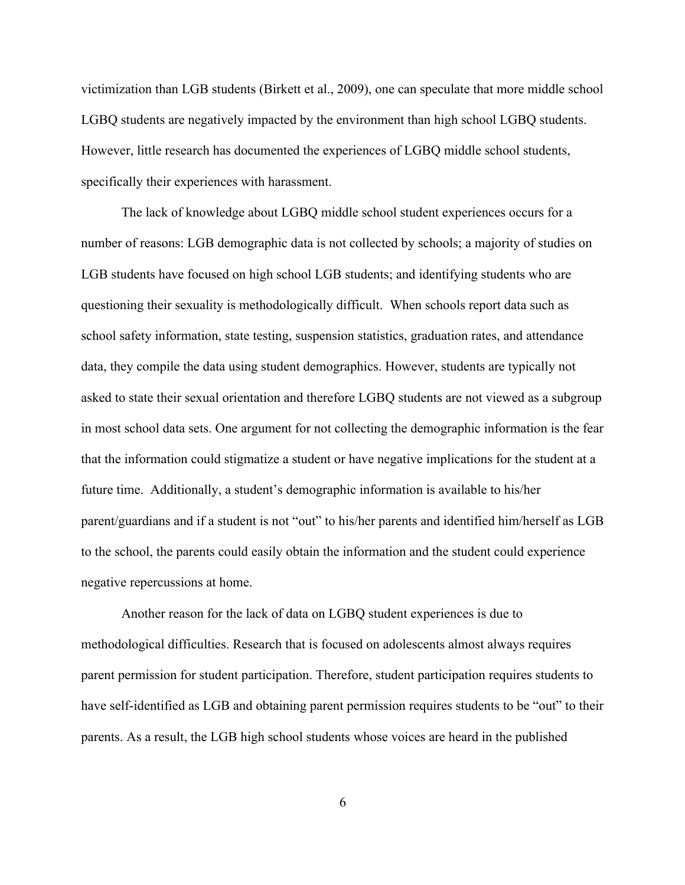victimization than LGB students (Birkett et al., 2009), one can speculate that more middle school LGBQ students are negatively impacted by the environment than high school LGBQ students. However, little research has documented the experiences of LGBQ middle school students, specifically their experiences with harassment.

The lack of knowledge about LGBQ middle school student experiences occurs for a number of reasons: LGB demographic data is not collected by schools; a majority of studies on LGB students have focused on high school LGB students; and identifying students who are questioning their sexuality is methodologically difficult. When schools report data such as school safety information, state testing, suspension statistics, graduation rates, and attendance data, they compile the data using student demographics. However, students are typically not asked to state their sexual orientation and therefore LGBQ students are not viewed as a subgroup in most school data sets. One argument for not collecting the demographic information is the fear that the information could stigmatize a student or have negative implications for the student at a future time. Additionally, a student's demographic information is available to his/her parent/guardians and if a student is not "out" to his/her parents and identified him/herself as LGB to the school, the parents could easily obtain the information and the student could experience negative repercussions at home.

Another reason for the lack of data on LGBQ student experiences is due to methodological difficulties. Research that is focused on adolescents almost always requires parent permission for student participation. Therefore, student participation requires students to have self-identified as LGB and obtaining parent permission requires students to be "out" to their parents. As a result, the LGB high school students whose voices are heard in the published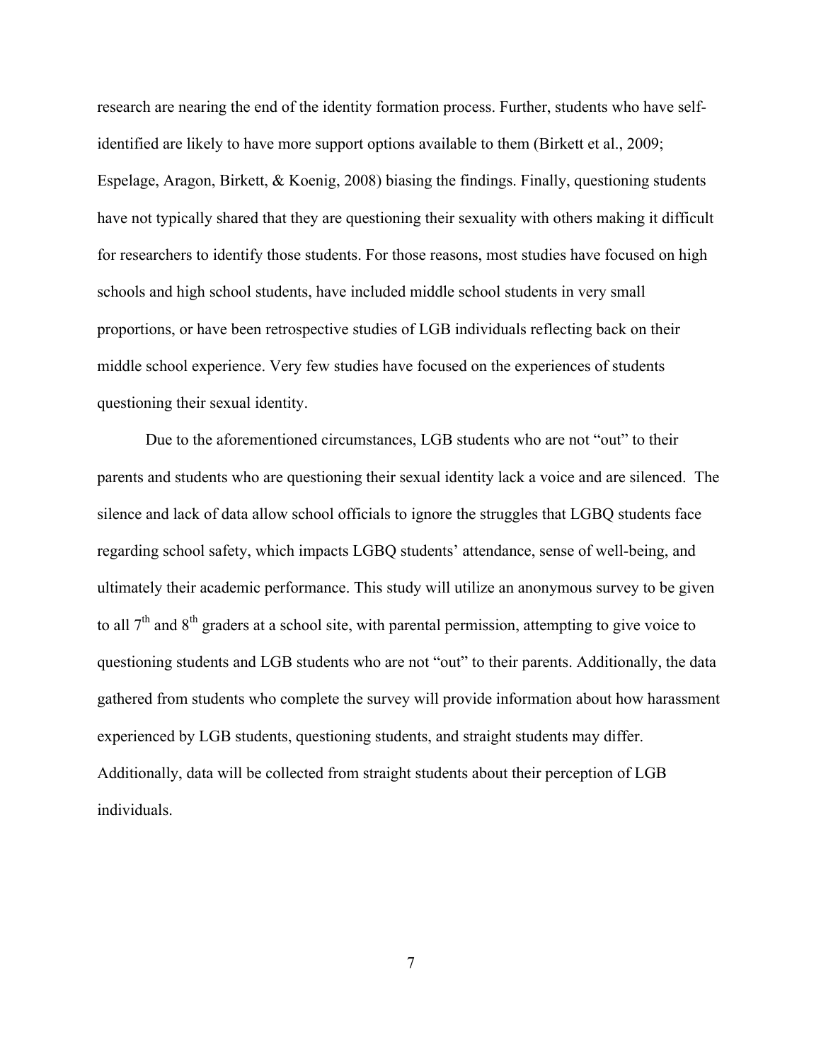research are nearing the end of the identity formation process. Further, students who have self-identified are likely to have more support options available to them (Birkett et al., 2009; Espelage, Aragon, Birkett, & Koenig, 2008) biasing the findings. Finally, questioning students have not typically shared that they are questioning their sexuality with others making it difficult for researchers to identify those students. For those reasons, most studies have focused on high schools and high school students, have included middle school students in very small proportions, or have been retrospective studies of LGB individuals reflecting back on their middle school experience. Very few studies have focused on the experiences of students questioning their sexual identity.

Due to the aforementioned circumstances, LGB students who are not "out" to their parents and students who are questioning their sexual identity lack a voice and are silenced. The silence and lack of data allow school officials to ignore the struggles that LGBQ students face regarding school safety, which impacts LGBQ students' attendance, sense of well-being, and ultimately their academic performance. This study will utilize an anonymous survey to be given to all 7th and 8th graders at a school site, with parental permission, attempting to give voice to questioning students and LGB students who are not "out" to their parents. Additionally, the data gathered from students who complete the survey will provide information about how harassment experienced by LGB students, questioning students, and straight students may differ. Additionally, data will be collected from straight students about their perception of LGB individuals.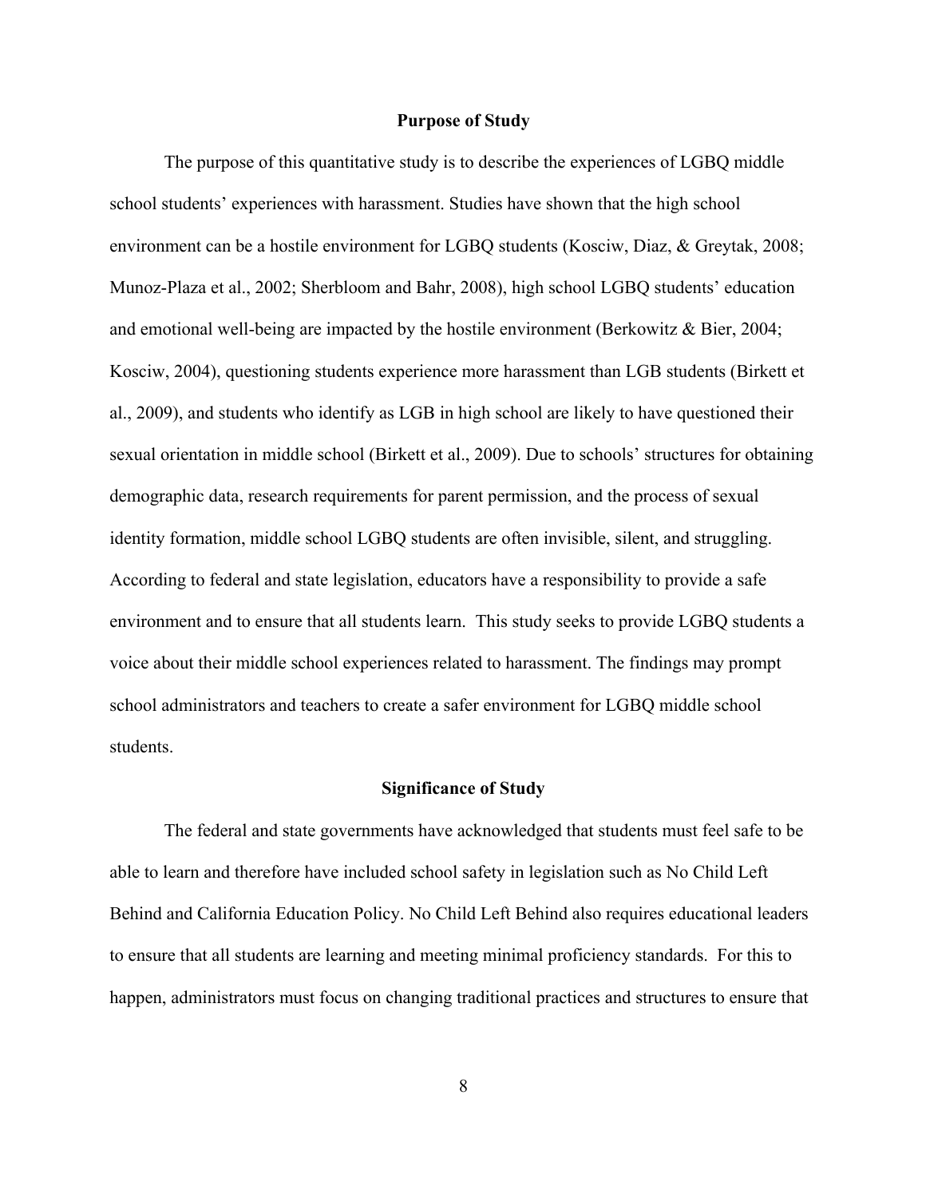## Purpose of Study

The purpose of this quantitative study is to describe the experiences of LGBQ middle school students' experiences with harassment. Studies have shown that the high school environment can be a hostile environment for LGBQ students (Kosciw, Diaz, & Greytak, 2008; Munoz-Plaza et al., 2002; Sherbloom and Bahr, 2008), high school LGBQ students' education and emotional well-being are impacted by the hostile environment (Berkowitz & Bier, 2004; Kosciw, 2004), questioning students experience more harassment than LGB students (Birkett et al., 2009), and students who identify as LGB in high school are likely to have questioned their sexual orientation in middle school (Birkett et al., 2009). Due to schools' structures for obtaining demographic data, research requirements for parent permission, and the process of sexual identity formation, middle school LGBQ students are often invisible, silent, and struggling. According to federal and state legislation, educators have a responsibility to provide a safe environment and to ensure that all students learn. This study seeks to provide LGBQ students a voice about their middle school experiences related to harassment. The findings may prompt school administrators and teachers to create a safer environment for LGBQ middle school students.

## Significance of Study

The federal and state governments have acknowledged that students must feel safe to be able to learn and therefore have included school safety in legislation such as No Child Left Behind and California Education Policy. No Child Left Behind also requires educational leaders to ensure that all students are learning and meeting minimal proficiency standards. For this to happen, administrators must focus on changing traditional practices and structures to ensure that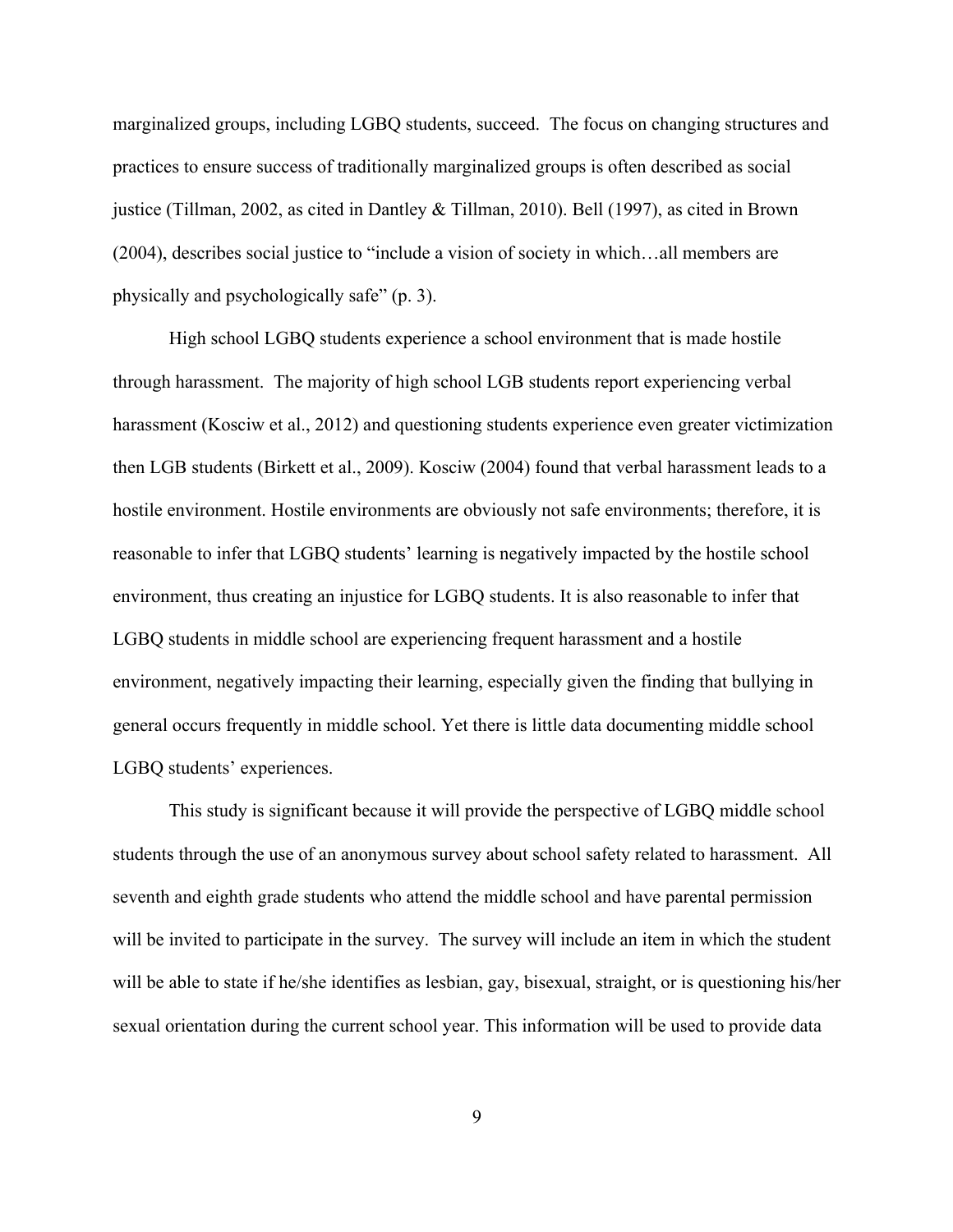marginalized groups, including LGBQ students, succeed. The focus on changing structures and practices to ensure success of traditionally marginalized groups is often described as social justice (Tillman, 2002, as cited in Dantley & Tillman, 2010). Bell (1997), as cited in Brown (2004), describes social justice to "include a vision of society in which…all members are physically and psychologically safe" (p. 3).

High school LGBQ students experience a school environment that is made hostile through harassment. The majority of high school LGB students report experiencing verbal harassment (Kosciw et al., 2012) and questioning students experience even greater victimization then LGB students (Birkett et al., 2009). Kosciw (2004) found that verbal harassment leads to a hostile environment. Hostile environments are obviously not safe environments; therefore, it is reasonable to infer that LGBQ students' learning is negatively impacted by the hostile school environment, thus creating an injustice for LGBQ students. It is also reasonable to infer that LGBQ students in middle school are experiencing frequent harassment and a hostile environment, negatively impacting their learning, especially given the finding that bullying in general occurs frequently in middle school. Yet there is little data documenting middle school LGBQ students' experiences.

This study is significant because it will provide the perspective of LGBQ middle school students through the use of an anonymous survey about school safety related to harassment. All seventh and eighth grade students who attend the middle school and have parental permission will be invited to participate in the survey. The survey will include an item in which the student will be able to state if he/she identifies as lesbian, gay, bisexual, straight, or is questioning his/her sexual orientation during the current school year. This information will be used to provide data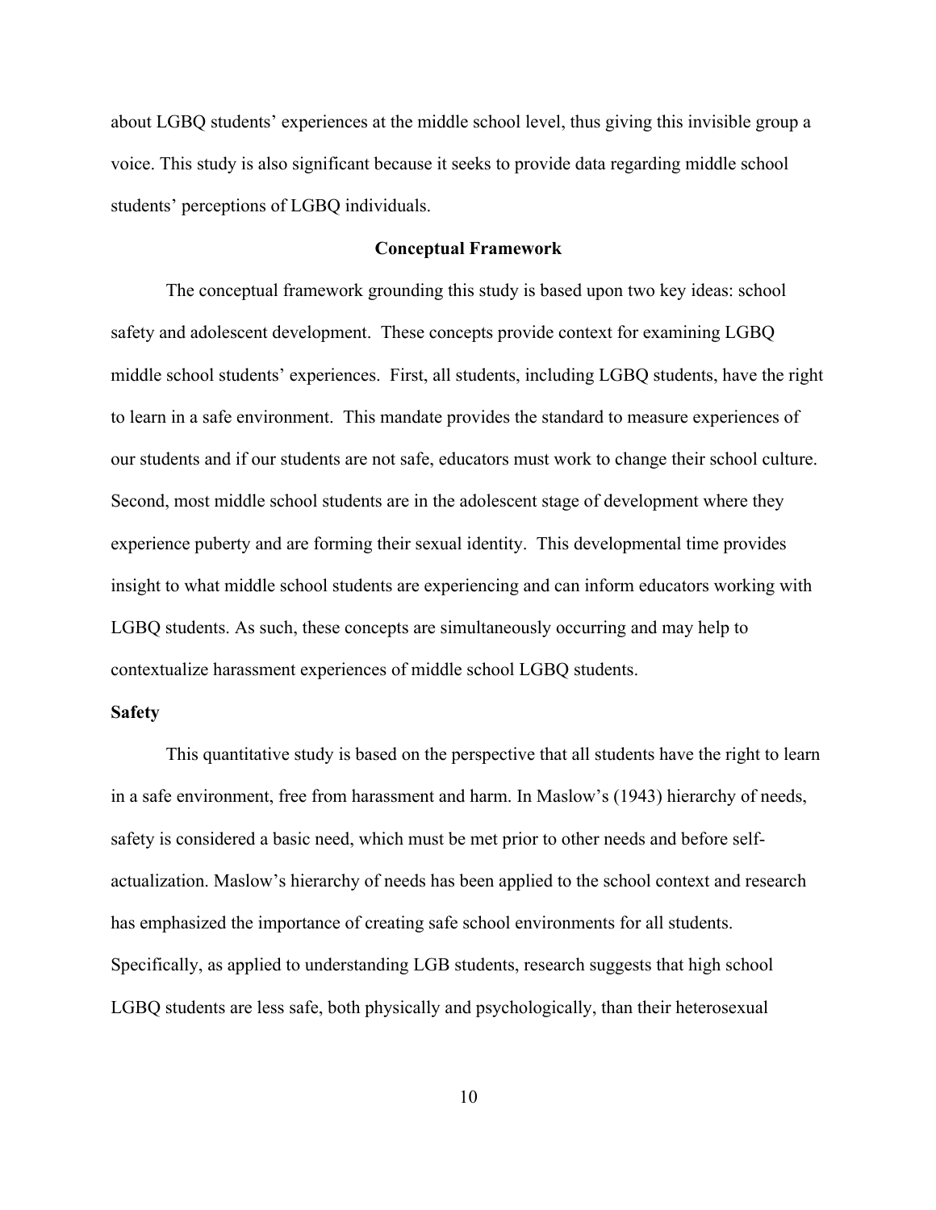about LGBQ students' experiences at the middle school level, thus giving this invisible group a voice. This study is also significant because it seeks to provide data regarding middle school students' perceptions of LGBQ individuals.

## Conceptual Framework

The conceptual framework grounding this study is based upon two key ideas: school safety and adolescent development. These concepts provide context for examining LGBQ middle school students' experiences. First, all students, including LGBQ students, have the right to learn in a safe environment. This mandate provides the standard to measure experiences of our students and if our students are not safe, educators must work to change their school culture. Second, most middle school students are in the adolescent stage of development where they experience puberty and are forming their sexual identity. This developmental time provides insight to what middle school students are experiencing and can inform educators working with LGBQ students. As such, these concepts are simultaneously occurring and may help to contextualize harassment experiences of middle school LGBQ students.

### Safety

This quantitative study is based on the perspective that all students have the right to learn in a safe environment, free from harassment and harm. In Maslow's (1943) hierarchy of needs, safety is considered a basic need, which must be met prior to other needs and before self-actualization. Maslow's hierarchy of needs has been applied to the school context and research has emphasized the importance of creating safe school environments for all students. Specifically, as applied to understanding LGB students, research suggests that high school LGBQ students are less safe, both physically and psychologically, than their heterosexual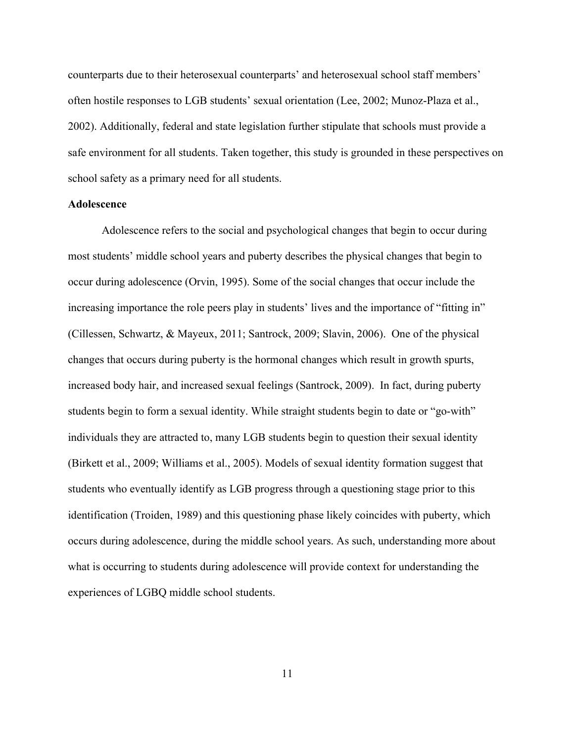counterparts due to their heterosexual counterparts' and heterosexual school staff members' often hostile responses to LGB students' sexual orientation (Lee, 2002; Munoz-Plaza et al., 2002). Additionally, federal and state legislation further stipulate that schools must provide a safe environment for all students. Taken together, this study is grounded in these perspectives on school safety as a primary need for all students.

**Adolescence**

Adolescence refers to the social and psychological changes that begin to occur during most students' middle school years and puberty describes the physical changes that begin to occur during adolescence (Orvin, 1995). Some of the social changes that occur include the increasing importance the role peers play in students' lives and the importance of "fitting in" (Cillessen, Schwartz, & Mayeux, 2011; Santrock, 2009; Slavin, 2006). One of the physical changes that occurs during puberty is the hormonal changes which result in growth spurts, increased body hair, and increased sexual feelings (Santrock, 2009). In fact, during puberty students begin to form a sexual identity. While straight students begin to date or "go-with" individuals they are attracted to, many LGB students begin to question their sexual identity (Birkett et al., 2009; Williams et al., 2005). Models of sexual identity formation suggest that students who eventually identify as LGB progress through a questioning stage prior to this identification (Troiden, 1989) and this questioning phase likely coincides with puberty, which occurs during adolescence, during the middle school years. As such, understanding more about what is occurring to students during adolescence will provide context for understanding the experiences of LGBQ middle school students.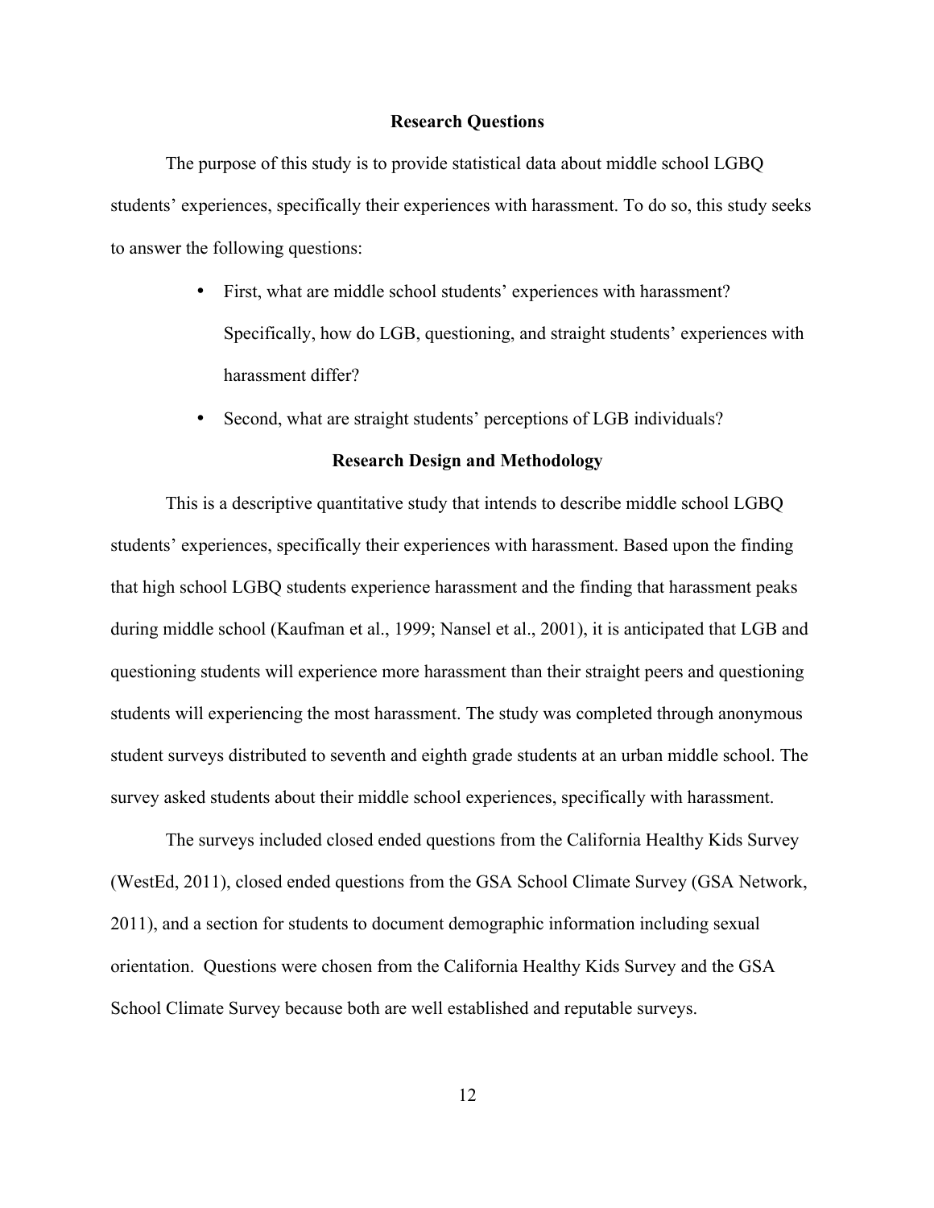## Research Questions

The purpose of this study is to provide statistical data about middle school LGBQ students' experiences, specifically their experiences with harassment. To do so, this study seeks to answer the following questions:

- First, what are middle school students' experiences with harassment? Specifically, how do LGB, questioning, and straight students' experiences with harassment differ?
- Second, what are straight students' perceptions of LGB individuals?

## Research Design and Methodology

This is a descriptive quantitative study that intends to describe middle school LGBQ students' experiences, specifically their experiences with harassment. Based upon the finding that high school LGBQ students experience harassment and the finding that harassment peaks during middle school (Kaufman et al., 1999; Nansel et al., 2001), it is anticipated that LGB and questioning students will experience more harassment than their straight peers and questioning students will experiencing the most harassment. The study was completed through anonymous student surveys distributed to seventh and eighth grade students at an urban middle school. The survey asked students about their middle school experiences, specifically with harassment.

The surveys included closed ended questions from the California Healthy Kids Survey (WestEd, 2011), closed ended questions from the GSA School Climate Survey (GSA Network, 2011), and a section for students to document demographic information including sexual orientation. Questions were chosen from the California Healthy Kids Survey and the GSA School Climate Survey because both are well established and reputable surveys.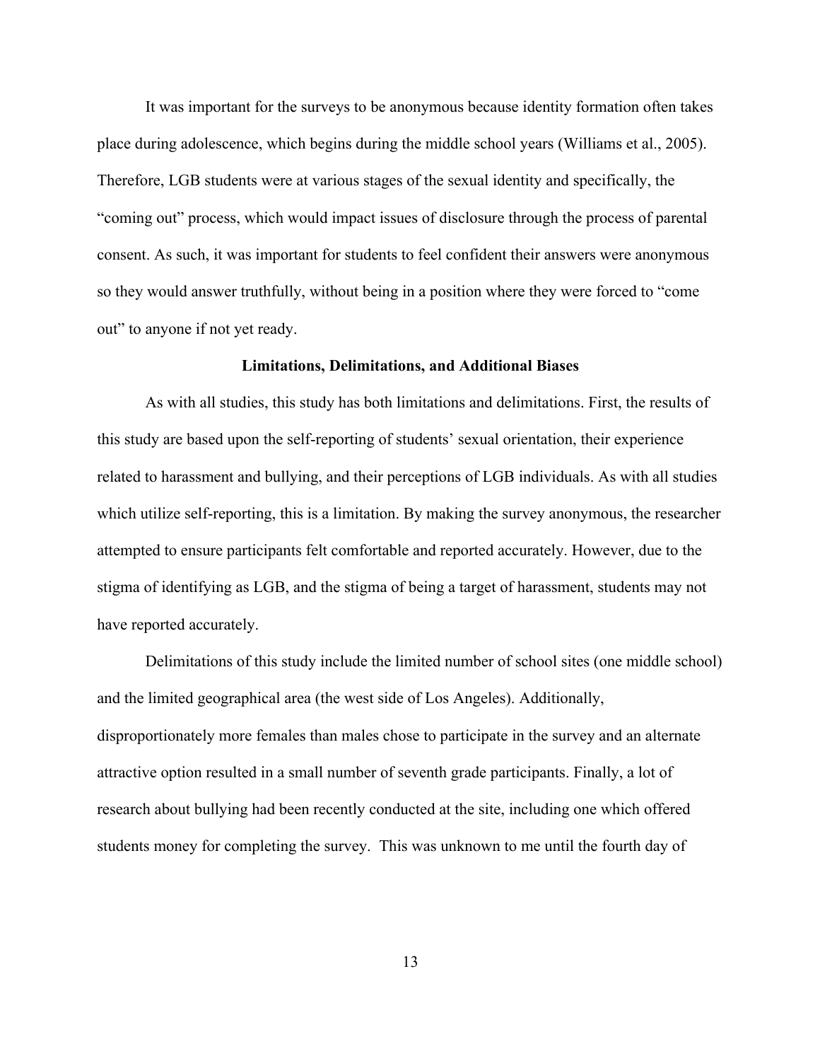It was important for the surveys to be anonymous because identity formation often takes place during adolescence, which begins during the middle school years (Williams et al., 2005). Therefore, LGB students were at various stages of the sexual identity and specifically, the "coming out" process, which would impact issues of disclosure through the process of parental consent. As such, it was important for students to feel confident their answers were anonymous so they would answer truthfully, without being in a position where they were forced to "come out" to anyone if not yet ready.

## Limitations, Delimitations, and Additional Biases

As with all studies, this study has both limitations and delimitations. First, the results of this study are based upon the self-reporting of students' sexual orientation, their experience related to harassment and bullying, and their perceptions of LGB individuals. As with all studies which utilize self-reporting, this is a limitation. By making the survey anonymous, the researcher attempted to ensure participants felt comfortable and reported accurately. However, due to the stigma of identifying as LGB, and the stigma of being a target of harassment, students may not have reported accurately.

Delimitations of this study include the limited number of school sites (one middle school) and the limited geographical area (the west side of Los Angeles). Additionally, disproportionately more females than males chose to participate in the survey and an alternate attractive option resulted in a small number of seventh grade participants. Finally, a lot of research about bullying had been recently conducted at the site, including one which offered students money for completing the survey. This was unknown to me until the fourth day of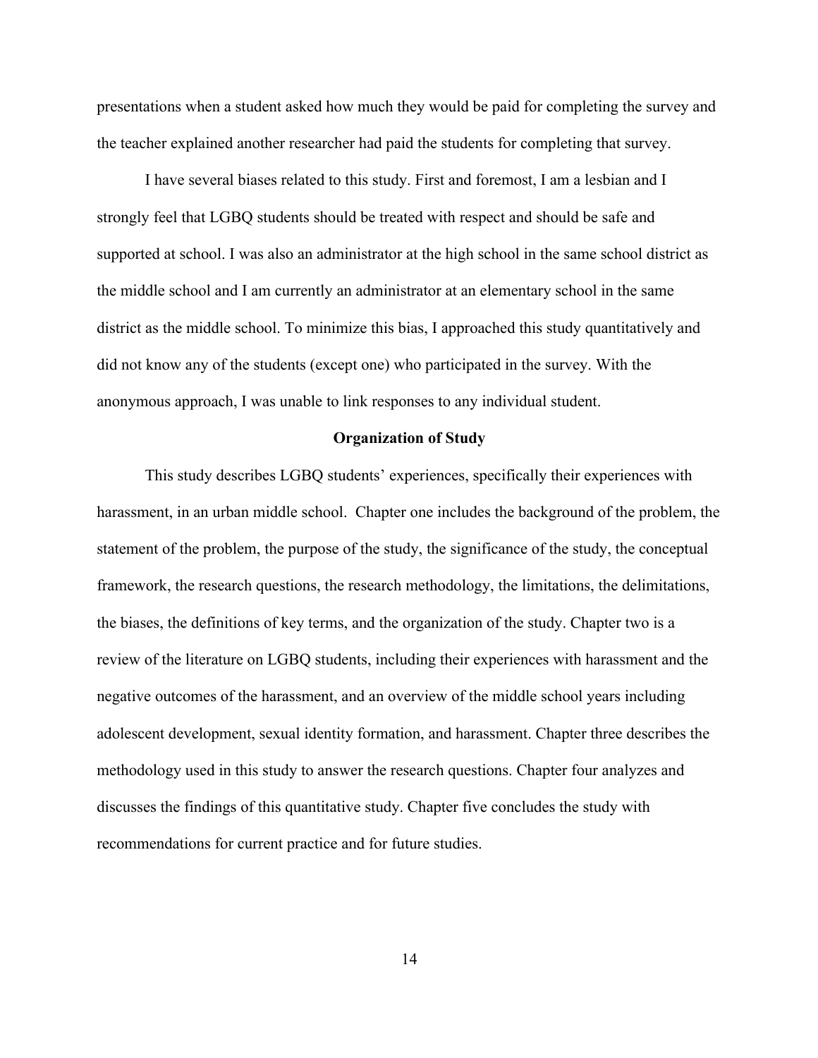presentations when a student asked how much they would be paid for completing the survey and the teacher explained another researcher had paid the students for completing that survey.

I have several biases related to this study. First and foremost, I am a lesbian and I strongly feel that LGBQ students should be treated with respect and should be safe and supported at school. I was also an administrator at the high school in the same school district as the middle school and I am currently an administrator at an elementary school in the same district as the middle school. To minimize this bias, I approached this study quantitatively and did not know any of the students (except one) who participated in the survey. With the anonymous approach, I was unable to link responses to any individual student.

## Organization of Study

This study describes LGBQ students' experiences, specifically their experiences with harassment, in an urban middle school. Chapter one includes the background of the problem, the statement of the problem, the purpose of the study, the significance of the study, the conceptual framework, the research questions, the research methodology, the limitations, the delimitations, the biases, the definitions of key terms, and the organization of the study. Chapter two is a review of the literature on LGBQ students, including their experiences with harassment and the negative outcomes of the harassment, and an overview of the middle school years including adolescent development, sexual identity formation, and harassment. Chapter three describes the methodology used in this study to answer the research questions. Chapter four analyzes and discusses the findings of this quantitative study. Chapter five concludes the study with recommendations for current practice and for future studies.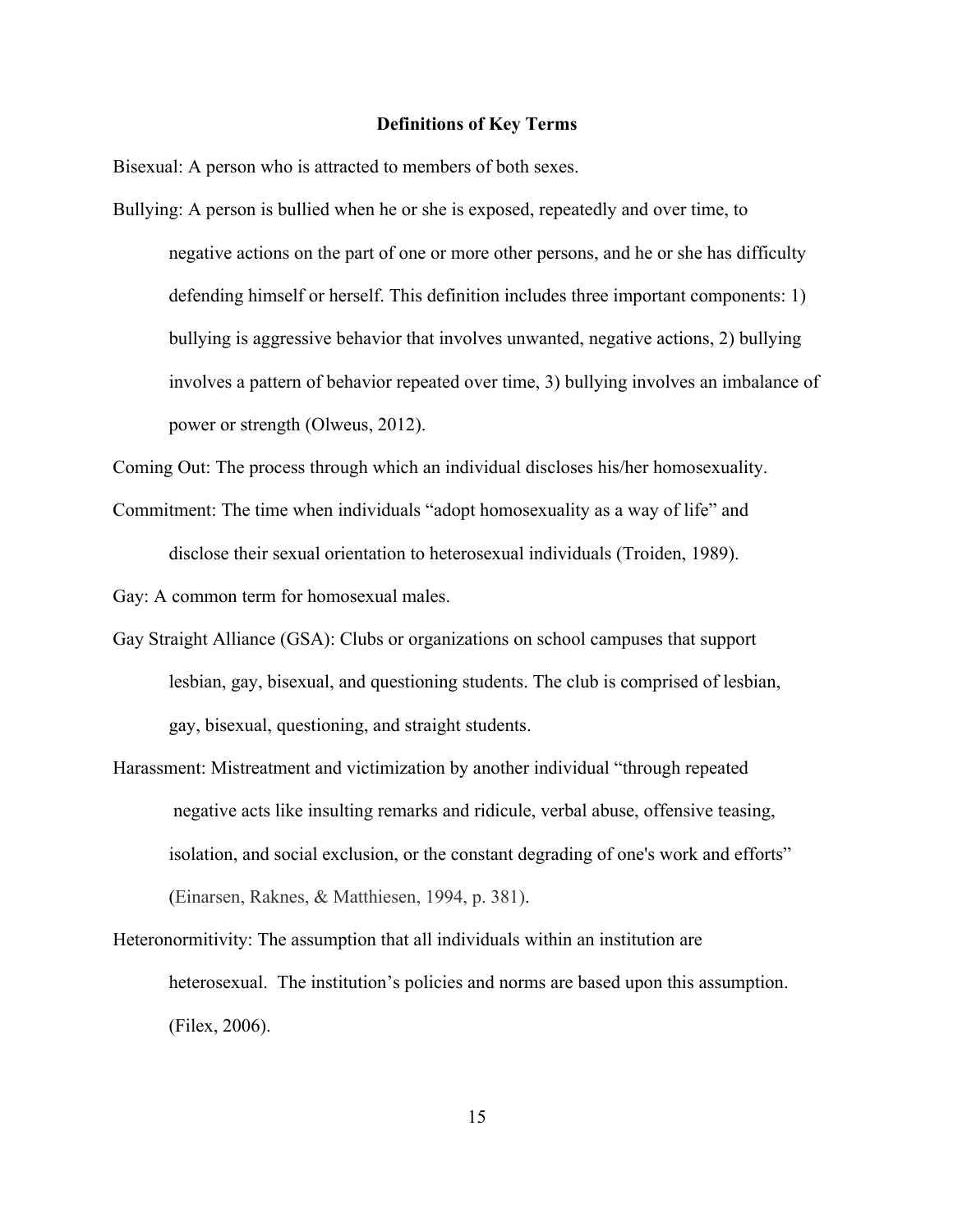## Definitions of Key Terms

Bisexual: A person who is attracted to members of both sexes.

Bullying: A person is bullied when he or she is exposed, repeatedly and over time, to negative actions on the part of one or more other persons, and he or she has difficulty defending himself or herself. This definition includes three important components: 1) bullying is aggressive behavior that involves unwanted, negative actions, 2) bullying involves a pattern of behavior repeated over time, 3) bullying involves an imbalance of power or strength (Olweus, 2012).

Coming Out: The process through which an individual discloses his/her homosexuality.

Commitment: The time when individuals "adopt homosexuality as a way of life" and disclose their sexual orientation to heterosexual individuals (Troiden, 1989).

Gay: A common term for homosexual males.

Gay Straight Alliance (GSA): Clubs or organizations on school campuses that support lesbian, gay, bisexual, and questioning students. The club is comprised of lesbian, gay, bisexual, questioning, and straight students.

Harassment: Mistreatment and victimization by another individual "through repeated negative acts like insulting remarks and ridicule, verbal abuse, offensive teasing, isolation, and social exclusion, or the constant degrading of one's work and efforts" (Einarsen, Raknes, & Matthiesen, 1994, p. 381).

Heteronormitivity: The assumption that all individuals within an institution are heterosexual. The institution's policies and norms are based upon this assumption. (Filex, 2006).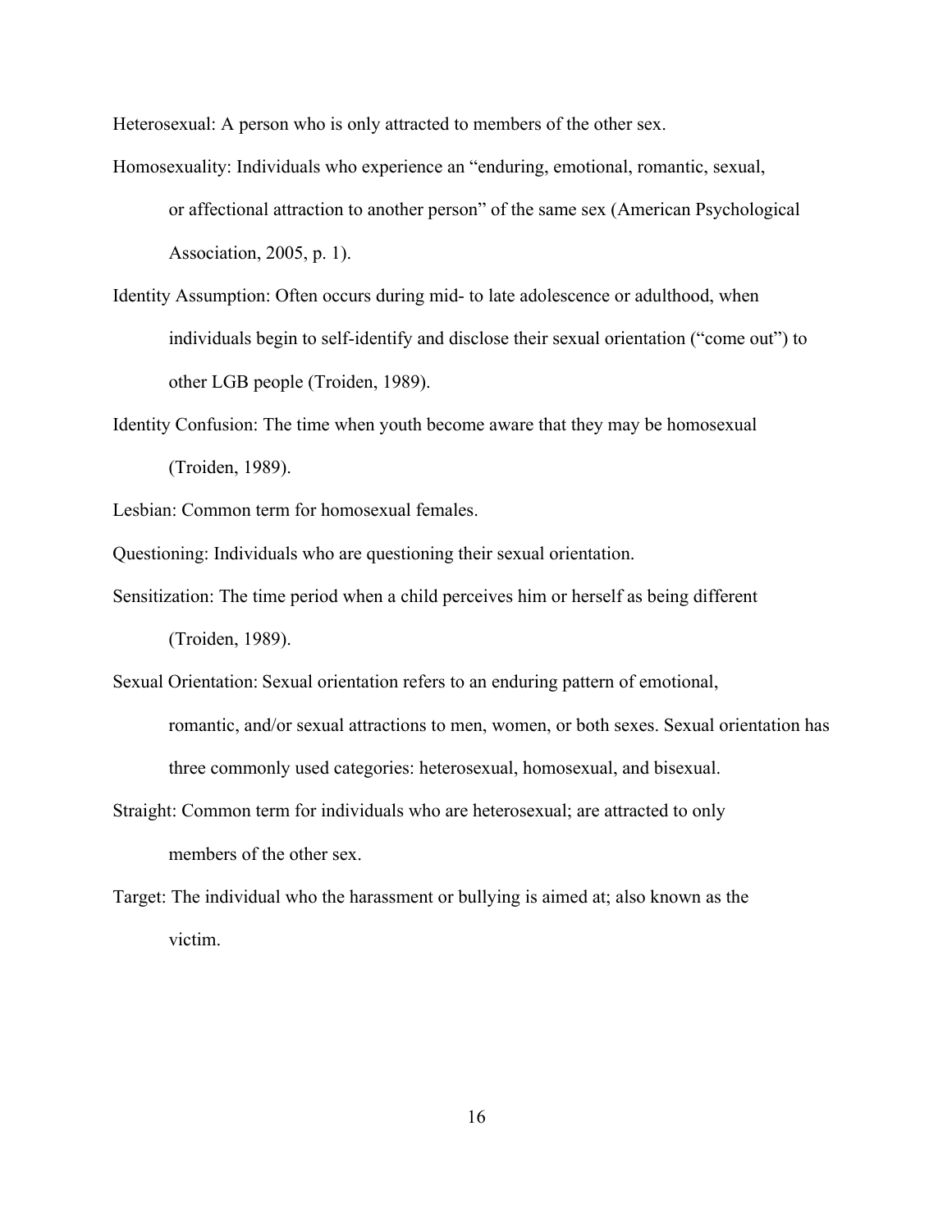Heterosexual: A person who is only attracted to members of the other sex.

Homosexuality: Individuals who experience an "enduring, emotional, romantic, sexual, or affectional attraction to another person" of the same sex (American Psychological Association, 2005, p. 1).

Identity Assumption: Often occurs during mid- to late adolescence or adulthood, when individuals begin to self-identify and disclose their sexual orientation ("come out") to other LGB people (Troiden, 1989).

Identity Confusion: The time when youth become aware that they may be homosexual (Troiden, 1989).

Lesbian: Common term for homosexual females.

Questioning: Individuals who are questioning their sexual orientation.

Sensitization: The time period when a child perceives him or herself as being different (Troiden, 1989).

Sexual Orientation: Sexual orientation refers to an enduring pattern of emotional, romantic, and/or sexual attractions to men, women, or both sexes. Sexual orientation has three commonly used categories: heterosexual, homosexual, and bisexual.

Straight: Common term for individuals who are heterosexual; are attracted to only members of the other sex.

Target: The individual who the harassment or bullying is aimed at; also known as the victim.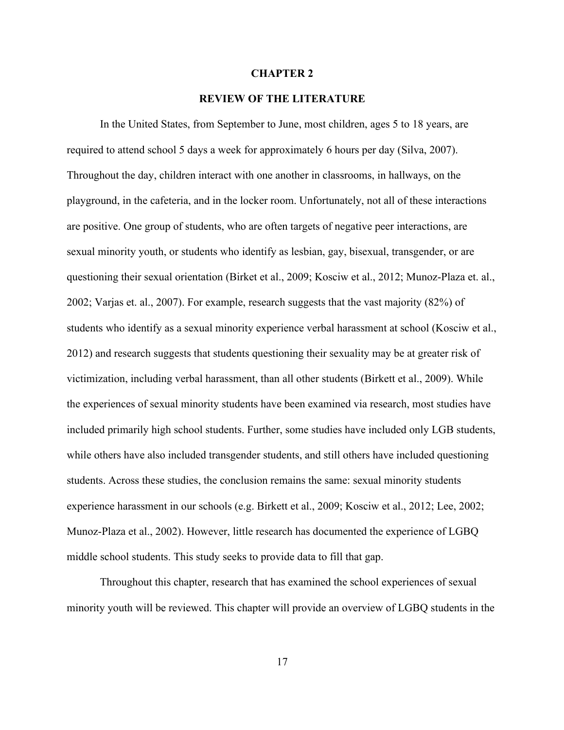# CHAPTER 2

## REVIEW OF THE LITERATURE

In the United States, from September to June, most children, ages 5 to 18 years, are required to attend school 5 days a week for approximately 6 hours per day (Silva, 2007). Throughout the day, children interact with one another in classrooms, in hallways, on the playground, in the cafeteria, and in the locker room. Unfortunately, not all of these interactions are positive. One group of students, who are often targets of negative peer interactions, are sexual minority youth, or students who identify as lesbian, gay, bisexual, transgender, or are questioning their sexual orientation (Birket et al., 2009; Kosciw et al., 2012; Munoz-Plaza et. al., 2002; Varjas et. al., 2007). For example, research suggests that the vast majority (82%) of students who identify as a sexual minority experience verbal harassment at school (Kosciw et al., 2012) and research suggests that students questioning their sexuality may be at greater risk of victimization, including verbal harassment, than all other students (Birkett et al., 2009). While the experiences of sexual minority students have been examined via research, most studies have included primarily high school students. Further, some studies have included only LGB students, while others have also included transgender students, and still others have included questioning students. Across these studies, the conclusion remains the same: sexual minority students experience harassment in our schools (e.g. Birkett et al., 2009; Kosciw et al., 2012; Lee, 2002; Munoz-Plaza et al., 2002). However, little research has documented the experience of LGBQ middle school students. This study seeks to provide data to fill that gap.

Throughout this chapter, research that has examined the school experiences of sexual minority youth will be reviewed. This chapter will provide an overview of LGBQ students in the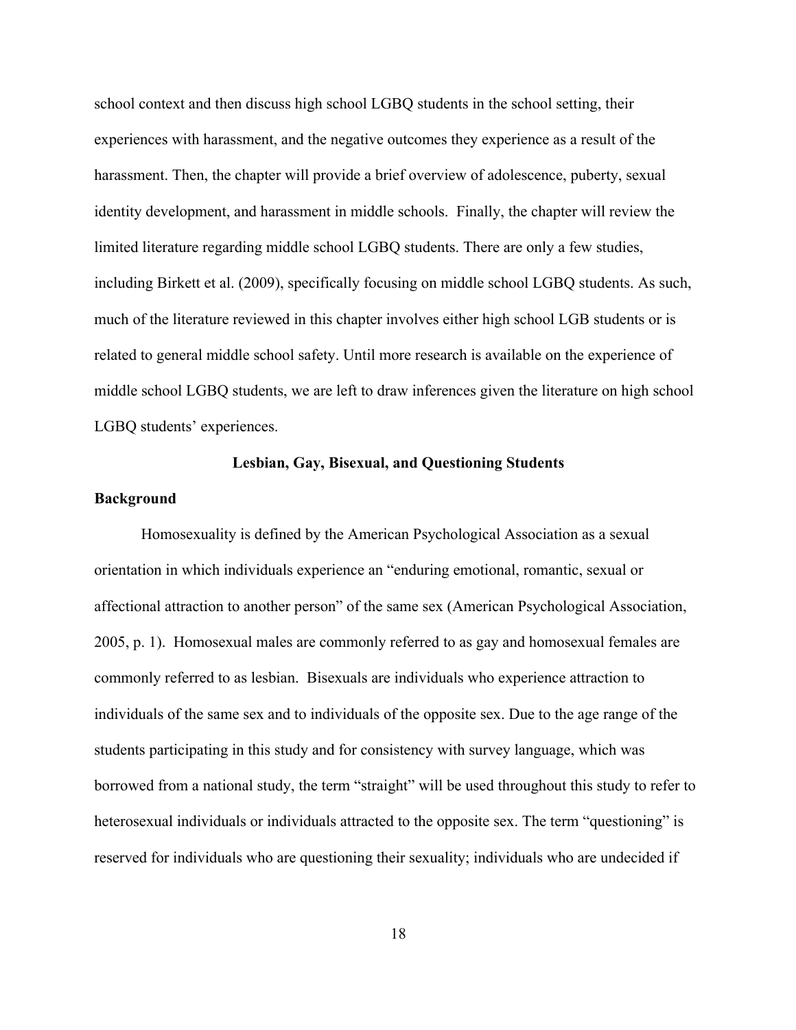school context and then discuss high school LGBQ students in the school setting, their experiences with harassment, and the negative outcomes they experience as a result of the harassment. Then, the chapter will provide a brief overview of adolescence, puberty, sexual identity development, and harassment in middle schools. Finally, the chapter will review the limited literature regarding middle school LGBQ students. There are only a few studies, including Birkett et al. (2009), specifically focusing on middle school LGBQ students. As such, much of the literature reviewed in this chapter involves either high school LGB students or is related to general middle school safety. Until more research is available on the experience of middle school LGBQ students, we are left to draw inferences given the literature on high school LGBQ students' experiences.

## Lesbian, Gay, Bisexual, and Questioning Students

### Background

Homosexuality is defined by the American Psychological Association as a sexual orientation in which individuals experience an "enduring emotional, romantic, sexual or affectional attraction to another person" of the same sex (American Psychological Association, 2005, p. 1). Homosexual males are commonly referred to as gay and homosexual females are commonly referred to as lesbian. Bisexuals are individuals who experience attraction to individuals of the same sex and to individuals of the opposite sex. Due to the age range of the students participating in this study and for consistency with survey language, which was borrowed from a national study, the term "straight" will be used throughout this study to refer to heterosexual individuals or individuals attracted to the opposite sex. The term "questioning" is reserved for individuals who are questioning their sexuality; individuals who are undecided if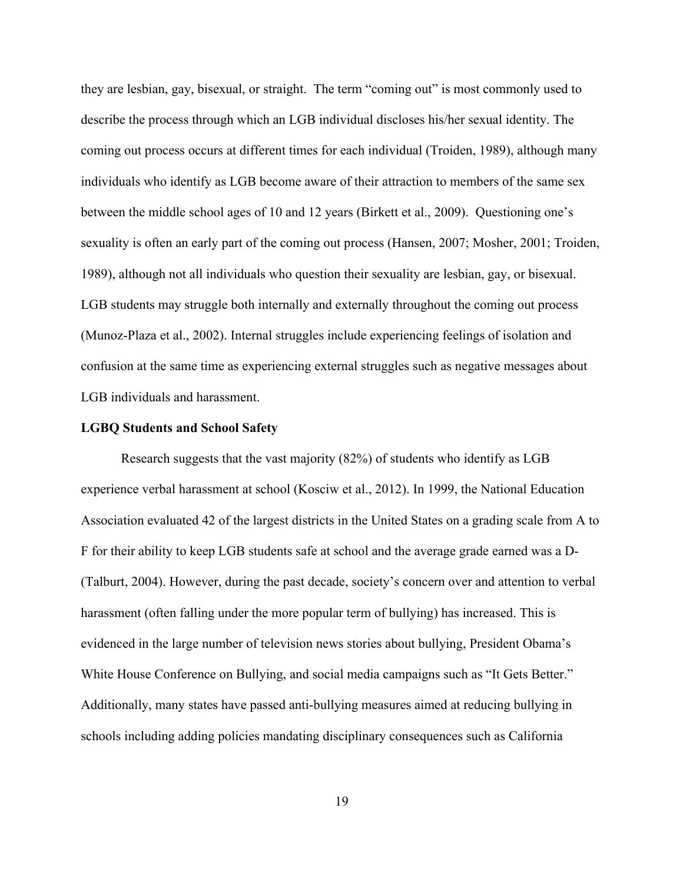they are lesbian, gay, bisexual, or straight. The term "coming out" is most commonly used to describe the process through which an LGB individual discloses his/her sexual identity. The coming out process occurs at different times for each individual (Troiden, 1989), although many individuals who identify as LGB become aware of their attraction to members of the same sex between the middle school ages of 10 and 12 years (Birkett et al., 2009). Questioning one's sexuality is often an early part of the coming out process (Hansen, 2007; Mosher, 2001; Troiden, 1989), although not all individuals who question their sexuality are lesbian, gay, or bisexual. LGB students may struggle both internally and externally throughout the coming out process (Munoz-Plaza et al., 2002). Internal struggles include experiencing feelings of isolation and confusion at the same time as experiencing external struggles such as negative messages about LGB individuals and harassment.

**LGBQ Students and School Safety**

Research suggests that the vast majority (82%) of students who identify as LGB experience verbal harassment at school (Kosciw et al., 2012). In 1999, the National Education Association evaluated 42 of the largest districts in the United States on a grading scale from A to F for their ability to keep LGB students safe at school and the average grade earned was a D- (Talburt, 2004). However, during the past decade, society's concern over and attention to verbal harassment (often falling under the more popular term of bullying) has increased. This is evidenced in the large number of television news stories about bullying, President Obama's White House Conference on Bullying, and social media campaigns such as "It Gets Better." Additionally, many states have passed anti-bullying measures aimed at reducing bullying in schools including adding policies mandating disciplinary consequences such as California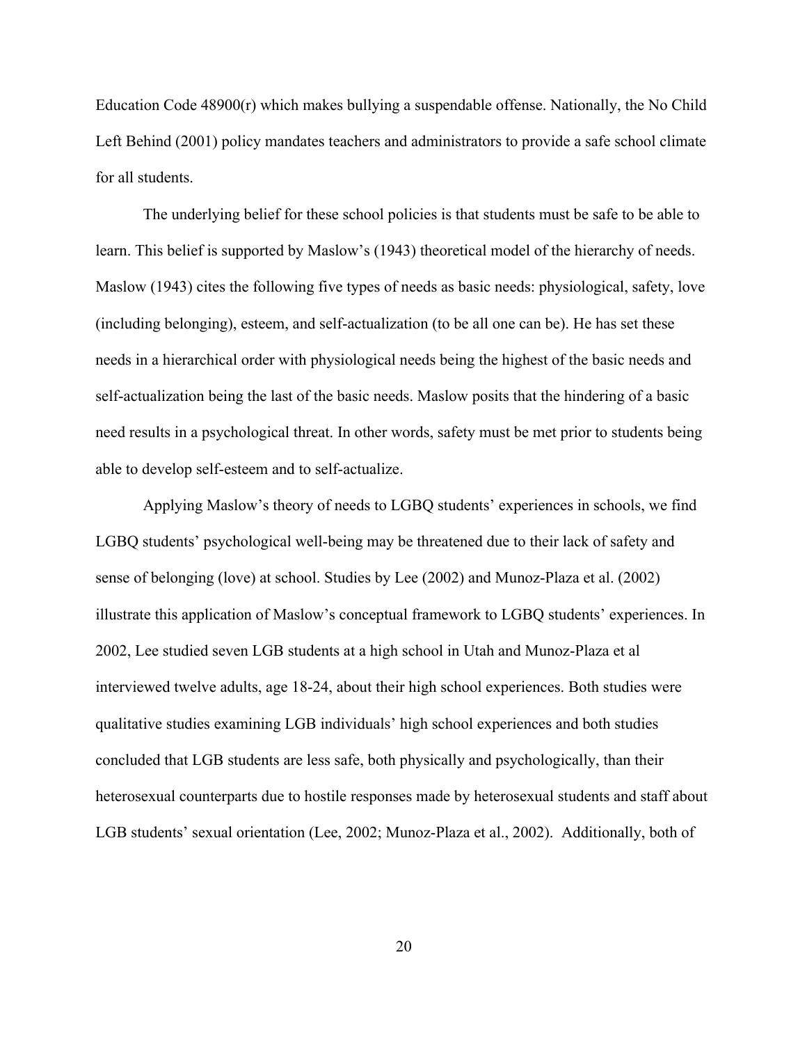Education Code 48900(r) which makes bullying a suspendable offense. Nationally, the No Child Left Behind (2001) policy mandates teachers and administrators to provide a safe school climate for all students.

The underlying belief for these school policies is that students must be safe to be able to learn. This belief is supported by Maslow's (1943) theoretical model of the hierarchy of needs. Maslow (1943) cites the following five types of needs as basic needs: physiological, safety, love (including belonging), esteem, and self-actualization (to be all one can be). He has set these needs in a hierarchical order with physiological needs being the highest of the basic needs and self-actualization being the last of the basic needs. Maslow posits that the hindering of a basic need results in a psychological threat. In other words, safety must be met prior to students being able to develop self-esteem and to self-actualize.

Applying Maslow's theory of needs to LGBQ students' experiences in schools, we find LGBQ students' psychological well-being may be threatened due to their lack of safety and sense of belonging (love) at school. Studies by Lee (2002) and Munoz-Plaza et al. (2002) illustrate this application of Maslow's conceptual framework to LGBQ students' experiences. In 2002, Lee studied seven LGB students at a high school in Utah and Munoz-Plaza et al interviewed twelve adults, age 18-24, about their high school experiences. Both studies were qualitative studies examining LGB individuals' high school experiences and both studies concluded that LGB students are less safe, both physically and psychologically, than their heterosexual counterparts due to hostile responses made by heterosexual students and staff about LGB students' sexual orientation (Lee, 2002; Munoz-Plaza et al., 2002). Additionally, both of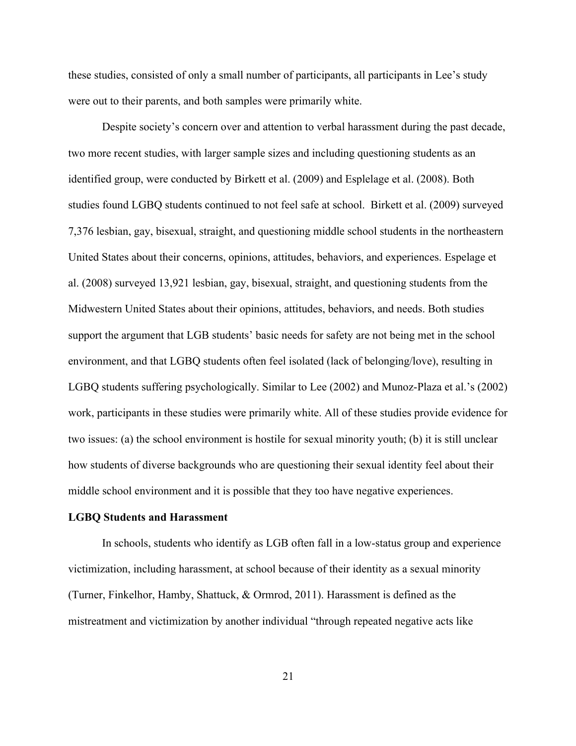these studies, consisted of only a small number of participants, all participants in Lee's study were out to their parents, and both samples were primarily white.

Despite society's concern over and attention to verbal harassment during the past decade, two more recent studies, with larger sample sizes and including questioning students as an identified group, were conducted by Birkett et al. (2009) and Esplelage et al. (2008). Both studies found LGBQ students continued to not feel safe at school. Birkett et al. (2009) surveyed 7,376 lesbian, gay, bisexual, straight, and questioning middle school students in the northeastern United States about their concerns, opinions, attitudes, behaviors, and experiences. Espelage et al. (2008) surveyed 13,921 lesbian, gay, bisexual, straight, and questioning students from the Midwestern United States about their opinions, attitudes, behaviors, and needs. Both studies support the argument that LGB students' basic needs for safety are not being met in the school environment, and that LGBQ students often feel isolated (lack of belonging/love), resulting in LGBQ students suffering psychologically. Similar to Lee (2002) and Munoz-Plaza et al.'s (2002) work, participants in these studies were primarily white. All of these studies provide evidence for two issues: (a) the school environment is hostile for sexual minority youth; (b) it is still unclear how students of diverse backgrounds who are questioning their sexual identity feel about their middle school environment and it is possible that they too have negative experiences.

**LGBQ Students and Harassment**

In schools, students who identify as LGB often fall in a low-status group and experience victimization, including harassment, at school because of their identity as a sexual minority (Turner, Finkelhor, Hamby, Shattuck, & Ormrod, 2011). Harassment is defined as the mistreatment and victimization by another individual "through repeated negative acts like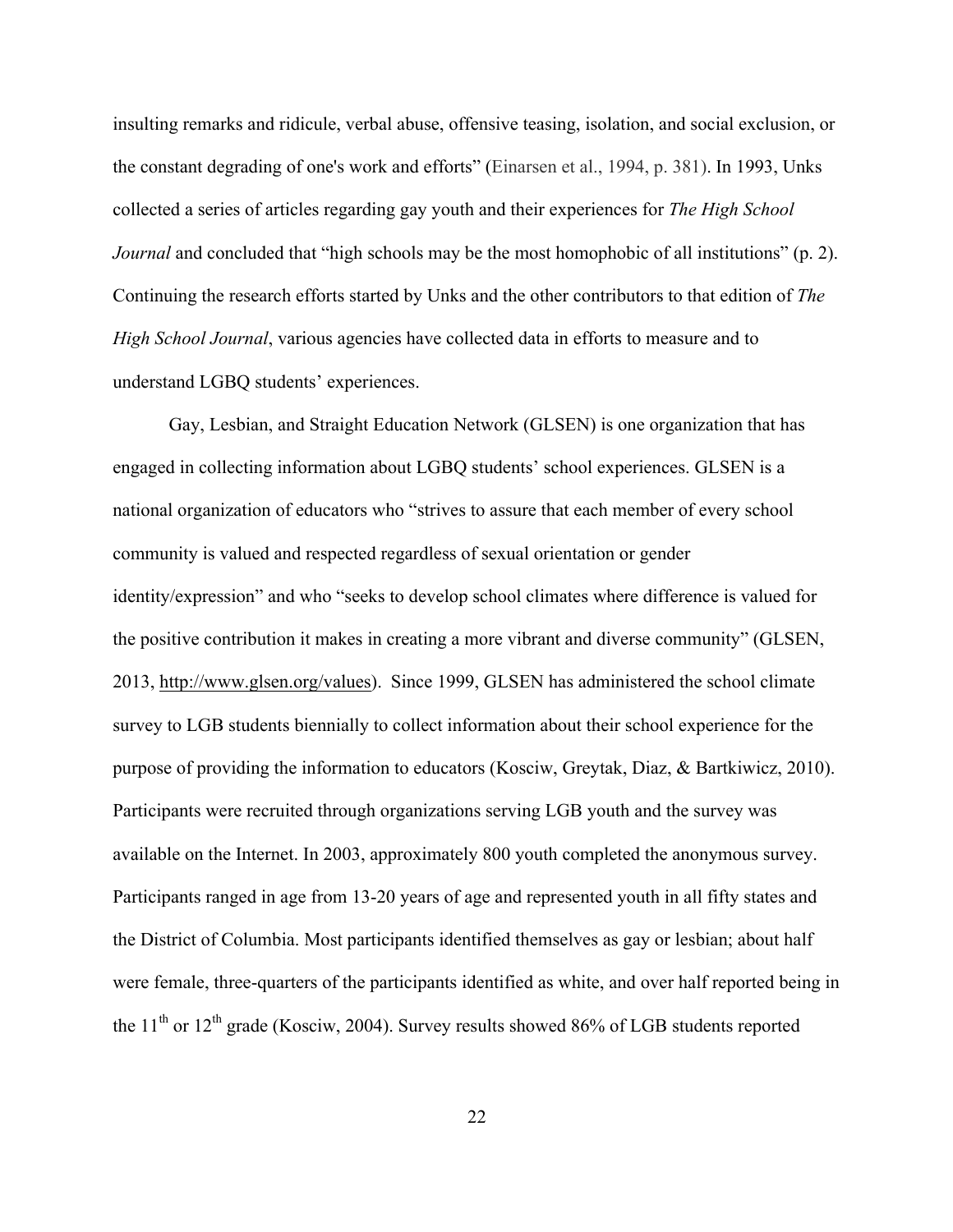insulting remarks and ridicule, verbal abuse, offensive teasing, isolation, and social exclusion, or the constant degrading of one's work and efforts" (Einarsen et al., 1994, p. 381). In 1993, Unks collected a series of articles regarding gay youth and their experiences for *The High School Journal* and concluded that "high schools may be the most homophobic of all institutions" (p. 2). Continuing the research efforts started by Unks and the other contributors to that edition of *The High School Journal*, various agencies have collected data in efforts to measure and to understand LGBQ students' experiences.

Gay, Lesbian, and Straight Education Network (GLSEN) is one organization that has engaged in collecting information about LGBQ students' school experiences. GLSEN is a national organization of educators who "strives to assure that each member of every school community is valued and respected regardless of sexual orientation or gender identity/expression" and who "seeks to develop school climates where difference is valued for the positive contribution it makes in creating a more vibrant and diverse community" (GLSEN, 2013, http://www.glsen.org/values). Since 1999, GLSEN has administered the school climate survey to LGB students biennially to collect information about their school experience for the purpose of providing the information to educators (Kosciw, Greytak, Diaz, & Bartkiwicz, 2010). Participants were recruited through organizations serving LGB youth and the survey was available on the Internet. In 2003, approximately 800 youth completed the anonymous survey. Participants ranged in age from 13-20 years of age and represented youth in all fifty states and the District of Columbia. Most participants identified themselves as gay or lesbian; about half were female, three-quarters of the participants identified as white, and over half reported being in the 11th or 12th grade (Kosciw, 2004). Survey results showed 86% of LGB students reported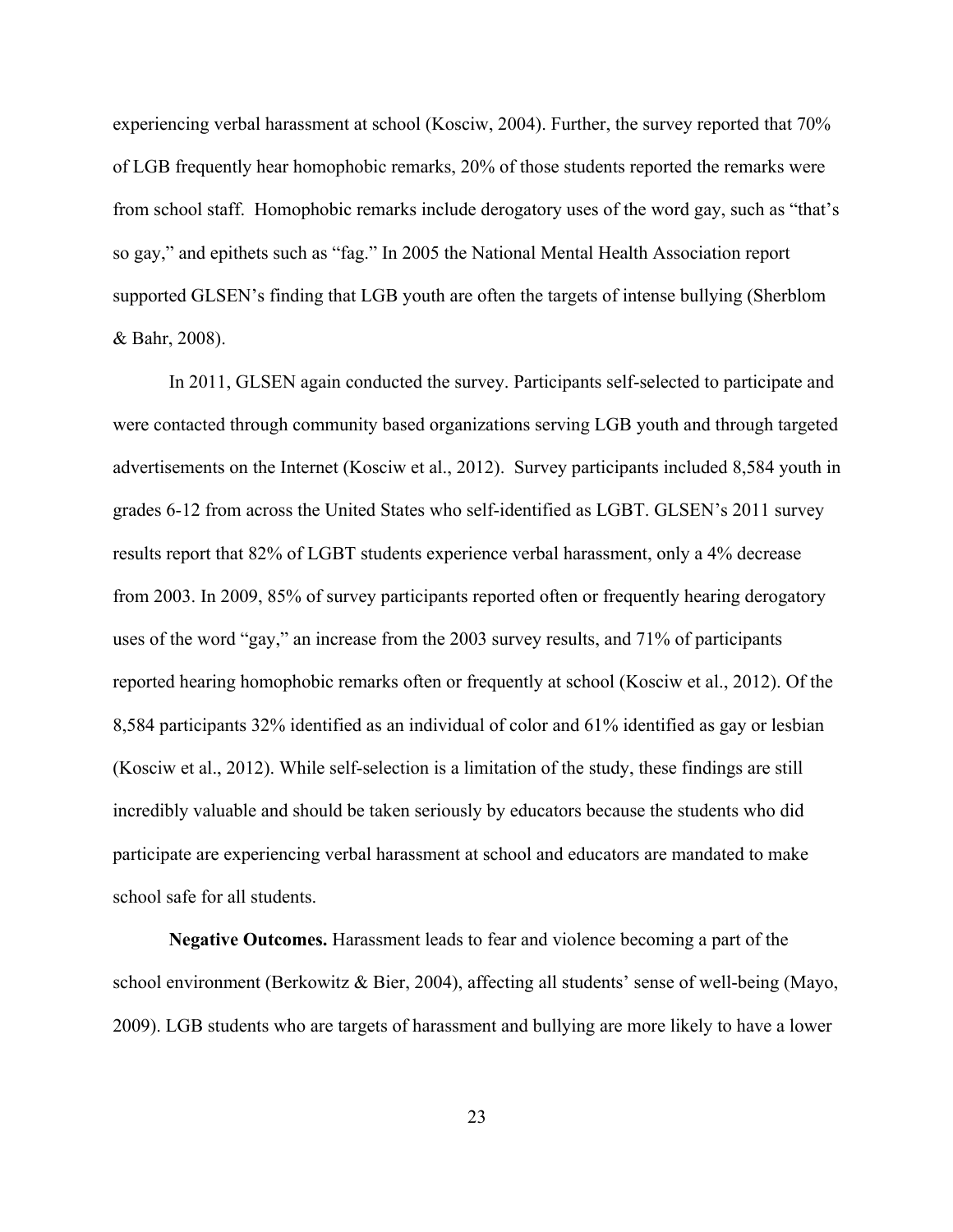experiencing verbal harassment at school (Kosciw, 2004). Further, the survey reported that 70% of LGB frequently hear homophobic remarks, 20% of those students reported the remarks were from school staff. Homophobic remarks include derogatory uses of the word gay, such as "that's so gay," and epithets such as "fag." In 2005 the National Mental Health Association report supported GLSEN's finding that LGB youth are often the targets of intense bullying (Sherblom & Bahr, 2008).

In 2011, GLSEN again conducted the survey. Participants self-selected to participate and were contacted through community based organizations serving LGB youth and through targeted advertisements on the Internet (Kosciw et al., 2012). Survey participants included 8,584 youth in grades 6-12 from across the United States who self-identified as LGBT. GLSEN's 2011 survey results report that 82% of LGBT students experience verbal harassment, only a 4% decrease from 2003. In 2009, 85% of survey participants reported often or frequently hearing derogatory uses of the word "gay," an increase from the 2003 survey results, and 71% of participants reported hearing homophobic remarks often or frequently at school (Kosciw et al., 2012). Of the 8,584 participants 32% identified as an individual of color and 61% identified as gay or lesbian (Kosciw et al., 2012). While self-selection is a limitation of the study, these findings are still incredibly valuable and should be taken seriously by educators because the students who did participate are experiencing verbal harassment at school and educators are mandated to make school safe for all students.

**Negative Outcomes.** Harassment leads to fear and violence becoming a part of the school environment (Berkowitz & Bier, 2004), affecting all students' sense of well-being (Mayo, 2009). LGB students who are targets of harassment and bullying are more likely to have a lower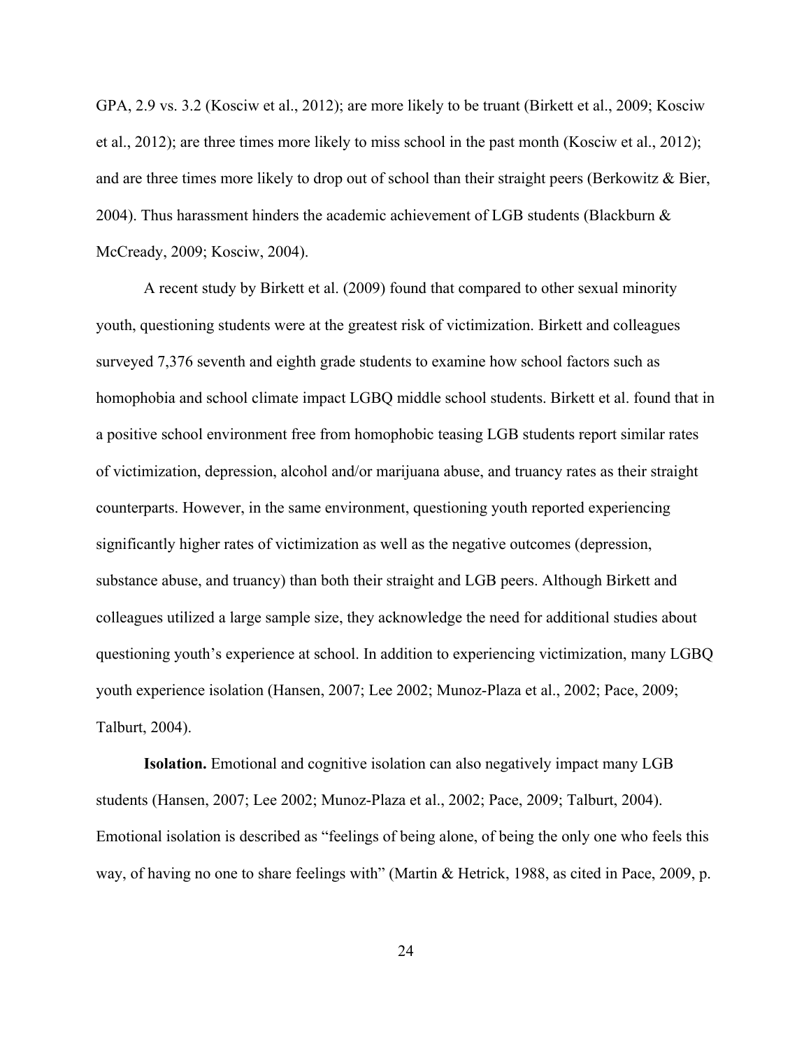GPA, 2.9 vs. 3.2 (Kosciw et al., 2012); are more likely to be truant (Birkett et al., 2009; Kosciw et al., 2012); are three times more likely to miss school in the past month (Kosciw et al., 2012); and are three times more likely to drop out of school than their straight peers (Berkowitz & Bier, 2004). Thus harassment hinders the academic achievement of LGB students (Blackburn & McCready, 2009; Kosciw, 2004).

A recent study by Birkett et al. (2009) found that compared to other sexual minority youth, questioning students were at the greatest risk of victimization. Birkett and colleagues surveyed 7,376 seventh and eighth grade students to examine how school factors such as homophobia and school climate impact LGBQ middle school students. Birkett et al. found that in a positive school environment free from homophobic teasing LGB students report similar rates of victimization, depression, alcohol and/or marijuana abuse, and truancy rates as their straight counterparts. However, in the same environment, questioning youth reported experiencing significantly higher rates of victimization as well as the negative outcomes (depression, substance abuse, and truancy) than both their straight and LGB peers. Although Birkett and colleagues utilized a large sample size, they acknowledge the need for additional studies about questioning youth's experience at school. In addition to experiencing victimization, many LGBQ youth experience isolation (Hansen, 2007; Lee 2002; Munoz-Plaza et al., 2002; Pace, 2009; Talburt, 2004).

**Isolation.** Emotional and cognitive isolation can also negatively impact many LGB students (Hansen, 2007; Lee 2002; Munoz-Plaza et al., 2002; Pace, 2009; Talburt, 2004). Emotional isolation is described as "feelings of being alone, of being the only one who feels this way, of having no one to share feelings with" (Martin & Hetrick, 1988, as cited in Pace, 2009, p.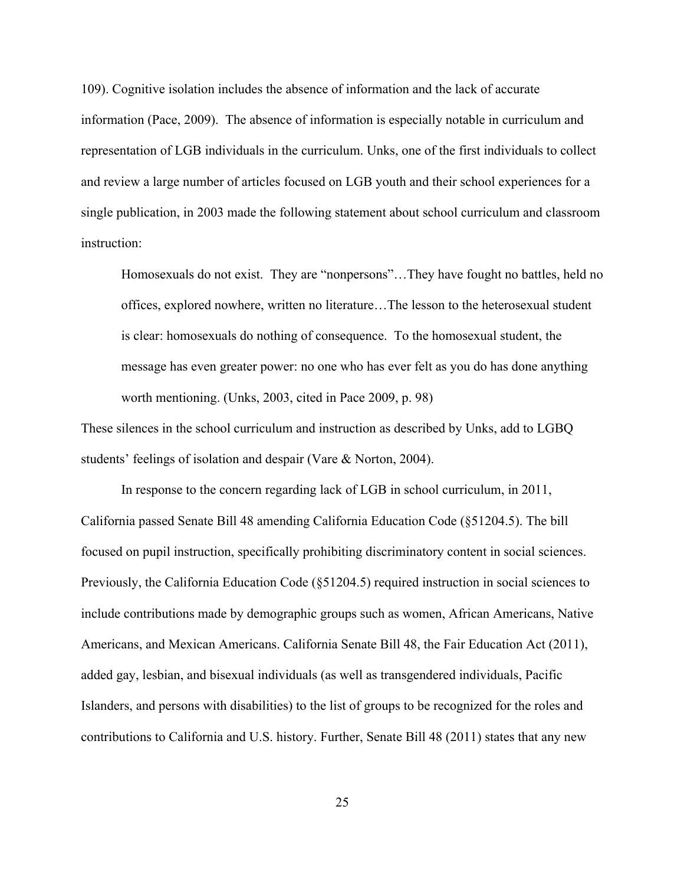109). Cognitive isolation includes the absence of information and the lack of accurate information (Pace, 2009). The absence of information is especially notable in curriculum and representation of LGB individuals in the curriculum. Unks, one of the first individuals to collect and review a large number of articles focused on LGB youth and their school experiences for a single publication, in 2003 made the following statement about school curriculum and classroom instruction:

> Homosexuals do not exist. They are "nonpersons"…They have fought no battles, held no offices, explored nowhere, written no literature…The lesson to the heterosexual student is clear: homosexuals do nothing of consequence. To the homosexual student, the message has even greater power: no one who has ever felt as you do has done anything worth mentioning. (Unks, 2003, cited in Pace 2009, p. 98)

These silences in the school curriculum and instruction as described by Unks, add to LGBQ students' feelings of isolation and despair (Vare & Norton, 2004).

In response to the concern regarding lack of LGB in school curriculum, in 2011, California passed Senate Bill 48 amending California Education Code (§51204.5). The bill focused on pupil instruction, specifically prohibiting discriminatory content in social sciences. Previously, the California Education Code (§51204.5) required instruction in social sciences to include contributions made by demographic groups such as women, African Americans, Native Americans, and Mexican Americans. California Senate Bill 48, the Fair Education Act (2011), added gay, lesbian, and bisexual individuals (as well as transgendered individuals, Pacific Islanders, and persons with disabilities) to the list of groups to be recognized for the roles and contributions to California and U.S. history. Further, Senate Bill 48 (2011) states that any new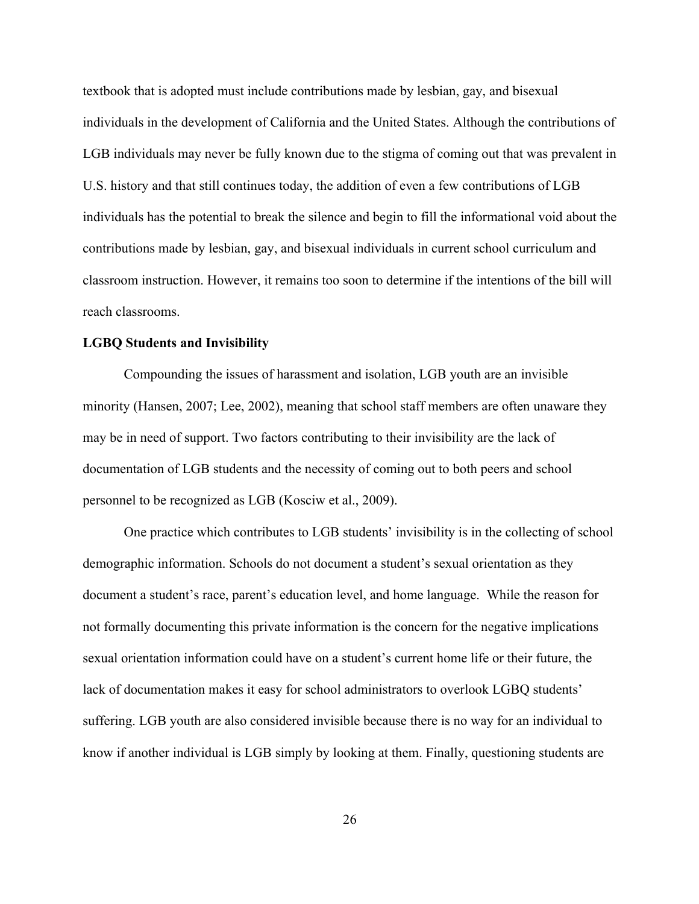textbook that is adopted must include contributions made by lesbian, gay, and bisexual individuals in the development of California and the United States. Although the contributions of LGB individuals may never be fully known due to the stigma of coming out that was prevalent in U.S. history and that still continues today, the addition of even a few contributions of LGB individuals has the potential to break the silence and begin to fill the informational void about the contributions made by lesbian, gay, and bisexual individuals in current school curriculum and classroom instruction. However, it remains too soon to determine if the intentions of the bill will reach classrooms.

**LGBQ Students and Invisibility**

Compounding the issues of harassment and isolation, LGB youth are an invisible minority (Hansen, 2007; Lee, 2002), meaning that school staff members are often unaware they may be in need of support. Two factors contributing to their invisibility are the lack of documentation of LGB students and the necessity of coming out to both peers and school personnel to be recognized as LGB (Kosciw et al., 2009).

One practice which contributes to LGB students' invisibility is in the collecting of school demographic information. Schools do not document a student's sexual orientation as they document a student's race, parent's education level, and home language. While the reason for not formally documenting this private information is the concern for the negative implications sexual orientation information could have on a student's current home life or their future, the lack of documentation makes it easy for school administrators to overlook LGBQ students' suffering. LGB youth are also considered invisible because there is no way for an individual to know if another individual is LGB simply by looking at them. Finally, questioning students are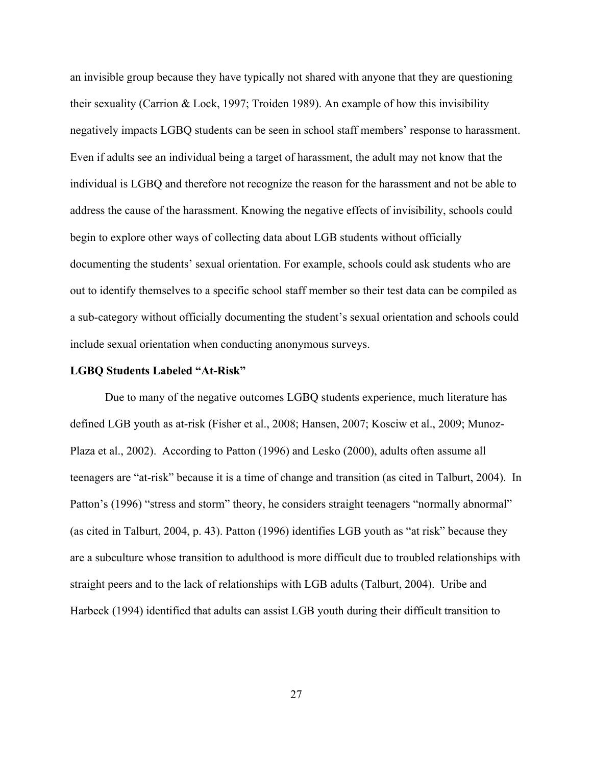an invisible group because they have typically not shared with anyone that they are questioning their sexuality (Carrion & Lock, 1997; Troiden 1989). An example of how this invisibility negatively impacts LGBQ students can be seen in school staff members' response to harassment. Even if adults see an individual being a target of harassment, the adult may not know that the individual is LGBQ and therefore not recognize the reason for the harassment and not be able to address the cause of the harassment. Knowing the negative effects of invisibility, schools could begin to explore other ways of collecting data about LGB students without officially documenting the students' sexual orientation. For example, schools could ask students who are out to identify themselves to a specific school staff member so their test data can be compiled as a sub-category without officially documenting the student's sexual orientation and schools could include sexual orientation when conducting anonymous surveys.

**LGBQ Students Labeled "At-Risk"**

Due to many of the negative outcomes LGBQ students experience, much literature has defined LGB youth as at-risk (Fisher et al., 2008; Hansen, 2007; Kosciw et al., 2009; Munoz-Plaza et al., 2002). According to Patton (1996) and Lesko (2000), adults often assume all teenagers are "at-risk" because it is a time of change and transition (as cited in Talburt, 2004). In Patton's (1996) "stress and storm" theory, he considers straight teenagers "normally abnormal" (as cited in Talburt, 2004, p. 43). Patton (1996) identifies LGB youth as "at risk" because they are a subculture whose transition to adulthood is more difficult due to troubled relationships with straight peers and to the lack of relationships with LGB adults (Talburt, 2004). Uribe and Harbeck (1994) identified that adults can assist LGB youth during their difficult transition to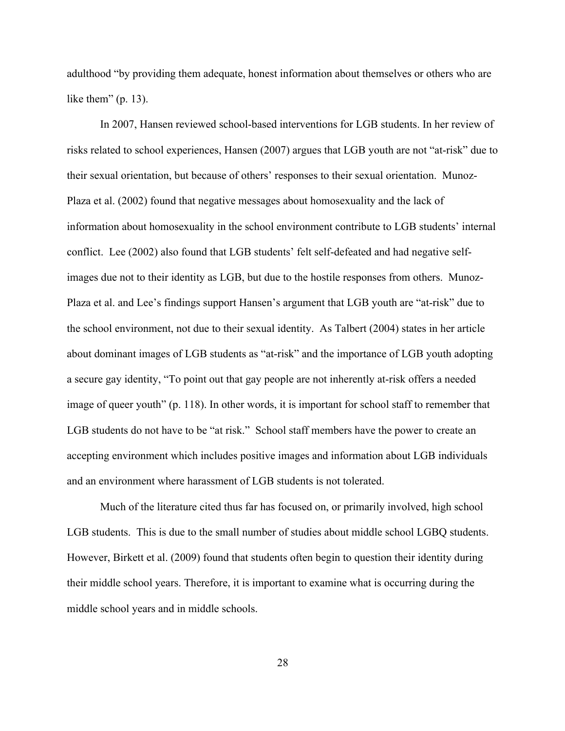adulthood "by providing them adequate, honest information about themselves or others who are like them" (p. 13).

In 2007, Hansen reviewed school-based interventions for LGB students. In her review of risks related to school experiences, Hansen (2007) argues that LGB youth are not "at-risk" due to their sexual orientation, but because of others' responses to their sexual orientation. Munoz-Plaza et al. (2002) found that negative messages about homosexuality and the lack of information about homosexuality in the school environment contribute to LGB students' internal conflict. Lee (2002) also found that LGB students' felt self-defeated and had negative self-images due not to their identity as LGB, but due to the hostile responses from others. Munoz-Plaza et al. and Lee's findings support Hansen's argument that LGB youth are "at-risk" due to the school environment, not due to their sexual identity. As Talbert (2004) states in her article about dominant images of LGB students as "at-risk" and the importance of LGB youth adopting a secure gay identity, "To point out that gay people are not inherently at-risk offers a needed image of queer youth" (p. 118). In other words, it is important for school staff to remember that LGB students do not have to be "at risk." School staff members have the power to create an accepting environment which includes positive images and information about LGB individuals and an environment where harassment of LGB students is not tolerated.

Much of the literature cited thus far has focused on, or primarily involved, high school LGB students. This is due to the small number of studies about middle school LGBQ students. However, Birkett et al. (2009) found that students often begin to question their identity during their middle school years. Therefore, it is important to examine what is occurring during the middle school years and in middle schools.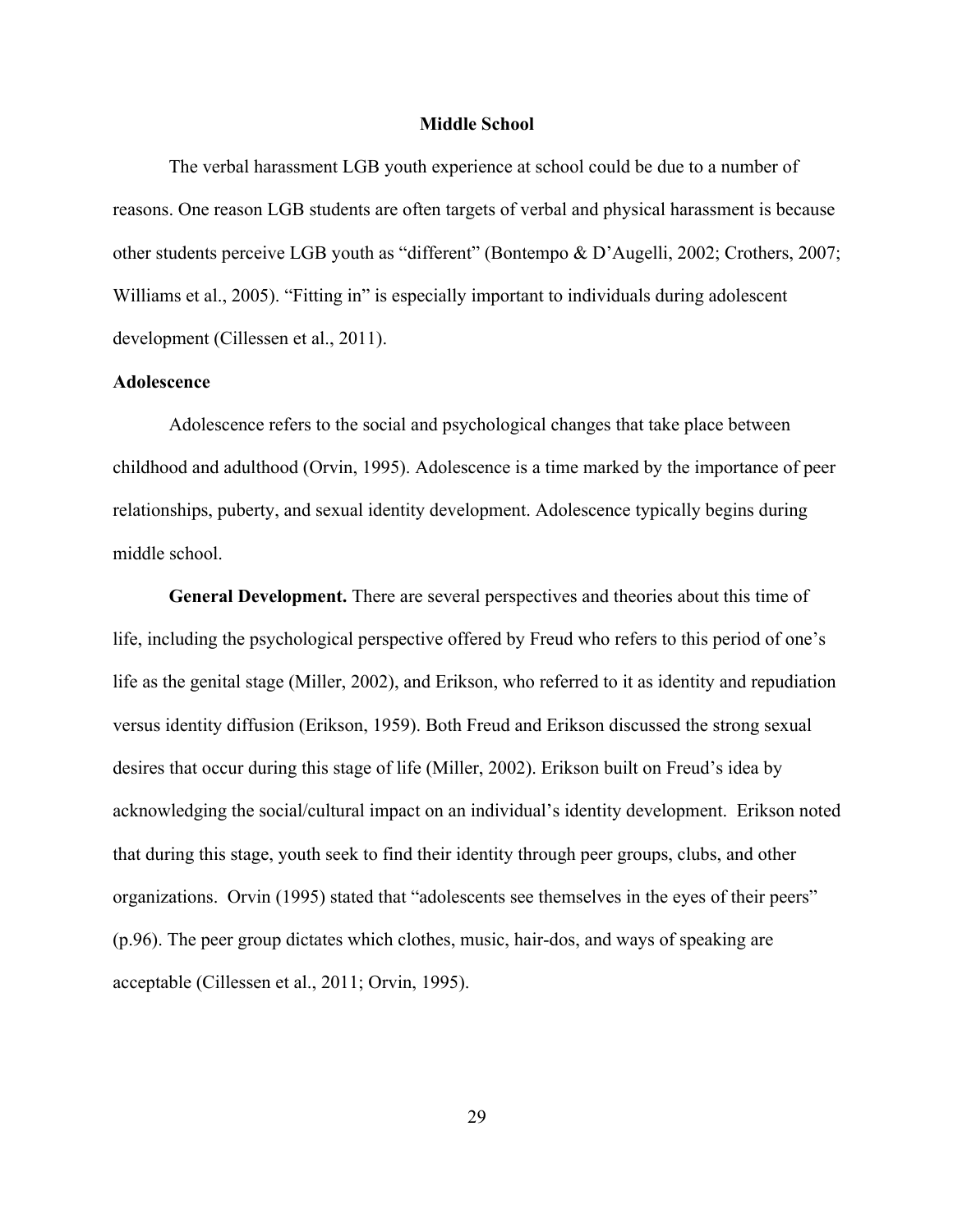## Middle School

The verbal harassment LGB youth experience at school could be due to a number of reasons. One reason LGB students are often targets of verbal and physical harassment is because other students perceive LGB youth as “different” (Bontempo & D’Augelli, 2002; Crothers, 2007; Williams et al., 2005). “Fitting in” is especially important to individuals during adolescent development (Cillessen et al., 2011).

### Adolescence

Adolescence refers to the social and psychological changes that take place between childhood and adulthood (Orvin, 1995). Adolescence is a time marked by the importance of peer relationships, puberty, and sexual identity development. Adolescence typically begins during middle school.

**General Development.** There are several perspectives and theories about this time of life, including the psychological perspective offered by Freud who refers to this period of one’s life as the genital stage (Miller, 2002), and Erikson, who referred to it as identity and repudiation versus identity diffusion (Erikson, 1959). Both Freud and Erikson discussed the strong sexual desires that occur during this stage of life (Miller, 2002). Erikson built on Freud’s idea by acknowledging the social/cultural impact on an individual’s identity development. Erikson noted that during this stage, youth seek to find their identity through peer groups, clubs, and other organizations. Orvin (1995) stated that “adolescents see themselves in the eyes of their peers” (p.96). The peer group dictates which clothes, music, hair-dos, and ways of speaking are acceptable (Cillessen et al., 2011; Orvin, 1995).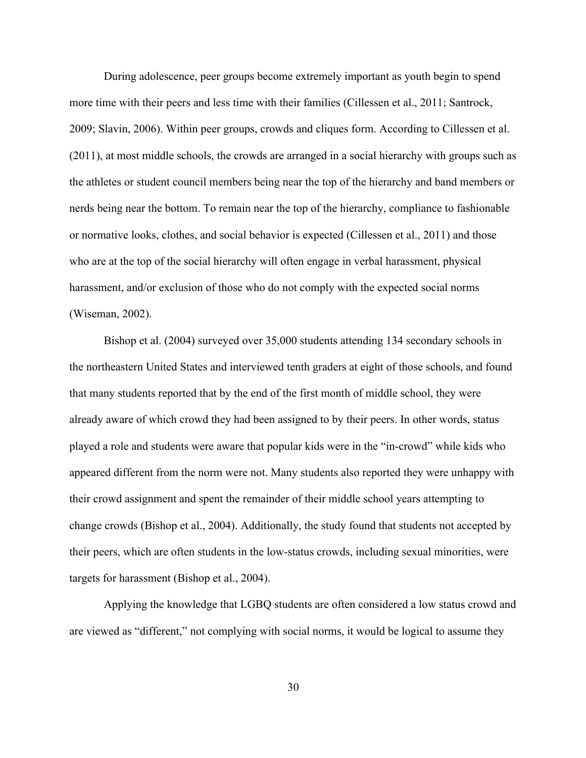During adolescence, peer groups become extremely important as youth begin to spend more time with their peers and less time with their families (Cillessen et al., 2011; Santrock, 2009; Slavin, 2006). Within peer groups, crowds and cliques form. According to Cillessen et al. (2011), at most middle schools, the crowds are arranged in a social hierarchy with groups such as the athletes or student council members being near the top of the hierarchy and band members or nerds being near the bottom. To remain near the top of the hierarchy, compliance to fashionable or normative looks, clothes, and social behavior is expected (Cillessen et al., 2011) and those who are at the top of the social hierarchy will often engage in verbal harassment, physical harassment, and/or exclusion of those who do not comply with the expected social norms (Wiseman, 2002).

Bishop et al. (2004) surveyed over 35,000 students attending 134 secondary schools in the northeastern United States and interviewed tenth graders at eight of those schools, and found that many students reported that by the end of the first month of middle school, they were already aware of which crowd they had been assigned to by their peers. In other words, status played a role and students were aware that popular kids were in the "in-crowd" while kids who appeared different from the norm were not. Many students also reported they were unhappy with their crowd assignment and spent the remainder of their middle school years attempting to change crowds (Bishop et al., 2004). Additionally, the study found that students not accepted by their peers, which are often students in the low-status crowds, including sexual minorities, were targets for harassment (Bishop et al., 2004).

Applying the knowledge that LGBQ students are often considered a low status crowd and are viewed as "different," not complying with social norms, it would be logical to assume they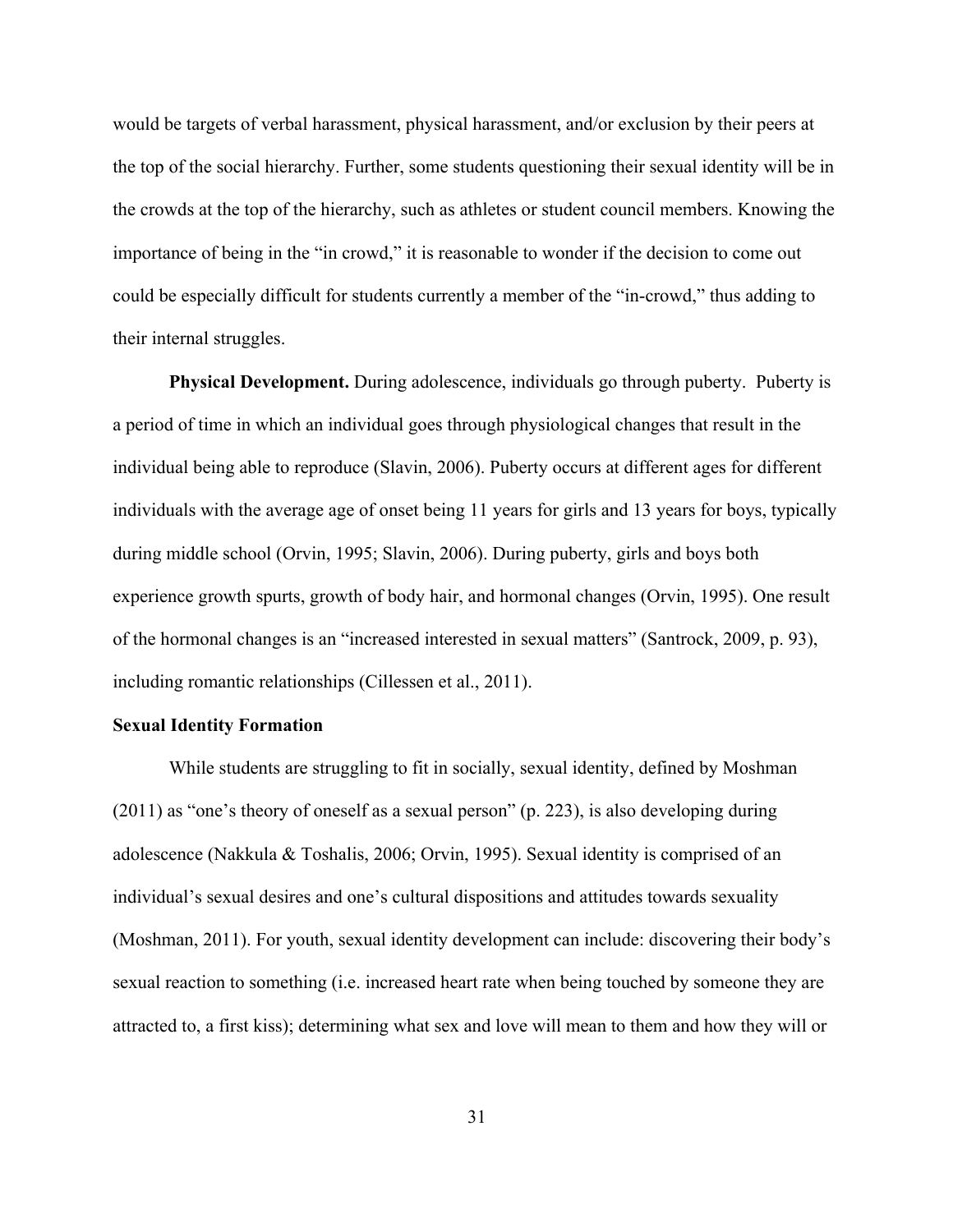would be targets of verbal harassment, physical harassment, and/or exclusion by their peers at the top of the social hierarchy. Further, some students questioning their sexual identity will be in the crowds at the top of the hierarchy, such as athletes or student council members. Knowing the importance of being in the "in crowd," it is reasonable to wonder if the decision to come out could be especially difficult for students currently a member of the "in-crowd," thus adding to their internal struggles.

**Physical Development.** During adolescence, individuals go through puberty. Puberty is a period of time in which an individual goes through physiological changes that result in the individual being able to reproduce (Slavin, 2006). Puberty occurs at different ages for different individuals with the average age of onset being 11 years for girls and 13 years for boys, typically during middle school (Orvin, 1995; Slavin, 2006). During puberty, girls and boys both experience growth spurts, growth of body hair, and hormonal changes (Orvin, 1995). One result of the hormonal changes is an "increased interested in sexual matters" (Santrock, 2009, p. 93), including romantic relationships (Cillessen et al., 2011).

**Sexual Identity Formation**

While students are struggling to fit in socially, sexual identity, defined by Moshman (2011) as "one's theory of oneself as a sexual person" (p. 223), is also developing during adolescence (Nakkula & Toshalis, 2006; Orvin, 1995). Sexual identity is comprised of an individual's sexual desires and one's cultural dispositions and attitudes towards sexuality (Moshman, 2011). For youth, sexual identity development can include: discovering their body's sexual reaction to something (i.e. increased heart rate when being touched by someone they are attracted to, a first kiss); determining what sex and love will mean to them and how they will or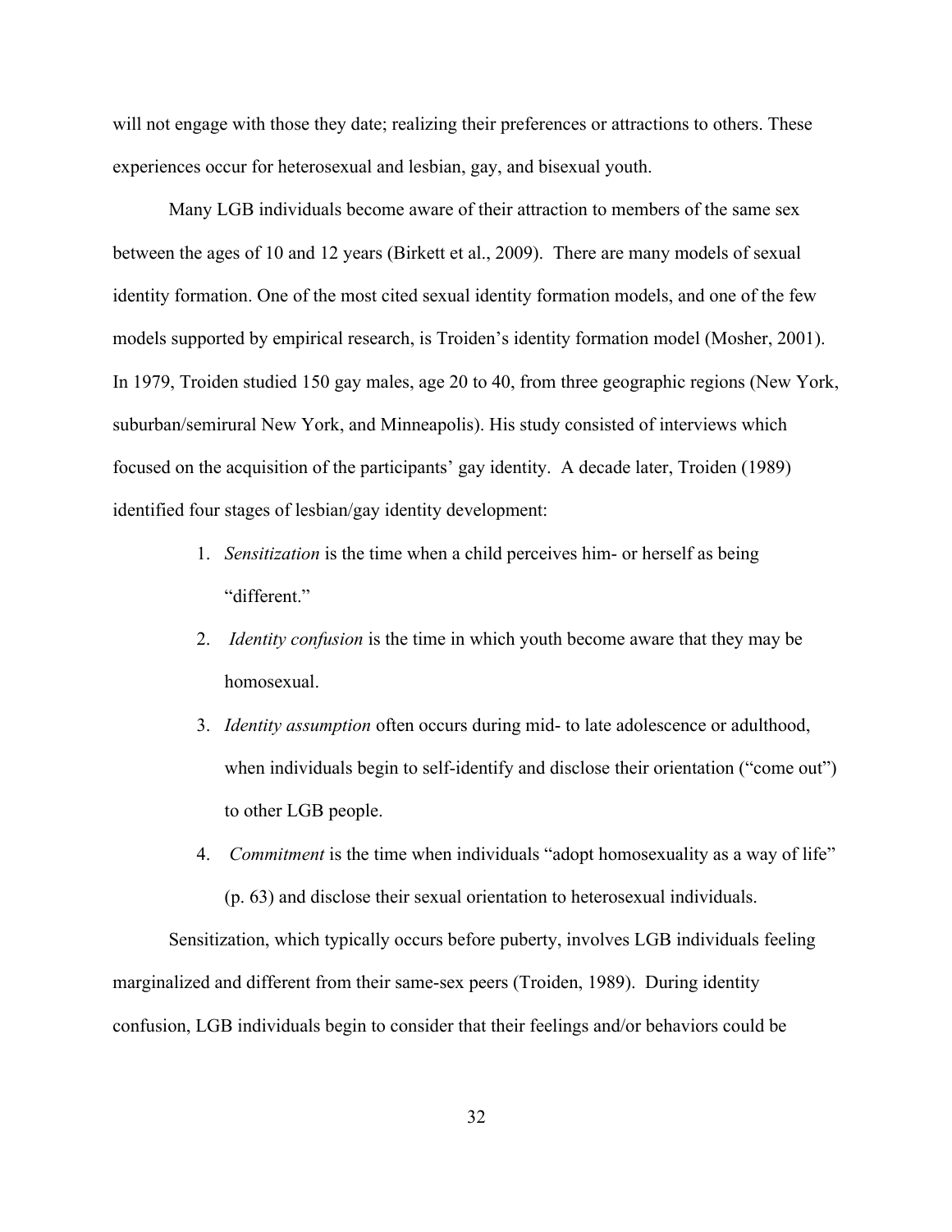will not engage with those they date; realizing their preferences or attractions to others. These experiences occur for heterosexual and lesbian, gay, and bisexual youth.

Many LGB individuals become aware of their attraction to members of the same sex between the ages of 10 and 12 years (Birkett et al., 2009). There are many models of sexual identity formation. One of the most cited sexual identity formation models, and one of the few models supported by empirical research, is Troiden's identity formation model (Mosher, 2001). In 1979, Troiden studied 150 gay males, age 20 to 40, from three geographic regions (New York, suburban/semirural New York, and Minneapolis). His study consisted of interviews which focused on the acquisition of the participants' gay identity. A decade later, Troiden (1989) identified four stages of lesbian/gay identity development:

1. *Sensitization* is the time when a child perceives him- or herself as being "different."
2. *Identity confusion* is the time in which youth become aware that they may be homosexual.
3. *Identity assumption* often occurs during mid- to late adolescence or adulthood, when individuals begin to self-identify and disclose their orientation ("come out") to other LGB people.
4. *Commitment* is the time when individuals "adopt homosexuality as a way of life" (p. 63) and disclose their sexual orientation to heterosexual individuals.

Sensitization, which typically occurs before puberty, involves LGB individuals feeling marginalized and different from their same-sex peers (Troiden, 1989). During identity confusion, LGB individuals begin to consider that their feelings and/or behaviors could be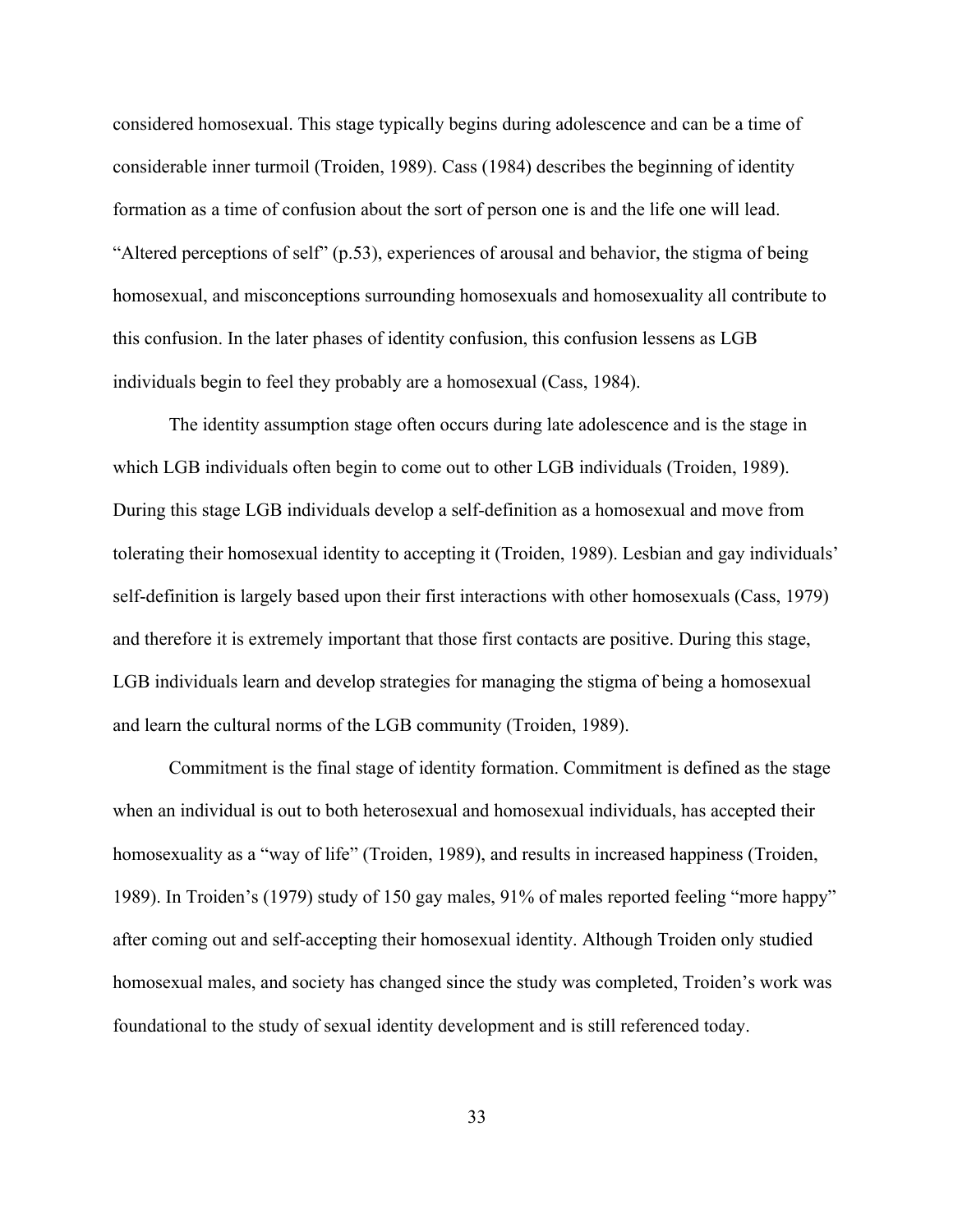considered homosexual. This stage typically begins during adolescence and can be a time of considerable inner turmoil (Troiden, 1989). Cass (1984) describes the beginning of identity formation as a time of confusion about the sort of person one is and the life one will lead. "Altered perceptions of self" (p.53), experiences of arousal and behavior, the stigma of being homosexual, and misconceptions surrounding homosexuals and homosexuality all contribute to this confusion. In the later phases of identity confusion, this confusion lessens as LGB individuals begin to feel they probably are a homosexual (Cass, 1984).

The identity assumption stage often occurs during late adolescence and is the stage in which LGB individuals often begin to come out to other LGB individuals (Troiden, 1989). During this stage LGB individuals develop a self-definition as a homosexual and move from tolerating their homosexual identity to accepting it (Troiden, 1989). Lesbian and gay individuals' self-definition is largely based upon their first interactions with other homosexuals (Cass, 1979) and therefore it is extremely important that those first contacts are positive. During this stage, LGB individuals learn and develop strategies for managing the stigma of being a homosexual and learn the cultural norms of the LGB community (Troiden, 1989).

Commitment is the final stage of identity formation. Commitment is defined as the stage when an individual is out to both heterosexual and homosexual individuals, has accepted their homosexuality as a "way of life" (Troiden, 1989), and results in increased happiness (Troiden, 1989). In Troiden's (1979) study of 150 gay males, 91% of males reported feeling "more happy" after coming out and self-accepting their homosexual identity. Although Troiden only studied homosexual males, and society has changed since the study was completed, Troiden's work was foundational to the study of sexual identity development and is still referenced today.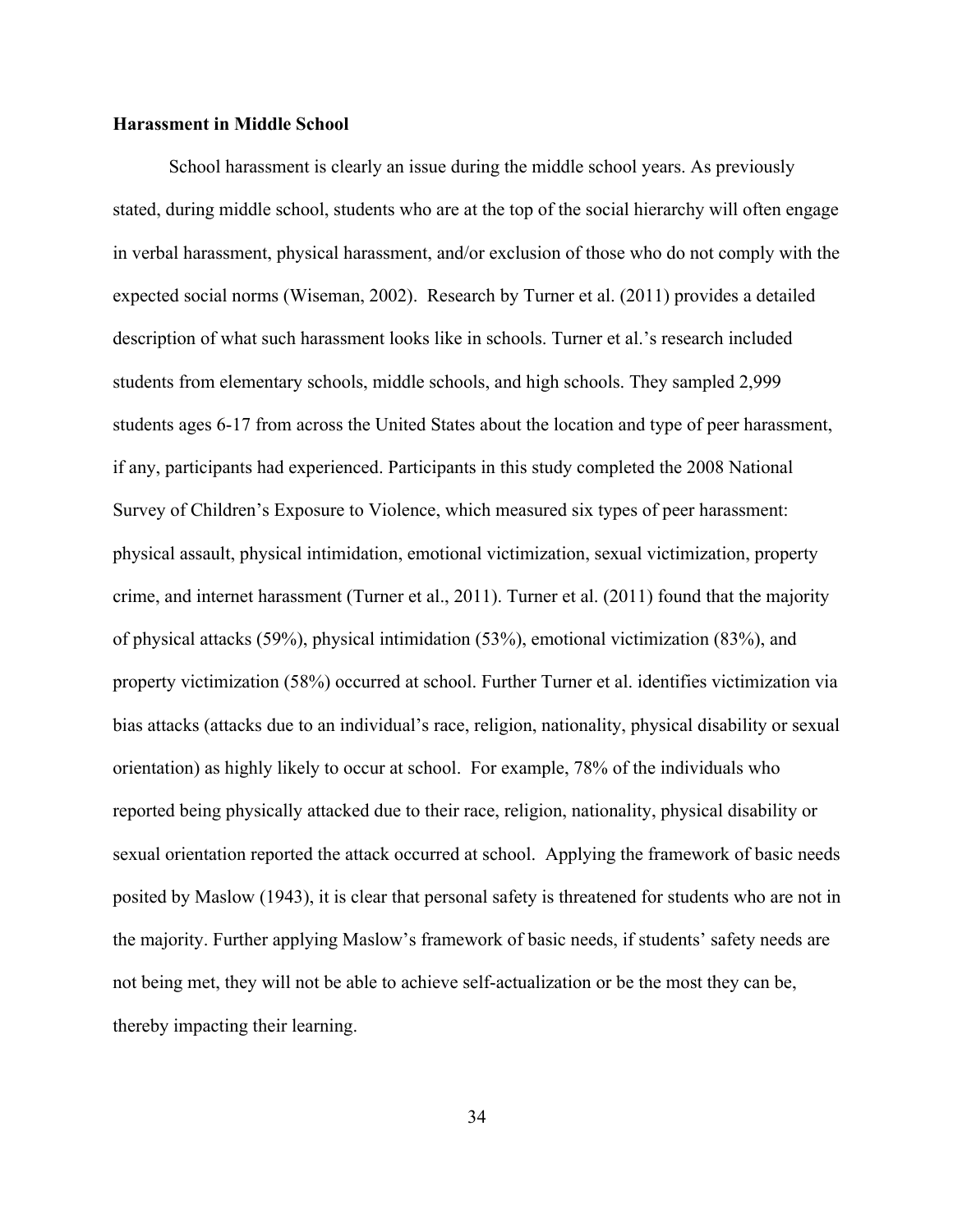**Harassment in Middle School**

School harassment is clearly an issue during the middle school years. As previously stated, during middle school, students who are at the top of the social hierarchy will often engage in verbal harassment, physical harassment, and/or exclusion of those who do not comply with the expected social norms (Wiseman, 2002). Research by Turner et al. (2011) provides a detailed description of what such harassment looks like in schools. Turner et al.'s research included students from elementary schools, middle schools, and high schools. They sampled 2,999 students ages 6-17 from across the United States about the location and type of peer harassment, if any, participants had experienced. Participants in this study completed the 2008 National Survey of Children's Exposure to Violence, which measured six types of peer harassment: physical assault, physical intimidation, emotional victimization, sexual victimization, property crime, and internet harassment (Turner et al., 2011). Turner et al. (2011) found that the majority of physical attacks (59%), physical intimidation (53%), emotional victimization (83%), and property victimization (58%) occurred at school. Further Turner et al. identifies victimization via bias attacks (attacks due to an individual's race, religion, nationality, physical disability or sexual orientation) as highly likely to occur at school. For example, 78% of the individuals who reported being physically attacked due to their race, religion, nationality, physical disability or sexual orientation reported the attack occurred at school. Applying the framework of basic needs posited by Maslow (1943), it is clear that personal safety is threatened for students who are not in the majority. Further applying Maslow's framework of basic needs, if students' safety needs are not being met, they will not be able to achieve self-actualization or be the most they can be, thereby impacting their learning.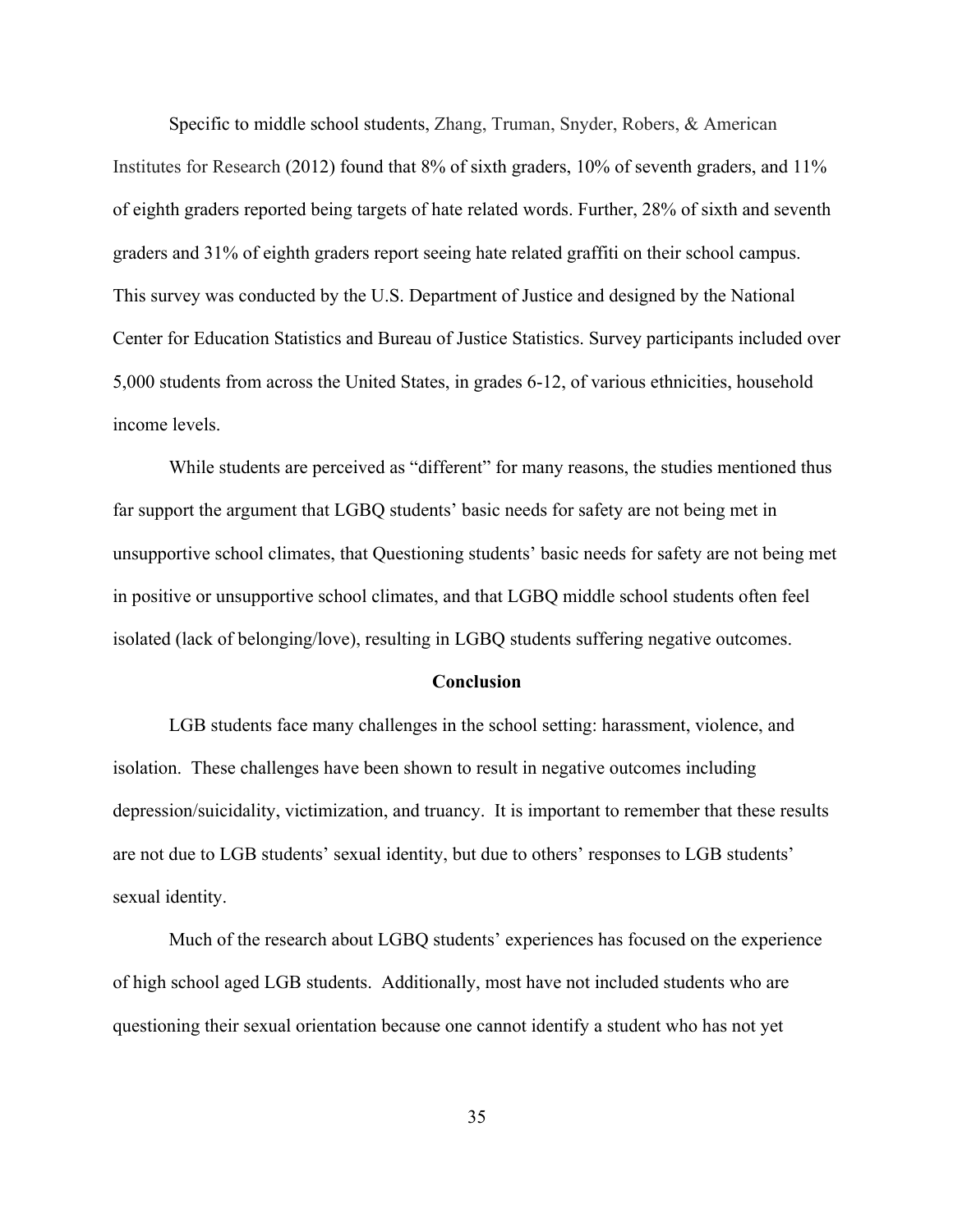Specific to middle school students, Zhang, Truman, Snyder, Robers, & American Institutes for Research (2012) found that 8% of sixth graders, 10% of seventh graders, and 11% of eighth graders reported being targets of hate related words. Further, 28% of sixth and seventh graders and 31% of eighth graders report seeing hate related graffiti on their school campus. This survey was conducted by the U.S. Department of Justice and designed by the National Center for Education Statistics and Bureau of Justice Statistics. Survey participants included over 5,000 students from across the United States, in grades 6-12, of various ethnicities, household income levels.

While students are perceived as "different" for many reasons, the studies mentioned thus far support the argument that LGBQ students' basic needs for safety are not being met in unsupportive school climates, that Questioning students' basic needs for safety are not being met in positive or unsupportive school climates, and that LGBQ middle school students often feel isolated (lack of belonging/love), resulting in LGBQ students suffering negative outcomes.

## Conclusion

LGB students face many challenges in the school setting: harassment, violence, and isolation. These challenges have been shown to result in negative outcomes including depression/suicidality, victimization, and truancy. It is important to remember that these results are not due to LGB students' sexual identity, but due to others' responses to LGB students' sexual identity.

Much of the research about LGBQ students' experiences has focused on the experience of high school aged LGB students. Additionally, most have not included students who are questioning their sexual orientation because one cannot identify a student who has not yet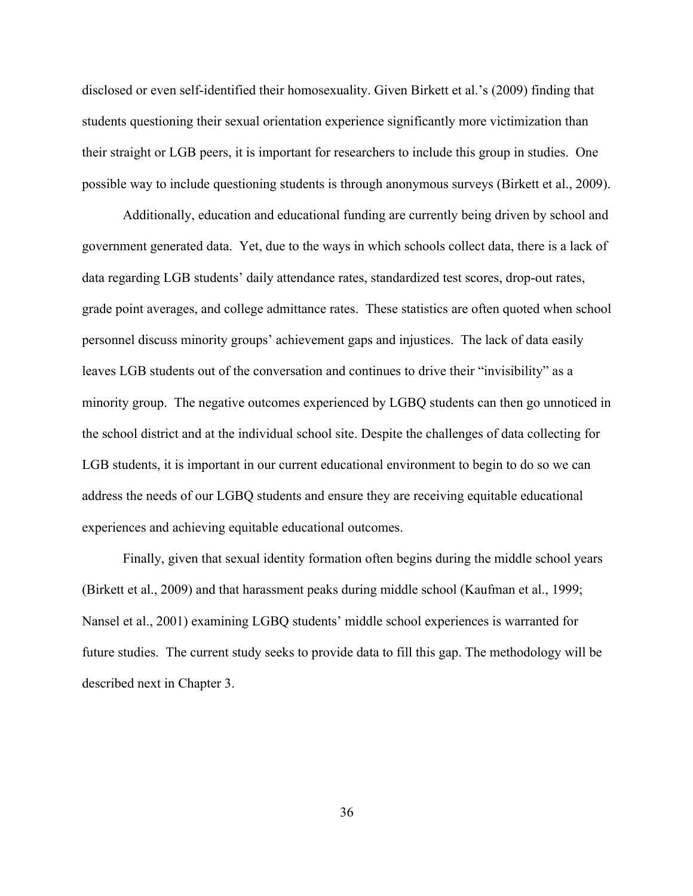disclosed or even self-identified their homosexuality. Given Birkett et al.'s (2009) finding that students questioning their sexual orientation experience significantly more victimization than their straight or LGB peers, it is important for researchers to include this group in studies. One possible way to include questioning students is through anonymous surveys (Birkett et al., 2009).

Additionally, education and educational funding are currently being driven by school and government generated data. Yet, due to the ways in which schools collect data, there is a lack of data regarding LGB students' daily attendance rates, standardized test scores, drop-out rates, grade point averages, and college admittance rates. These statistics are often quoted when school personnel discuss minority groups' achievement gaps and injustices. The lack of data easily leaves LGB students out of the conversation and continues to drive their "invisibility" as a minority group. The negative outcomes experienced by LGBQ students can then go unnoticed in the school district and at the individual school site. Despite the challenges of data collecting for LGB students, it is important in our current educational environment to begin to do so we can address the needs of our LGBQ students and ensure they are receiving equitable educational experiences and achieving equitable educational outcomes.

Finally, given that sexual identity formation often begins during the middle school years (Birkett et al., 2009) and that harassment peaks during middle school (Kaufman et al., 1999; Nansel et al., 2001) examining LGBQ students' middle school experiences is warranted for future studies. The current study seeks to provide data to fill this gap. The methodology will be described next in Chapter 3.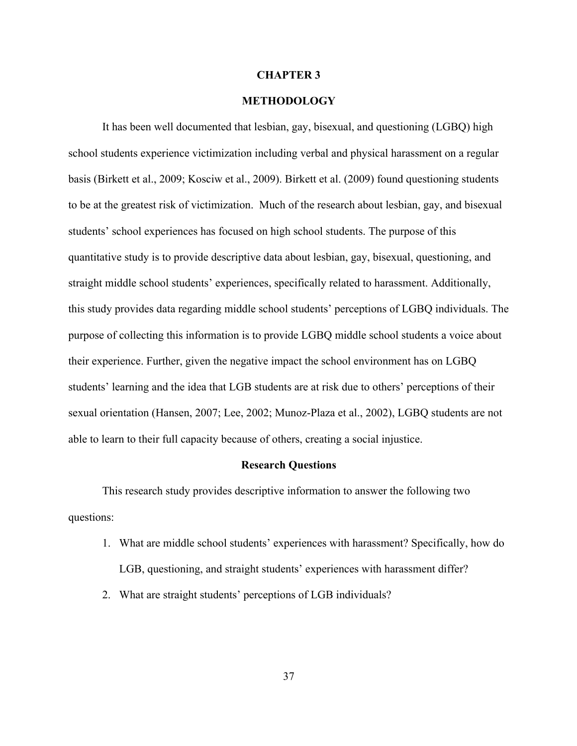# CHAPTER 3

# METHODOLOGY

It has been well documented that lesbian, gay, bisexual, and questioning (LGBQ) high school students experience victimization including verbal and physical harassment on a regular basis (Birkett et al., 2009; Kosciw et al., 2009). Birkett et al. (2009) found questioning students to be at the greatest risk of victimization. Much of the research about lesbian, gay, and bisexual students' school experiences has focused on high school students. The purpose of this quantitative study is to provide descriptive data about lesbian, gay, bisexual, questioning, and straight middle school students' experiences, specifically related to harassment. Additionally, this study provides data regarding middle school students' perceptions of LGBQ individuals. The purpose of collecting this information is to provide LGBQ middle school students a voice about their experience. Further, given the negative impact the school environment has on LGBQ students' learning and the idea that LGB students are at risk due to others' perceptions of their sexual orientation (Hansen, 2007; Lee, 2002; Munoz-Plaza et al., 2002), LGBQ students are not able to learn to their full capacity because of others, creating a social injustice.

## Research Questions

This research study provides descriptive information to answer the following two questions:

1. What are middle school students' experiences with harassment? Specifically, how do LGB, questioning, and straight students' experiences with harassment differ?
2. What are straight students' perceptions of LGB individuals?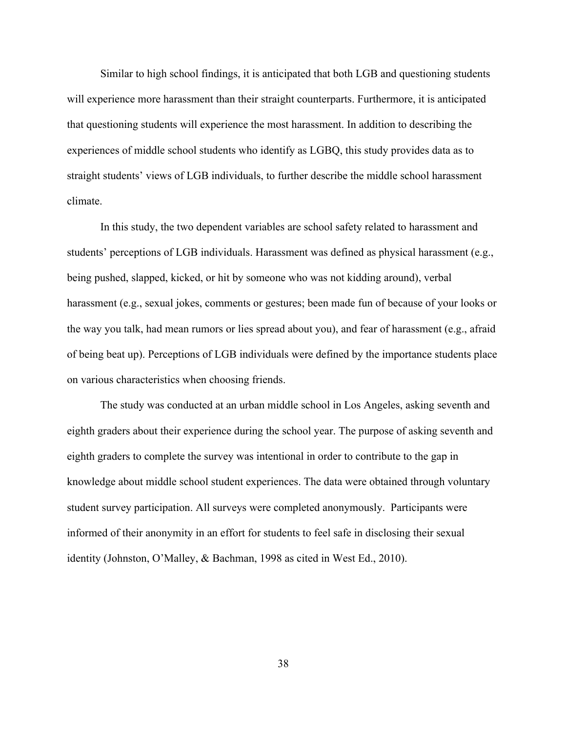Similar to high school findings, it is anticipated that both LGB and questioning students will experience more harassment than their straight counterparts. Furthermore, it is anticipated that questioning students will experience the most harassment. In addition to describing the experiences of middle school students who identify as LGBQ, this study provides data as to straight students' views of LGB individuals, to further describe the middle school harassment climate.

In this study, the two dependent variables are school safety related to harassment and students' perceptions of LGB individuals. Harassment was defined as physical harassment (e.g., being pushed, slapped, kicked, or hit by someone who was not kidding around), verbal harassment (e.g., sexual jokes, comments or gestures; been made fun of because of your looks or the way you talk, had mean rumors or lies spread about you), and fear of harassment (e.g., afraid of being beat up). Perceptions of LGB individuals were defined by the importance students place on various characteristics when choosing friends.

The study was conducted at an urban middle school in Los Angeles, asking seventh and eighth graders about their experience during the school year. The purpose of asking seventh and eighth graders to complete the survey was intentional in order to contribute to the gap in knowledge about middle school student experiences. The data were obtained through voluntary student survey participation. All surveys were completed anonymously. Participants were informed of their anonymity in an effort for students to feel safe in disclosing their sexual identity (Johnston, O'Malley, & Bachman, 1998 as cited in West Ed., 2010).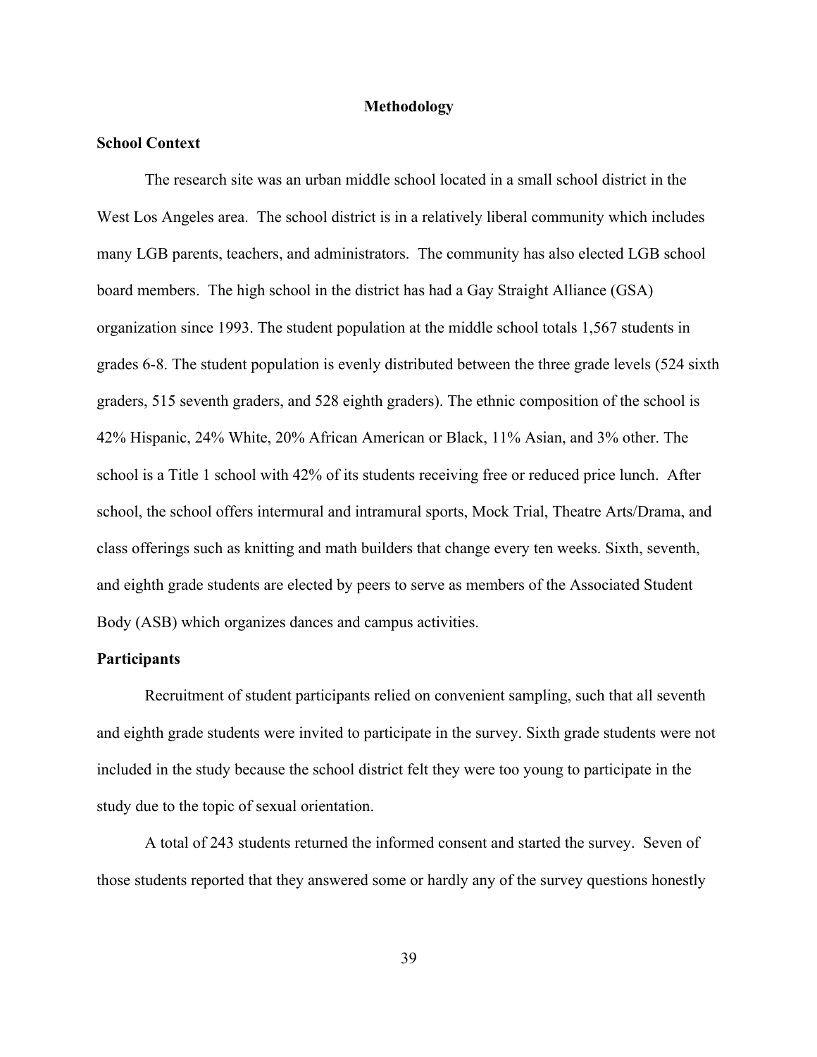# Methodology

## School Context

The research site was an urban middle school located in a small school district in the West Los Angeles area. The school district is in a relatively liberal community which includes many LGB parents, teachers, and administrators. The community has also elected LGB school board members. The high school in the district has had a Gay Straight Alliance (GSA) organization since 1993. The student population at the middle school totals 1,567 students in grades 6-8. The student population is evenly distributed between the three grade levels (524 sixth graders, 515 seventh graders, and 528 eighth graders). The ethnic composition of the school is 42% Hispanic, 24% White, 20% African American or Black, 11% Asian, and 3% other. The school is a Title 1 school with 42% of its students receiving free or reduced price lunch. After school, the school offers intermural and intramural sports, Mock Trial, Theatre Arts/Drama, and class offerings such as knitting and math builders that change every ten weeks. Sixth, seventh, and eighth grade students are elected by peers to serve as members of the Associated Student Body (ASB) which organizes dances and campus activities.

## Participants

Recruitment of student participants relied on convenient sampling, such that all seventh and eighth grade students were invited to participate in the survey. Sixth grade students were not included in the study because the school district felt they were too young to participate in the study due to the topic of sexual orientation.

A total of 243 students returned the informed consent and started the survey. Seven of those students reported that they answered some or hardly any of the survey questions honestly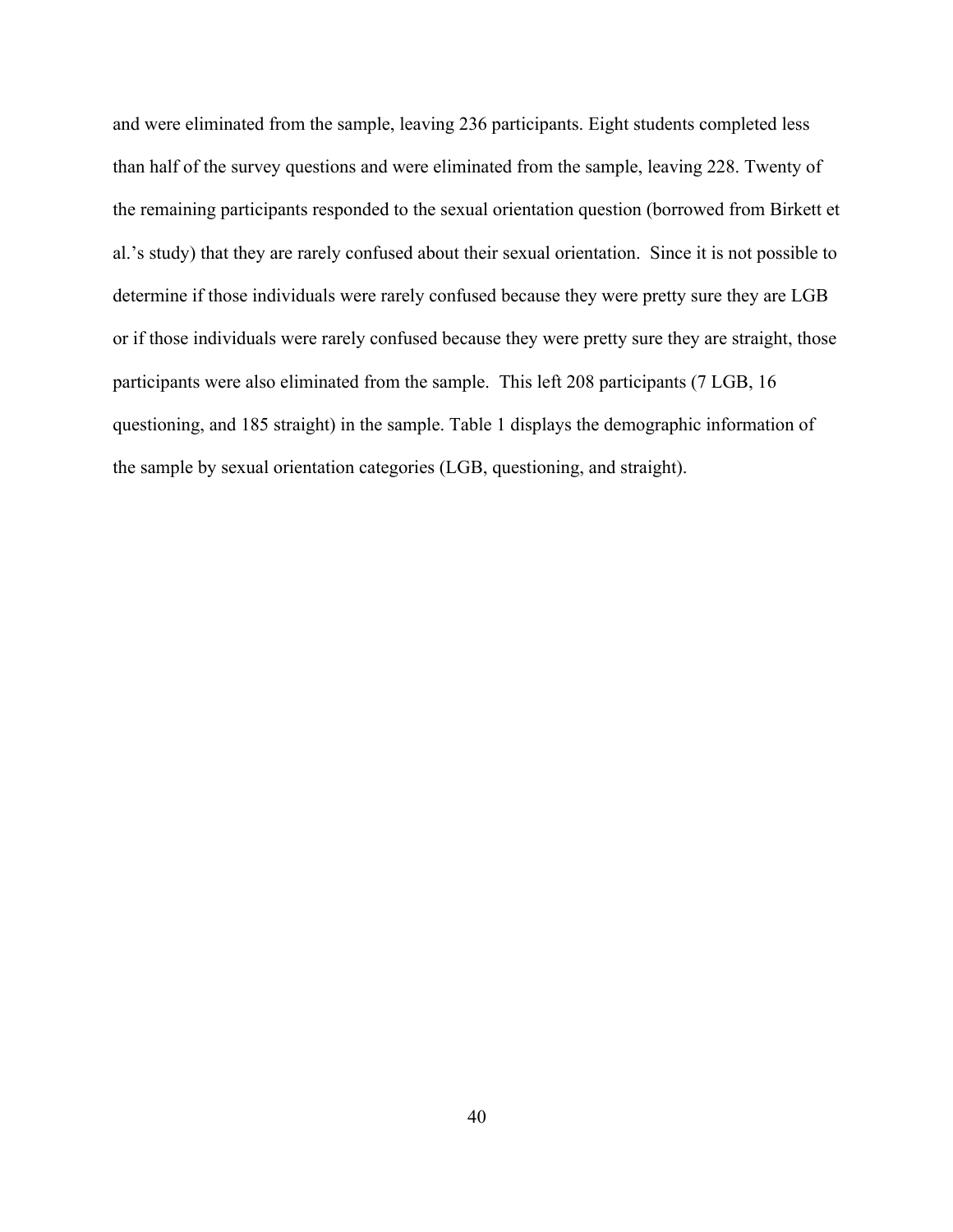and were eliminated from the sample, leaving 236 participants. Eight students completed less than half of the survey questions and were eliminated from the sample, leaving 228. Twenty of the remaining participants responded to the sexual orientation question (borrowed from Birkett et al.'s study) that they are rarely confused about their sexual orientation. Since it is not possible to determine if those individuals were rarely confused because they were pretty sure they are LGB or if those individuals were rarely confused because they were pretty sure they are straight, those participants were also eliminated from the sample. This left 208 participants (7 LGB, 16 questioning, and 185 straight) in the sample. Table 1 displays the demographic information of the sample by sexual orientation categories (LGB, questioning, and straight).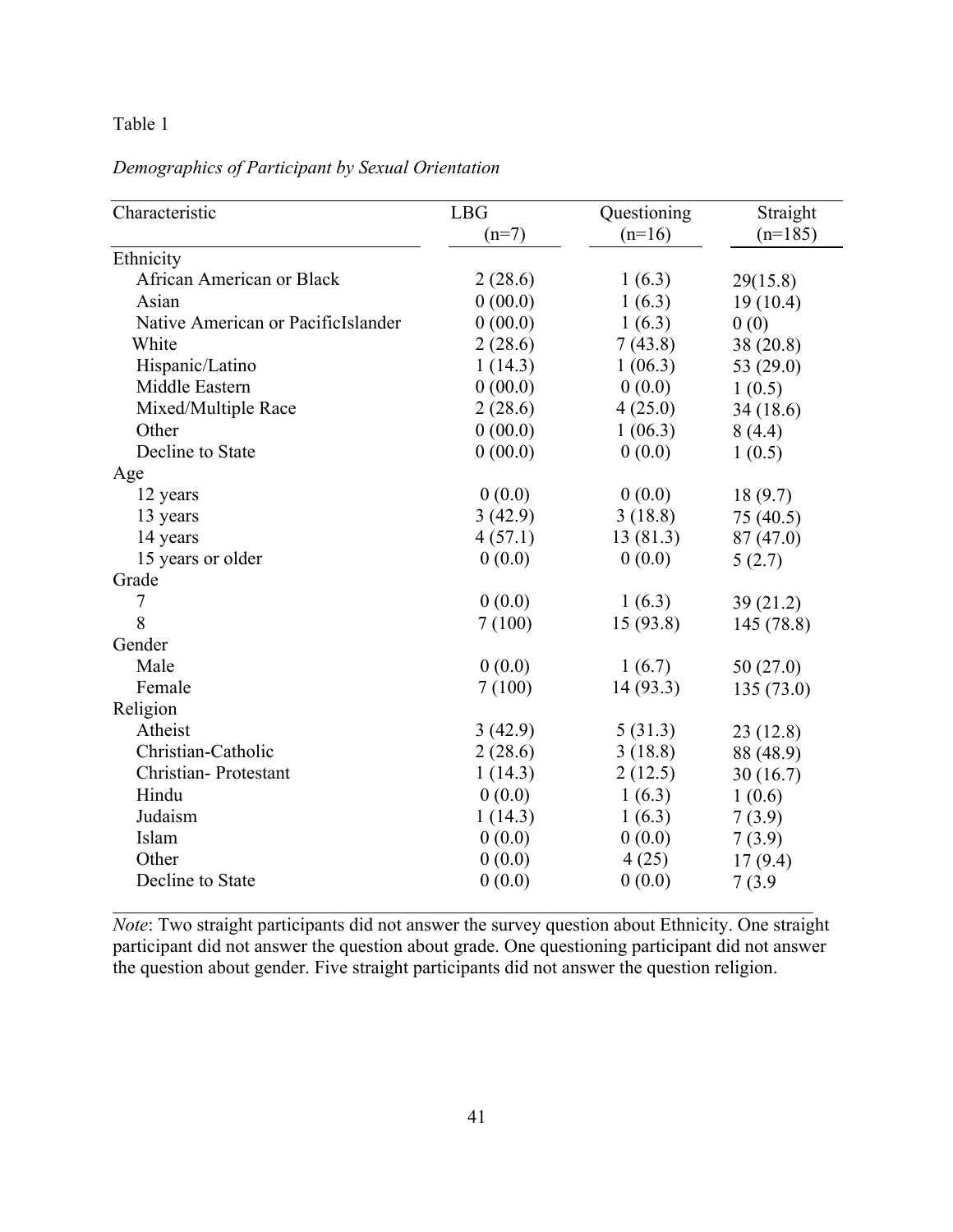Table 1

*Demographics of Participant by Sexual Orientation*

| Characteristic | LBG (n=7) | Questioning (n=16) | Straight (n=185) |
|---|---|---|---|
| Ethnicity | | | |
| African American or Black | 2 (28.6) | 1 (6.3) | 29(15.8) |
| Asian | 0 (00.0) | 1 (6.3) | 19 (10.4) |
| Native American or PacificIslander | 0 (00.0) | 1 (6.3) | 0 (0) |
| White | 2 (28.6) | 7 (43.8) | 38 (20.8) |
| Hispanic/Latino | 1 (14.3) | 1 (06.3) | 53 (29.0) |
| Middle Eastern | 0 (00.0) | 0 (0.0) | 1 (0.5) |
| Mixed/Multiple Race | 2 (28.6) | 4 (25.0) | 34 (18.6) |
| Other | 0 (00.0) | 1 (06.3) | 8 (4.4) |
| Decline to State | 0 (00.0) | 0 (0.0) | 1 (0.5) |
| Age | | | |
| 12 years | 0 (0.0) | 0 (0.0) | 18 (9.7) |
| 13 years | 3 (42.9) | 3 (18.8) | 75 (40.5) |
| 14 years | 4 (57.1) | 13 (81.3) | 87 (47.0) |
| 15 years or older | 0 (0.0) | 0 (0.0) | 5 (2.7) |
| Grade | | | |
| 7 | 0 (0.0) | 1 (6.3) | 39 (21.2) |
| 8 | 7 (100) | 15 (93.8) | 145 (78.8) |
| Gender | | | |
| Male | 0 (0.0) | 1 (6.7) | 50 (27.0) |
| Female | 7 (100) | 14 (93.3) | 135 (73.0) |
| Religion | | | |
| Atheist | 3 (42.9) | 5 (31.3) | 23 (12.8) |
| Christian-Catholic | 2 (28.6) | 3 (18.8) | 88 (48.9) |
| Christian- Protestant | 1 (14.3) | 2 (12.5) | 30 (16.7) |
| Hindu | 0 (0.0) | 1 (6.3) | 1 (0.6) |
| Judaism | 1 (14.3) | 1 (6.3) | 7 (3.9) |
| Islam | 0 (0.0) | 0 (0.0) | 7 (3.9) |
| Other | 0 (0.0) | 4 (25) | 17 (9.4) |
| Decline to State | 0 (0.0) | 0 (0.0) | 7 (3.9 |

*Note*: Two straight participants did not answer the survey question about Ethnicity. One straight participant did not answer the question about grade. One questioning participant did not answer the question about gender. Five straight participants did not answer the question religion.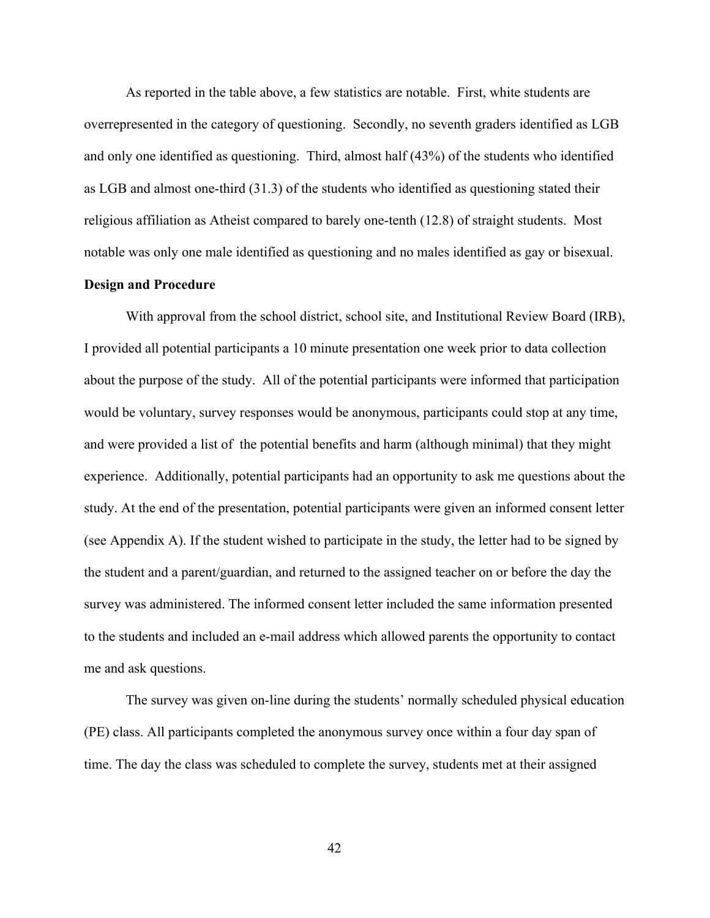As reported in the table above, a few statistics are notable. First, white students are overrepresented in the category of questioning. Secondly, no seventh graders identified as LGB and only one identified as questioning. Third, almost half (43%) of the students who identified as LGB and almost one-third (31.3) of the students who identified as questioning stated their religious affiliation as Atheist compared to barely one-tenth (12.8) of straight students. Most notable was only one male identified as questioning and no males identified as gay or bisexual.

**Design and Procedure**

With approval from the school district, school site, and Institutional Review Board (IRB), I provided all potential participants a 10 minute presentation one week prior to data collection about the purpose of the study. All of the potential participants were informed that participation would be voluntary, survey responses would be anonymous, participants could stop at any time, and were provided a list of the potential benefits and harm (although minimal) that they might experience. Additionally, potential participants had an opportunity to ask me questions about the study. At the end of the presentation, potential participants were given an informed consent letter (see Appendix A). If the student wished to participate in the study, the letter had to be signed by the student and a parent/guardian, and returned to the assigned teacher on or before the day the survey was administered. The informed consent letter included the same information presented to the students and included an e-mail address which allowed parents the opportunity to contact me and ask questions.

The survey was given on-line during the students' normally scheduled physical education (PE) class. All participants completed the anonymous survey once within a four day span of time. The day the class was scheduled to complete the survey, students met at their assigned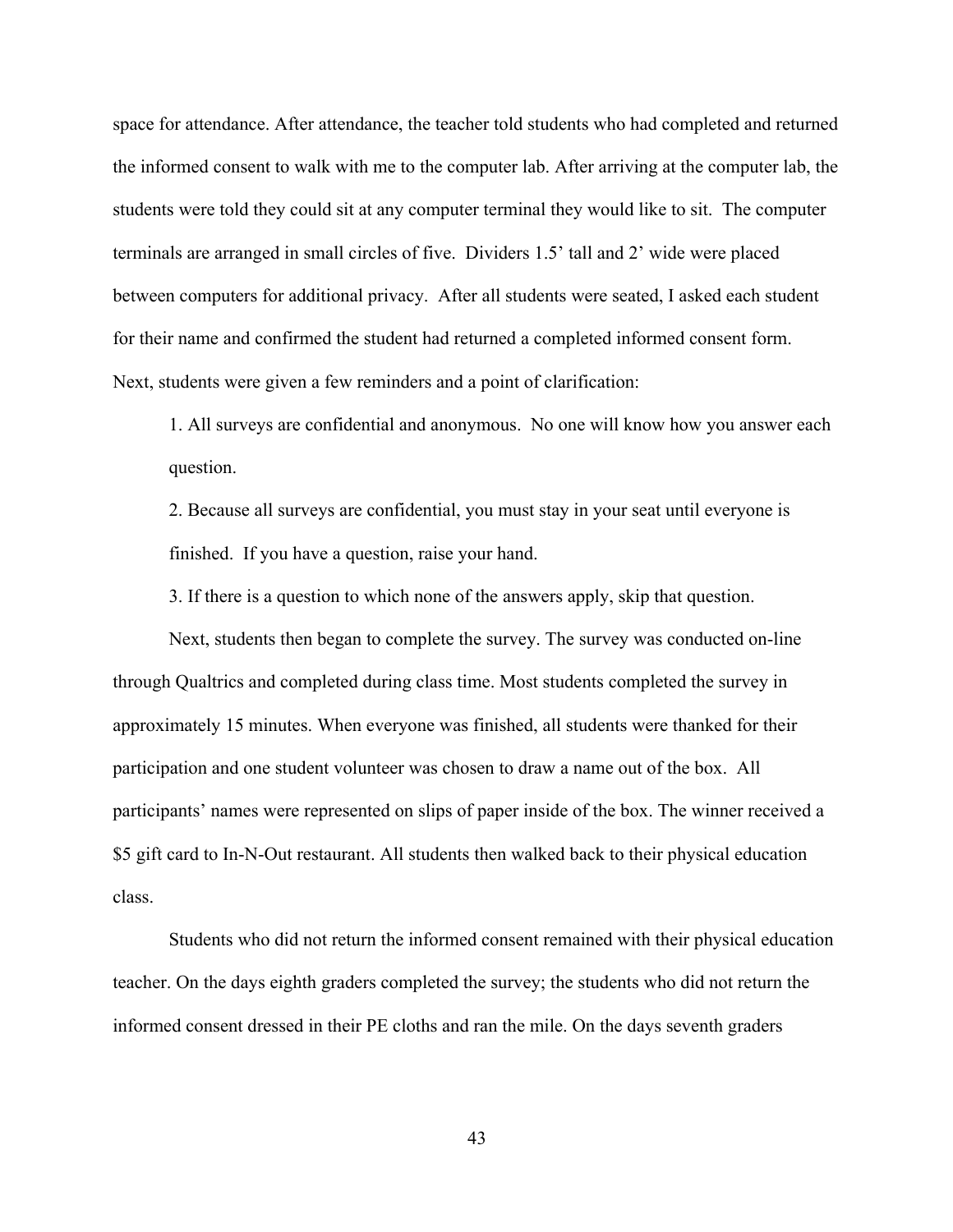space for attendance. After attendance, the teacher told students who had completed and returned the informed consent to walk with me to the computer lab. After arriving at the computer lab, the students were told they could sit at any computer terminal they would like to sit. The computer terminals are arranged in small circles of five. Dividers 1.5' tall and 2' wide were placed between computers for additional privacy. After all students were seated, I asked each student for their name and confirmed the student had returned a completed informed consent form. Next, students were given a few reminders and a point of clarification:

1. All surveys are confidential and anonymous. No one will know how you answer each question.

2. Because all surveys are confidential, you must stay in your seat until everyone is finished. If you have a question, raise your hand.

3. If there is a question to which none of the answers apply, skip that question.

Next, students then began to complete the survey. The survey was conducted on-line through Qualtrics and completed during class time. Most students completed the survey in approximately 15 minutes. When everyone was finished, all students were thanked for their participation and one student volunteer was chosen to draw a name out of the box. All participants' names were represented on slips of paper inside of the box. The winner received a $5 gift card to In-N-Out restaurant. All students then walked back to their physical education class.

Students who did not return the informed consent remained with their physical education teacher. On the days eighth graders completed the survey; the students who did not return the informed consent dressed in their PE cloths and ran the mile. On the days seventh graders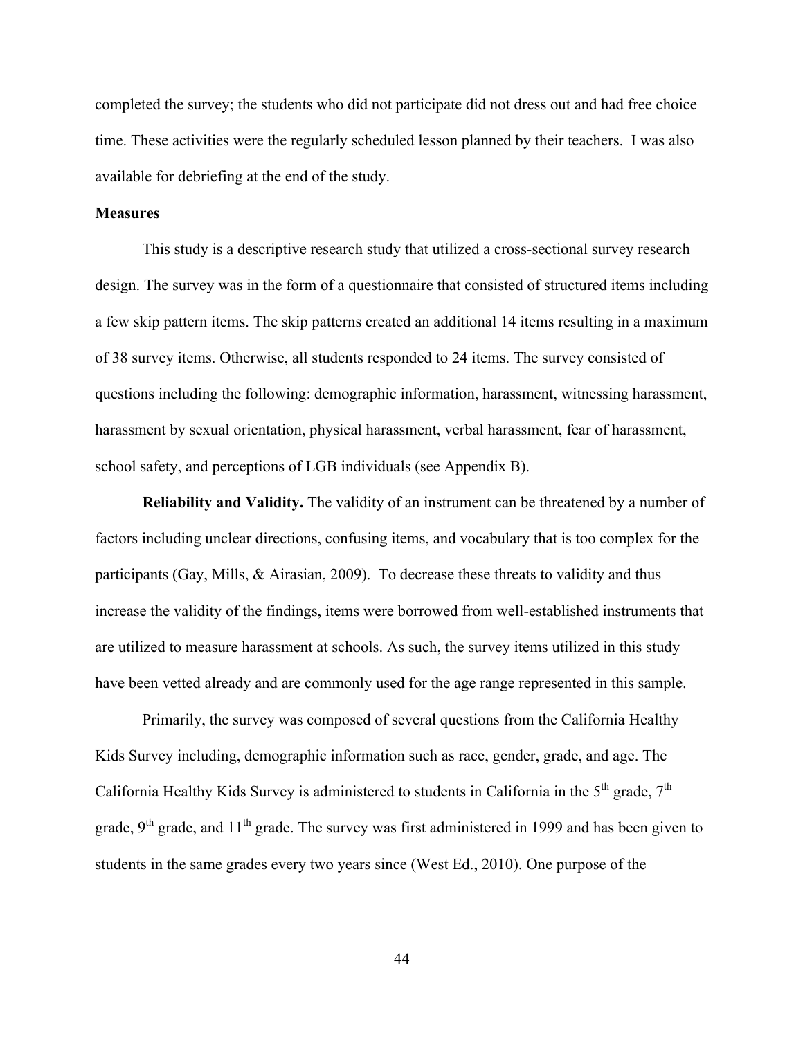completed the survey; the students who did not participate did not dress out and had free choice time. These activities were the regularly scheduled lesson planned by their teachers. I was also available for debriefing at the end of the study.

### Measures

This study is a descriptive research study that utilized a cross-sectional survey research design. The survey was in the form of a questionnaire that consisted of structured items including a few skip pattern items. The skip patterns created an additional 14 items resulting in a maximum of 38 survey items. Otherwise, all students responded to 24 items. The survey consisted of questions including the following: demographic information, harassment, witnessing harassment, harassment by sexual orientation, physical harassment, verbal harassment, fear of harassment, school safety, and perceptions of LGB individuals (see Appendix B).

**Reliability and Validity.** The validity of an instrument can be threatened by a number of factors including unclear directions, confusing items, and vocabulary that is too complex for the participants (Gay, Mills, & Airasian, 2009). To decrease these threats to validity and thus increase the validity of the findings, items were borrowed from well-established instruments that are utilized to measure harassment at schools. As such, the survey items utilized in this study have been vetted already and are commonly used for the age range represented in this sample.

Primarily, the survey was composed of several questions from the California Healthy Kids Survey including, demographic information such as race, gender, grade, and age. The California Healthy Kids Survey is administered to students in California in the 5th grade, 7th grade, 9th grade, and 11th grade. The survey was first administered in 1999 and has been given to students in the same grades every two years since (West Ed., 2010). One purpose of the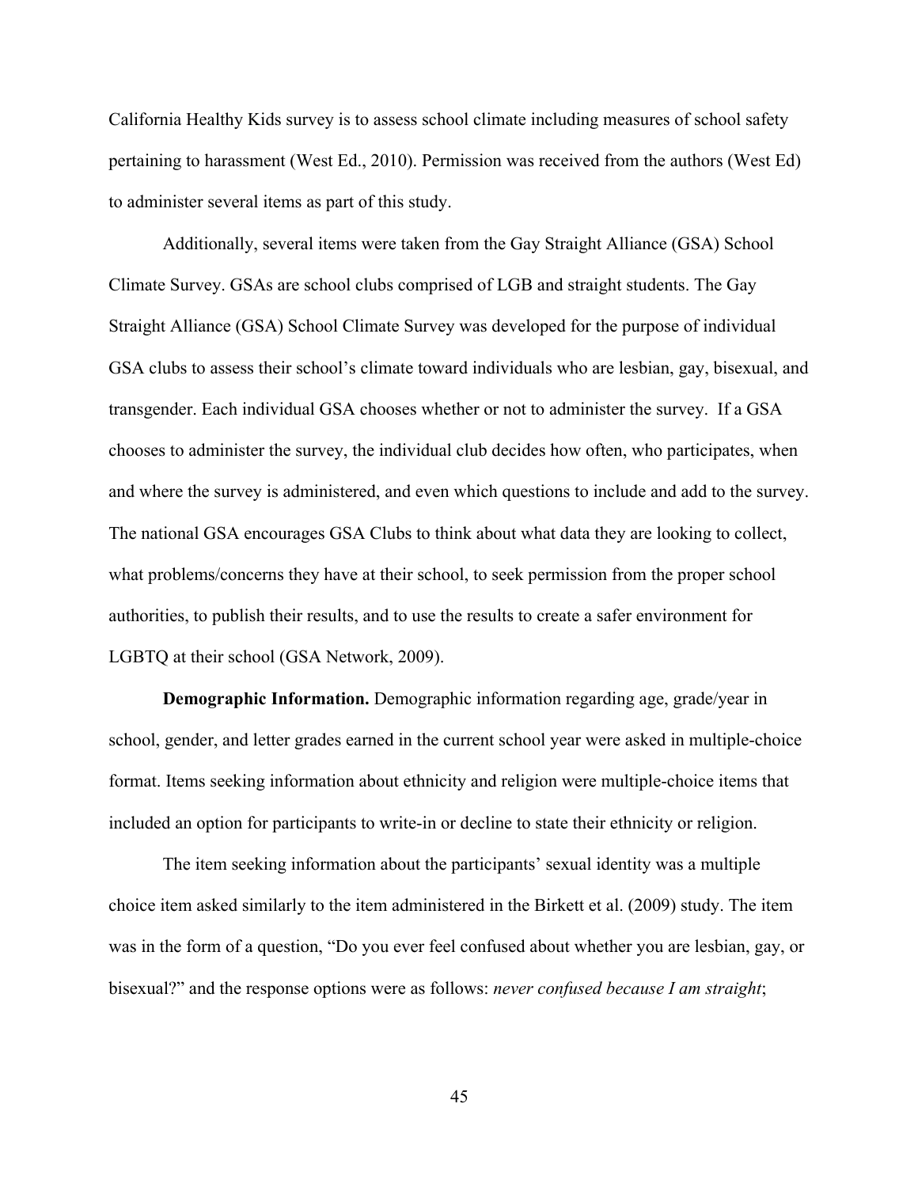California Healthy Kids survey is to assess school climate including measures of school safety pertaining to harassment (West Ed., 2010). Permission was received from the authors (West Ed) to administer several items as part of this study.

Additionally, several items were taken from the Gay Straight Alliance (GSA) School Climate Survey. GSAs are school clubs comprised of LGB and straight students. The Gay Straight Alliance (GSA) School Climate Survey was developed for the purpose of individual GSA clubs to assess their school's climate toward individuals who are lesbian, gay, bisexual, and transgender. Each individual GSA chooses whether or not to administer the survey. If a GSA chooses to administer the survey, the individual club decides how often, who participates, when and where the survey is administered, and even which questions to include and add to the survey. The national GSA encourages GSA Clubs to think about what data they are looking to collect, what problems/concerns they have at their school, to seek permission from the proper school authorities, to publish their results, and to use the results to create a safer environment for LGBTQ at their school (GSA Network, 2009).

**Demographic Information.** Demographic information regarding age, grade/year in school, gender, and letter grades earned in the current school year were asked in multiple-choice format. Items seeking information about ethnicity and religion were multiple-choice items that included an option for participants to write-in or decline to state their ethnicity or religion.

The item seeking information about the participants' sexual identity was a multiple choice item asked similarly to the item administered in the Birkett et al. (2009) study. The item was in the form of a question, "Do you ever feel confused about whether you are lesbian, gay, or bisexual?" and the response options were as follows: *never confused because I am straight*;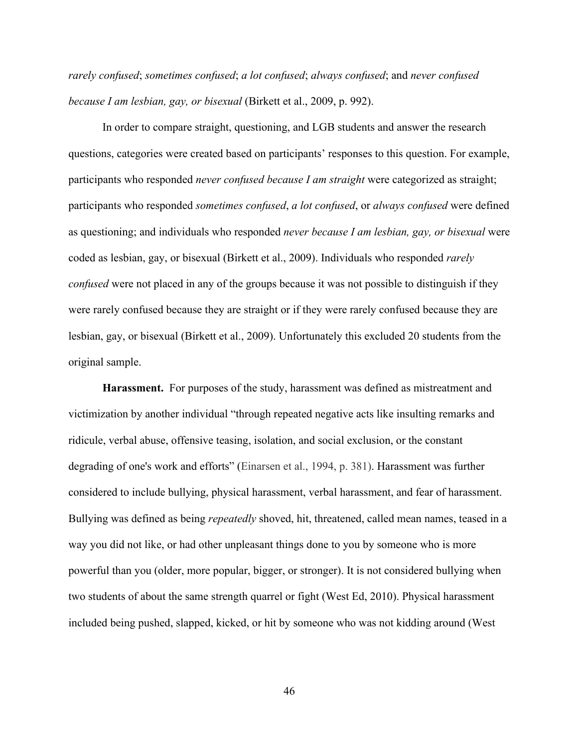*rarely confused*; *sometimes confused*; *a lot confused*; *always confused*; and *never confused because I am lesbian, gay, or bisexual* (Birkett et al., 2009, p. 992).

In order to compare straight, questioning, and LGB students and answer the research questions, categories were created based on participants' responses to this question. For example, participants who responded *never confused because I am straight* were categorized as straight; participants who responded *sometimes confused*, *a lot confused*, or *always confused* were defined as questioning; and individuals who responded *never because I am lesbian, gay, or bisexual* were coded as lesbian, gay, or bisexual (Birkett et al., 2009). Individuals who responded *rarely confused* were not placed in any of the groups because it was not possible to distinguish if they were rarely confused because they are straight or if they were rarely confused because they are lesbian, gay, or bisexual (Birkett et al., 2009). Unfortunately this excluded 20 students from the original sample.

**Harassment.** For purposes of the study, harassment was defined as mistreatment and victimization by another individual "through repeated negative acts like insulting remarks and ridicule, verbal abuse, offensive teasing, isolation, and social exclusion, or the constant degrading of one's work and efforts" (Einarsen et al., 1994, p. 381). Harassment was further considered to include bullying, physical harassment, verbal harassment, and fear of harassment. Bullying was defined as being *repeatedly* shoved, hit, threatened, called mean names, teased in a way you did not like, or had other unpleasant things done to you by someone who is more powerful than you (older, more popular, bigger, or stronger). It is not considered bullying when two students of about the same strength quarrel or fight (West Ed, 2010). Physical harassment included being pushed, slapped, kicked, or hit by someone who was not kidding around (West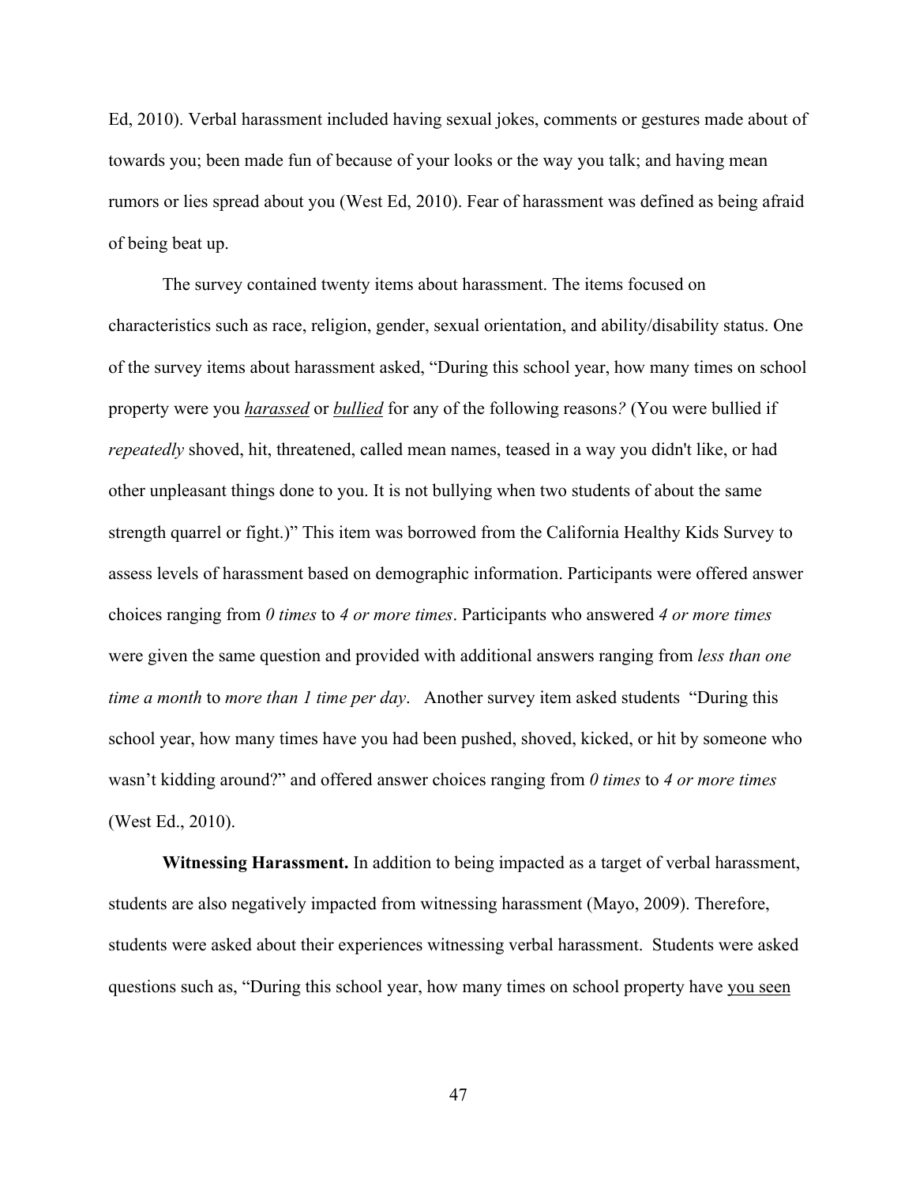Ed, 2010). Verbal harassment included having sexual jokes, comments or gestures made about of towards you; been made fun of because of your looks or the way you talk; and having mean rumors or lies spread about you (West Ed, 2010). Fear of harassment was defined as being afraid of being beat up.

The survey contained twenty items about harassment. The items focused on characteristics such as race, religion, gender, sexual orientation, and ability/disability status. One of the survey items about harassment asked, "During this school year, how many times on school property were you <u>*harassed*</u> or <u>*bullied*</u> for any of the following reasons*?* (You were bullied if *repeatedly* shoved, hit, threatened, called mean names, teased in a way you didn't like, or had other unpleasant things done to you. It is not bullying when two students of about the same strength quarrel or fight.)" This item was borrowed from the California Healthy Kids Survey to assess levels of harassment based on demographic information. Participants were offered answer choices ranging from *0 times* to *4 or more times*. Participants who answered *4 or more times* were given the same question and provided with additional answers ranging from *less than one time a month* to *more than 1 time per day*. Another survey item asked students "During this school year, how many times have you had been pushed, shoved, kicked, or hit by someone who wasn't kidding around?" and offered answer choices ranging from *0 times* to *4 or more times* (West Ed., 2010).

**Witnessing Harassment.** In addition to being impacted as a target of verbal harassment, students are also negatively impacted from witnessing harassment (Mayo, 2009). Therefore, students were asked about their experiences witnessing verbal harassment. Students were asked questions such as, "During this school year, how many times on school property have <u>you seen</u>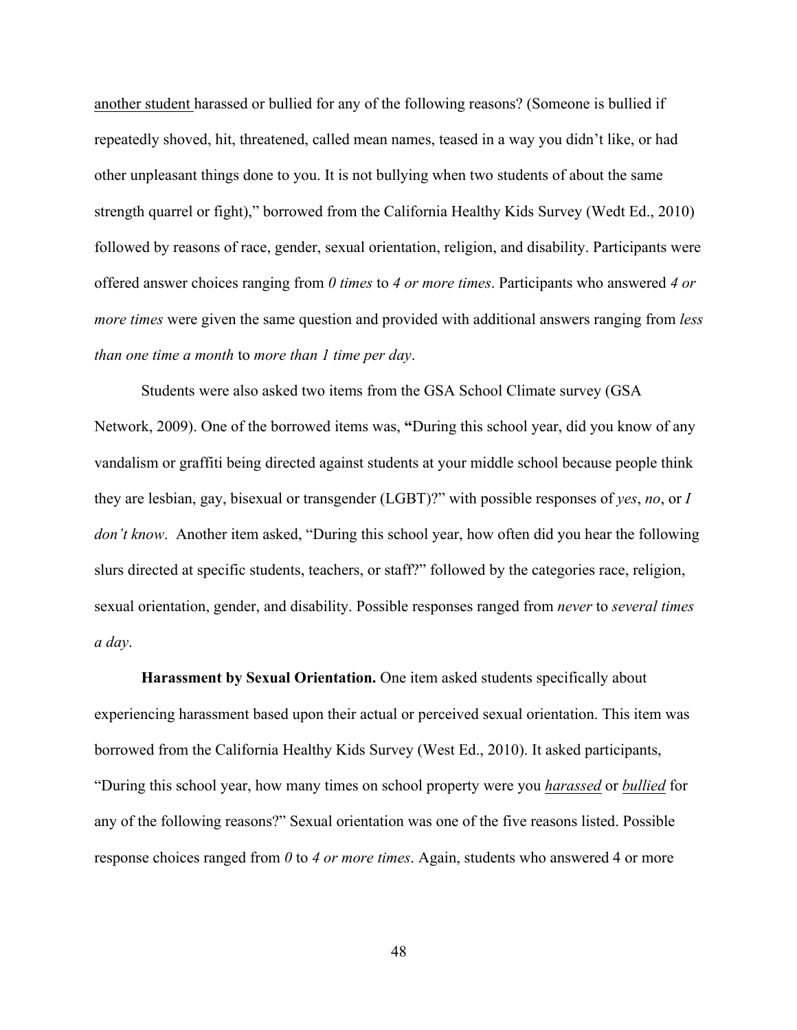another student harassed or bullied for any of the following reasons? (Someone is bullied if repeatedly shoved, hit, threatened, called mean names, teased in a way you didn't like, or had other unpleasant things done to you. It is not bullying when two students of about the same strength quarrel or fight)," borrowed from the California Healthy Kids Survey (Wedt Ed., 2010) followed by reasons of race, gender, sexual orientation, religion, and disability. Participants were offered answer choices ranging from *0 times* to *4 or more times*. Participants who answered *4 or more times* were given the same question and provided with additional answers ranging from *less than one time a month* to *more than 1 time per day*.

Students were also asked two items from the GSA School Climate survey (GSA Network, 2009). One of the borrowed items was, **"**During this school year, did you know of any vandalism or graffiti being directed against students at your middle school because people think they are lesbian, gay, bisexual or transgender (LGBT)?" with possible responses of *yes*, *no*, or *I don't know*. Another item asked, "During this school year, how often did you hear the following slurs directed at specific students, teachers, or staff?" followed by the categories race, religion, sexual orientation, gender, and disability. Possible responses ranged from *never* to *several times a day*.

**Harassment by Sexual Orientation.** One item asked students specifically about experiencing harassment based upon their actual or perceived sexual orientation. This item was borrowed from the California Healthy Kids Survey (West Ed., 2010). It asked participants, "During this school year, how many times on school property were you ***harassed*** or ***bullied*** for any of the following reasons?" Sexual orientation was one of the five reasons listed. Possible response choices ranged from *0* to *4 or more times*. Again, students who answered 4 or more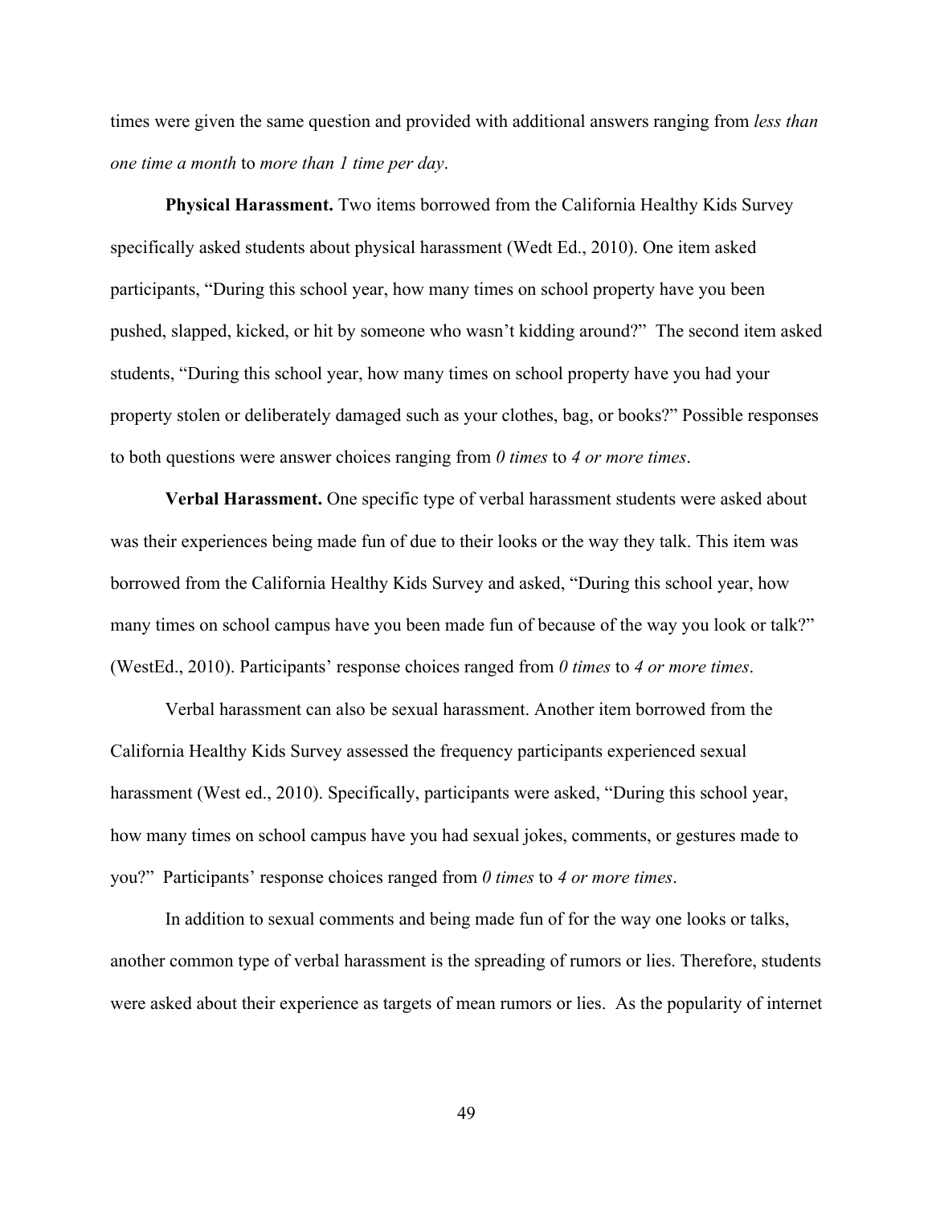times were given the same question and provided with additional answers ranging from *less than one time a month* to *more than 1 time per day*.

**Physical Harassment.** Two items borrowed from the California Healthy Kids Survey specifically asked students about physical harassment (Wedt Ed., 2010). One item asked participants, "During this school year, how many times on school property have you been pushed, slapped, kicked, or hit by someone who wasn't kidding around?" The second item asked students, "During this school year, how many times on school property have you had your property stolen or deliberately damaged such as your clothes, bag, or books?" Possible responses to both questions were answer choices ranging from *0 times* to *4 or more times*.

**Verbal Harassment.** One specific type of verbal harassment students were asked about was their experiences being made fun of due to their looks or the way they talk. This item was borrowed from the California Healthy Kids Survey and asked, "During this school year, how many times on school campus have you been made fun of because of the way you look or talk?" (WestEd., 2010). Participants' response choices ranged from *0 times* to *4 or more times*.

Verbal harassment can also be sexual harassment. Another item borrowed from the California Healthy Kids Survey assessed the frequency participants experienced sexual harassment (West ed., 2010). Specifically, participants were asked, "During this school year, how many times on school campus have you had sexual jokes, comments, or gestures made to you?" Participants' response choices ranged from *0 times* to *4 or more times*.

In addition to sexual comments and being made fun of for the way one looks or talks, another common type of verbal harassment is the spreading of rumors or lies. Therefore, students were asked about their experience as targets of mean rumors or lies. As the popularity of internet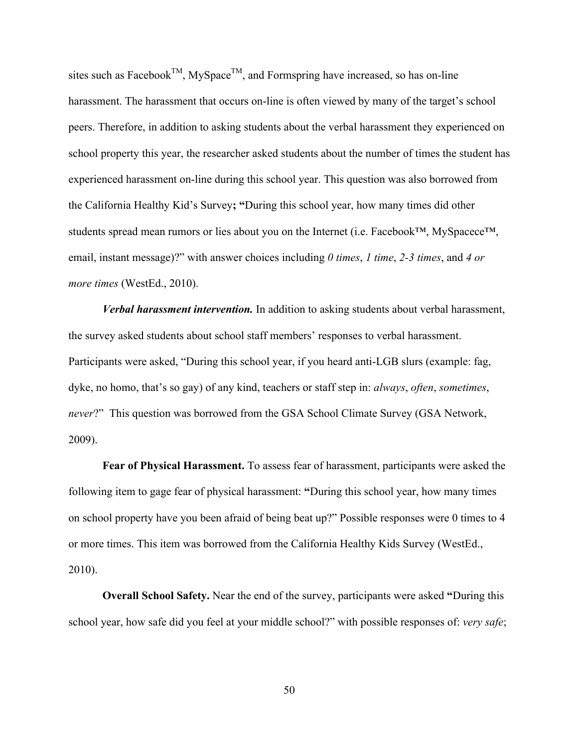sites such as Facebook™, MySpace™, and Formspring have increased, so has on-line harassment. The harassment that occurs on-line is often viewed by many of the target's school peers. Therefore, in addition to asking students about the verbal harassment they experienced on school property this year, the researcher asked students about the number of times the student has experienced harassment on-line during this school year. This question was also borrowed from the California Healthy Kid's Survey**; "**During this school year, how many times did other students spread mean rumors or lies about you on the Internet (i.e. Facebook™, MySpacece™, email, instant message)?" with answer choices including *0 times*, *1 time*, *2-3 times*, and *4 or more times* (WestEd., 2010).

***Verbal harassment intervention.*** In addition to asking students about verbal harassment, the survey asked students about school staff members' responses to verbal harassment. Participants were asked, "During this school year, if you heard anti-LGB slurs (example: fag, dyke, no homo, that's so gay) of any kind, teachers or staff step in: *always*, *often*, *sometimes*, *never*?" This question was borrowed from the GSA School Climate Survey (GSA Network, 2009).

**Fear of Physical Harassment.** To assess fear of harassment, participants were asked the following item to gage fear of physical harassment: **"**During this school year, how many times on school property have you been afraid of being beat up?" Possible responses were 0 times to 4 or more times. This item was borrowed from the California Healthy Kids Survey (WestEd., 2010).

**Overall School Safety.** Near the end of the survey, participants were asked **"**During this school year, how safe did you feel at your middle school?" with possible responses of: *very safe*;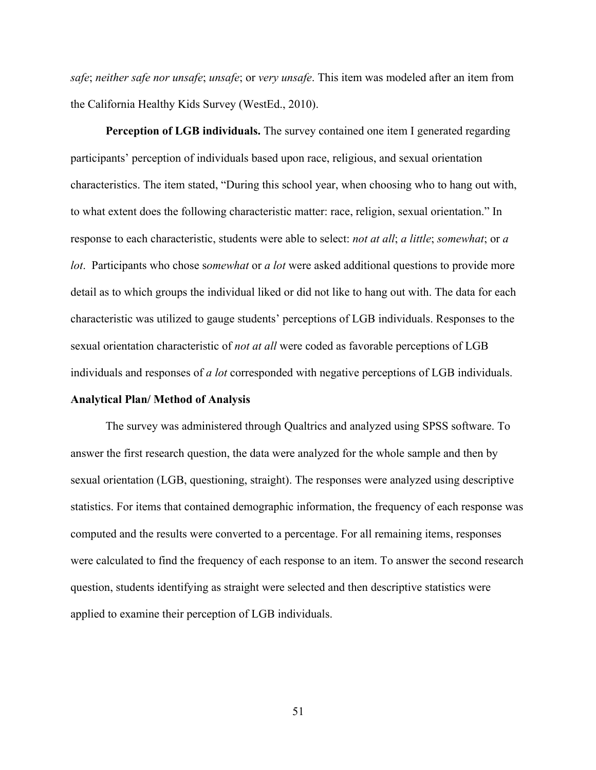*safe*; *neither safe nor unsafe*; *unsafe*; or *very unsafe*. This item was modeled after an item from the California Healthy Kids Survey (WestEd., 2010).

**Perception of LGB individuals.** The survey contained one item I generated regarding participants' perception of individuals based upon race, religious, and sexual orientation characteristics. The item stated, "During this school year, when choosing who to hang out with, to what extent does the following characteristic matter: race, religion, sexual orientation." In response to each characteristic, students were able to select: *not at all*; *a little*; *somewhat*; or *a lot*. Participants who chose s*omewhat* or *a lot* were asked additional questions to provide more detail as to which groups the individual liked or did not like to hang out with. The data for each characteristic was utilized to gauge students' perceptions of LGB individuals. Responses to the sexual orientation characteristic of *not at all* were coded as favorable perceptions of LGB individuals and responses of *a lot* corresponded with negative perceptions of LGB individuals.

### Analytical Plan/ Method of Analysis

The survey was administered through Qualtrics and analyzed using SPSS software. To answer the first research question, the data were analyzed for the whole sample and then by sexual orientation (LGB, questioning, straight). The responses were analyzed using descriptive statistics. For items that contained demographic information, the frequency of each response was computed and the results were converted to a percentage. For all remaining items, responses were calculated to find the frequency of each response to an item. To answer the second research question, students identifying as straight were selected and then descriptive statistics were applied to examine their perception of LGB individuals.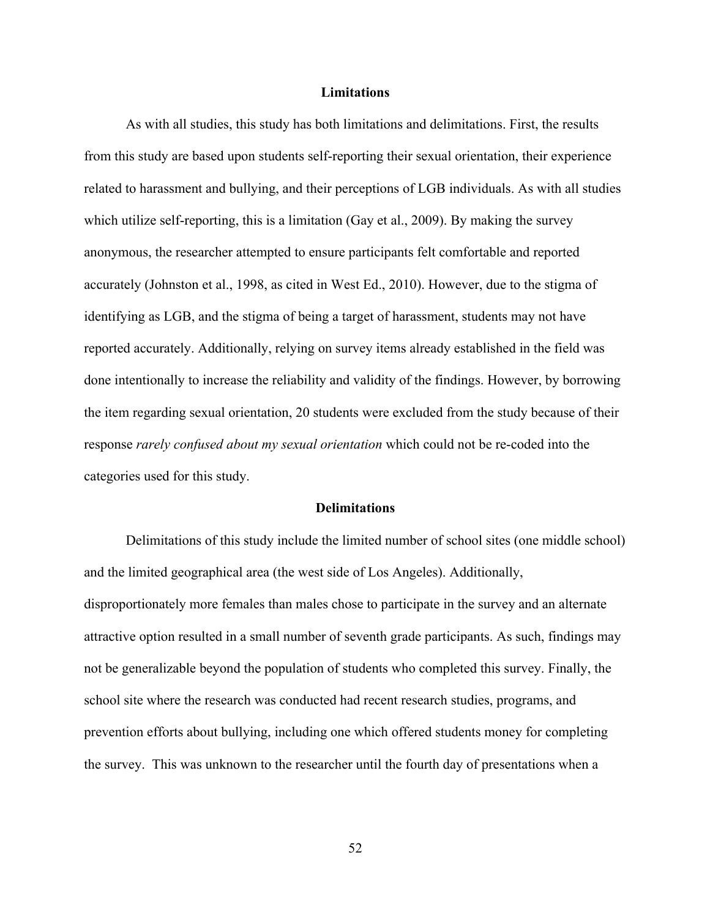## Limitations

As with all studies, this study has both limitations and delimitations. First, the results from this study are based upon students self-reporting their sexual orientation, their experience related to harassment and bullying, and their perceptions of LGB individuals. As with all studies which utilize self-reporting, this is a limitation (Gay et al., 2009). By making the survey anonymous, the researcher attempted to ensure participants felt comfortable and reported accurately (Johnston et al., 1998, as cited in West Ed., 2010). However, due to the stigma of identifying as LGB, and the stigma of being a target of harassment, students may not have reported accurately. Additionally, relying on survey items already established in the field was done intentionally to increase the reliability and validity of the findings. However, by borrowing the item regarding sexual orientation, 20 students were excluded from the study because of their response *rarely confused about my sexual orientation* which could not be re-coded into the categories used for this study.

## Delimitations

Delimitations of this study include the limited number of school sites (one middle school) and the limited geographical area (the west side of Los Angeles). Additionally, disproportionately more females than males chose to participate in the survey and an alternate attractive option resulted in a small number of seventh grade participants. As such, findings may not be generalizable beyond the population of students who completed this survey. Finally, the school site where the research was conducted had recent research studies, programs, and prevention efforts about bullying, including one which offered students money for completing the survey. This was unknown to the researcher until the fourth day of presentations when a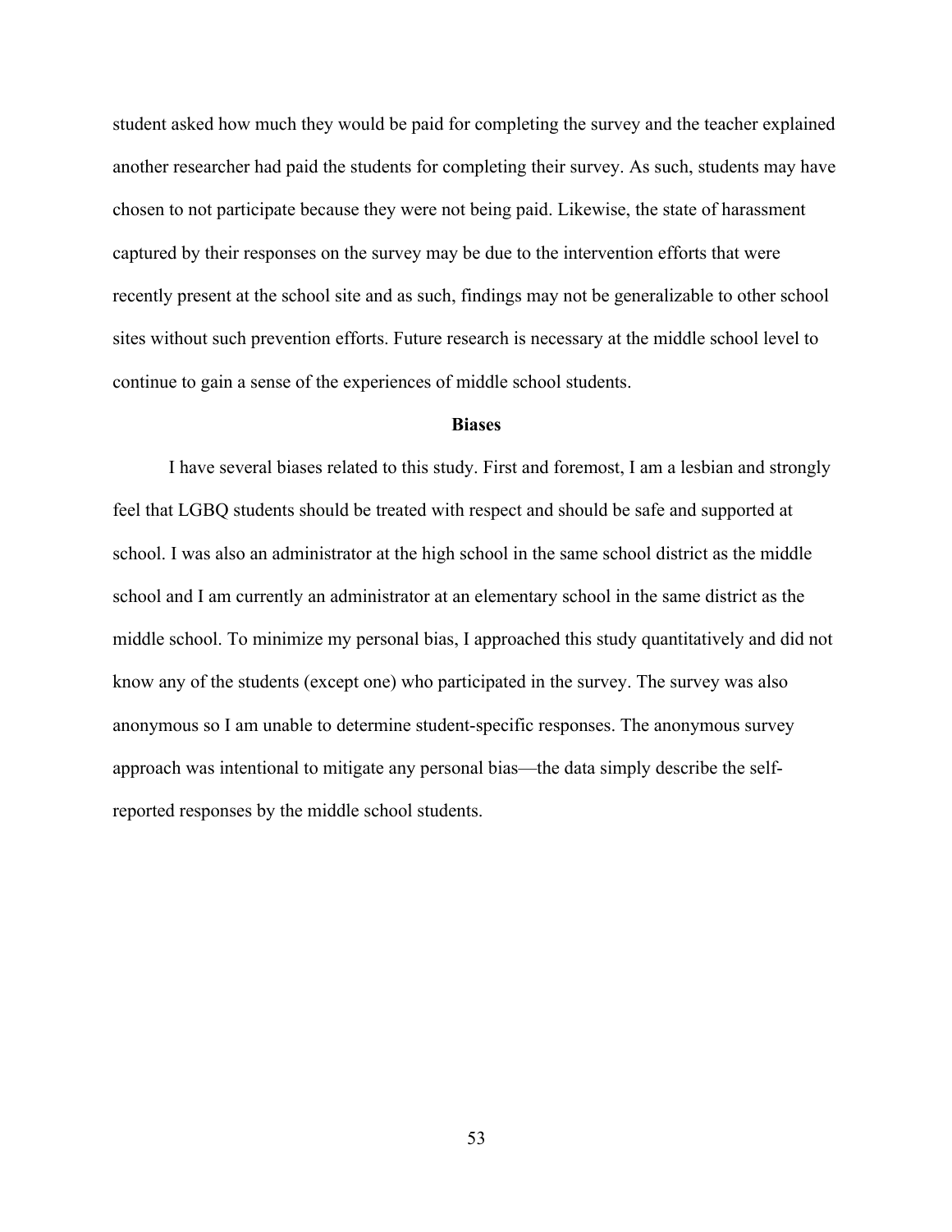student asked how much they would be paid for completing the survey and the teacher explained another researcher had paid the students for completing their survey. As such, students may have chosen to not participate because they were not being paid. Likewise, the state of harassment captured by their responses on the survey may be due to the intervention efforts that were recently present at the school site and as such, findings may not be generalizable to other school sites without such prevention efforts. Future research is necessary at the middle school level to continue to gain a sense of the experiences of middle school students.

## Biases

I have several biases related to this study. First and foremost, I am a lesbian and strongly feel that LGBQ students should be treated with respect and should be safe and supported at school. I was also an administrator at the high school in the same school district as the middle school and I am currently an administrator at an elementary school in the same district as the middle school. To minimize my personal bias, I approached this study quantitatively and did not know any of the students (except one) who participated in the survey. The survey was also anonymous so I am unable to determine student-specific responses. The anonymous survey approach was intentional to mitigate any personal bias—the data simply describe the self-reported responses by the middle school students.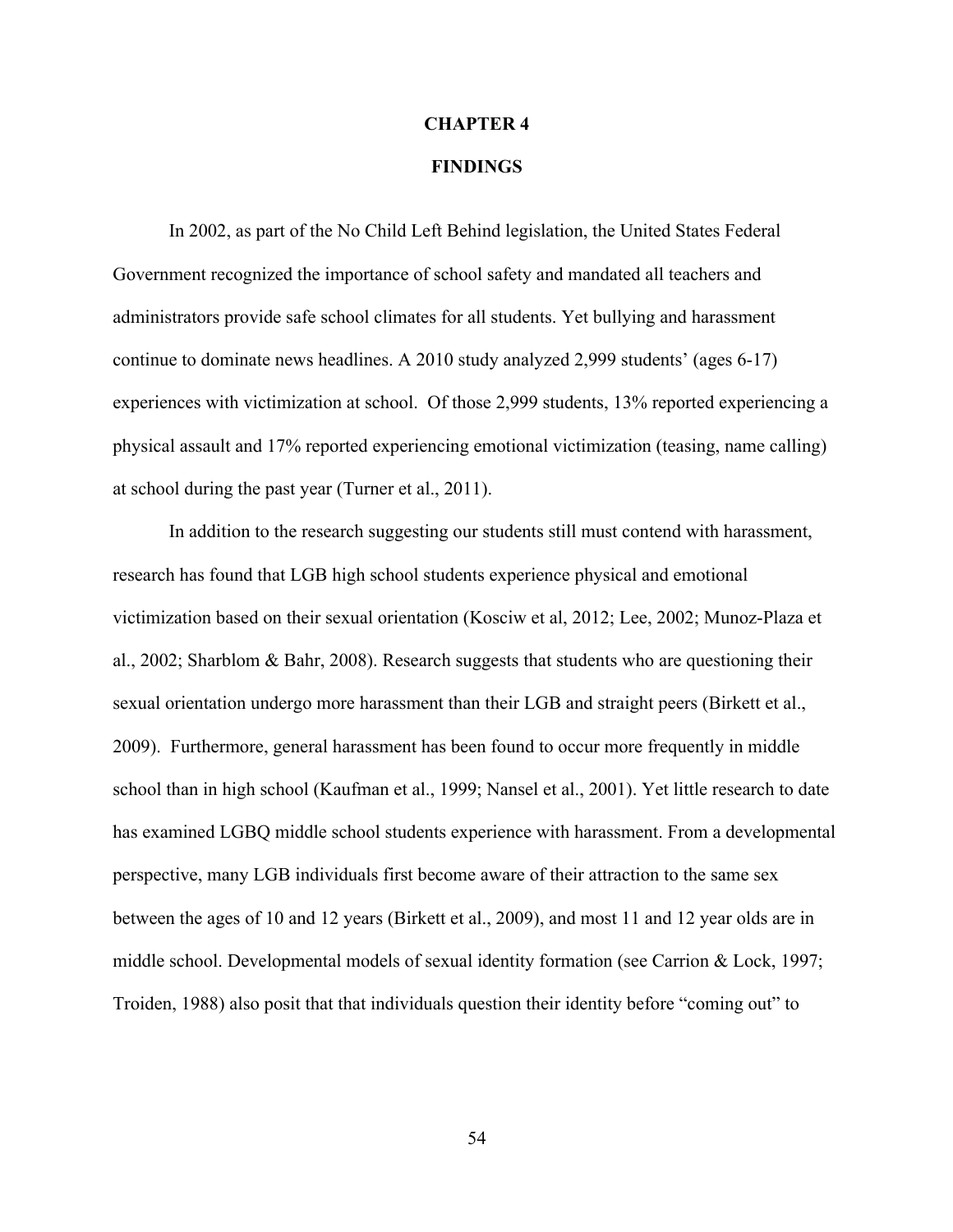# CHAPTER 4

# FINDINGS

In 2002, as part of the No Child Left Behind legislation, the United States Federal Government recognized the importance of school safety and mandated all teachers and administrators provide safe school climates for all students. Yet bullying and harassment continue to dominate news headlines. A 2010 study analyzed 2,999 students' (ages 6-17) experiences with victimization at school. Of those 2,999 students, 13% reported experiencing a physical assault and 17% reported experiencing emotional victimization (teasing, name calling) at school during the past year (Turner et al., 2011).

In addition to the research suggesting our students still must contend with harassment, research has found that LGB high school students experience physical and emotional victimization based on their sexual orientation (Kosciw et al, 2012; Lee, 2002; Munoz-Plaza et al., 2002; Sharblom & Bahr, 2008). Research suggests that students who are questioning their sexual orientation undergo more harassment than their LGB and straight peers (Birkett et al., 2009). Furthermore, general harassment has been found to occur more frequently in middle school than in high school (Kaufman et al., 1999; Nansel et al., 2001). Yet little research to date has examined LGBQ middle school students experience with harassment. From a developmental perspective, many LGB individuals first become aware of their attraction to the same sex between the ages of 10 and 12 years (Birkett et al., 2009), and most 11 and 12 year olds are in middle school. Developmental models of sexual identity formation (see Carrion & Lock, 1997; Troiden, 1988) also posit that that individuals question their identity before "coming out" to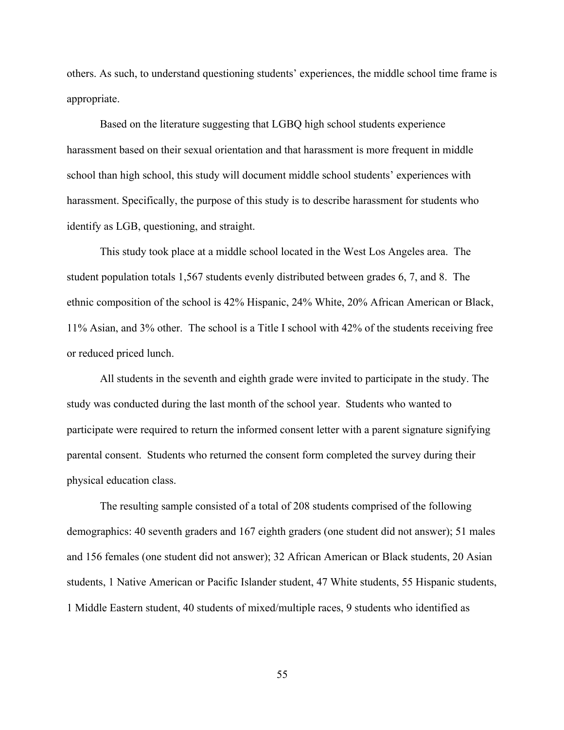others. As such, to understand questioning students' experiences, the middle school time frame is appropriate.

Based on the literature suggesting that LGBQ high school students experience harassment based on their sexual orientation and that harassment is more frequent in middle school than high school, this study will document middle school students' experiences with harassment. Specifically, the purpose of this study is to describe harassment for students who identify as LGB, questioning, and straight.

This study took place at a middle school located in the West Los Angeles area. The student population totals 1,567 students evenly distributed between grades 6, 7, and 8. The ethnic composition of the school is 42% Hispanic, 24% White, 20% African American or Black, 11% Asian, and 3% other. The school is a Title I school with 42% of the students receiving free or reduced priced lunch.

All students in the seventh and eighth grade were invited to participate in the study. The study was conducted during the last month of the school year. Students who wanted to participate were required to return the informed consent letter with a parent signature signifying parental consent. Students who returned the consent form completed the survey during their physical education class.

The resulting sample consisted of a total of 208 students comprised of the following demographics: 40 seventh graders and 167 eighth graders (one student did not answer); 51 males and 156 females (one student did not answer); 32 African American or Black students, 20 Asian students, 1 Native American or Pacific Islander student, 47 White students, 55 Hispanic students, 1 Middle Eastern student, 40 students of mixed/multiple races, 9 students who identified as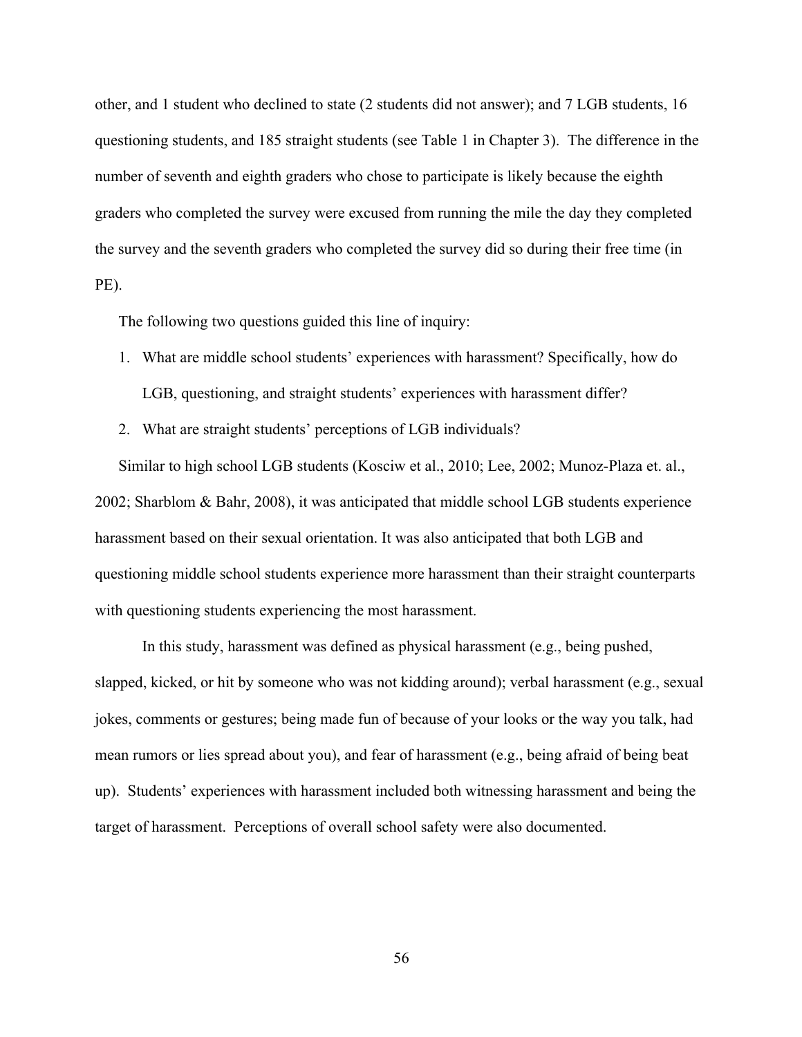other, and 1 student who declined to state (2 students did not answer); and 7 LGB students, 16 questioning students, and 185 straight students (see Table 1 in Chapter 3). The difference in the number of seventh and eighth graders who chose to participate is likely because the eighth graders who completed the survey were excused from running the mile the day they completed the survey and the seventh graders who completed the survey did so during their free time (in PE).

The following two questions guided this line of inquiry:

1. What are middle school students' experiences with harassment? Specifically, how do LGB, questioning, and straight students' experiences with harassment differ?
2. What are straight students' perceptions of LGB individuals?

Similar to high school LGB students (Kosciw et al., 2010; Lee, 2002; Munoz-Plaza et. al., 2002; Sharblom & Bahr, 2008), it was anticipated that middle school LGB students experience harassment based on their sexual orientation. It was also anticipated that both LGB and questioning middle school students experience more harassment than their straight counterparts with questioning students experiencing the most harassment.

In this study, harassment was defined as physical harassment (e.g., being pushed, slapped, kicked, or hit by someone who was not kidding around); verbal harassment (e.g., sexual jokes, comments or gestures; being made fun of because of your looks or the way you talk, had mean rumors or lies spread about you), and fear of harassment (e.g., being afraid of being beat up). Students' experiences with harassment included both witnessing harassment and being the target of harassment. Perceptions of overall school safety were also documented.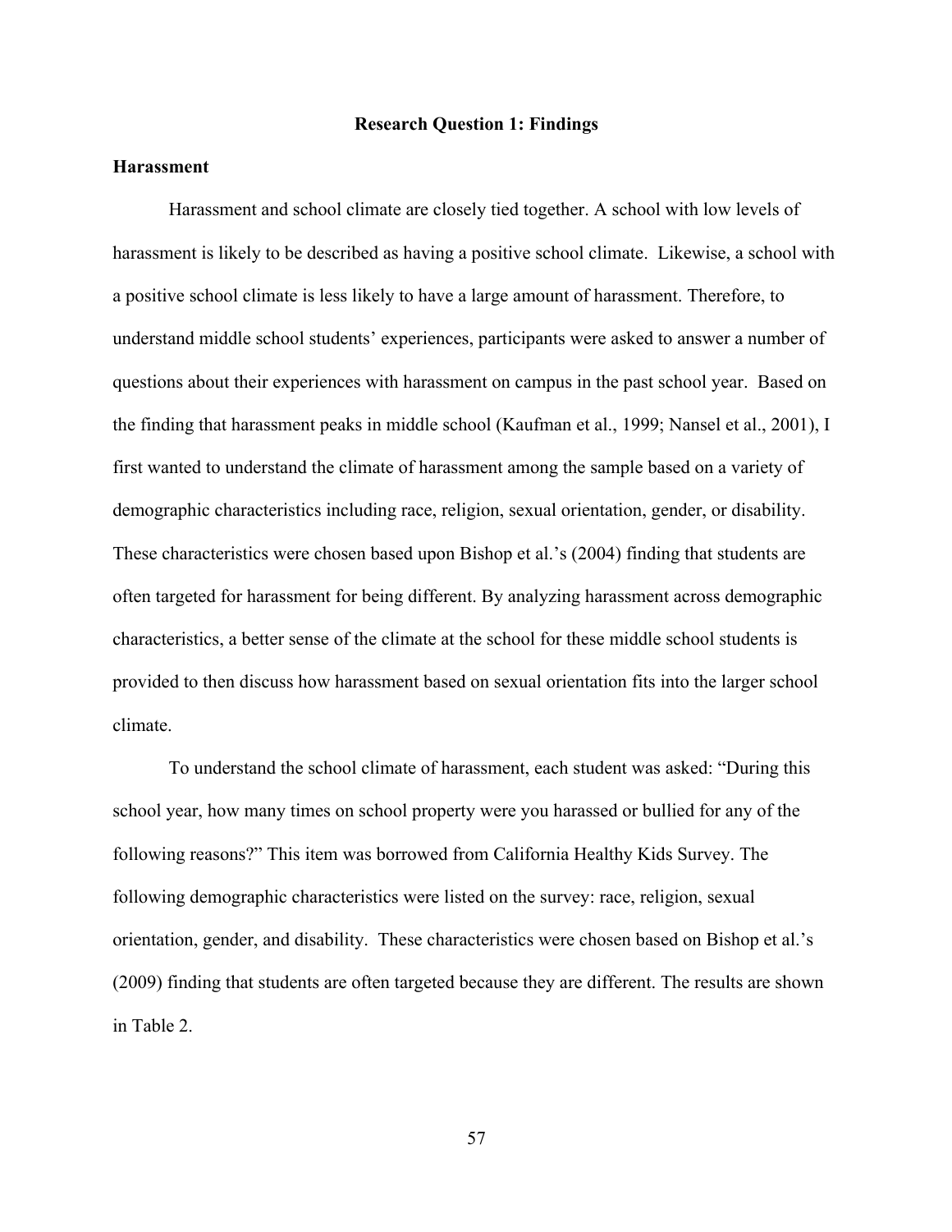## Research Question 1: Findings

### Harassment

Harassment and school climate are closely tied together. A school with low levels of harassment is likely to be described as having a positive school climate. Likewise, a school with a positive school climate is less likely to have a large amount of harassment. Therefore, to understand middle school students' experiences, participants were asked to answer a number of questions about their experiences with harassment on campus in the past school year. Based on the finding that harassment peaks in middle school (Kaufman et al., 1999; Nansel et al., 2001), I first wanted to understand the climate of harassment among the sample based on a variety of demographic characteristics including race, religion, sexual orientation, gender, or disability. These characteristics were chosen based upon Bishop et al.'s (2004) finding that students are often targeted for harassment for being different. By analyzing harassment across demographic characteristics, a better sense of the climate at the school for these middle school students is provided to then discuss how harassment based on sexual orientation fits into the larger school climate.

To understand the school climate of harassment, each student was asked: "During this school year, how many times on school property were you harassed or bullied for any of the following reasons?" This item was borrowed from California Healthy Kids Survey. The following demographic characteristics were listed on the survey: race, religion, sexual orientation, gender, and disability. These characteristics were chosen based on Bishop et al.'s (2009) finding that students are often targeted because they are different. The results are shown in Table 2.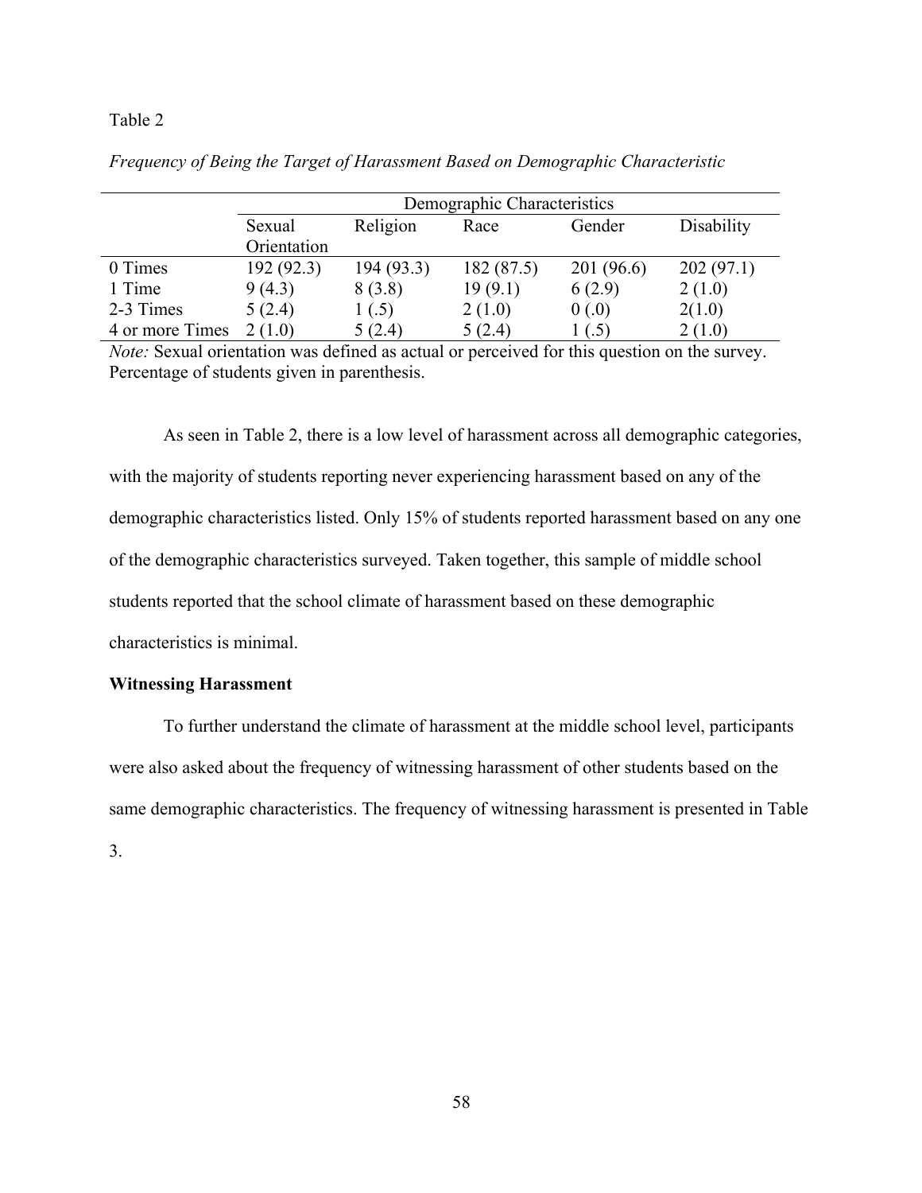Table 2

*Frequency of Being the Target of Harassment Based on Demographic Characteristic*

| | Demographic Characteristics | | | | |
|---|---|---|---|---|---|
| | Sexual Orientation | Religion | Race | Gender | Disability |
| 0 Times | 192 (92.3) | 194 (93.3) | 182 (87.5) | 201 (96.6) | 202 (97.1) |
| 1 Time | 9 (4.3) | 8 (3.8) | 19 (9.1) | 6 (2.9) | 2 (1.0) |
| 2-3 Times | 5 (2.4) | 1 (.5) | 2 (1.0) | 0 (.0) | 2(1.0) |
| 4 or more Times | 2 (1.0) | 5 (2.4) | 5 (2.4) | 1 (.5) | 2 (1.0) |

*Note:* Sexual orientation was defined as actual or perceived for this question on the survey. Percentage of students given in parenthesis.

As seen in Table 2, there is a low level of harassment across all demographic categories, with the majority of students reporting never experiencing harassment based on any of the demographic characteristics listed. Only 15% of students reported harassment based on any one of the demographic characteristics surveyed. Taken together, this sample of middle school students reported that the school climate of harassment based on these demographic characteristics is minimal.

**Witnessing Harassment**

To further understand the climate of harassment at the middle school level, participants were also asked about the frequency of witnessing harassment of other students based on the same demographic characteristics. The frequency of witnessing harassment is presented in Table 3.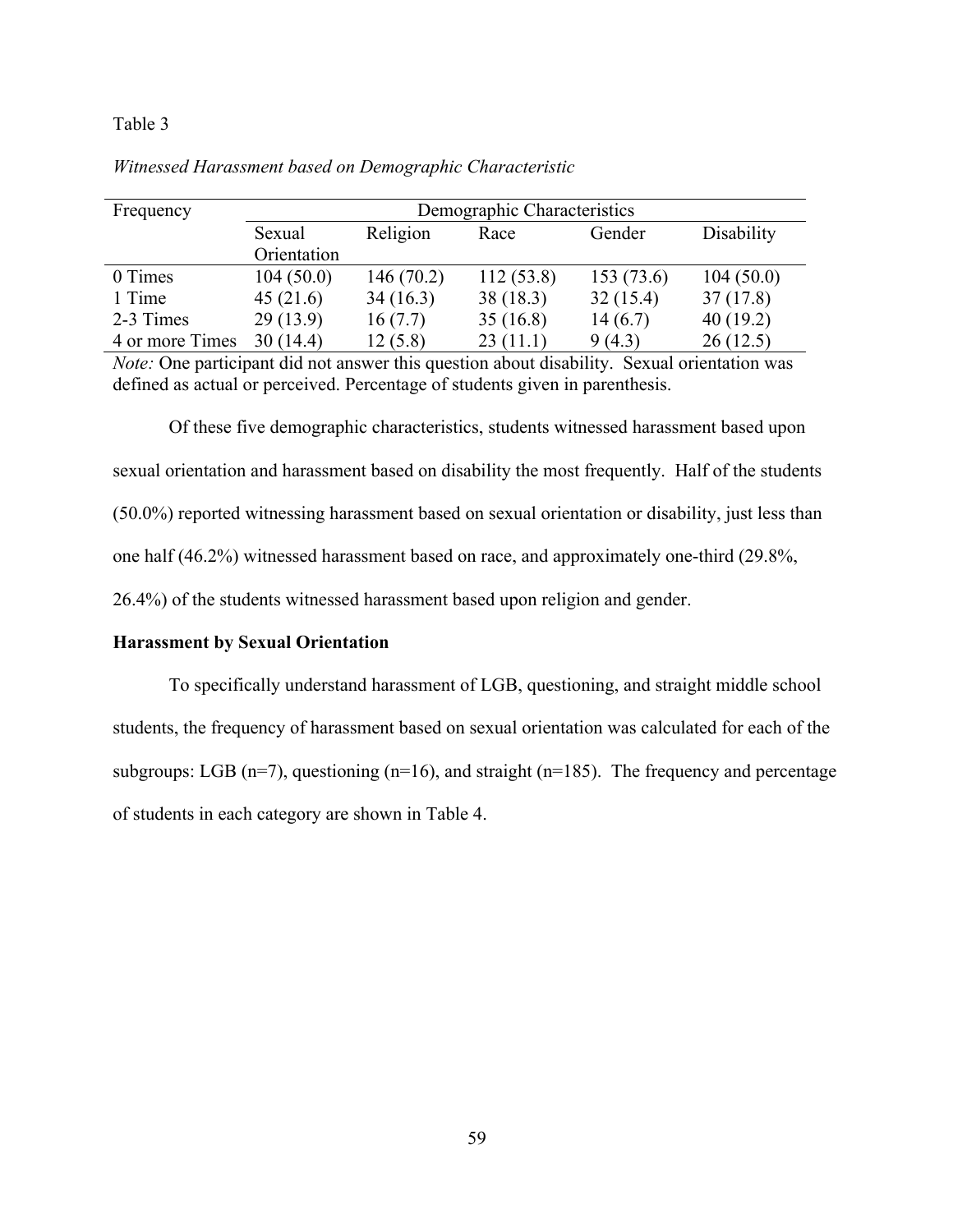Table 3

*Witnessed Harassment based on Demographic Characteristic*

| Frequency | Demographic Characteristics | | | | |
|---|---|---|---|---|---|
| | Sexual Orientation | Religion | Race | Gender | Disability |
| 0 Times | 104 (50.0) | 146 (70.2) | 112 (53.8) | 153 (73.6) | 104 (50.0) |
| 1 Time | 45 (21.6) | 34 (16.3) | 38 (18.3) | 32 (15.4) | 37 (17.8) |
| 2-3 Times | 29 (13.9) | 16 (7.7) | 35 (16.8) | 14 (6.7) | 40 (19.2) |
| 4 or more Times | 30 (14.4) | 12 (5.8) | 23 (11.1) | 9 (4.3) | 26 (12.5) |

*Note:* One participant did not answer this question about disability. Sexual orientation was defined as actual or perceived. Percentage of students given in parenthesis.

Of these five demographic characteristics, students witnessed harassment based upon sexual orientation and harassment based on disability the most frequently. Half of the students (50.0%) reported witnessing harassment based on sexual orientation or disability, just less than one half (46.2%) witnessed harassment based on race, and approximately one-third (29.8%, 26.4%) of the students witnessed harassment based upon religion and gender.

**Harassment by Sexual Orientation**

To specifically understand harassment of LGB, questioning, and straight middle school students, the frequency of harassment based on sexual orientation was calculated for each of the subgroups: LGB (n=7), questioning (n=16), and straight (n=185). The frequency and percentage of students in each category are shown in Table 4.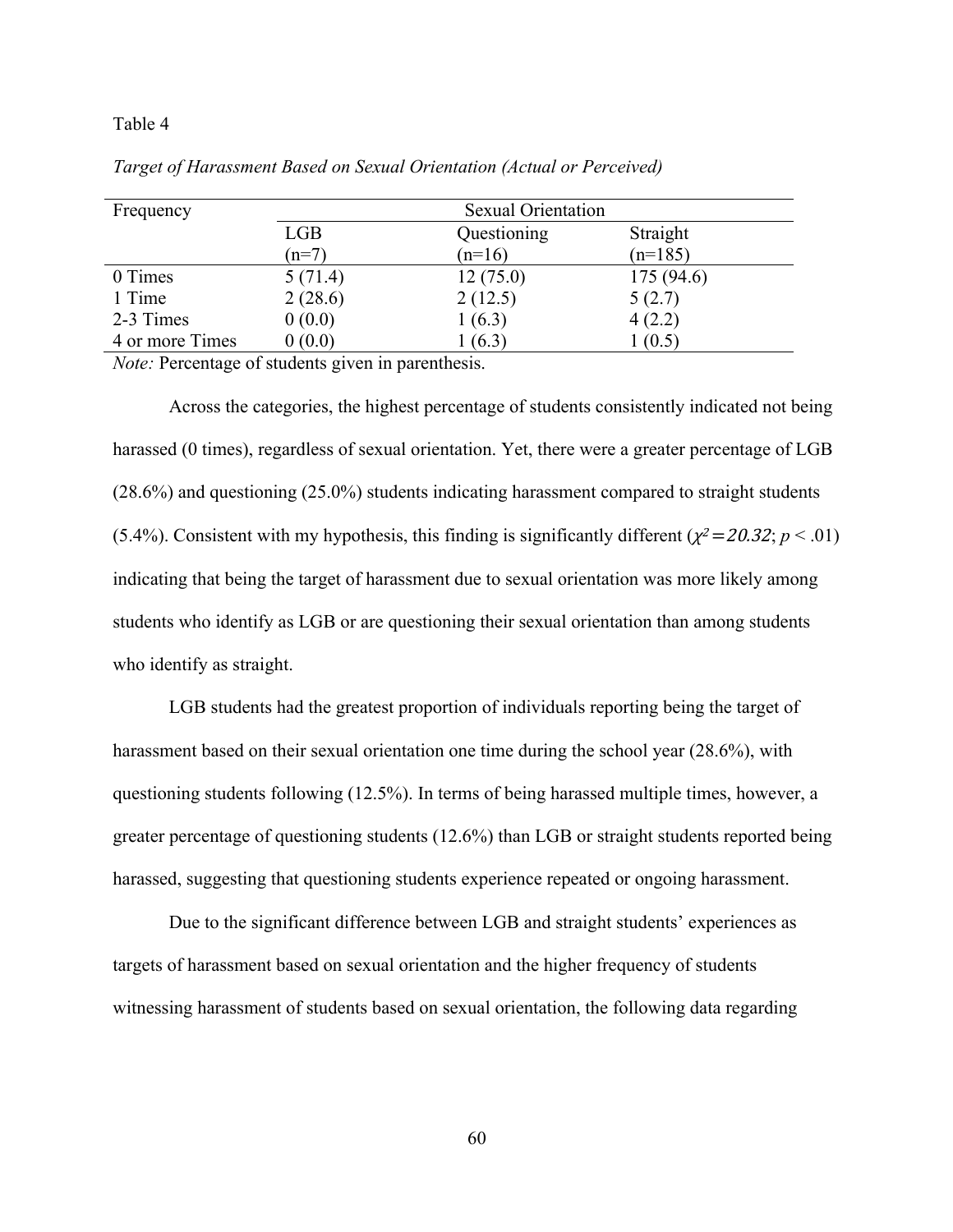Table 4

*Target of Harassment Based on Sexual Orientation (Actual or Perceived)*

| Frequency | Sexual Orientation | | |
|---|---|---|---|
| | LGB (n=7) | Questioning (n=16) | Straight (n=185) |
| 0 Times | 5 (71.4) | 12 (75.0) | 175 (94.6) |
| 1 Time | 2 (28.6) | 2 (12.5) | 5 (2.7) |
| 2-3 Times | 0 (0.0) | 1 (6.3) | 4 (2.2) |
| 4 or more Times | 0 (0.0) | 1 (6.3) | 1 (0.5) |

*Note:* Percentage of students given in parenthesis.

Across the categories, the highest percentage of students consistently indicated not being harassed (0 times), regardless of sexual orientation. Yet, there were a greater percentage of LGB (28.6%) and questioning (25.0%) students indicating harassment compared to straight students (5.4%). Consistent with my hypothesis, this finding is significantly different ($\chi^2 = 20.32$; $p < .01$) indicating that being the target of harassment due to sexual orientation was more likely among students who identify as LGB or are questioning their sexual orientation than among students who identify as straight.

LGB students had the greatest proportion of individuals reporting being the target of harassment based on their sexual orientation one time during the school year (28.6%), with questioning students following (12.5%). In terms of being harassed multiple times, however, a greater percentage of questioning students (12.6%) than LGB or straight students reported being harassed, suggesting that questioning students experience repeated or ongoing harassment.

Due to the significant difference between LGB and straight students' experiences as targets of harassment based on sexual orientation and the higher frequency of students witnessing harassment of students based on sexual orientation, the following data regarding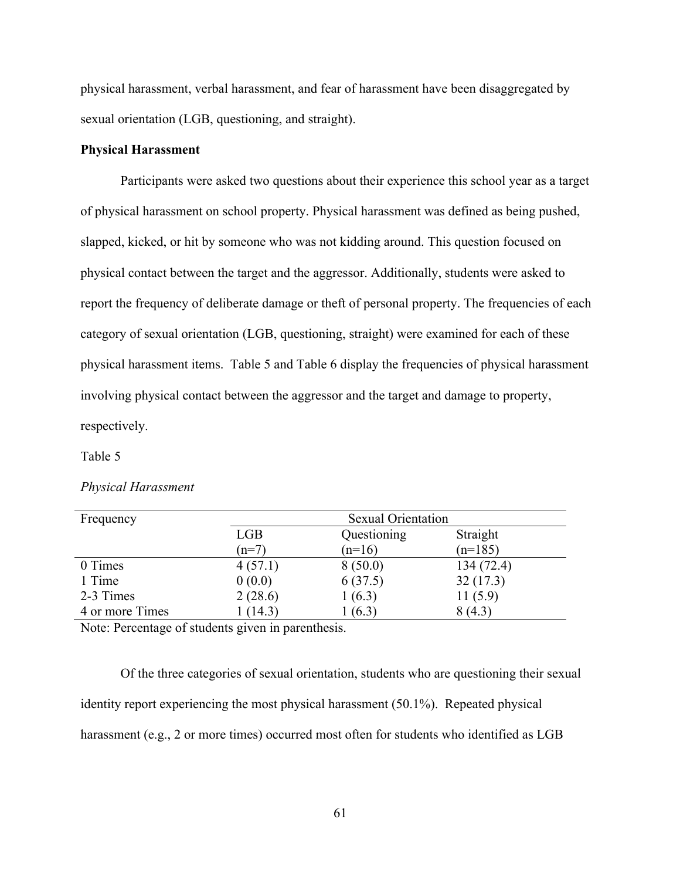physical harassment, verbal harassment, and fear of harassment have been disaggregated by sexual orientation (LGB, questioning, and straight).

**Physical Harassment**

Participants were asked two questions about their experience this school year as a target of physical harassment on school property. Physical harassment was defined as being pushed, slapped, kicked, or hit by someone who was not kidding around. This question focused on physical contact between the target and the aggressor. Additionally, students were asked to report the frequency of deliberate damage or theft of personal property. The frequencies of each category of sexual orientation (LGB, questioning, straight) were examined for each of these physical harassment items. Table 5 and Table 6 display the frequencies of physical harassment involving physical contact between the aggressor and the target and damage to property, respectively.

Table 5

*Physical Harassment*

| Frequency | Sexual Orientation | | |
|---|---|---|---|
| | LGB (n=7) | Questioning (n=16) | Straight (n=185) |
| 0 Times | 4 (57.1) | 8 (50.0) | 134 (72.4) |
| 1 Time | 0 (0.0) | 6 (37.5) | 32 (17.3) |
| 2-3 Times | 2 (28.6) | 1 (6.3) | 11 (5.9) |
| 4 or more Times | 1 (14.3) | 1 (6.3) | 8 (4.3) |

Note: Percentage of students given in parenthesis.

Of the three categories of sexual orientation, students who are questioning their sexual identity report experiencing the most physical harassment (50.1%). Repeated physical harassment (e.g., 2 or more times) occurred most often for students who identified as LGB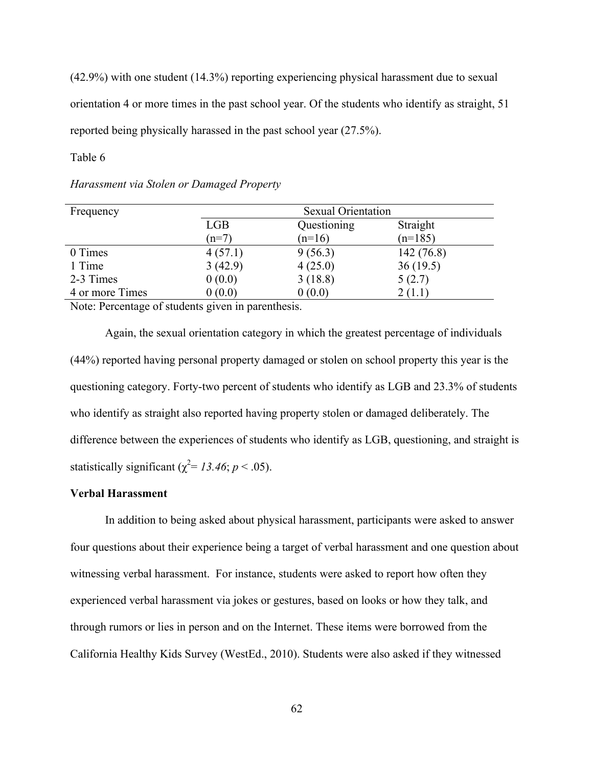(42.9%) with one student (14.3%) reporting experiencing physical harassment due to sexual orientation 4 or more times in the past school year. Of the students who identify as straight, 51 reported being physically harassed in the past school year (27.5%).

Table 6

*Harassment via Stolen or Damaged Property*

| Frequency | Sexual Orientation | | |
|---|---|---|---|
| | LGB (n=7) | Questioning (n=16) | Straight (n=185) |
| 0 Times | 4 (57.1) | 9 (56.3) | 142 (76.8) |
| 1 Time | 3 (42.9) | 4 (25.0) | 36 (19.5) |
| 2-3 Times | 0 (0.0) | 3 (18.8) | 5 (2.7) |
| 4 or more Times | 0 (0.0) | 0 (0.0) | 2 (1.1) |

Note: Percentage of students given in parenthesis.

Again, the sexual orientation category in which the greatest percentage of individuals (44%) reported having personal property damaged or stolen on school property this year is the questioning category. Forty-two percent of students who identify as LGB and 23.3% of students who identify as straight also reported having property stolen or damaged deliberately. The difference between the experiences of students who identify as LGB, questioning, and straight is statistically significant ($\chi^2 = 13.46$; $p < .05$).

**Verbal Harassment**

In addition to being asked about physical harassment, participants were asked to answer four questions about their experience being a target of verbal harassment and one question about witnessing verbal harassment. For instance, students were asked to report how often they experienced verbal harassment via jokes or gestures, based on looks or how they talk, and through rumors or lies in person and on the Internet. These items were borrowed from the California Healthy Kids Survey (WestEd., 2010). Students were also asked if they witnessed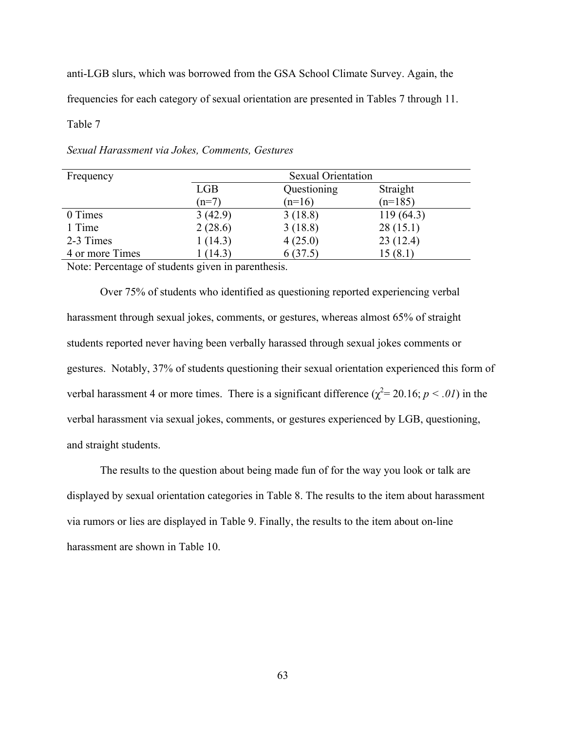anti-LGB slurs, which was borrowed from the GSA School Climate Survey. Again, the frequencies for each category of sexual orientation are presented in Tables 7 through 11.

Table 7

*Sexual Harassment via Jokes, Comments, Gestures*

| Frequency | Sexual Orientation | | |
|---|---|---|---|
| | LGB (n=7) | Questioning (n=16) | Straight (n=185) |
| 0 Times | 3 (42.9) | 3 (18.8) | 119 (64.3) |
| 1 Time | 2 (28.6) | 3 (18.8) | 28 (15.1) |
| 2-3 Times | 1 (14.3) | 4 (25.0) | 23 (12.4) |
| 4 or more Times | 1 (14.3) | 6 (37.5) | 15 (8.1) |

Note: Percentage of students given in parenthesis.

Over 75% of students who identified as questioning reported experiencing verbal harassment through sexual jokes, comments, or gestures, whereas almost 65% of straight students reported never having been verbally harassed through sexual jokes comments or gestures. Notably, 37% of students questioning their sexual orientation experienced this form of verbal harassment 4 or more times. There is a significant difference ($\chi^2 = 20.16$; $p < .01$) in the verbal harassment via sexual jokes, comments, or gestures experienced by LGB, questioning, and straight students.

The results to the question about being made fun of for the way you look or talk are displayed by sexual orientation categories in Table 8. The results to the item about harassment via rumors or lies are displayed in Table 9. Finally, the results to the item about on-line harassment are shown in Table 10.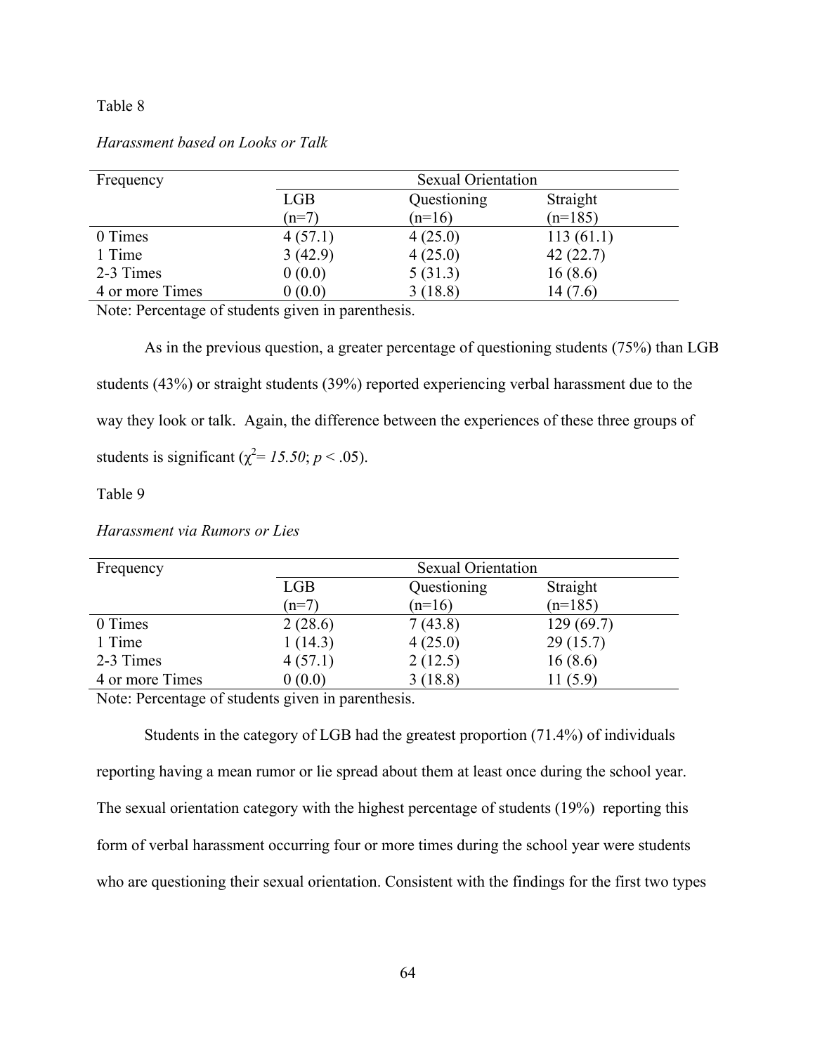Table 8

*Harassment based on Looks or Talk*

| Frequency | Sexual Orientation | | |
|---|---|---|---|
| | LGB (n=7) | Questioning (n=16) | Straight (n=185) |
| 0 Times | 4 (57.1) | 4 (25.0) | 113 (61.1) |
| 1 Time | 3 (42.9) | 4 (25.0) | 42 (22.7) |
| 2-3 Times | 0 (0.0) | 5 (31.3) | 16 (8.6) |
| 4 or more Times | 0 (0.0) | 3 (18.8) | 14 (7.6) |

Note: Percentage of students given in parenthesis.

As in the previous question, a greater percentage of questioning students (75%) than LGB students (43%) or straight students (39%) reported experiencing verbal harassment due to the way they look or talk. Again, the difference between the experiences of these three groups of students is significant ($\chi^2 = 15.50$; $p < .05$).

Table 9

*Harassment via Rumors or Lies*

| Frequency | Sexual Orientation | | |
|---|---|---|---|
| | LGB (n=7) | Questioning (n=16) | Straight (n=185) |
| 0 Times | 2 (28.6) | 7 (43.8) | 129 (69.7) |
| 1 Time | 1 (14.3) | 4 (25.0) | 29 (15.7) |
| 2-3 Times | 4 (57.1) | 2 (12.5) | 16 (8.6) |
| 4 or more Times | 0 (0.0) | 3 (18.8) | 11 (5.9) |

Note: Percentage of students given in parenthesis.

Students in the category of LGB had the greatest proportion (71.4%) of individuals reporting having a mean rumor or lie spread about them at least once during the school year. The sexual orientation category with the highest percentage of students (19%) reporting this form of verbal harassment occurring four or more times during the school year were students who are questioning their sexual orientation. Consistent with the findings for the first two types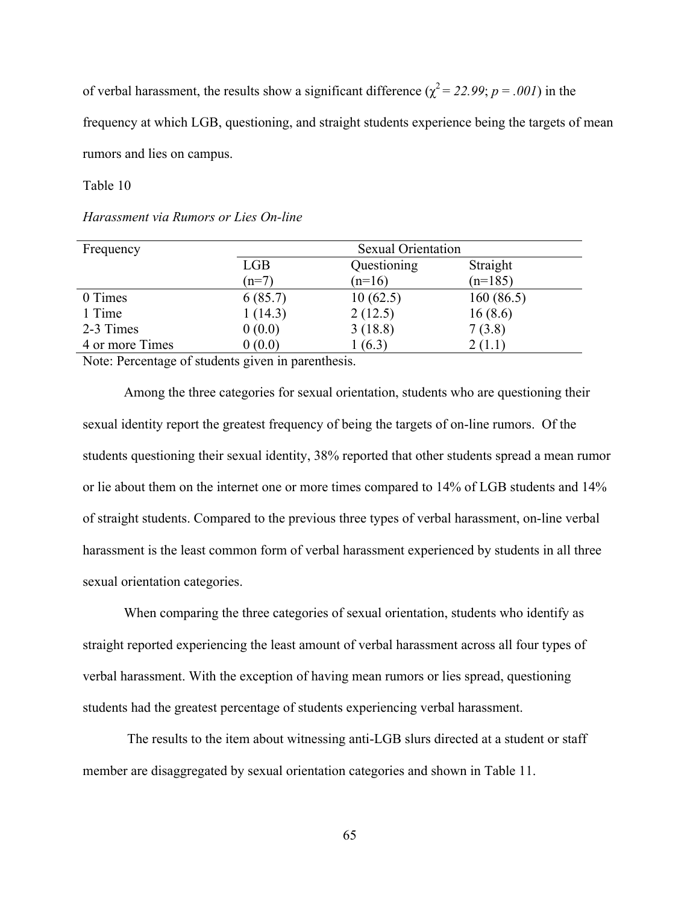of verbal harassment, the results show a significant difference ($\chi^2 = 22.99$; $p = .001$) in the frequency at which LGB, questioning, and straight students experience being the targets of mean rumors and lies on campus.

Table 10

*Harassment via Rumors or Lies On-line*

| Frequency | Sexual Orientation | | |
|---|---|---|---|
| | LGB (n=7) | Questioning (n=16) | Straight (n=185) |
| 0 Times | 6 (85.7) | 10 (62.5) | 160 (86.5) |
| 1 Time | 1 (14.3) | 2 (12.5) | 16 (8.6) |
| 2-3 Times | 0 (0.0) | 3 (18.8) | 7 (3.8) |
| 4 or more Times | 0 (0.0) | 1 (6.3) | 2 (1.1) |

Note: Percentage of students given in parenthesis.

Among the three categories for sexual orientation, students who are questioning their sexual identity report the greatest frequency of being the targets of on-line rumors. Of the students questioning their sexual identity, 38% reported that other students spread a mean rumor or lie about them on the internet one or more times compared to 14% of LGB students and 14% of straight students. Compared to the previous three types of verbal harassment, on-line verbal harassment is the least common form of verbal harassment experienced by students in all three sexual orientation categories.

When comparing the three categories of sexual orientation, students who identify as straight reported experiencing the least amount of verbal harassment across all four types of verbal harassment. With the exception of having mean rumors or lies spread, questioning students had the greatest percentage of students experiencing verbal harassment.

The results to the item about witnessing anti-LGB slurs directed at a student or staff member are disaggregated by sexual orientation categories and shown in Table 11.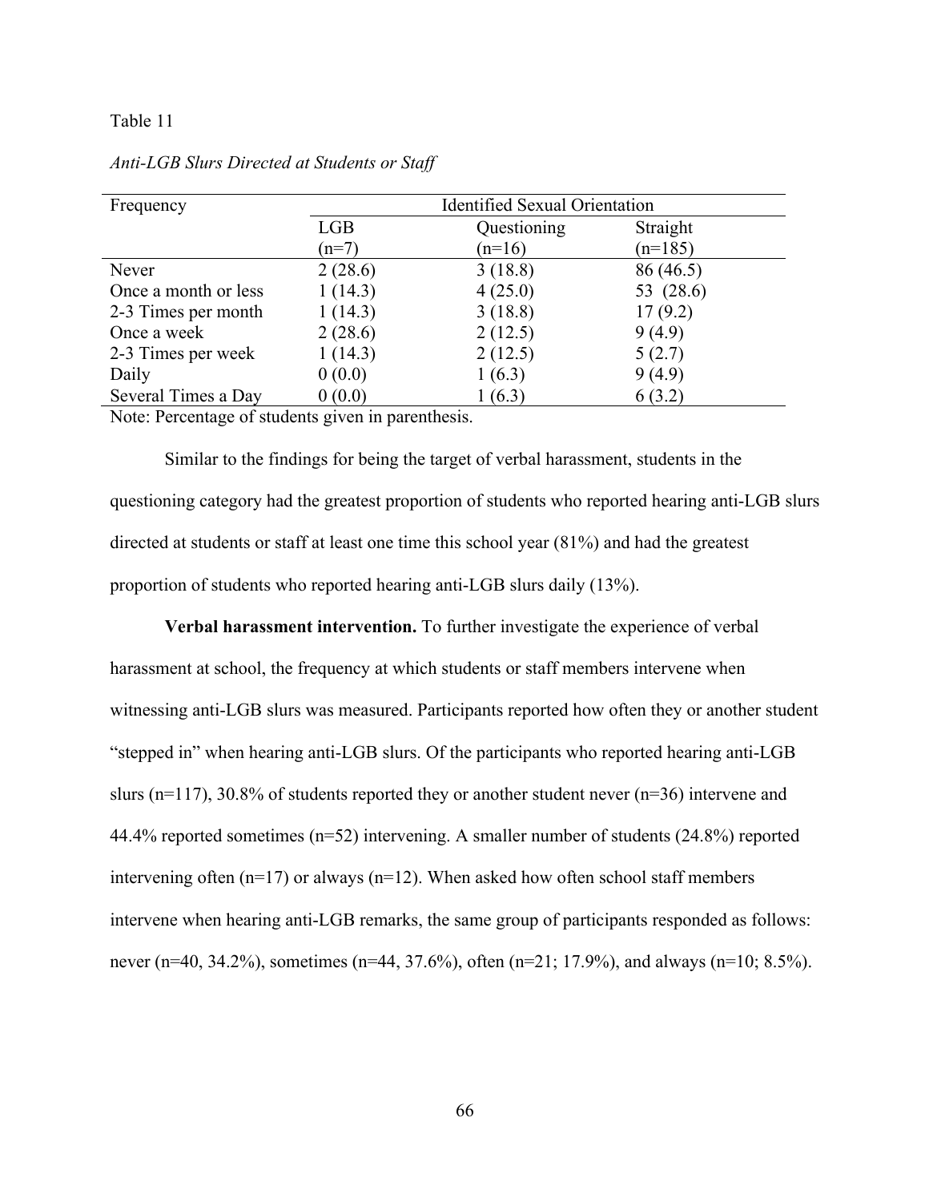Table 11

*Anti-LGB Slurs Directed at Students or Staff*

| Frequency | Identified Sexual Orientation | | |
|---|---|---|---|
| | LGB (n=7) | Questioning (n=16) | Straight (n=185) |
| Never | 2 (28.6) | 3 (18.8) | 86 (46.5) |
| Once a month or less | 1 (14.3) | 4 (25.0) | 53 (28.6) |
| 2-3 Times per month | 1 (14.3) | 3 (18.8) | 17 (9.2) |
| Once a week | 2 (28.6) | 2 (12.5) | 9 (4.9) |
| 2-3 Times per week | 1 (14.3) | 2 (12.5) | 5 (2.7) |
| Daily | 0 (0.0) | 1 (6.3) | 9 (4.9) |
| Several Times a Day | 0 (0.0) | 1 (6.3) | 6 (3.2) |

Note: Percentage of students given in parenthesis.

Similar to the findings for being the target of verbal harassment, students in the questioning category had the greatest proportion of students who reported hearing anti-LGB slurs directed at students or staff at least one time this school year (81%) and had the greatest proportion of students who reported hearing anti-LGB slurs daily (13%).

**Verbal harassment intervention.** To further investigate the experience of verbal harassment at school, the frequency at which students or staff members intervene when witnessing anti-LGB slurs was measured. Participants reported how often they or another student "stepped in" when hearing anti-LGB slurs. Of the participants who reported hearing anti-LGB slurs (n=117), 30.8% of students reported they or another student never (n=36) intervene and 44.4% reported sometimes (n=52) intervening. A smaller number of students (24.8%) reported intervening often (n=17) or always (n=12). When asked how often school staff members intervene when hearing anti-LGB remarks, the same group of participants responded as follows: never (n=40, 34.2%), sometimes (n=44, 37.6%), often (n=21; 17.9%), and always (n=10; 8.5%).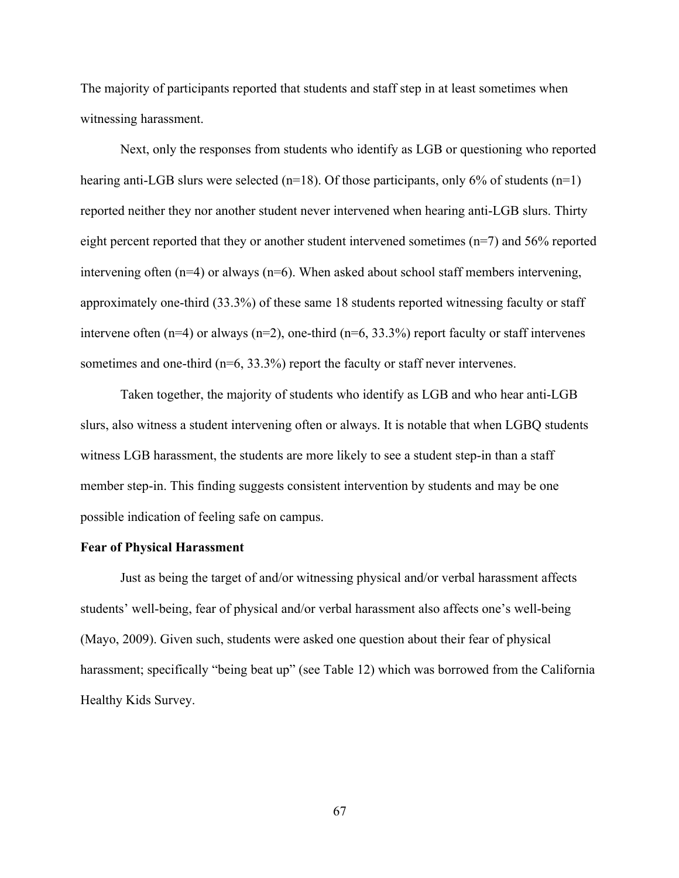The majority of participants reported that students and staff step in at least sometimes when witnessing harassment.

Next, only the responses from students who identify as LGB or questioning who reported hearing anti-LGB slurs were selected (n=18). Of those participants, only 6% of students (n=1) reported neither they nor another student never intervened when hearing anti-LGB slurs. Thirty eight percent reported that they or another student intervened sometimes (n=7) and 56% reported intervening often (n=4) or always (n=6). When asked about school staff members intervening, approximately one-third (33.3%) of these same 18 students reported witnessing faculty or staff intervene often (n=4) or always (n=2), one-third (n=6, 33.3%) report faculty or staff intervenes sometimes and one-third (n=6, 33.3%) report the faculty or staff never intervenes.

Taken together, the majority of students who identify as LGB and who hear anti-LGB slurs, also witness a student intervening often or always. It is notable that when LGBQ students witness LGB harassment, the students are more likely to see a student step-in than a staff member step-in. This finding suggests consistent intervention by students and may be one possible indication of feeling safe on campus.

**Fear of Physical Harassment**

Just as being the target of and/or witnessing physical and/or verbal harassment affects students' well-being, fear of physical and/or verbal harassment also affects one's well-being (Mayo, 2009). Given such, students were asked one question about their fear of physical harassment; specifically "being beat up" (see Table 12) which was borrowed from the California Healthy Kids Survey.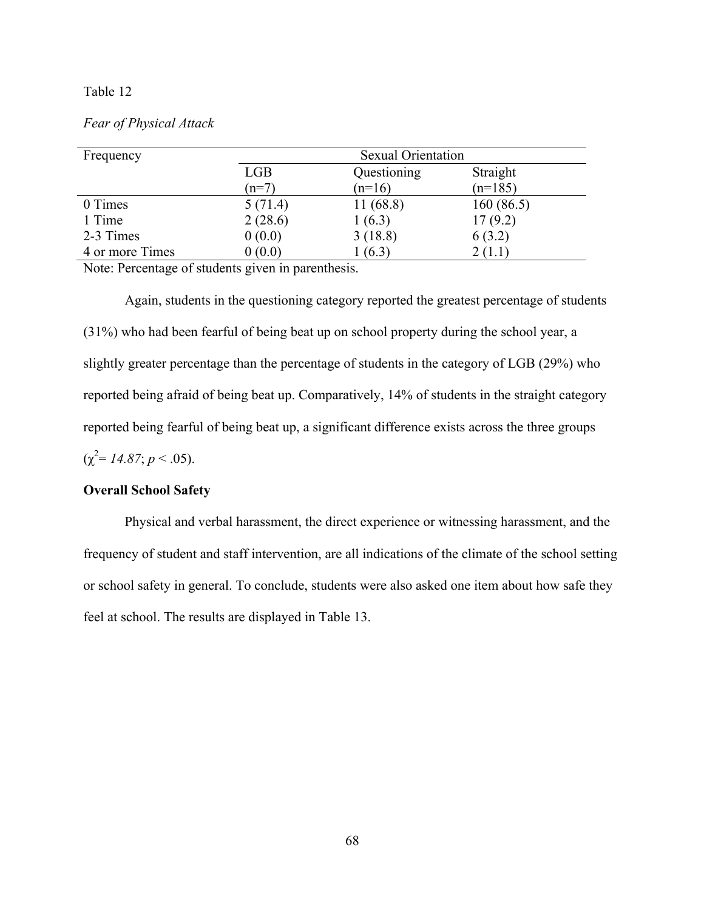Table 12

*Fear of Physical Attack*

| Frequency | Sexual Orientation | | |
|---|---|---|---|
| | LGB (n=7) | Questioning (n=16) | Straight (n=185) |
| 0 Times | 5 (71.4) | 11 (68.8) | 160 (86.5) |
| 1 Time | 2 (28.6) | 1 (6.3) | 17 (9.2) |
| 2-3 Times | 0 (0.0) | 3 (18.8) | 6 (3.2) |
| 4 or more Times | 0 (0.0) | 1 (6.3) | 2 (1.1) |

Note: Percentage of students given in parenthesis.

Again, students in the questioning category reported the greatest percentage of students (31%) who had been fearful of being beat up on school property during the school year, a slightly greater percentage than the percentage of students in the category of LGB (29%) who reported being afraid of being beat up. Comparatively, 14% of students in the straight category reported being fearful of being beat up, a significant difference exists across the three groups ($\chi^2 = 14.87$; $p < .05$).

**Overall School Safety**

Physical and verbal harassment, the direct experience or witnessing harassment, and the frequency of student and staff intervention, are all indications of the climate of the school setting or school safety in general. To conclude, students were also asked one item about how safe they feel at school. The results are displayed in Table 13.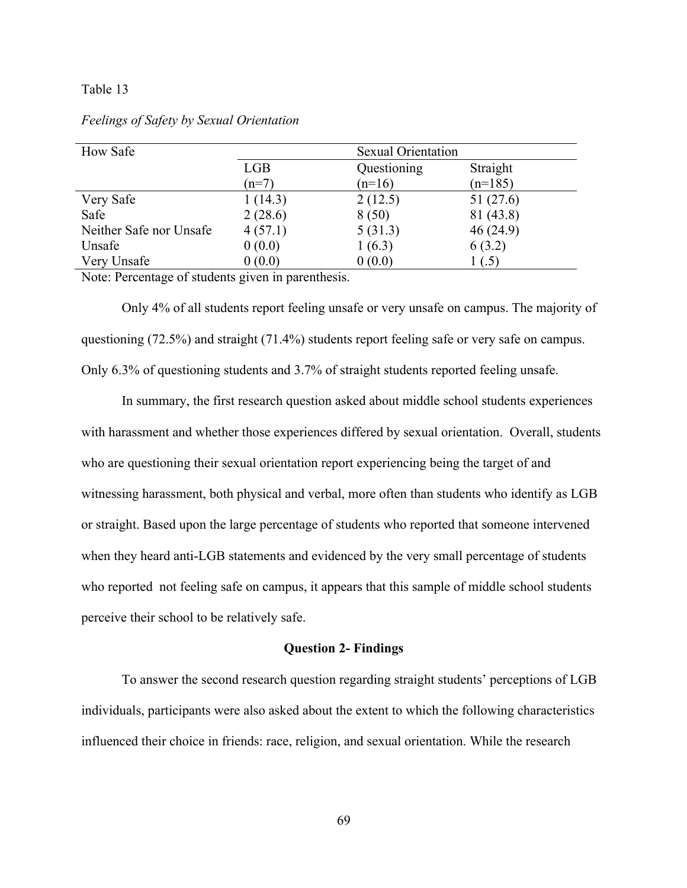Table 13

*Feelings of Safety by Sexual Orientation*

| How Safe | Sexual Orientation | | |
|---|---|---|---|
| | LGB (n=7) | Questioning (n=16) | Straight (n=185) |
| Very Safe | 1 (14.3) | 2 (12.5) | 51 (27.6) |
| Safe | 2 (28.6) | 8 (50) | 81 (43.8) |
| Neither Safe nor Unsafe | 4 (57.1) | 5 (31.3) | 46 (24.9) |
| Unsafe | 0 (0.0) | 1 (6.3) | 6 (3.2) |
| Very Unsafe | 0 (0.0) | 0 (0.0) | 1 (.5) |

Note: Percentage of students given in parenthesis.

Only 4% of all students report feeling unsafe or very unsafe on campus. The majority of questioning (72.5%) and straight (71.4%) students report feeling safe or very safe on campus. Only 6.3% of questioning students and 3.7% of straight students reported feeling unsafe.

In summary, the first research question asked about middle school students experiences with harassment and whether those experiences differed by sexual orientation. Overall, students who are questioning their sexual orientation report experiencing being the target of and witnessing harassment, both physical and verbal, more often than students who identify as LGB or straight. Based upon the large percentage of students who reported that someone intervened when they heard anti-LGB statements and evidenced by the very small percentage of students who reported not feeling safe on campus, it appears that this sample of middle school students perceive their school to be relatively safe.

**Question 2- Findings**

To answer the second research question regarding straight students' perceptions of LGB individuals, participants were also asked about the extent to which the following characteristics influenced their choice in friends: race, religion, and sexual orientation. While the research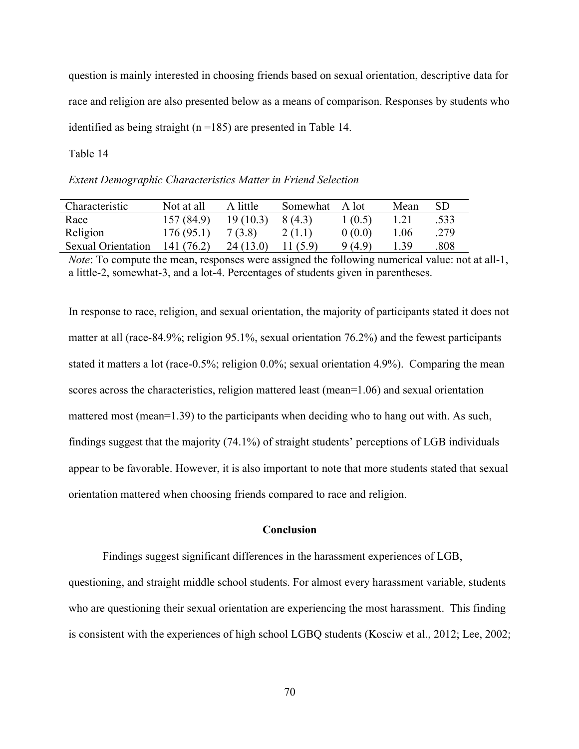question is mainly interested in choosing friends based on sexual orientation, descriptive data for race and religion are also presented below as a means of comparison. Responses by students who identified as being straight (n =185) are presented in Table 14.

Table 14

*Extent Demographic Characteristics Matter in Friend Selection*

| Characteristic | Not at all | A little | Somewhat | A lot | Mean | SD |
|---|---|---|---|---|---|---|
| Race | 157 (84.9) | 19 (10.3) | 8 (4.3) | 1 (0.5) | 1.21 | .533 |
| Religion | 176 (95.1) | 7 (3.8) | 2 (1.1) | 0 (0.0) | 1.06 | .279 |
| Sexual Orientation | 141 (76.2) | 24 (13.0) | 11 (5.9) | 9 (4.9) | 1.39 | .808 |

*Note*: To compute the mean, responses were assigned the following numerical value: not at all-1, a little-2, somewhat-3, and a lot-4. Percentages of students given in parentheses.

In response to race, religion, and sexual orientation, the majority of participants stated it does not matter at all (race-84.9%; religion 95.1%, sexual orientation 76.2%) and the fewest participants stated it matters a lot (race-0.5%; religion 0.0%; sexual orientation 4.9%). Comparing the mean scores across the characteristics, religion mattered least (mean=1.06) and sexual orientation mattered most (mean=1.39) to the participants when deciding who to hang out with. As such, findings suggest that the majority (74.1%) of straight students' perceptions of LGB individuals appear to be favorable. However, it is also important to note that more students stated that sexual orientation mattered when choosing friends compared to race and religion.

## Conclusion

Findings suggest significant differences in the harassment experiences of LGB, questioning, and straight middle school students. For almost every harassment variable, students who are questioning their sexual orientation are experiencing the most harassment. This finding is consistent with the experiences of high school LGBQ students (Kosciw et al., 2012; Lee, 2002;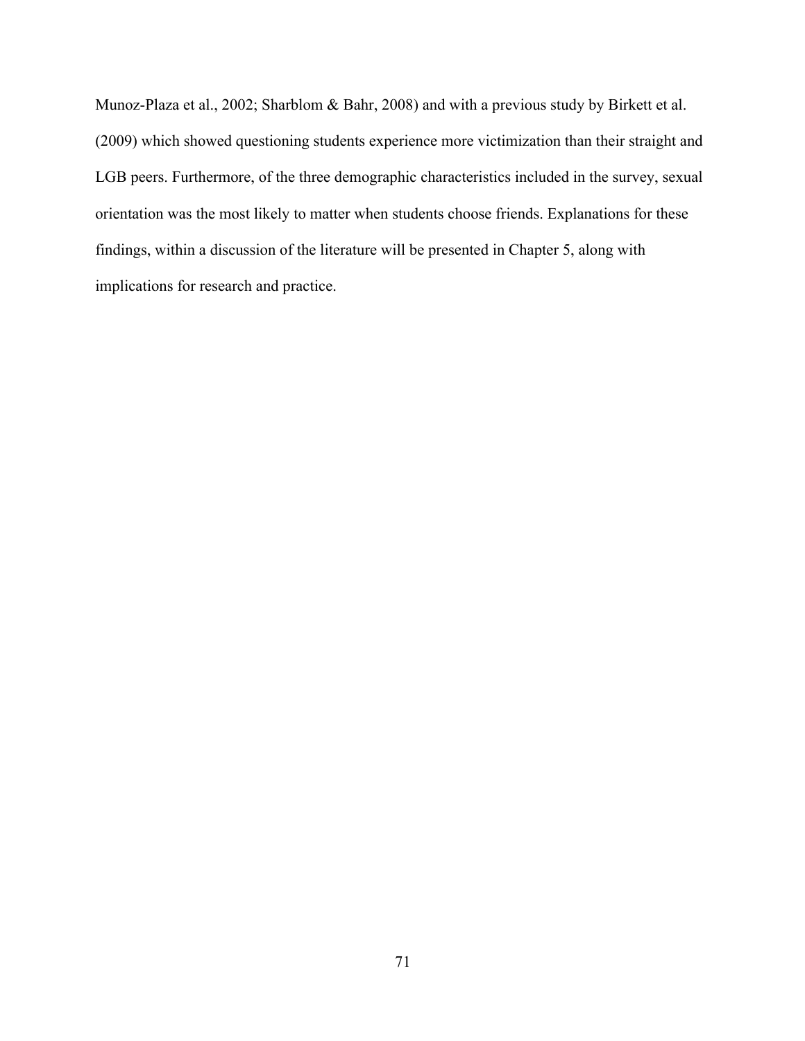Munoz-Plaza et al., 2002; Sharblom & Bahr, 2008) and with a previous study by Birkett et al. (2009) which showed questioning students experience more victimization than their straight and LGB peers. Furthermore, of the three demographic characteristics included in the survey, sexual orientation was the most likely to matter when students choose friends. Explanations for these findings, within a discussion of the literature will be presented in Chapter 5, along with implications for research and practice.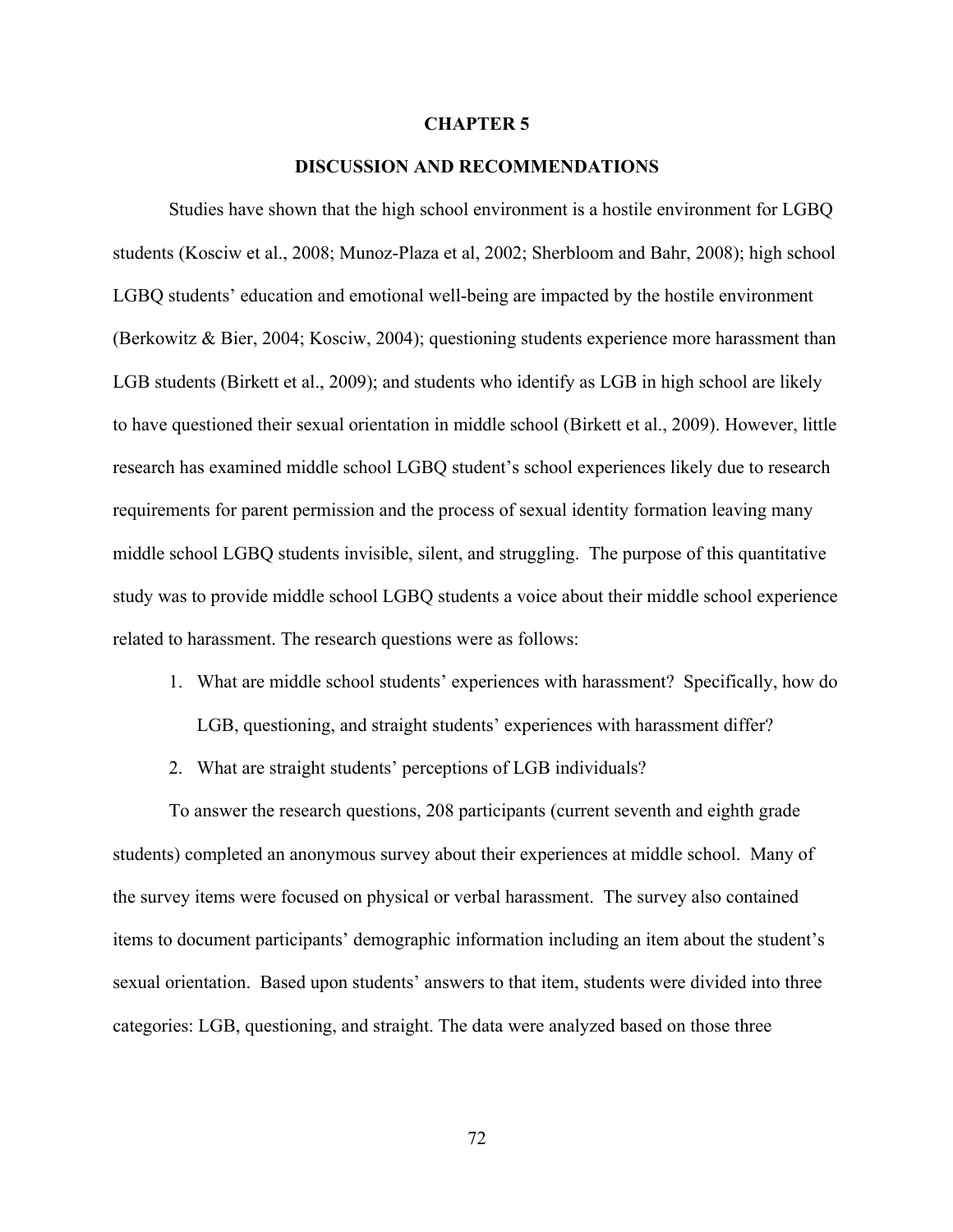# CHAPTER 5

## DISCUSSION AND RECOMMENDATIONS

Studies have shown that the high school environment is a hostile environment for LGBQ students (Kosciw et al., 2008; Munoz-Plaza et al, 2002; Sherbloom and Bahr, 2008); high school LGBQ students' education and emotional well-being are impacted by the hostile environment (Berkowitz & Bier, 2004; Kosciw, 2004); questioning students experience more harassment than LGB students (Birkett et al., 2009); and students who identify as LGB in high school are likely to have questioned their sexual orientation in middle school (Birkett et al., 2009). However, little research has examined middle school LGBQ student's school experiences likely due to research requirements for parent permission and the process of sexual identity formation leaving many middle school LGBQ students invisible, silent, and struggling. The purpose of this quantitative study was to provide middle school LGBQ students a voice about their middle school experience related to harassment. The research questions were as follows:

1. What are middle school students' experiences with harassment? Specifically, how do LGB, questioning, and straight students' experiences with harassment differ?
2. What are straight students' perceptions of LGB individuals?

To answer the research questions, 208 participants (current seventh and eighth grade students) completed an anonymous survey about their experiences at middle school. Many of the survey items were focused on physical or verbal harassment. The survey also contained items to document participants' demographic information including an item about the student's sexual orientation. Based upon students' answers to that item, students were divided into three categories: LGB, questioning, and straight. The data were analyzed based on those three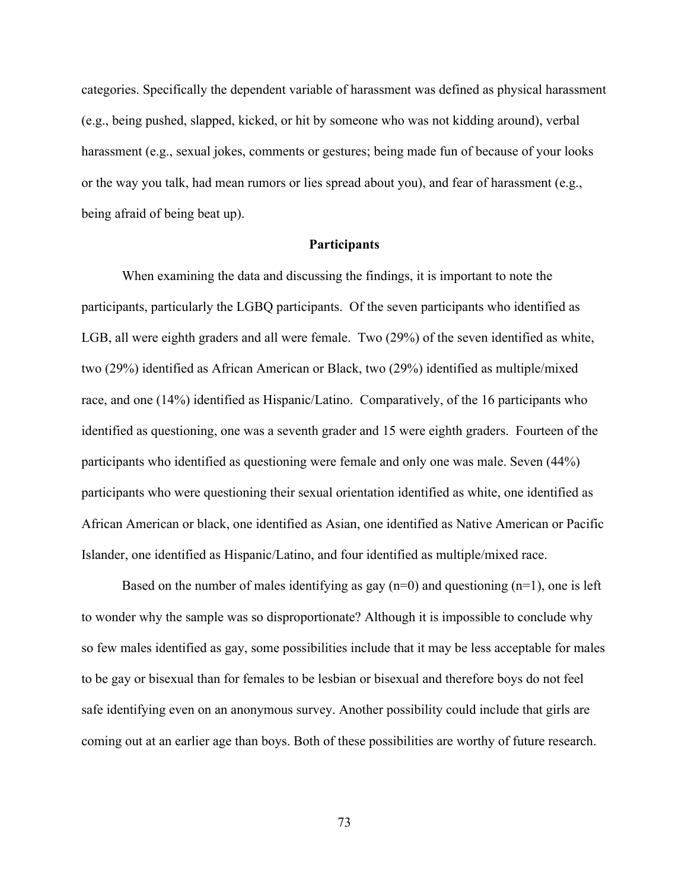categories. Specifically the dependent variable of harassment was defined as physical harassment (e.g., being pushed, slapped, kicked, or hit by someone who was not kidding around), verbal harassment (e.g., sexual jokes, comments or gestures; being made fun of because of your looks or the way you talk, had mean rumors or lies spread about you), and fear of harassment (e.g., being afraid of being beat up).

**Participants**

When examining the data and discussing the findings, it is important to note the participants, particularly the LGBQ participants. Of the seven participants who identified as LGB, all were eighth graders and all were female. Two (29%) of the seven identified as white, two (29%) identified as African American or Black, two (29%) identified as multiple/mixed race, and one (14%) identified as Hispanic/Latino. Comparatively, of the 16 participants who identified as questioning, one was a seventh grader and 15 were eighth graders. Fourteen of the participants who identified as questioning were female and only one was male. Seven (44%) participants who were questioning their sexual orientation identified as white, one identified as African American or black, one identified as Asian, one identified as Native American or Pacific Islander, one identified as Hispanic/Latino, and four identified as multiple/mixed race.

Based on the number of males identifying as gay (n=0) and questioning (n=1), one is left to wonder why the sample was so disproportionate? Although it is impossible to conclude why so few males identified as gay, some possibilities include that it may be less acceptable for males to be gay or bisexual than for females to be lesbian or bisexual and therefore boys do not feel safe identifying even on an anonymous survey. Another possibility could include that girls are coming out at an earlier age than boys. Both of these possibilities are worthy of future research.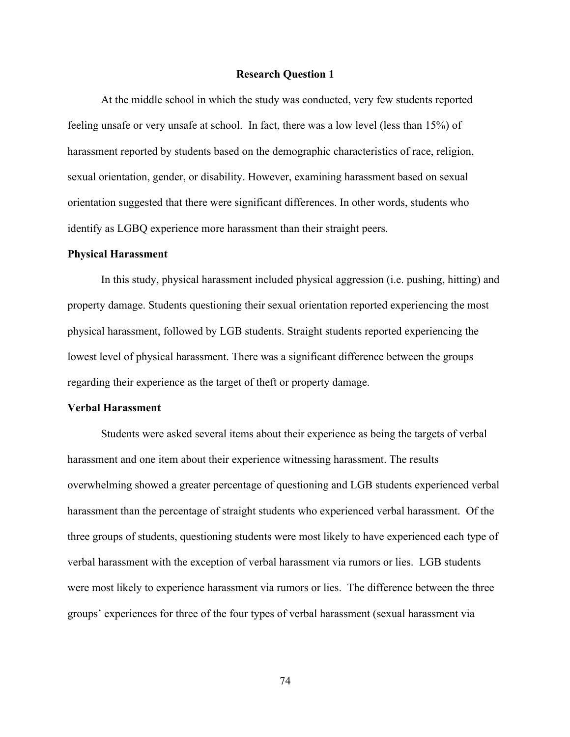## Research Question 1

At the middle school in which the study was conducted, very few students reported feeling unsafe or very unsafe at school. In fact, there was a low level (less than 15%) of harassment reported by students based on the demographic characteristics of race, religion, sexual orientation, gender, or disability. However, examining harassment based on sexual orientation suggested that there were significant differences. In other words, students who identify as LGBQ experience more harassment than their straight peers.

### Physical Harassment

In this study, physical harassment included physical aggression (i.e. pushing, hitting) and property damage. Students questioning their sexual orientation reported experiencing the most physical harassment, followed by LGB students. Straight students reported experiencing the lowest level of physical harassment. There was a significant difference between the groups regarding their experience as the target of theft or property damage.

### Verbal Harassment

Students were asked several items about their experience as being the targets of verbal harassment and one item about their experience witnessing harassment. The results overwhelming showed a greater percentage of questioning and LGB students experienced verbal harassment than the percentage of straight students who experienced verbal harassment. Of the three groups of students, questioning students were most likely to have experienced each type of verbal harassment with the exception of verbal harassment via rumors or lies. LGB students were most likely to experience harassment via rumors or lies. The difference between the three groups' experiences for three of the four types of verbal harassment (sexual harassment via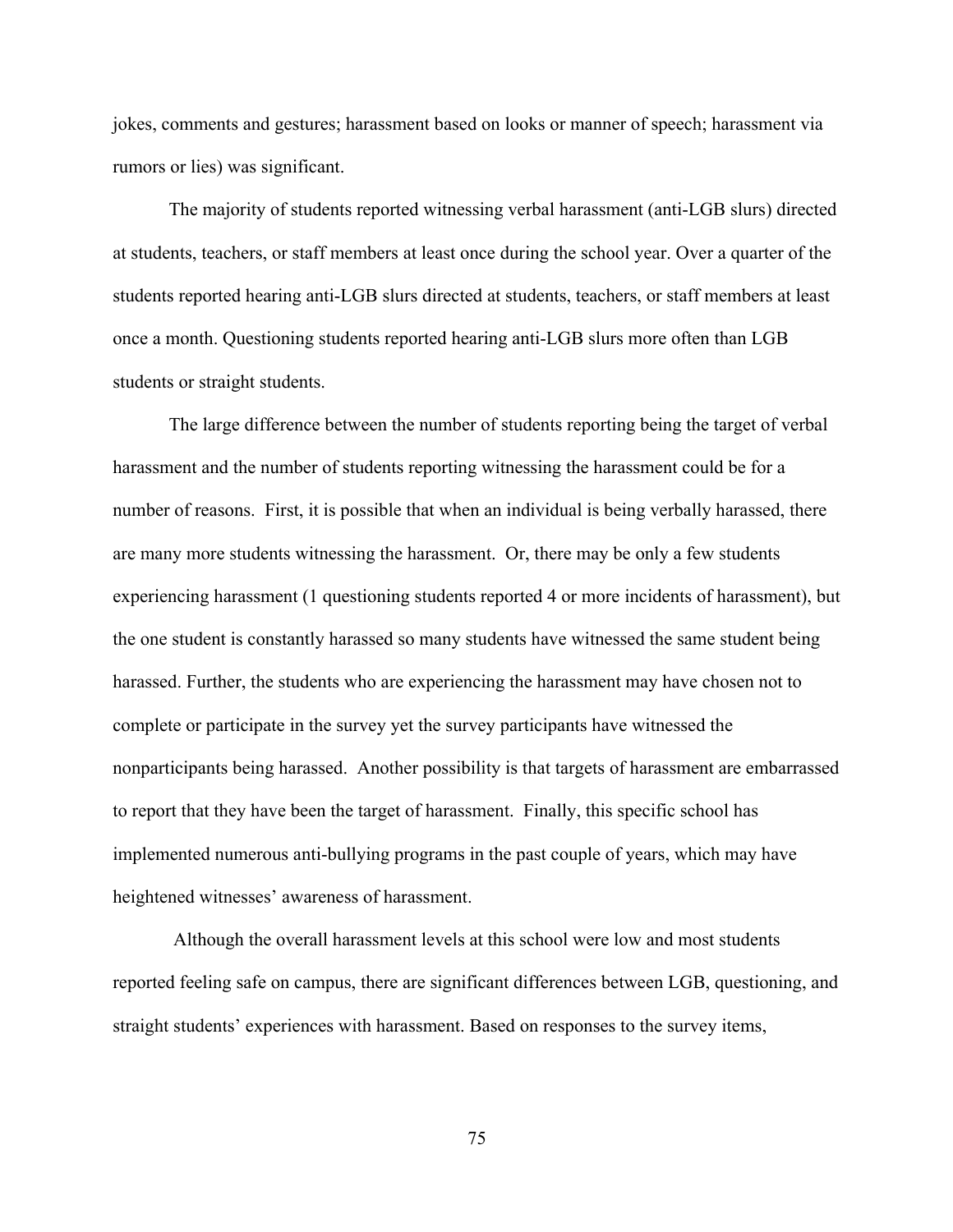jokes, comments and gestures; harassment based on looks or manner of speech; harassment via rumors or lies) was significant.

The majority of students reported witnessing verbal harassment (anti-LGB slurs) directed at students, teachers, or staff members at least once during the school year. Over a quarter of the students reported hearing anti-LGB slurs directed at students, teachers, or staff members at least once a month. Questioning students reported hearing anti-LGB slurs more often than LGB students or straight students.

The large difference between the number of students reporting being the target of verbal harassment and the number of students reporting witnessing the harassment could be for a number of reasons. First, it is possible that when an individual is being verbally harassed, there are many more students witnessing the harassment. Or, there may be only a few students experiencing harassment (1 questioning students reported 4 or more incidents of harassment), but the one student is constantly harassed so many students have witnessed the same student being harassed. Further, the students who are experiencing the harassment may have chosen not to complete or participate in the survey yet the survey participants have witnessed the nonparticipants being harassed. Another possibility is that targets of harassment are embarrassed to report that they have been the target of harassment. Finally, this specific school has implemented numerous anti-bullying programs in the past couple of years, which may have heightened witnesses' awareness of harassment.

Although the overall harassment levels at this school were low and most students reported feeling safe on campus, there are significant differences between LGB, questioning, and straight students' experiences with harassment. Based on responses to the survey items,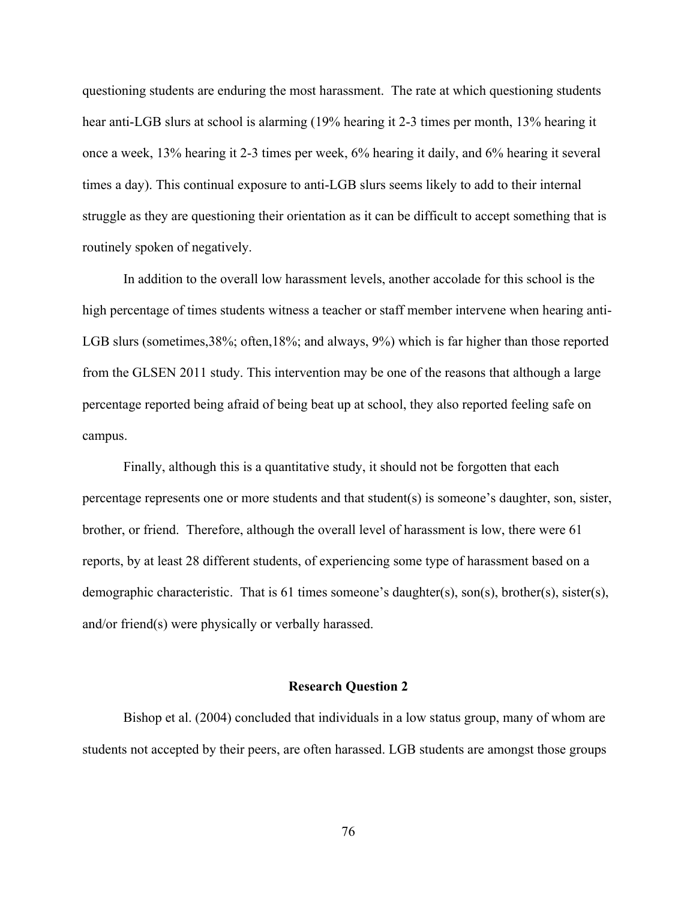questioning students are enduring the most harassment. The rate at which questioning students hear anti-LGB slurs at school is alarming (19% hearing it 2-3 times per month, 13% hearing it once a week, 13% hearing it 2-3 times per week, 6% hearing it daily, and 6% hearing it several times a day). This continual exposure to anti-LGB slurs seems likely to add to their internal struggle as they are questioning their orientation as it can be difficult to accept something that is routinely spoken of negatively.

In addition to the overall low harassment levels, another accolade for this school is the high percentage of times students witness a teacher or staff member intervene when hearing anti-LGB slurs (sometimes,38%; often,18%; and always, 9%) which is far higher than those reported from the GLSEN 2011 study. This intervention may be one of the reasons that although a large percentage reported being afraid of being beat up at school, they also reported feeling safe on campus.

Finally, although this is a quantitative study, it should not be forgotten that each percentage represents one or more students and that student(s) is someone's daughter, son, sister, brother, or friend. Therefore, although the overall level of harassment is low, there were 61 reports, by at least 28 different students, of experiencing some type of harassment based on a demographic characteristic. That is 61 times someone's daughter(s), son(s), brother(s), sister(s), and/or friend(s) were physically or verbally harassed.

## Research Question 2

Bishop et al. (2004) concluded that individuals in a low status group, many of whom are students not accepted by their peers, are often harassed. LGB students are amongst those groups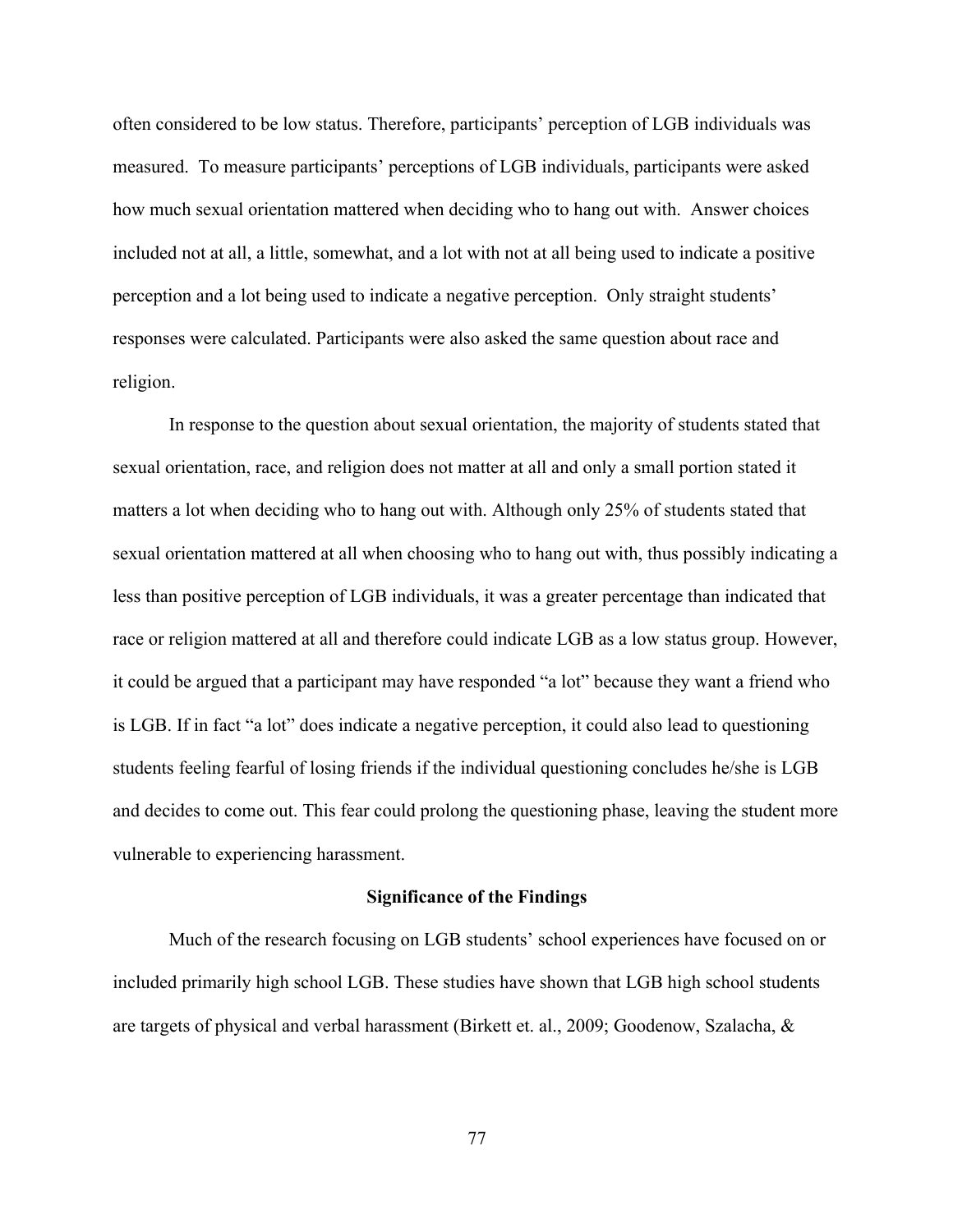often considered to be low status. Therefore, participants' perception of LGB individuals was measured. To measure participants' perceptions of LGB individuals, participants were asked how much sexual orientation mattered when deciding who to hang out with. Answer choices included not at all, a little, somewhat, and a lot with not at all being used to indicate a positive perception and a lot being used to indicate a negative perception. Only straight students' responses were calculated. Participants were also asked the same question about race and religion.

In response to the question about sexual orientation, the majority of students stated that sexual orientation, race, and religion does not matter at all and only a small portion stated it matters a lot when deciding who to hang out with. Although only 25% of students stated that sexual orientation mattered at all when choosing who to hang out with, thus possibly indicating a less than positive perception of LGB individuals, it was a greater percentage than indicated that race or religion mattered at all and therefore could indicate LGB as a low status group. However, it could be argued that a participant may have responded "a lot" because they want a friend who is LGB. If in fact "a lot" does indicate a negative perception, it could also lead to questioning students feeling fearful of losing friends if the individual questioning concludes he/she is LGB and decides to come out. This fear could prolong the questioning phase, leaving the student more vulnerable to experiencing harassment.

## Significance of the Findings

Much of the research focusing on LGB students' school experiences have focused on or included primarily high school LGB. These studies have shown that LGB high school students are targets of physical and verbal harassment (Birkett et. al., 2009; Goodenow, Szalacha, &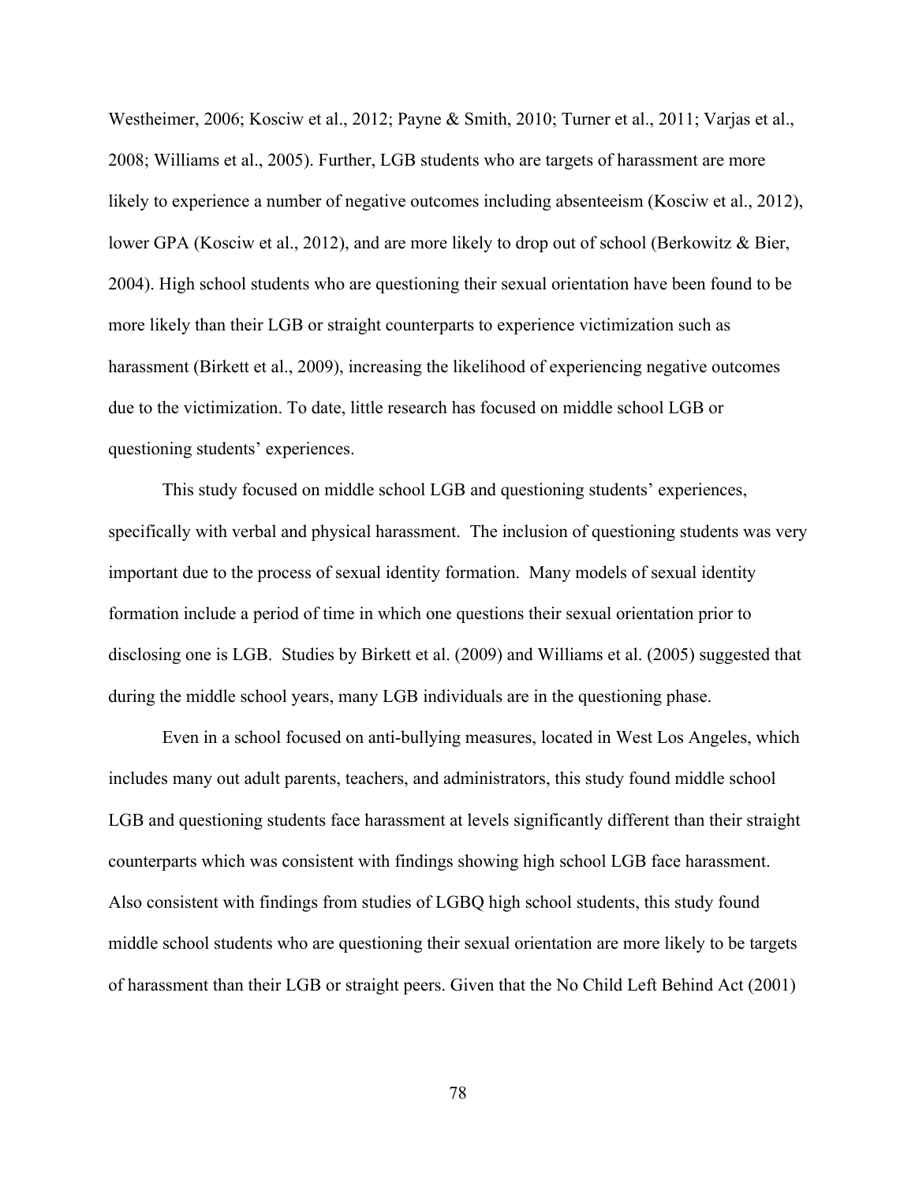Westheimer, 2006; Kosciw et al., 2012; Payne & Smith, 2010; Turner et al., 2011; Varjas et al., 2008; Williams et al., 2005). Further, LGB students who are targets of harassment are more likely to experience a number of negative outcomes including absenteeism (Kosciw et al., 2012), lower GPA (Kosciw et al., 2012), and are more likely to drop out of school (Berkowitz & Bier, 2004). High school students who are questioning their sexual orientation have been found to be more likely than their LGB or straight counterparts to experience victimization such as harassment (Birkett et al., 2009), increasing the likelihood of experiencing negative outcomes due to the victimization. To date, little research has focused on middle school LGB or questioning students' experiences.

This study focused on middle school LGB and questioning students' experiences, specifically with verbal and physical harassment. The inclusion of questioning students was very important due to the process of sexual identity formation. Many models of sexual identity formation include a period of time in which one questions their sexual orientation prior to disclosing one is LGB. Studies by Birkett et al. (2009) and Williams et al. (2005) suggested that during the middle school years, many LGB individuals are in the questioning phase.

Even in a school focused on anti-bullying measures, located in West Los Angeles, which includes many out adult parents, teachers, and administrators, this study found middle school LGB and questioning students face harassment at levels significantly different than their straight counterparts which was consistent with findings showing high school LGB face harassment. Also consistent with findings from studies of LGBQ high school students, this study found middle school students who are questioning their sexual orientation are more likely to be targets of harassment than their LGB or straight peers. Given that the No Child Left Behind Act (2001)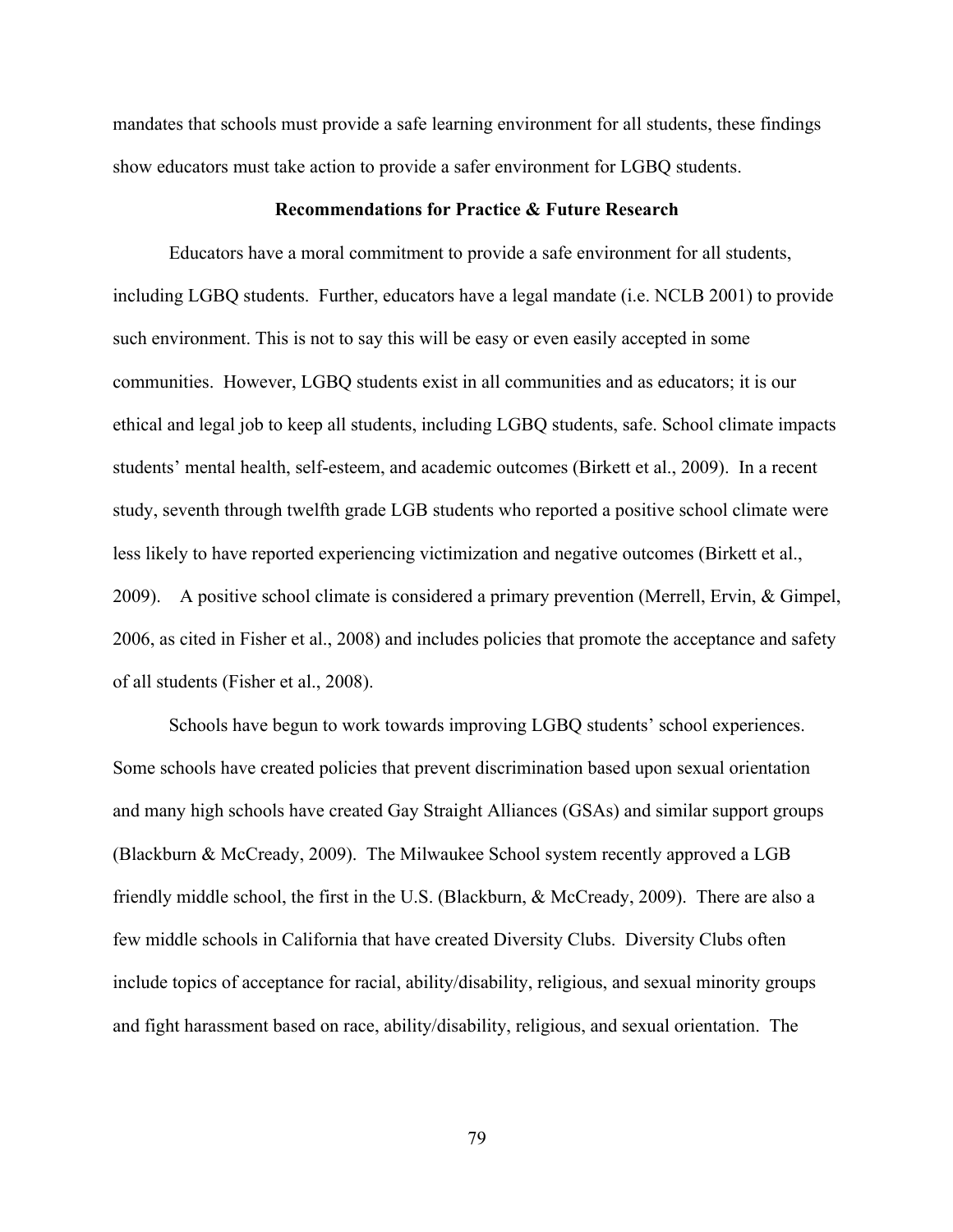mandates that schools must provide a safe learning environment for all students, these findings show educators must take action to provide a safer environment for LGBQ students.

## Recommendations for Practice & Future Research

Educators have a moral commitment to provide a safe environment for all students, including LGBQ students. Further, educators have a legal mandate (i.e. NCLB 2001) to provide such environment. This is not to say this will be easy or even easily accepted in some communities. However, LGBQ students exist in all communities and as educators; it is our ethical and legal job to keep all students, including LGBQ students, safe. School climate impacts students' mental health, self-esteem, and academic outcomes (Birkett et al., 2009). In a recent study, seventh through twelfth grade LGB students who reported a positive school climate were less likely to have reported experiencing victimization and negative outcomes (Birkett et al., 2009). A positive school climate is considered a primary prevention (Merrell, Ervin, & Gimpel, 2006, as cited in Fisher et al., 2008) and includes policies that promote the acceptance and safety of all students (Fisher et al., 2008).

Schools have begun to work towards improving LGBQ students' school experiences. Some schools have created policies that prevent discrimination based upon sexual orientation and many high schools have created Gay Straight Alliances (GSAs) and similar support groups (Blackburn & McCready, 2009). The Milwaukee School system recently approved a LGB friendly middle school, the first in the U.S. (Blackburn, & McCready, 2009). There are also a few middle schools in California that have created Diversity Clubs. Diversity Clubs often include topics of acceptance for racial, ability/disability, religious, and sexual minority groups and fight harassment based on race, ability/disability, religious, and sexual orientation. The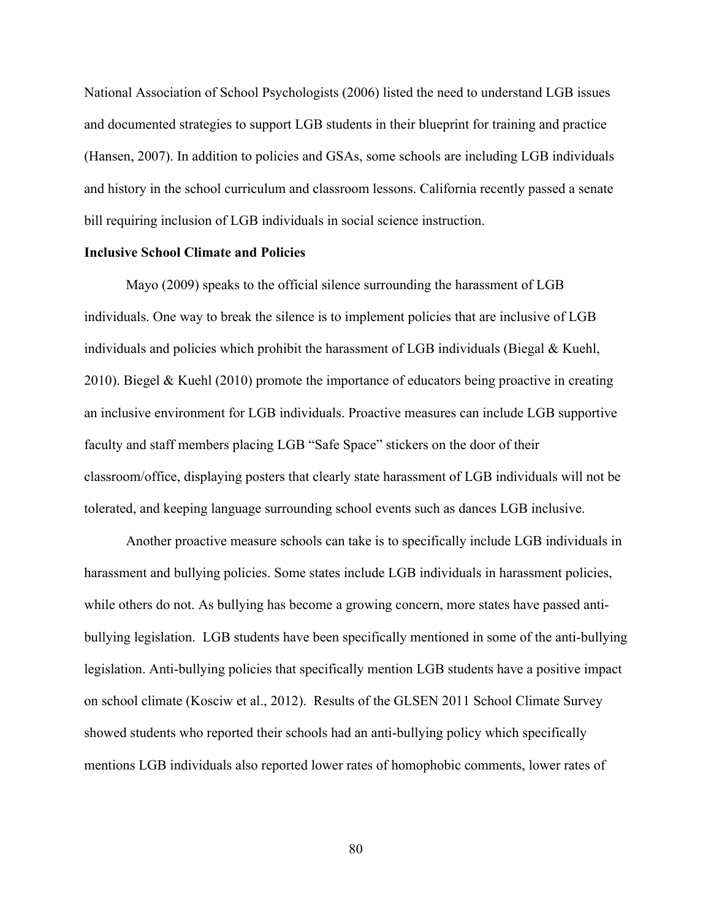National Association of School Psychologists (2006) listed the need to understand LGB issues and documented strategies to support LGB students in their blueprint for training and practice (Hansen, 2007). In addition to policies and GSAs, some schools are including LGB individuals and history in the school curriculum and classroom lessons. California recently passed a senate bill requiring inclusion of LGB individuals in social science instruction.

**Inclusive School Climate and Policies**

Mayo (2009) speaks to the official silence surrounding the harassment of LGB individuals. One way to break the silence is to implement policies that are inclusive of LGB individuals and policies which prohibit the harassment of LGB individuals (Biegal & Kuehl, 2010). Biegel & Kuehl (2010) promote the importance of educators being proactive in creating an inclusive environment for LGB individuals. Proactive measures can include LGB supportive faculty and staff members placing LGB "Safe Space" stickers on the door of their classroom/office, displaying posters that clearly state harassment of LGB individuals will not be tolerated, and keeping language surrounding school events such as dances LGB inclusive.

Another proactive measure schools can take is to specifically include LGB individuals in harassment and bullying policies. Some states include LGB individuals in harassment policies, while others do not. As bullying has become a growing concern, more states have passed anti-bullying legislation. LGB students have been specifically mentioned in some of the anti-bullying legislation. Anti-bullying policies that specifically mention LGB students have a positive impact on school climate (Kosciw et al., 2012). Results of the GLSEN 2011 School Climate Survey showed students who reported their schools had an anti-bullying policy which specifically mentions LGB individuals also reported lower rates of homophobic comments, lower rates of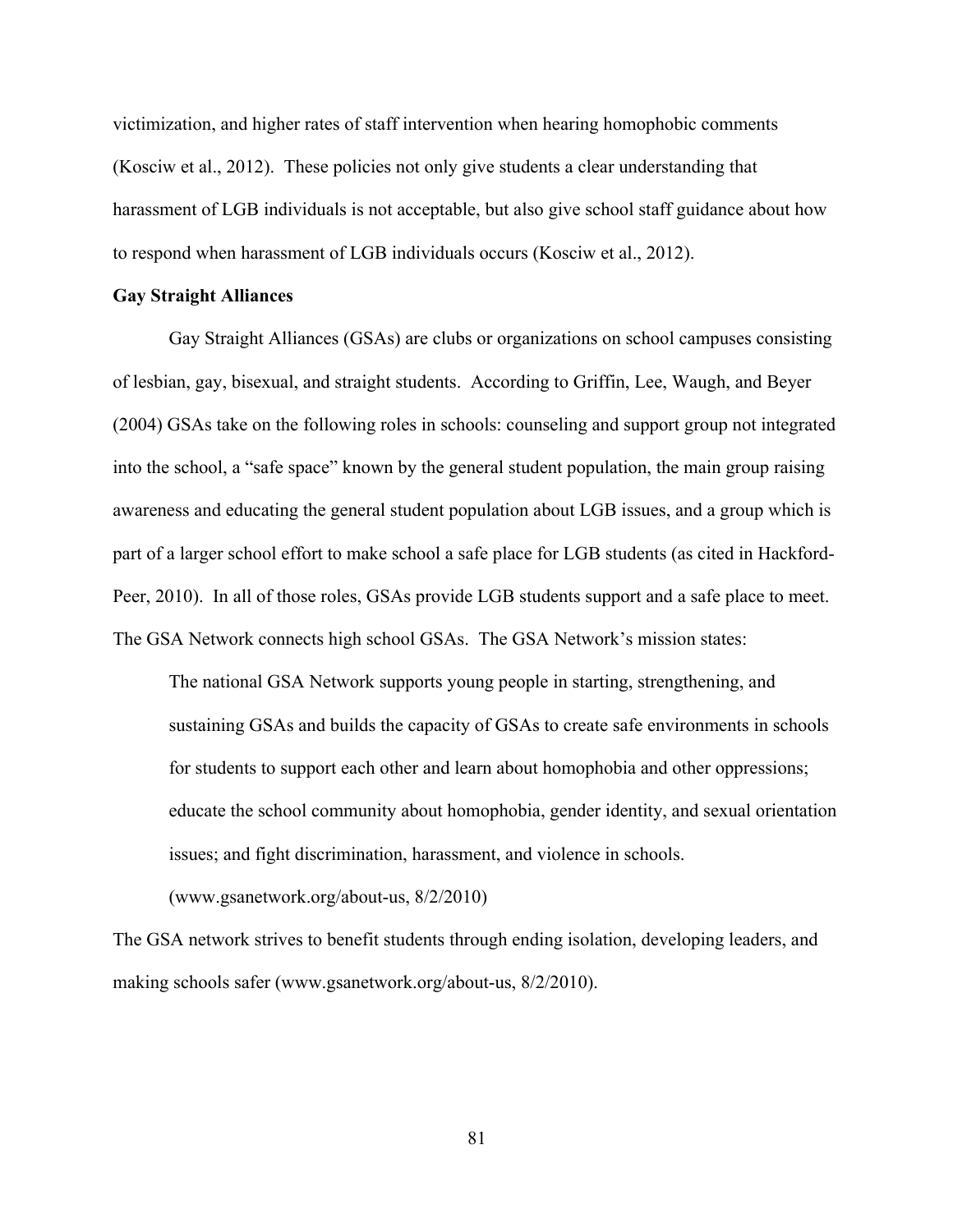victimization, and higher rates of staff intervention when hearing homophobic comments (Kosciw et al., 2012). These policies not only give students a clear understanding that harassment of LGB individuals is not acceptable, but also give school staff guidance about how to respond when harassment of LGB individuals occurs (Kosciw et al., 2012).

**Gay Straight Alliances**

Gay Straight Alliances (GSAs) are clubs or organizations on school campuses consisting of lesbian, gay, bisexual, and straight students. According to Griffin, Lee, Waugh, and Beyer (2004) GSAs take on the following roles in schools: counseling and support group not integrated into the school, a "safe space" known by the general student population, the main group raising awareness and educating the general student population about LGB issues, and a group which is part of a larger school effort to make school a safe place for LGB students (as cited in Hackford-Peer, 2010). In all of those roles, GSAs provide LGB students support and a safe place to meet. The GSA Network connects high school GSAs. The GSA Network's mission states:

> The national GSA Network supports young people in starting, strengthening, and sustaining GSAs and builds the capacity of GSAs to create safe environments in schools for students to support each other and learn about homophobia and other oppressions; educate the school community about homophobia, gender identity, and sexual orientation issues; and fight discrimination, harassment, and violence in schools. (www.gsanetwork.org/about-us, 8/2/2010)

The GSA network strives to benefit students through ending isolation, developing leaders, and making schools safer (www.gsanetwork.org/about-us, 8/2/2010).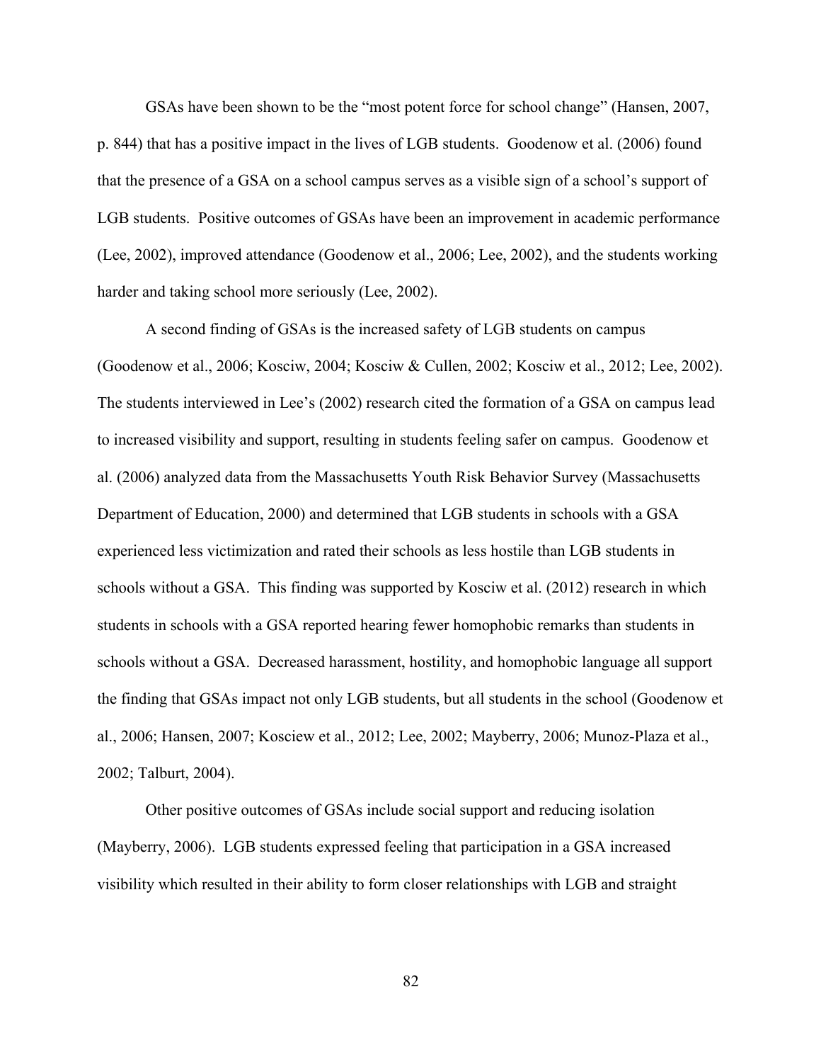GSAs have been shown to be the "most potent force for school change" (Hansen, 2007, p. 844) that has a positive impact in the lives of LGB students. Goodenow et al. (2006) found that the presence of a GSA on a school campus serves as a visible sign of a school's support of LGB students. Positive outcomes of GSAs have been an improvement in academic performance (Lee, 2002), improved attendance (Goodenow et al., 2006; Lee, 2002), and the students working harder and taking school more seriously (Lee, 2002).

A second finding of GSAs is the increased safety of LGB students on campus (Goodenow et al., 2006; Kosciw, 2004; Kosciw & Cullen, 2002; Kosciw et al., 2012; Lee, 2002). The students interviewed in Lee's (2002) research cited the formation of a GSA on campus lead to increased visibility and support, resulting in students feeling safer on campus. Goodenow et al. (2006) analyzed data from the Massachusetts Youth Risk Behavior Survey (Massachusetts Department of Education, 2000) and determined that LGB students in schools with a GSA experienced less victimization and rated their schools as less hostile than LGB students in schools without a GSA. This finding was supported by Kosciw et al. (2012) research in which students in schools with a GSA reported hearing fewer homophobic remarks than students in schools without a GSA. Decreased harassment, hostility, and homophobic language all support the finding that GSAs impact not only LGB students, but all students in the school (Goodenow et al., 2006; Hansen, 2007; Kosciew et al., 2012; Lee, 2002; Mayberry, 2006; Munoz-Plaza et al., 2002; Talburt, 2004).

Other positive outcomes of GSAs include social support and reducing isolation (Mayberry, 2006). LGB students expressed feeling that participation in a GSA increased visibility which resulted in their ability to form closer relationships with LGB and straight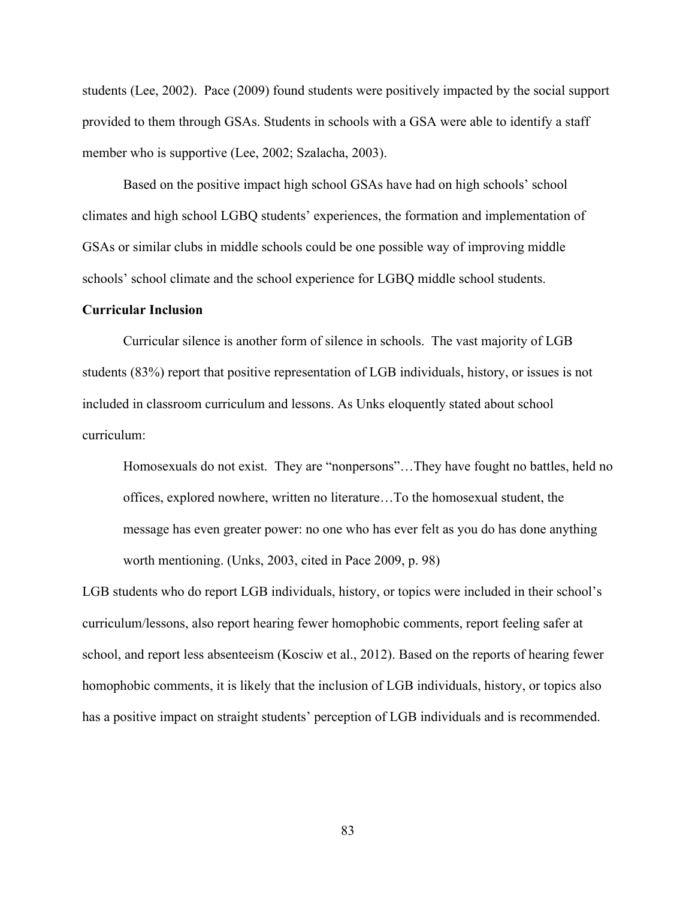students (Lee, 2002). Pace (2009) found students were positively impacted by the social support provided to them through GSAs. Students in schools with a GSA were able to identify a staff member who is supportive (Lee, 2002; Szalacha, 2003).

Based on the positive impact high school GSAs have had on high schools' school climates and high school LGBQ students' experiences, the formation and implementation of GSAs or similar clubs in middle schools could be one possible way of improving middle schools' school climate and the school experience for LGBQ middle school students.

**Curricular Inclusion**

Curricular silence is another form of silence in schools. The vast majority of LGB students (83%) report that positive representation of LGB individuals, history, or issues is not included in classroom curriculum and lessons. As Unks eloquently stated about school curriculum:

> Homosexuals do not exist. They are "nonpersons"…They have fought no battles, held no offices, explored nowhere, written no literature…To the homosexual student, the message has even greater power: no one who has ever felt as you do has done anything worth mentioning. (Unks, 2003, cited in Pace 2009, p. 98)

LGB students who do report LGB individuals, history, or topics were included in their school's curriculum/lessons, also report hearing fewer homophobic comments, report feeling safer at school, and report less absenteeism (Kosciw et al., 2012). Based on the reports of hearing fewer homophobic comments, it is likely that the inclusion of LGB individuals, history, or topics also has a positive impact on straight students' perception of LGB individuals and is recommended.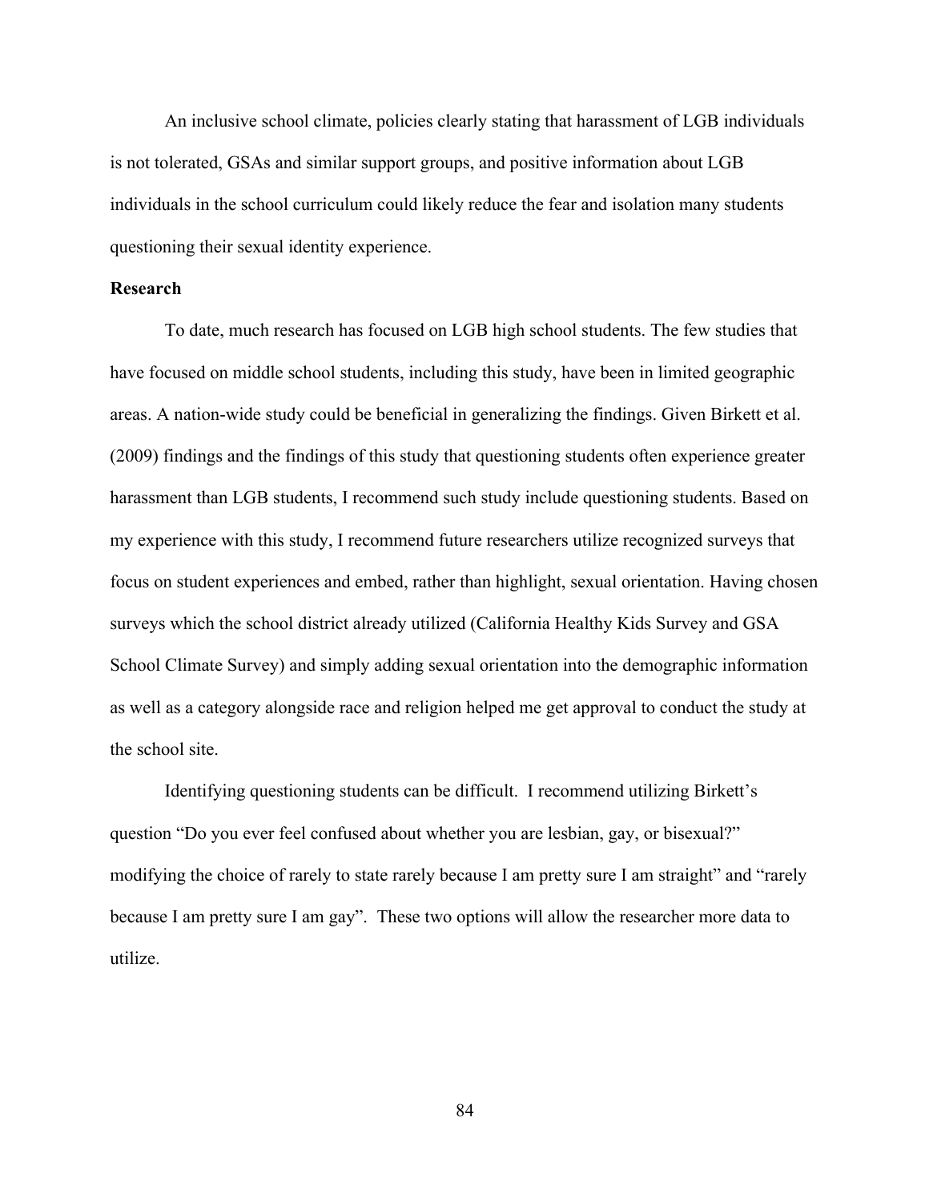An inclusive school climate, policies clearly stating that harassment of LGB individuals is not tolerated, GSAs and similar support groups, and positive information about LGB individuals in the school curriculum could likely reduce the fear and isolation many students questioning their sexual identity experience.

**Research**

To date, much research has focused on LGB high school students. The few studies that have focused on middle school students, including this study, have been in limited geographic areas. A nation-wide study could be beneficial in generalizing the findings. Given Birkett et al. (2009) findings and the findings of this study that questioning students often experience greater harassment than LGB students, I recommend such study include questioning students. Based on my experience with this study, I recommend future researchers utilize recognized surveys that focus on student experiences and embed, rather than highlight, sexual orientation. Having chosen surveys which the school district already utilized (California Healthy Kids Survey and GSA School Climate Survey) and simply adding sexual orientation into the demographic information as well as a category alongside race and religion helped me get approval to conduct the study at the school site.

Identifying questioning students can be difficult. I recommend utilizing Birkett's question "Do you ever feel confused about whether you are lesbian, gay, or bisexual?" modifying the choice of rarely to state rarely because I am pretty sure I am straight" and "rarely because I am pretty sure I am gay". These two options will allow the researcher more data to utilize.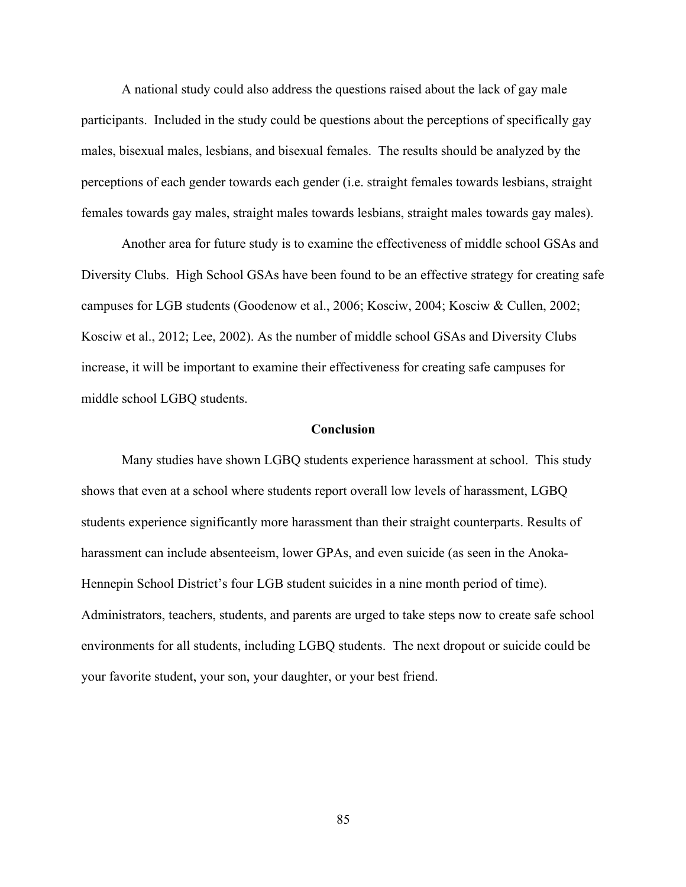A national study could also address the questions raised about the lack of gay male participants. Included in the study could be questions about the perceptions of specifically gay males, bisexual males, lesbians, and bisexual females. The results should be analyzed by the perceptions of each gender towards each gender (i.e. straight females towards lesbians, straight females towards gay males, straight males towards lesbians, straight males towards gay males).

Another area for future study is to examine the effectiveness of middle school GSAs and Diversity Clubs. High School GSAs have been found to be an effective strategy for creating safe campuses for LGB students (Goodenow et al., 2006; Kosciw, 2004; Kosciw & Cullen, 2002; Kosciw et al., 2012; Lee, 2002). As the number of middle school GSAs and Diversity Clubs increase, it will be important to examine their effectiveness for creating safe campuses for middle school LGBQ students.

## Conclusion

Many studies have shown LGBQ students experience harassment at school. This study shows that even at a school where students report overall low levels of harassment, LGBQ students experience significantly more harassment than their straight counterparts. Results of harassment can include absenteeism, lower GPAs, and even suicide (as seen in the Anoka-Hennepin School District's four LGB student suicides in a nine month period of time). Administrators, teachers, students, and parents are urged to take steps now to create safe school environments for all students, including LGBQ students. The next dropout or suicide could be your favorite student, your son, your daughter, or your best friend.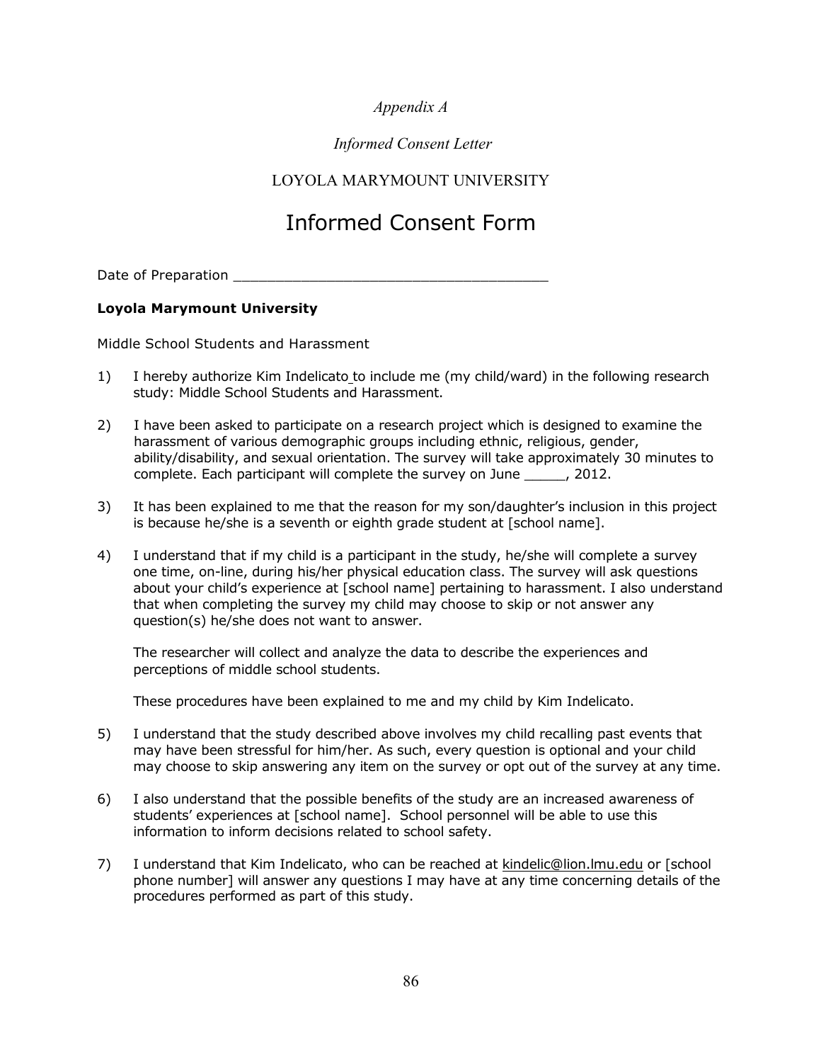*Appendix A*

*Informed Consent Letter*

LOYOLA MARYMOUNT UNIVERSITY

# Informed Consent Form

Date of Preparation ______________________________________

**Loyola Marymount University**

Middle School Students and Harassment

1) I hereby authorize Kim Indelicato to include me (my child/ward) in the following research study: Middle School Students and Harassment.

2) I have been asked to participate on a research project which is designed to examine the harassment of various demographic groups including ethnic, religious, gender, ability/disability, and sexual orientation. The survey will take approximately 30 minutes to complete. Each participant will complete the survey on June _____, 2012.

3) It has been explained to me that the reason for my son/daughter's inclusion in this project is because he/she is a seventh or eighth grade student at [school name].

4) I understand that if my child is a participant in the study, he/she will complete a survey one time, on-line, during his/her physical education class. The survey will ask questions about your child's experience at [school name] pertaining to harassment. I also understand that when completing the survey my child may choose to skip or not answer any question(s) he/she does not want to answer.

   The researcher will collect and analyze the data to describe the experiences and perceptions of middle school students.

   These procedures have been explained to me and my child by Kim Indelicato.

5) I understand that the study described above involves my child recalling past events that may have been stressful for him/her. As such, every question is optional and your child may choose to skip answering any item on the survey or opt out of the survey at any time.

6) I also understand that the possible benefits of the study are an increased awareness of students' experiences at [school name]. School personnel will be able to use this information to inform decisions related to school safety.

7) I understand that Kim Indelicato, who can be reached at kindelic@lion.lmu.edu or [school phone number] will answer any questions I may have at any time concerning details of the procedures performed as part of this study.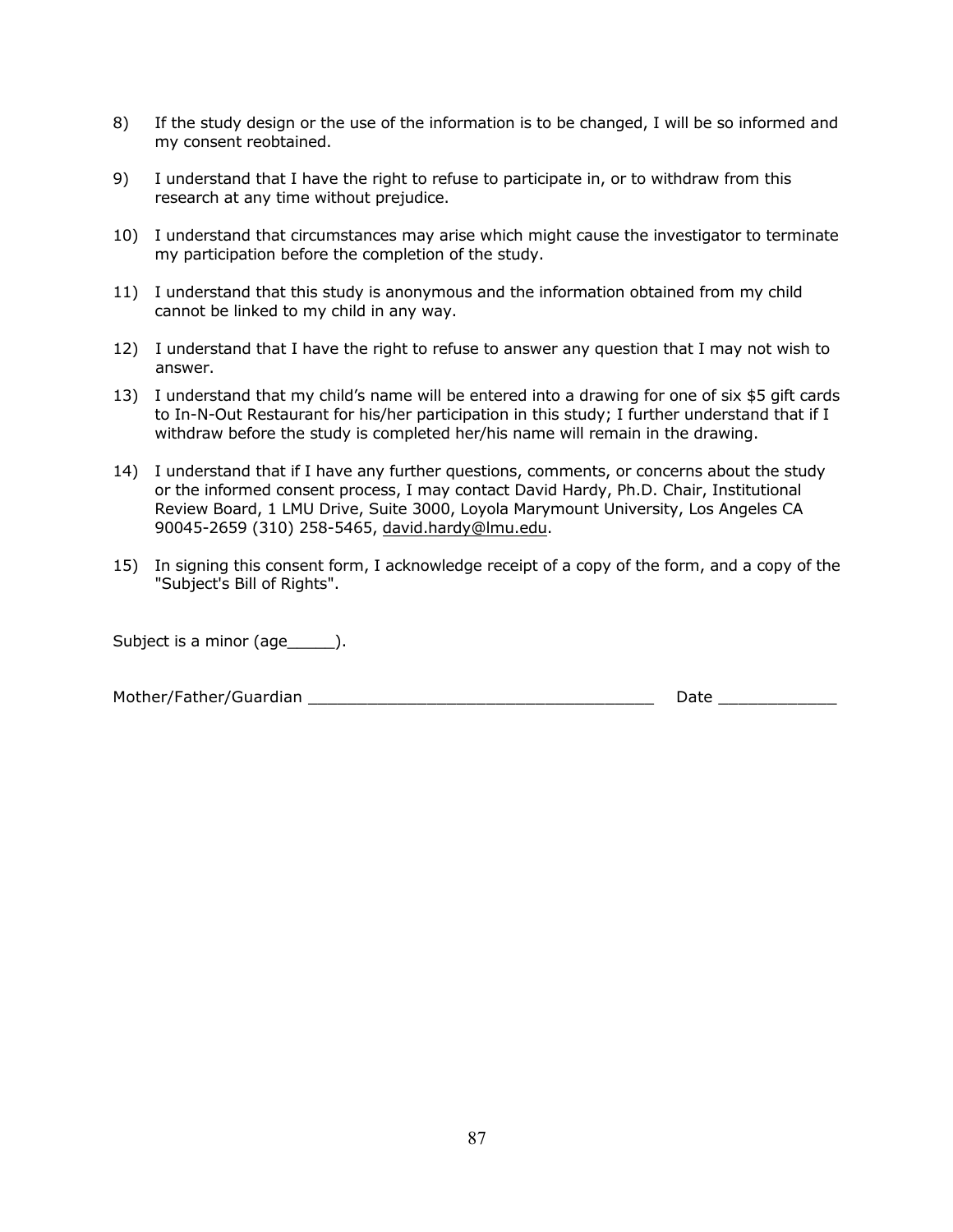8) If the study design or the use of the information is to be changed, I will be so informed and my consent reobtained.

9) I understand that I have the right to refuse to participate in, or to withdraw from this research at any time without prejudice.

10) I understand that circumstances may arise which might cause the investigator to terminate my participation before the completion of the study.

11) I understand that this study is anonymous and the information obtained from my child cannot be linked to my child in any way.

12) I understand that I have the right to refuse to answer any question that I may not wish to answer.

13) I understand that my child's name will be entered into a drawing for one of six $5 gift cards to In-N-Out Restaurant for his/her participation in this study; I further understand that if I withdraw before the study is completed her/his name will remain in the drawing.

14) I understand that if I have any further questions, comments, or concerns about the study or the informed consent process, I may contact David Hardy, Ph.D. Chair, Institutional Review Board, 1 LMU Drive, Suite 3000, Loyola Marymount University, Los Angeles CA 90045-2659 (310) 258-5465, david.hardy@lmu.edu.

15) In signing this consent form, I acknowledge receipt of a copy of the form, and a copy of the "Subject's Bill of Rights".

Subject is a minor (age_____).

Mother/Father/Guardian ____________________________________ Date ____________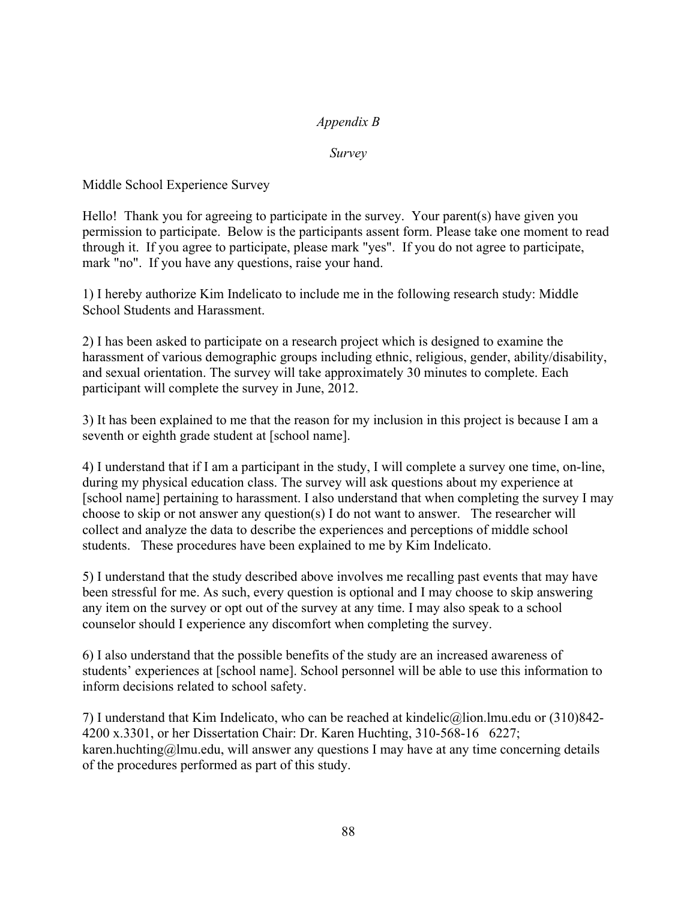*Appendix B*

*Survey*

Middle School Experience Survey

Hello! Thank you for agreeing to participate in the survey. Your parent(s) have given you permission to participate. Below is the participants assent form. Please take one moment to read through it. If you agree to participate, please mark "yes". If you do not agree to participate, mark "no". If you have any questions, raise your hand.

1) I hereby authorize Kim Indelicato to include me in the following research study: Middle School Students and Harassment.

2) I has been asked to participate on a research project which is designed to examine the harassment of various demographic groups including ethnic, religious, gender, ability/disability, and sexual orientation. The survey will take approximately 30 minutes to complete. Each participant will complete the survey in June, 2012.

3) It has been explained to me that the reason for my inclusion in this project is because I am a seventh or eighth grade student at [school name].

4) I understand that if I am a participant in the study, I will complete a survey one time, on-line, during my physical education class. The survey will ask questions about my experience at [school name] pertaining to harassment. I also understand that when completing the survey I may choose to skip or not answer any question(s) I do not want to answer. The researcher will collect and analyze the data to describe the experiences and perceptions of middle school students. These procedures have been explained to me by Kim Indelicato.

5) I understand that the study described above involves me recalling past events that may have been stressful for me. As such, every question is optional and I may choose to skip answering any item on the survey or opt out of the survey at any time. I may also speak to a school counselor should I experience any discomfort when completing the survey.

6) I also understand that the possible benefits of the study are an increased awareness of students' experiences at [school name]. School personnel will be able to use this information to inform decisions related to school safety.

7) I understand that Kim Indelicato, who can be reached at kindelic@lion.lmu.edu or (310)842-4200 x.3301, or her Dissertation Chair: Dr. Karen Huchting, 310-568-16 6227; karen.huchting@lmu.edu, will answer any questions I may have at any time concerning details of the procedures performed as part of this study.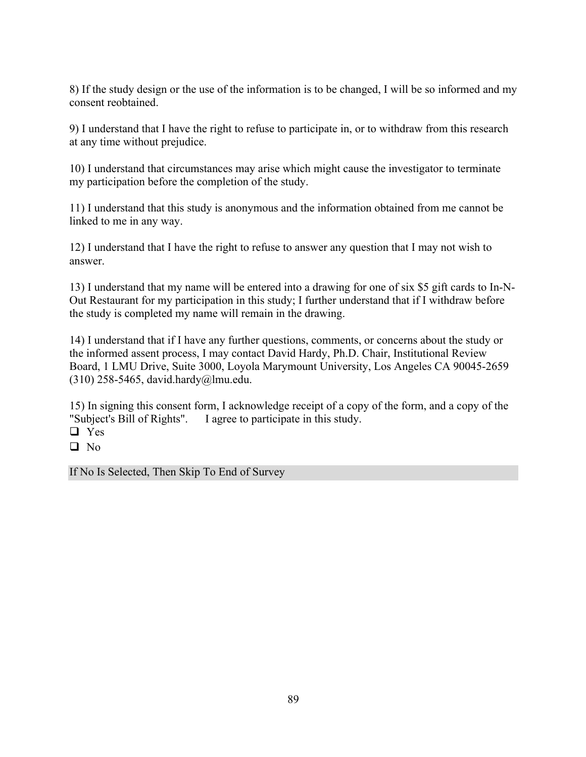8) If the study design or the use of the information is to be changed, I will be so informed and my consent reobtained.

9) I understand that I have the right to refuse to participate in, or to withdraw from this research at any time without prejudice.

10) I understand that circumstances may arise which might cause the investigator to terminate my participation before the completion of the study.

11) I understand that this study is anonymous and the information obtained from me cannot be linked to me in any way.

12) I understand that I have the right to refuse to answer any question that I may not wish to answer.

13) I understand that my name will be entered into a drawing for one of six $5 gift cards to In-N-Out Restaurant for my participation in this study; I further understand that if I withdraw before the study is completed my name will remain in the drawing.

14) I understand that if I have any further questions, comments, or concerns about the study or the informed assent process, I may contact David Hardy, Ph.D. Chair, Institutional Review Board, 1 LMU Drive, Suite 3000, Loyola Marymount University, Los Angeles CA 90045-2659 (310) 258-5465, david.hardy@lmu.edu.

15) In signing this consent form, I acknowledge receipt of a copy of the form, and a copy of the "Subject's Bill of Rights". I agree to participate in this study.

- ❑ Yes
- ❑ No

If No Is Selected, Then Skip To End of Survey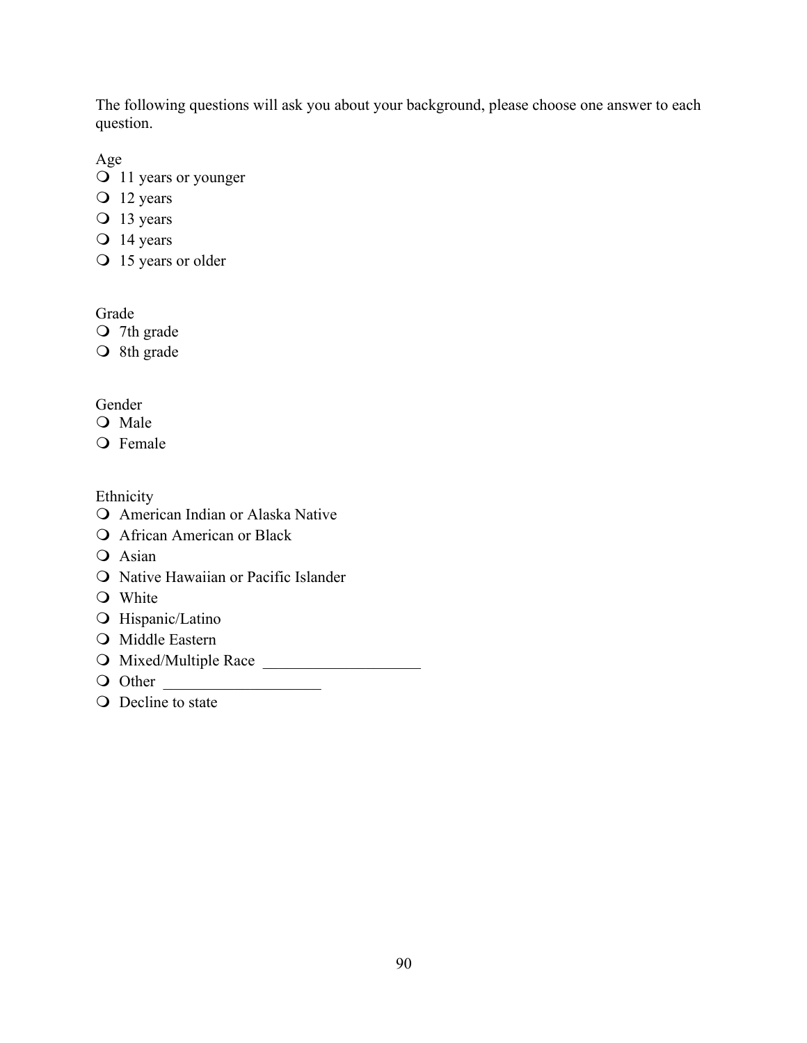The following questions will ask you about your background, please choose one answer to each question.

Age

- ❍ 11 years or younger
- ❍ 12 years
- ❍ 13 years
- ❍ 14 years
- ❍ 15 years or older

Grade

- ❍ 7th grade
- ❍ 8th grade

Gender

- ❍ Male
- ❍ Female

Ethnicity

- ❍ American Indian or Alaska Native
- ❍ African American or Black
- ❍ Asian
- ❍ Native Hawaiian or Pacific Islander
- ❍ White
- ❍ Hispanic/Latino
- ❍ Middle Eastern
- ❍ Mixed/Multiple Race ____________________
- ❍ Other ____________________
- ❍ Decline to state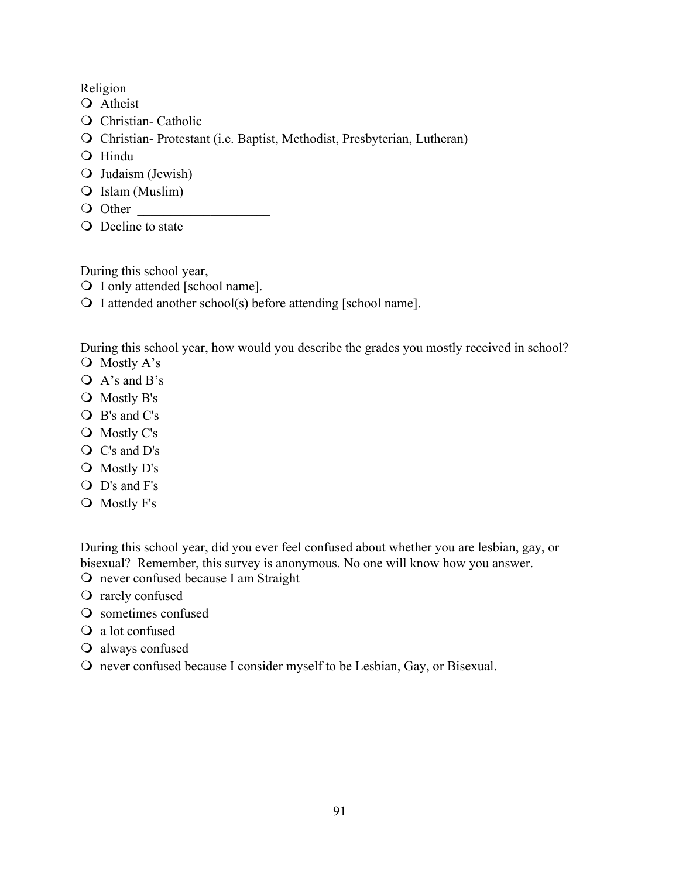Religion

- Atheist
- Christian- Catholic
- Christian- Protestant (i.e. Baptist, Methodist, Presbyterian, Lutheran)
- Hindu
- Judaism (Jewish)
- Islam (Muslim)
- Other ___________________
- Decline to state

During this school year,

- I only attended [school name].
- I attended another school(s) before attending [school name].

During this school year, how would you describe the grades you mostly received in school?

- Mostly A's
- A's and B's
- Mostly B's
- B's and C's
- Mostly C's
- C's and D's
- Mostly D's
- D's and F's
- Mostly F's

During this school year, did you ever feel confused about whether you are lesbian, gay, or bisexual? Remember, this survey is anonymous. No one will know how you answer.

- never confused because I am Straight
- rarely confused
- sometimes confused
- a lot confused
- always confused
- never confused because I consider myself to be Lesbian, Gay, or Bisexual.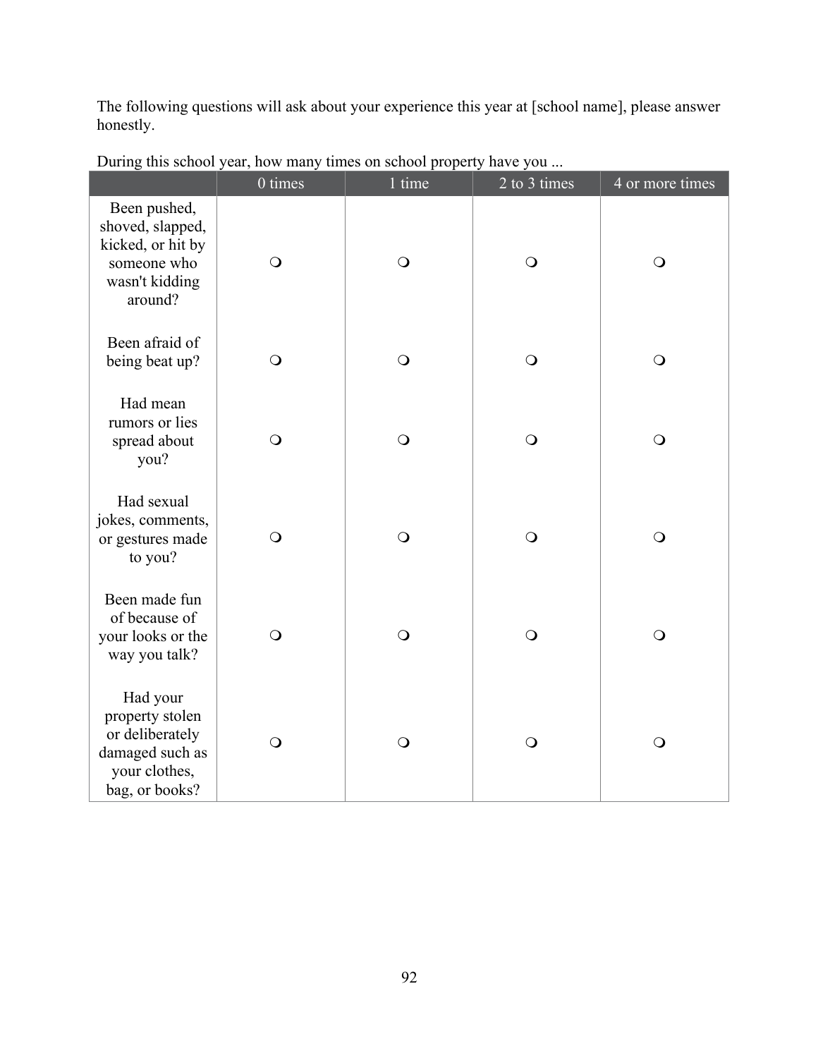The following questions will ask about your experience this year at [school name], please answer honestly.

During this school year, how many times on school property have you ...

| | 0 times | 1 time | 2 to 3 times | 4 or more times |
|---|---|---|---|---|
| Been pushed, shoved, slapped, kicked, or hit by someone who wasn't kidding around? | ❍ | ❍ | ❍ | ❍ |
| Been afraid of being beat up? | ❍ | ❍ | ❍ | ❍ |
| Had mean rumors or lies spread about you? | ❍ | ❍ | ❍ | ❍ |
| Had sexual jokes, comments, or gestures made to you? | ❍ | ❍ | ❍ | ❍ |
| Been made fun of because of your looks or the way you talk? | ❍ | ❍ | ❍ | ❍ |
| Had your property stolen or deliberately damaged such as your clothes, bag, or books? | ❍ | ❍ | ❍ | ❍ |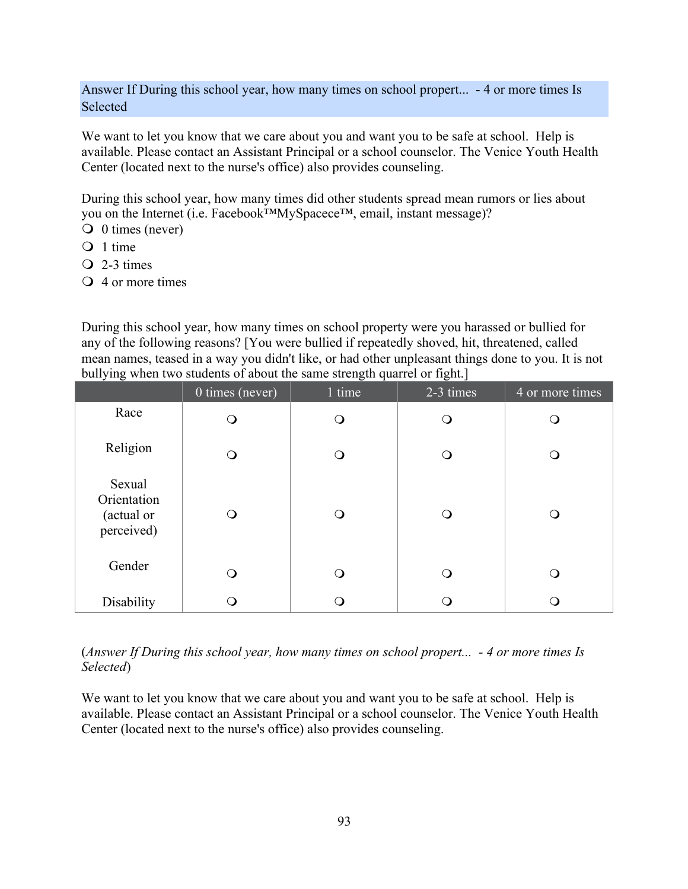Answer If During this school year, how many times on school propert... - 4 or more times Is Selected

We want to let you know that we care about you and want you to be safe at school. Help is available. Please contact an Assistant Principal or a school counselor. The Venice Youth Health Center (located next to the nurse's office) also provides counseling.

During this school year, how many times did other students spread mean rumors or lies about you on the Internet (i.e. Facebook™MySpacece™, email, instant message)?

- ❍ 0 times (never)
- ❍ 1 time
- ❍ 2-3 times
- ❍ 4 or more times

During this school year, how many times on school property were you harassed or bullied for any of the following reasons? [You were bullied if repeatedly shoved, hit, threatened, called mean names, teased in a way you didn't like, or had other unpleasant things done to you. It is not bullying when two students of about the same strength quarrel or fight.]

| | 0 times (never) | 1 time | 2-3 times | 4 or more times |
|---|---|---|---|---|
| Race | ❍ | ❍ | ❍ | ❍ |
| Religion | ❍ | ❍ | ❍ | ❍ |
| Sexual Orientation (actual or perceived) | ❍ | ❍ | ❍ | ❍ |
| Gender | ❍ | ❍ | ❍ | ❍ |
| Disability | ❍ | ❍ | ❍ | ❍ |

(*Answer If During this school year, how many times on school propert... - 4 or more times Is Selected*)

We want to let you know that we care about you and want you to be safe at school. Help is available. Please contact an Assistant Principal or a school counselor. The Venice Youth Health Center (located next to the nurse's office) also provides counseling.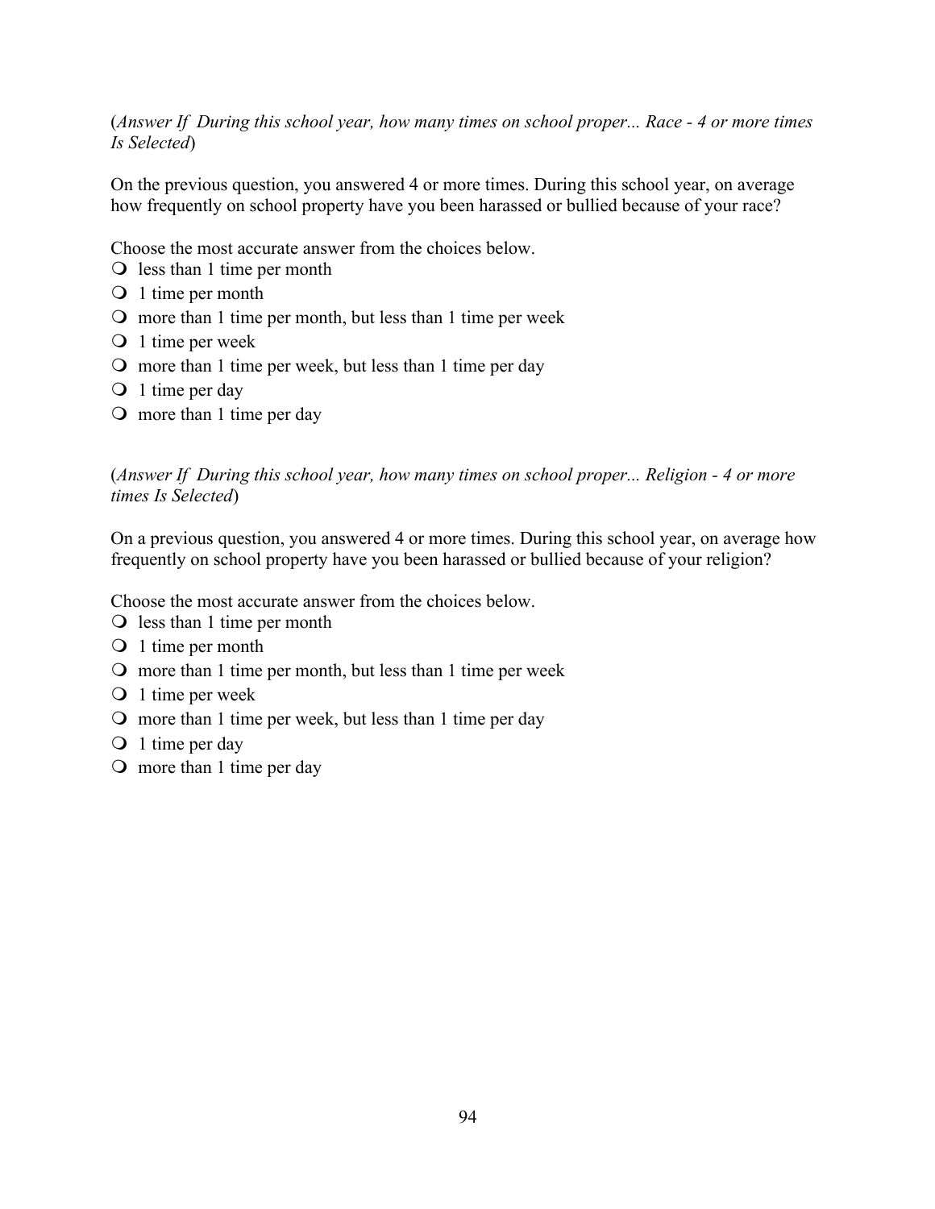(*Answer If  During this school year, how many times on school proper... Race - 4 or more times Is Selected*)

On the previous question, you answered 4 or more times. During this school year, on average how frequently on school property have you been harassed or bullied because of your race?

Choose the most accurate answer from the choices below.

- less than 1 time per month
- 1 time per month
- more than 1 time per month, but less than 1 time per week
- 1 time per week
- more than 1 time per week, but less than 1 time per day
- 1 time per day
- more than 1 time per day

(*Answer If  During this school year, how many times on school proper... Religion - 4 or more times Is Selected*)

On a previous question, you answered 4 or more times. During this school year, on average how frequently on school property have you been harassed or bullied because of your religion?

Choose the most accurate answer from the choices below.

- less than 1 time per month
- 1 time per month
- more than 1 time per month, but less than 1 time per week
- 1 time per week
- more than 1 time per week, but less than 1 time per day
- 1 time per day
- more than 1 time per day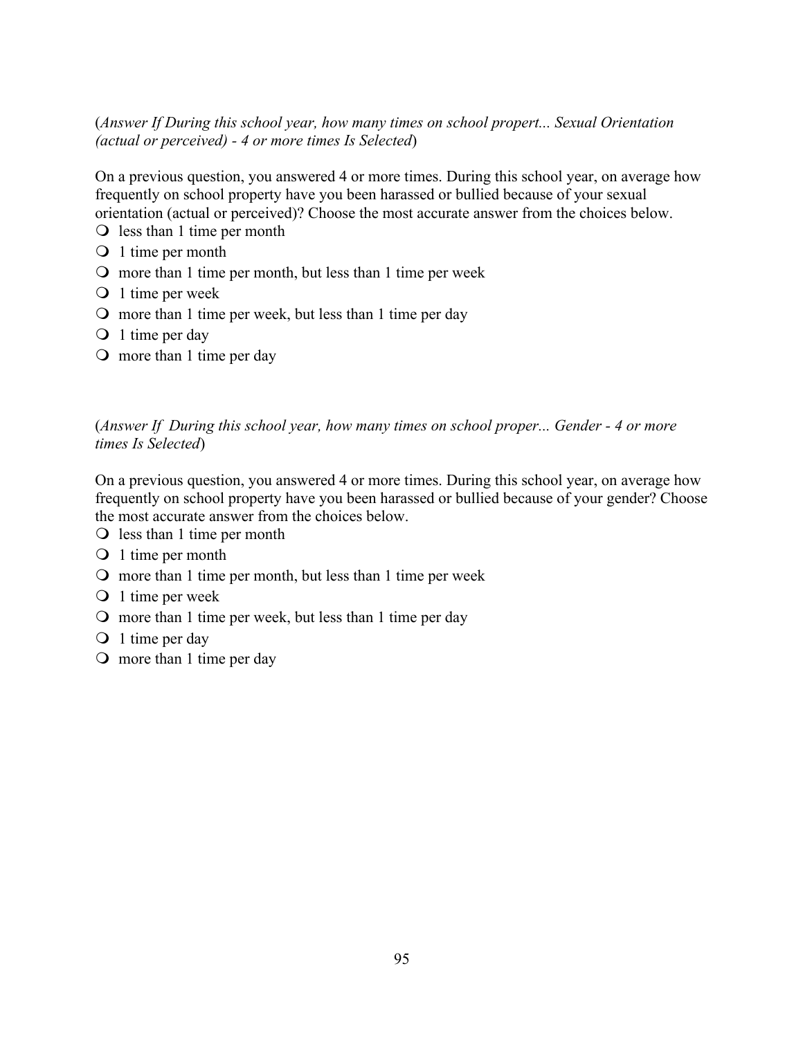(*Answer If During this school year, how many times on school propert... Sexual Orientation (actual or perceived) - 4 or more times Is Selected*)

On a previous question, you answered 4 or more times. During this school year, on average how frequently on school property have you been harassed or bullied because of your sexual orientation (actual or perceived)? Choose the most accurate answer from the choices below.

- less than 1 time per month
- 1 time per month
- more than 1 time per month, but less than 1 time per week
- 1 time per week
- more than 1 time per week, but less than 1 time per day
- 1 time per day
- more than 1 time per day

(*Answer If  During this school year, how many times on school proper... Gender - 4 or more times Is Selected*)

On a previous question, you answered 4 or more times. During this school year, on average how frequently on school property have you been harassed or bullied because of your gender? Choose the most accurate answer from the choices below.

- less than 1 time per month
- 1 time per month
- more than 1 time per month, but less than 1 time per week
- 1 time per week
- more than 1 time per week, but less than 1 time per day
- 1 time per day
- more than 1 time per day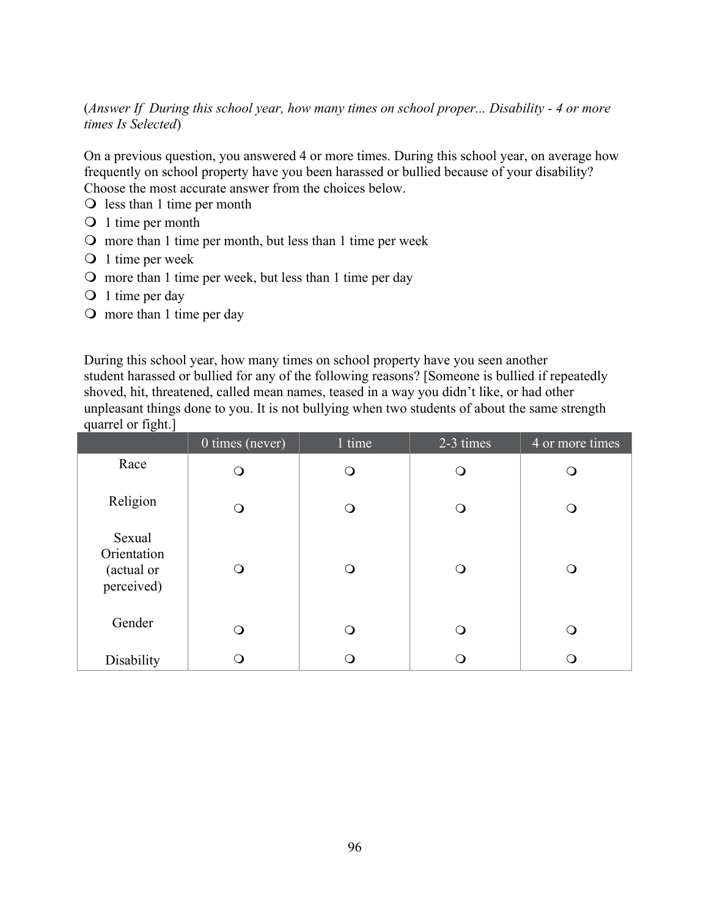(*Answer If During this school year, how many times on school proper... Disability - 4 or more times Is Selected*)

On a previous question, you answered 4 or more times. During this school year, on average how frequently on school property have you been harassed or bullied because of your disability? Choose the most accurate answer from the choices below.

- ❍ less than 1 time per month
- ❍ 1 time per month
- ❍ more than 1 time per month, but less than 1 time per week
- ❍ 1 time per week
- ❍ more than 1 time per week, but less than 1 time per day
- ❍ 1 time per day
- ❍ more than 1 time per day

During this school year, how many times on school property have you seen another student harassed or bullied for any of the following reasons? [Someone is bullied if repeatedly shoved, hit, threatened, called mean names, teased in a way you didn't like, or had other unpleasant things done to you. It is not bullying when two students of about the same strength quarrel or fight.]

| | 0 times (never) | 1 time | 2-3 times | 4 or more times |
|---|---|---|---|---|
| Race | ❍ | ❍ | ❍ | ❍ |
| Religion | ❍ | ❍ | ❍ | ❍ |
| Sexual Orientation (actual or perceived) | ❍ | ❍ | ❍ | ❍ |
| Gender | ❍ | ❍ | ❍ | ❍ |
| Disability | ❍ | ❍ | ❍ | ❍ |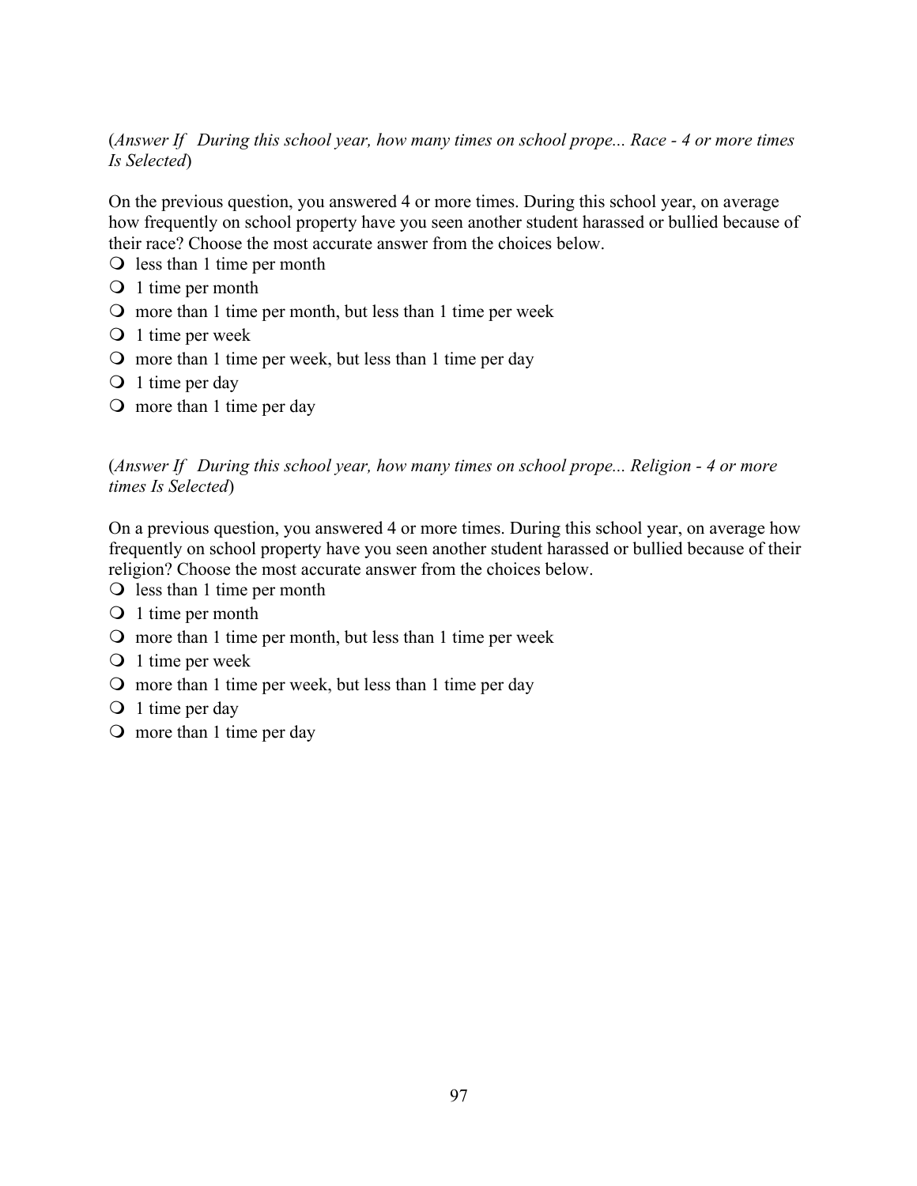(*Answer If During this school year, how many times on school prope... Race - 4 or more times Is Selected*)

On the previous question, you answered 4 or more times. During this school year, on average how frequently on school property have you seen another student harassed or bullied because of their race? Choose the most accurate answer from the choices below.

- less than 1 time per month
- 1 time per month
- more than 1 time per month, but less than 1 time per week
- 1 time per week
- more than 1 time per week, but less than 1 time per day
- 1 time per day
- more than 1 time per day

(*Answer If During this school year, how many times on school prope... Religion - 4 or more times Is Selected*)

On a previous question, you answered 4 or more times. During this school year, on average how frequently on school property have you seen another student harassed or bullied because of their religion? Choose the most accurate answer from the choices below.

- less than 1 time per month
- 1 time per month
- more than 1 time per month, but less than 1 time per week
- 1 time per week
- more than 1 time per week, but less than 1 time per day
- 1 time per day
- more than 1 time per day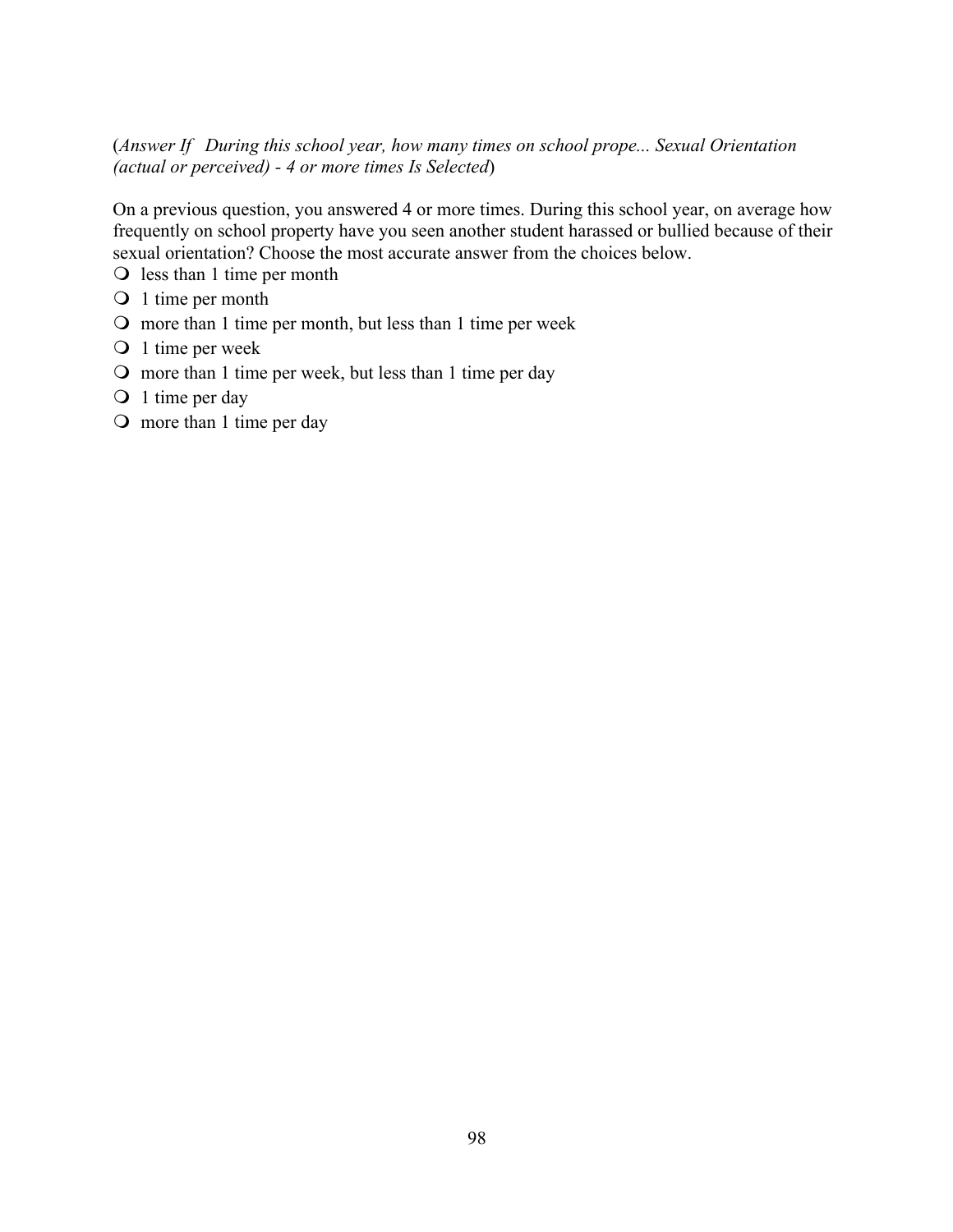(*Answer If During this school year, how many times on school prope... Sexual Orientation (actual or perceived) - 4 or more times Is Selected*)

On a previous question, you answered 4 or more times. During this school year, on average how frequently on school property have you seen another student harassed or bullied because of their sexual orientation? Choose the most accurate answer from the choices below.

- less than 1 time per month
- 1 time per month
- more than 1 time per month, but less than 1 time per week
- 1 time per week
- more than 1 time per week, but less than 1 time per day
- 1 time per day
- more than 1 time per day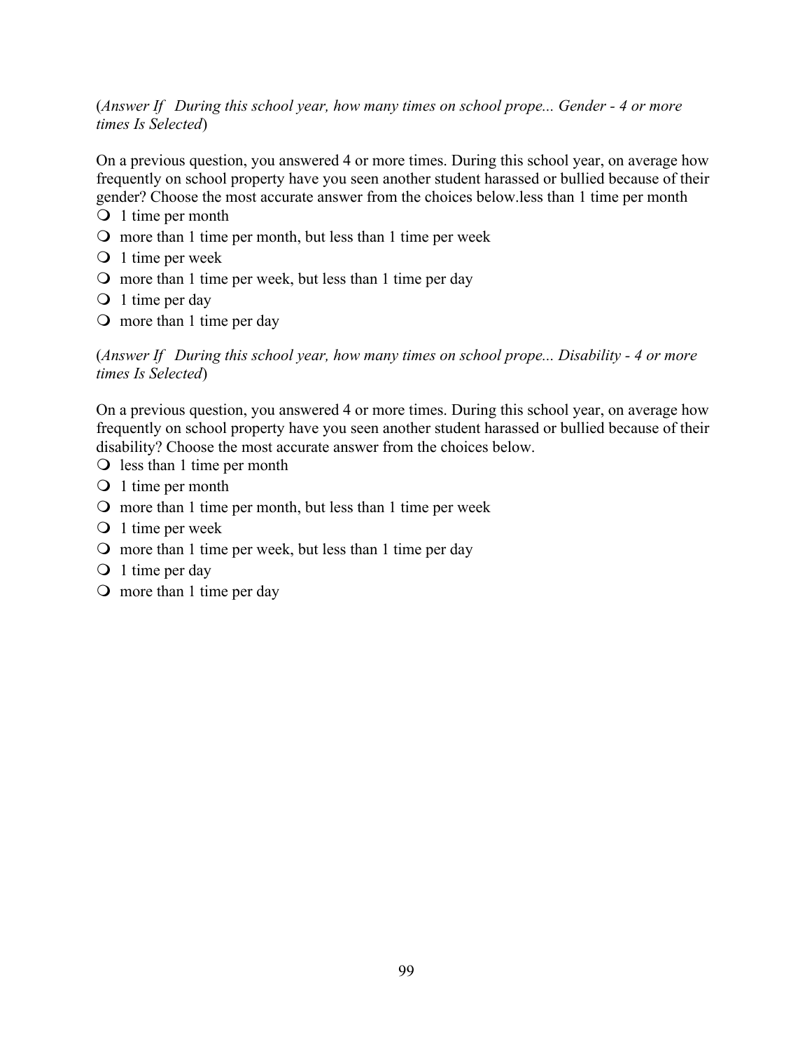(*Answer If During this school year, how many times on school prope... Gender - 4 or more times Is Selected*)

On a previous question, you answered 4 or more times. During this school year, on average how frequently on school property have you seen another student harassed or bullied because of their gender? Choose the most accurate answer from the choices below.less than 1 time per month

- 1 time per month
- more than 1 time per month, but less than 1 time per week
- 1 time per week
- more than 1 time per week, but less than 1 time per day
- 1 time per day
- more than 1 time per day

(*Answer If During this school year, how many times on school prope... Disability - 4 or more times Is Selected*)

On a previous question, you answered 4 or more times. During this school year, on average how frequently on school property have you seen another student harassed or bullied because of their disability? Choose the most accurate answer from the choices below.

- less than 1 time per month
- 1 time per month
- more than 1 time per month, but less than 1 time per week
- 1 time per week
- more than 1 time per week, but less than 1 time per day
- 1 time per day
- more than 1 time per day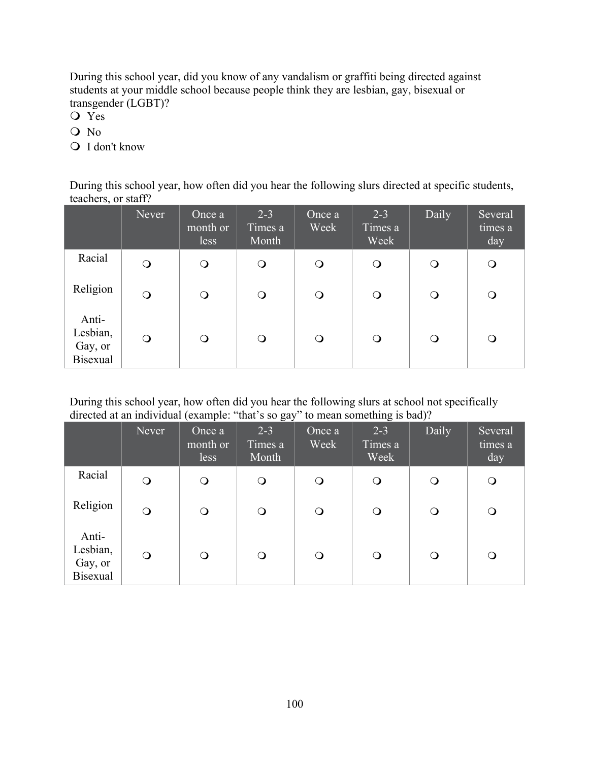During this school year, did you know of any vandalism or graffiti being directed against students at your middle school because people think they are lesbian, gay, bisexual or transgender (LGBT)?

- ❍ Yes
- ❍ No
- ❍ I don't know

During this school year, how often did you hear the following slurs directed at specific students, teachers, or staff?

| | Never | Once a month or less | 2-3 Times a Month | Once a Week | 2-3 Times a Week | Daily | Several times a day |
|---|---|---|---|---|---|---|---|
| Racial | ❍ | ❍ | ❍ | ❍ | ❍ | ❍ | ❍ |
| Religion | ❍ | ❍ | ❍ | ❍ | ❍ | ❍ | ❍ |
| Anti-Lesbian, Gay, or Bisexual | ❍ | ❍ | ❍ | ❍ | ❍ | ❍ | ❍ |

During this school year, how often did you hear the following slurs at school not specifically directed at an individual (example: "that's so gay" to mean something is bad)?

| | Never | Once a month or less | 2-3 Times a Month | Once a Week | 2-3 Times a Week | Daily | Several times a day |
|---|---|---|---|---|---|---|---|
| Racial | ❍ | ❍ | ❍ | ❍ | ❍ | ❍ | ❍ |
| Religion | ❍ | ❍ | ❍ | ❍ | ❍ | ❍ | ❍ |
| Anti-Lesbian, Gay, or Bisexual | ❍ | ❍ | ❍ | ❍ | ❍ | ❍ | ❍ |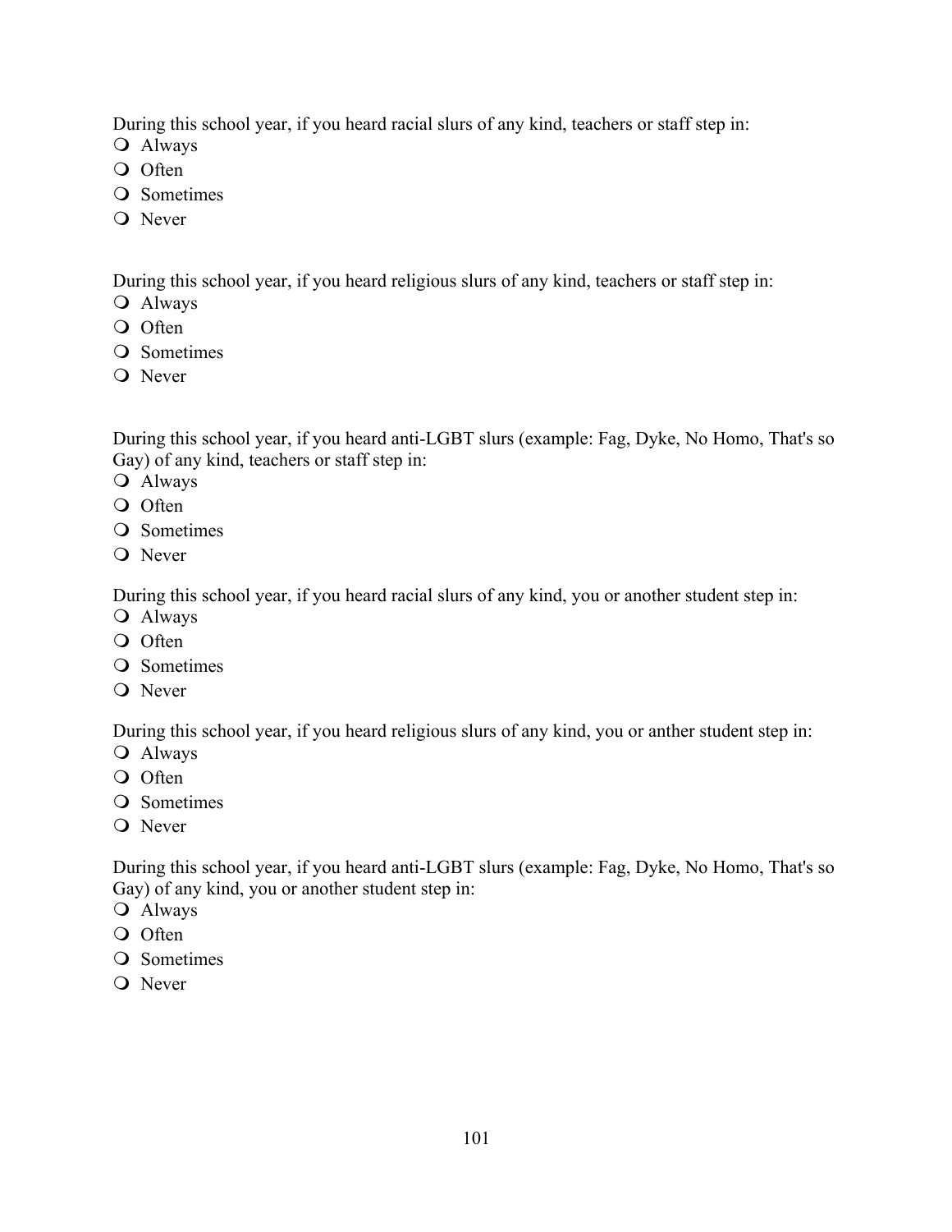During this school year, if you heard racial slurs of any kind, teachers or staff step in:

- Always
- Often
- Sometimes
- Never

During this school year, if you heard religious slurs of any kind, teachers or staff step in:

- Always
- Often
- Sometimes
- Never

During this school year, if you heard anti-LGBT slurs (example: Fag, Dyke, No Homo, That's so Gay) of any kind, teachers or staff step in:

- Always
- Often
- Sometimes
- Never

During this school year, if you heard racial slurs of any kind, you or another student step in:

- Always
- Often
- Sometimes
- Never

During this school year, if you heard religious slurs of any kind, you or anther student step in:

- Always
- Often
- Sometimes
- Never

During this school year, if you heard anti-LGBT slurs (example: Fag, Dyke, No Homo, That's so Gay) of any kind, you or another student step in:

- Always
- Often
- Sometimes
- Never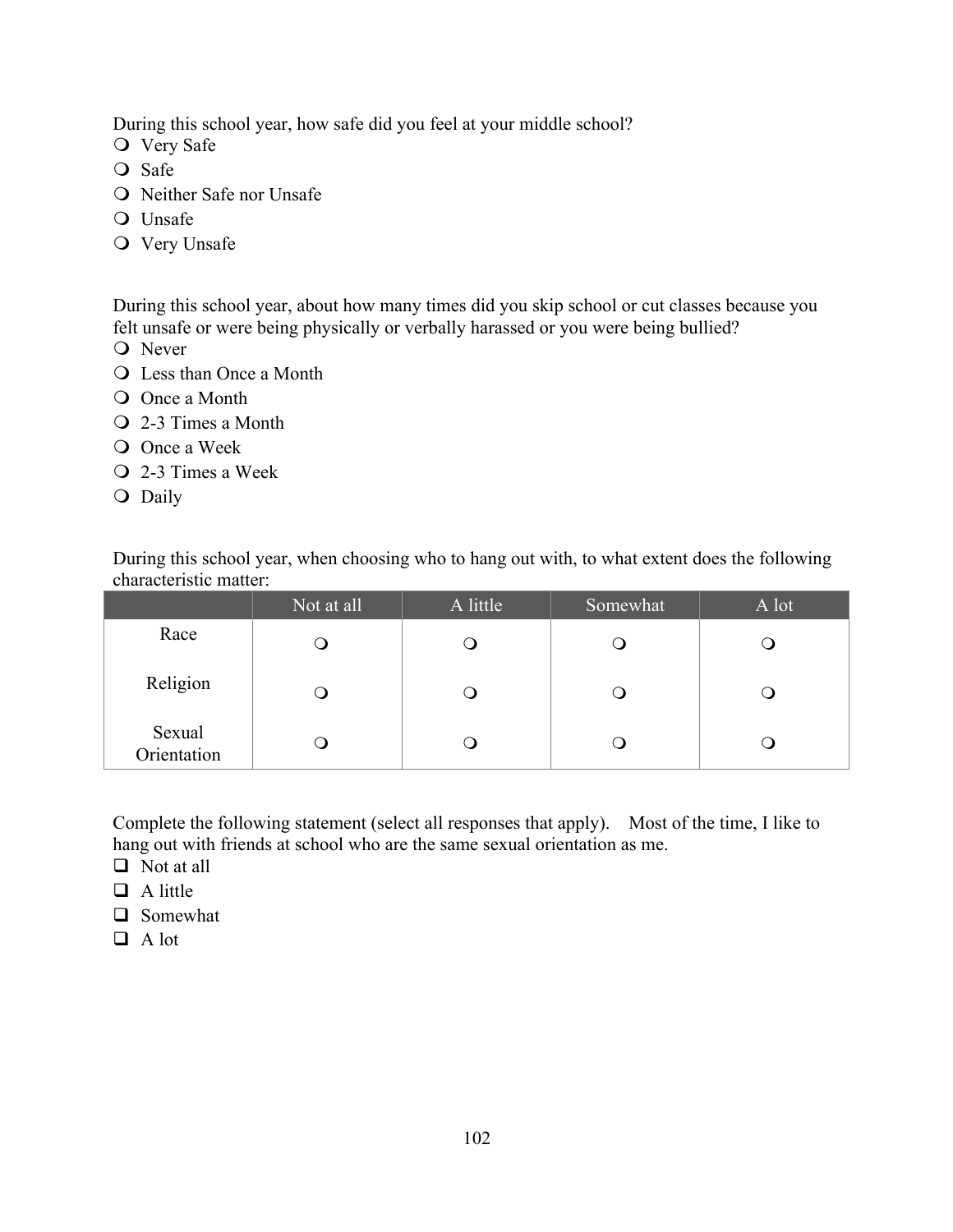During this school year, how safe did you feel at your middle school?

- ❍ Very Safe
- ❍ Safe
- ❍ Neither Safe nor Unsafe
- ❍ Unsafe
- ❍ Very Unsafe

During this school year, about how many times did you skip school or cut classes because you felt unsafe or were being physically or verbally harassed or you were being bullied?

- ❍ Never
- ❍ Less than Once a Month
- ❍ Once a Month
- ❍ 2-3 Times a Month
- ❍ Once a Week
- ❍ 2-3 Times a Week
- ❍ Daily

During this school year, when choosing who to hang out with, to what extent does the following characteristic matter:

| | Not at all | A little | Somewhat | A lot |
|---|---|---|---|---|
| Race | ❍ | ❍ | ❍ | ❍ |
| Religion | ❍ | ❍ | ❍ | ❍ |
| Sexual Orientation | ❍ | ❍ | ❍ | ❍ |

Complete the following statement (select all responses that apply). Most of the time, I like to hang out with friends at school who are the same sexual orientation as me.

- ❑ Not at all
- ❑ A little
- ❑ Somewhat
- ❑ A lot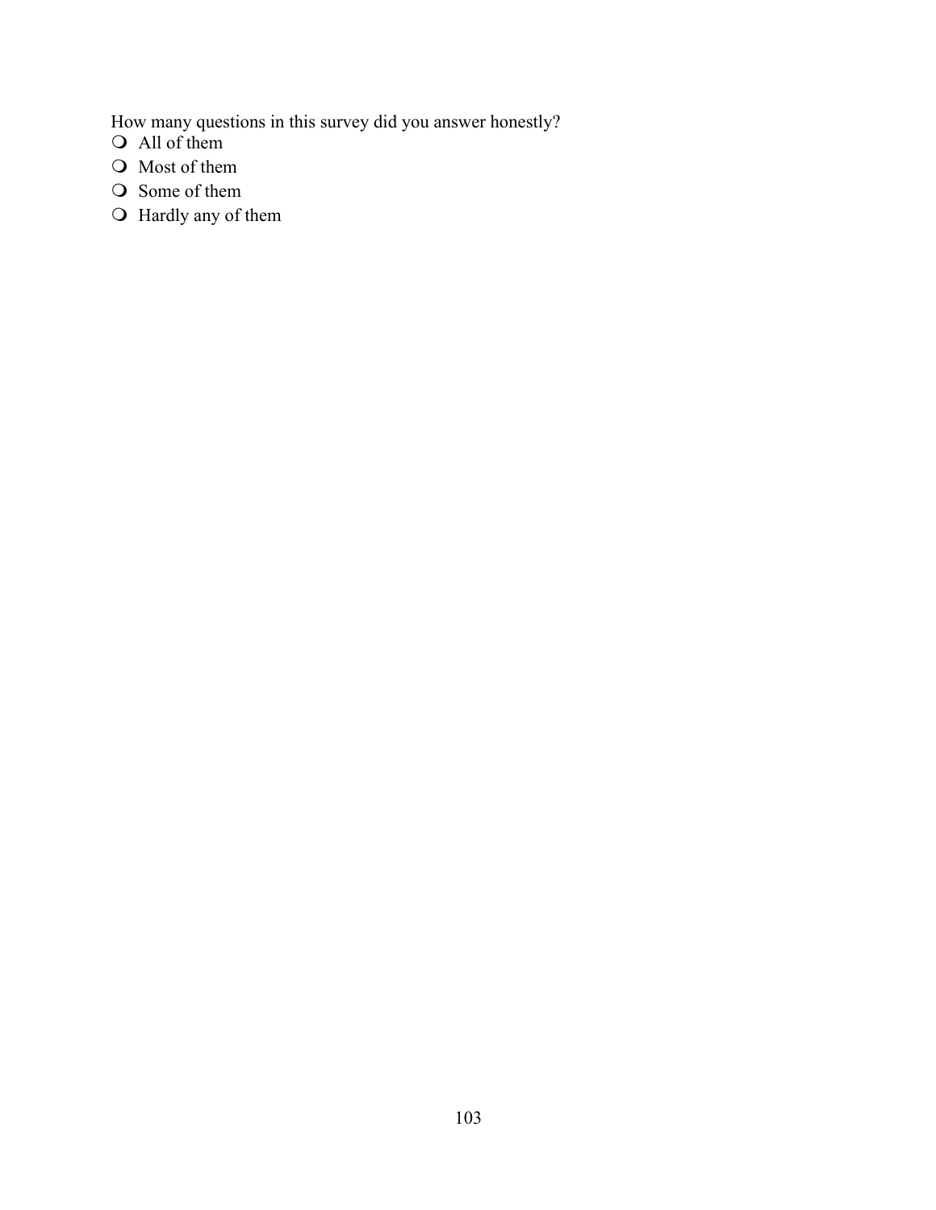How many questions in this survey did you answer honestly?

- ❍ All of them
- ❍ Most of them
- ❍ Some of them
- ❍ Hardly any of them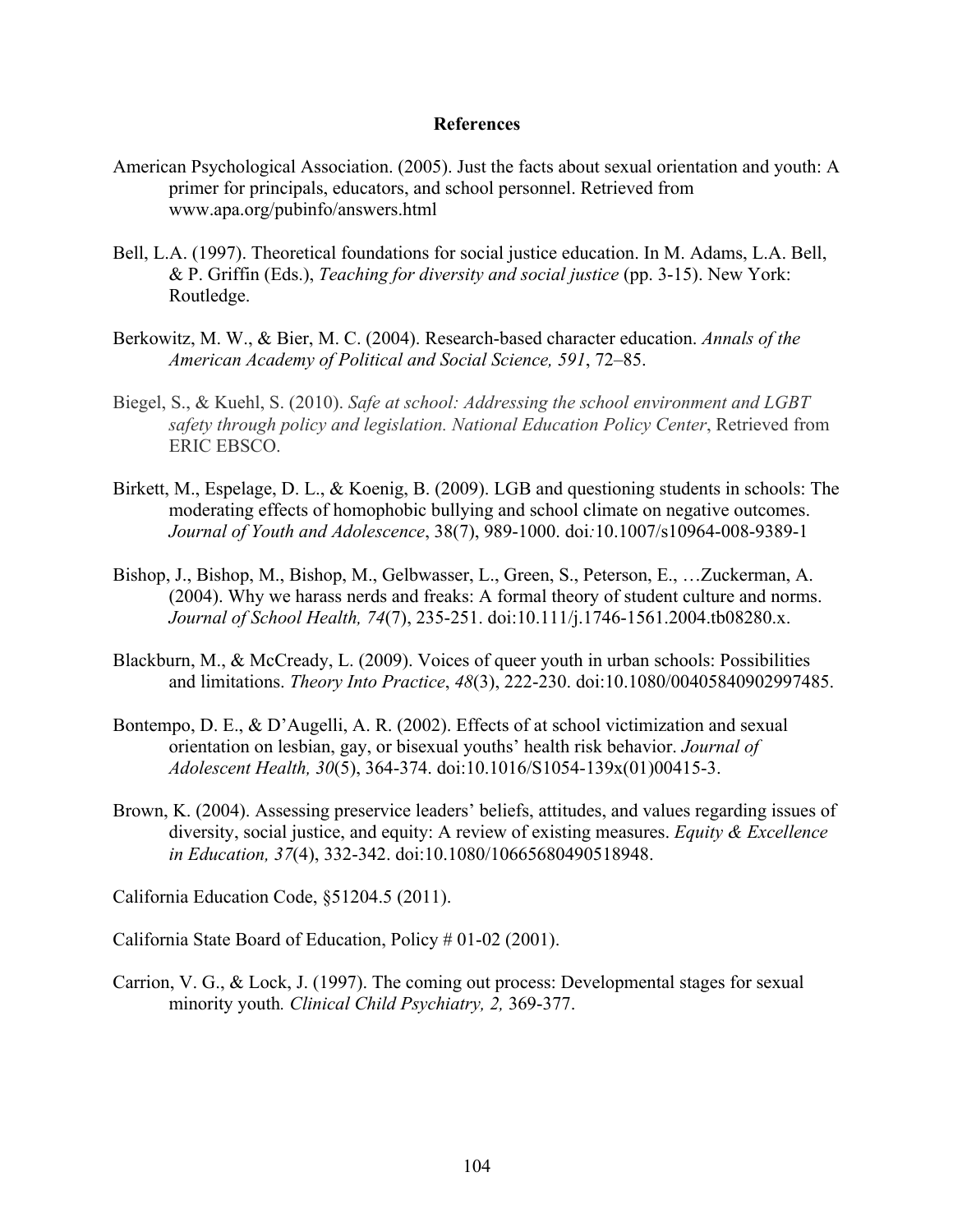# References

American Psychological Association. (2005). Just the facts about sexual orientation and youth: A primer for principals, educators, and school personnel. Retrieved from www.apa.org/pubinfo/answers.html

Bell, L.A. (1997). Theoretical foundations for social justice education. In M. Adams, L.A. Bell, & P. Griffin (Eds.), *Teaching for diversity and social justice* (pp. 3-15). New York: Routledge.

Berkowitz, M. W., & Bier, M. C. (2004). Research-based character education. *Annals of the American Academy of Political and Social Science, 591*, 72–85.

Biegel, S., & Kuehl, S. (2010). *Safe at school: Addressing the school environment and LGBT safety through policy and legislation. National Education Policy Center*, Retrieved from ERIC EBSCO.

Birkett, M., Espelage, D. L., & Koenig, B. (2009). LGB and questioning students in schools: The moderating effects of homophobic bullying and school climate on negative outcomes. *Journal of Youth and Adolescence*, 38(7), 989-1000. doi:10.1007/s10964-008-9389-1

Bishop, J., Bishop, M., Bishop, M., Gelbwasser, L., Green, S., Peterson, E., …Zuckerman, A. (2004). Why we harass nerds and freaks: A formal theory of student culture and norms. *Journal of School Health, 74*(7), 235-251. doi:10.111/j.1746-1561.2004.tb08280.x.

Blackburn, M., & McCready, L. (2009). Voices of queer youth in urban schools: Possibilities and limitations. *Theory Into Practice*, *48*(3), 222-230. doi:10.1080/00405840902997485.

Bontempo, D. E., & D'Augelli, A. R. (2002). Effects of at school victimization and sexual orientation on lesbian, gay, or bisexual youths' health risk behavior. *Journal of Adolescent Health, 30*(5), 364-374. doi:10.1016/S1054-139x(01)00415-3.

Brown, K. (2004). Assessing preservice leaders' beliefs, attitudes, and values regarding issues of diversity, social justice, and equity: A review of existing measures. *Equity & Excellence in Education, 37*(4), 332-342. doi:10.1080/10665680490518948.

California Education Code, §51204.5 (2011).

California State Board of Education, Policy # 01-02 (2001).

Carrion, V. G., & Lock, J. (1997). The coming out process: Developmental stages for sexual minority youth*. Clinical Child Psychiatry, 2,* 369-377.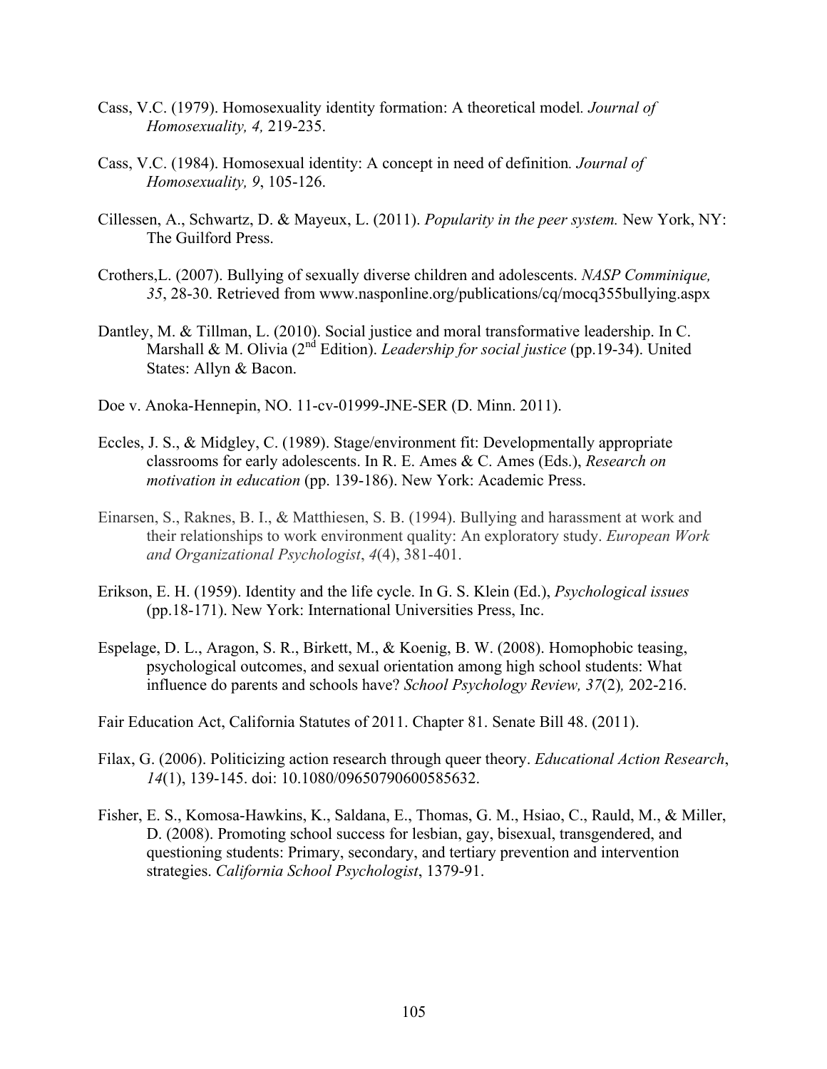Cass, V.C. (1979). Homosexuality identity formation: A theoretical model. *Journal of Homosexuality, 4,* 219-235.

Cass, V.C. (1984). Homosexual identity: A concept in need of definition. *Journal of Homosexuality, 9*, 105-126.

Cillessen, A., Schwartz, D. & Mayeux, L. (2011). *Popularity in the peer system.* New York, NY: The Guilford Press.

Crothers,L. (2007). Bullying of sexually diverse children and adolescents. *NASP Comminique, 35*, 28-30. Retrieved from www.nasponline.org/publications/cq/mocq355bullying.aspx

Dantley, M. & Tillman, L. (2010). Social justice and moral transformative leadership. In C. Marshall & M. Olivia (2nd Edition). *Leadership for social justice* (pp.19-34). United States: Allyn & Bacon.

Doe v. Anoka-Hennepin, NO. 11-cv-01999-JNE-SER (D. Minn. 2011).

Eccles, J. S., & Midgley, C. (1989). Stage/environment fit: Developmentally appropriate classrooms for early adolescents. In R. E. Ames & C. Ames (Eds.), *Research on motivation in education* (pp. 139-186). New York: Academic Press.

Einarsen, S., Raknes, B. I., & Matthiesen, S. B. (1994). Bullying and harassment at work and their relationships to work environment quality: An exploratory study. *European Work and Organizational Psychologist*, *4*(4), 381-401.

Erikson, E. H. (1959). Identity and the life cycle. In G. S. Klein (Ed.), *Psychological issues* (pp.18-171). New York: International Universities Press, Inc.

Espelage, D. L., Aragon, S. R., Birkett, M., & Koenig, B. W. (2008). Homophobic teasing, psychological outcomes, and sexual orientation among high school students: What influence do parents and schools have? *School Psychology Review, 37*(2)*,* 202-216.

Fair Education Act, California Statutes of 2011. Chapter 81. Senate Bill 48. (2011).

Filax, G. (2006). Politicizing action research through queer theory. *Educational Action Research*, *14*(1), 139-145. doi: 10.1080/09650790600585632.

Fisher, E. S., Komosa-Hawkins, K., Saldana, E., Thomas, G. M., Hsiao, C., Rauld, M., & Miller, D. (2008). Promoting school success for lesbian, gay, bisexual, transgendered, and questioning students: Primary, secondary, and tertiary prevention and intervention strategies. *California School Psychologist*, 1379-91.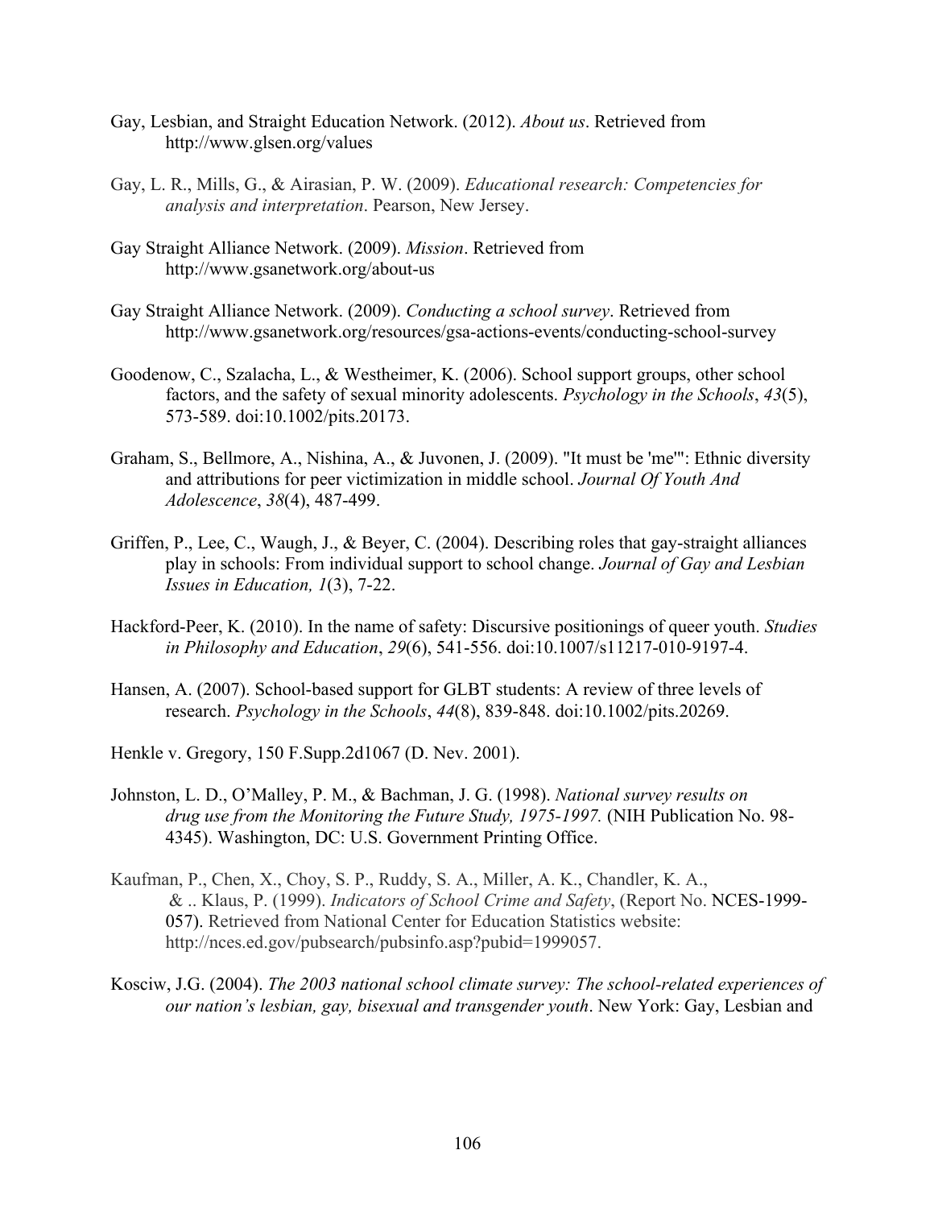Gay, Lesbian, and Straight Education Network. (2012). *About us*. Retrieved from http://www.glsen.org/values

Gay, L. R., Mills, G., & Airasian, P. W. (2009). *Educational research: Competencies for analysis and interpretation*. Pearson, New Jersey.

Gay Straight Alliance Network. (2009). *Mission*. Retrieved from http://www.gsanetwork.org/about-us

Gay Straight Alliance Network. (2009). *Conducting a school survey*. Retrieved from http://www.gsanetwork.org/resources/gsa-actions-events/conducting-school-survey

Goodenow, C., Szalacha, L., & Westheimer, K. (2006). School support groups, other school factors, and the safety of sexual minority adolescents. *Psychology in the Schools*, *43*(5), 573-589. doi:10.1002/pits.20173.

Graham, S., Bellmore, A., Nishina, A., & Juvonen, J. (2009). "It must be 'me'": Ethnic diversity and attributions for peer victimization in middle school. *Journal Of Youth And Adolescence*, *38*(4), 487-499.

Griffen, P., Lee, C., Waugh, J., & Beyer, C. (2004). Describing roles that gay-straight alliances play in schools: From individual support to school change. *Journal of Gay and Lesbian Issues in Education, 1*(3), 7-22.

Hackford-Peer, K. (2010). In the name of safety: Discursive positionings of queer youth. *Studies in Philosophy and Education*, *29*(6), 541-556. doi:10.1007/s11217-010-9197-4.

Hansen, A. (2007). School-based support for GLBT students: A review of three levels of research. *Psychology in the Schools*, *44*(8), 839-848. doi:10.1002/pits.20269.

Henkle v. Gregory, 150 F.Supp.2d1067 (D. Nev. 2001).

Johnston, L. D., O'Malley, P. M., & Bachman, J. G. (1998). *National survey results on drug use from the Monitoring the Future Study, 1975-1997.* (NIH Publication No. 98-4345). Washington, DC: U.S. Government Printing Office.

Kaufman, P., Chen, X., Choy, S. P., Ruddy, S. A., Miller, A. K., Chandler, K. A., & .. Klaus, P. (1999). *Indicators of School Crime and Safety*, (Report No. NCES-1999-057). Retrieved from National Center for Education Statistics website: http://nces.ed.gov/pubsearch/pubsinfo.asp?pubid=1999057.

Kosciw, J.G. (2004). *The 2003 national school climate survey: The school-related experiences of our nation's lesbian, gay, bisexual and transgender youth*. New York: Gay, Lesbian and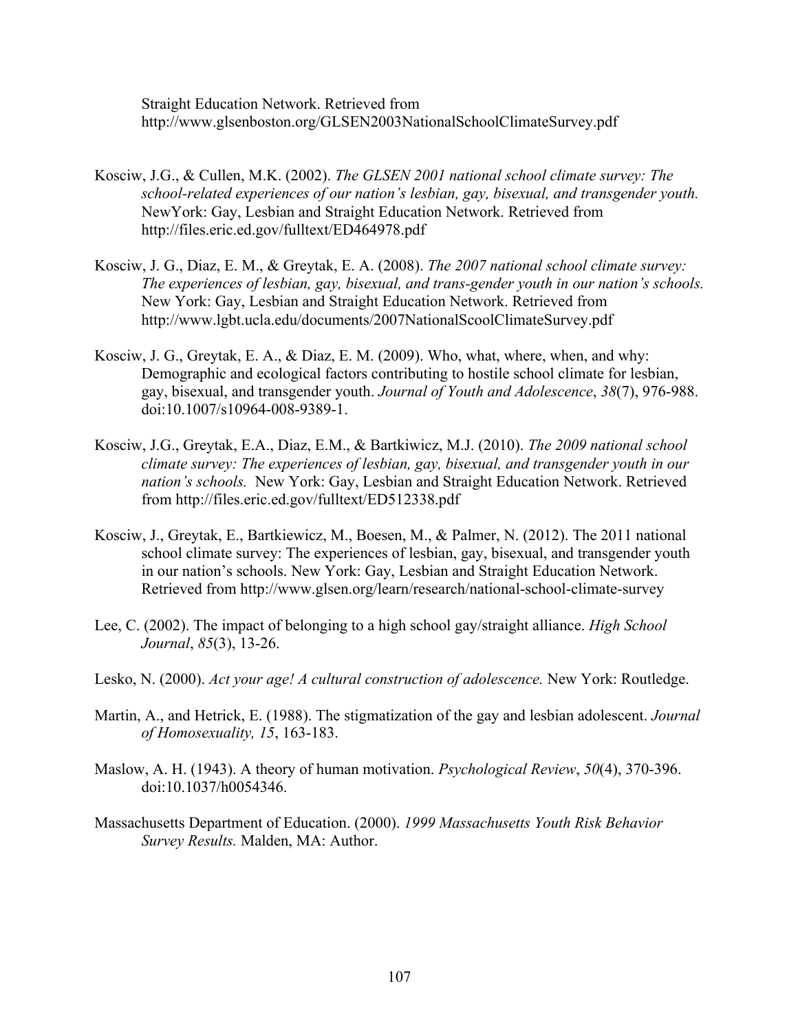Straight Education Network. Retrieved from http://www.glsenboston.org/GLSEN2003NationalSchoolClimateSurvey.pdf

Kosciw, J.G., & Cullen, M.K. (2002). *The GLSEN 2001 national school climate survey: The school-related experiences of our nation's lesbian, gay, bisexual, and transgender youth.* NewYork: Gay, Lesbian and Straight Education Network. Retrieved from http://files.eric.ed.gov/fulltext/ED464978.pdf

Kosciw, J. G., Diaz, E. M., & Greytak, E. A. (2008). *The 2007 national school climate survey: The experiences of lesbian, gay, bisexual, and trans-gender youth in our nation's schools.* New York: Gay, Lesbian and Straight Education Network. Retrieved from http://www.lgbt.ucla.edu/documents/2007NationalScoolClimateSurvey.pdf

Kosciw, J. G., Greytak, E. A., & Diaz, E. M. (2009). Who, what, where, when, and why: Demographic and ecological factors contributing to hostile school climate for lesbian, gay, bisexual, and transgender youth. *Journal of Youth and Adolescence*, *38*(7), 976-988. doi:10.1007/s10964-008-9389-1.

Kosciw, J.G., Greytak, E.A., Diaz, E.M., & Bartkiwicz, M.J. (2010). *The 2009 national school climate survey: The experiences of lesbian, gay, bisexual, and transgender youth in our nation's schools.* New York: Gay, Lesbian and Straight Education Network. Retrieved from http://files.eric.ed.gov/fulltext/ED512338.pdf

Kosciw, J., Greytak, E., Bartkiewicz, M., Boesen, M., & Palmer, N. (2012). The 2011 national school climate survey: The experiences of lesbian, gay, bisexual, and transgender youth in our nation's schools. New York: Gay, Lesbian and Straight Education Network. Retrieved from http://www.glsen.org/learn/research/national-school-climate-survey

Lee, C. (2002). The impact of belonging to a high school gay/straight alliance. *High School Journal*, *85*(3), 13-26.

Lesko, N. (2000). *Act your age! A cultural construction of adolescence.* New York: Routledge.

Martin, A., and Hetrick, E. (1988). The stigmatization of the gay and lesbian adolescent. *Journal of Homosexuality, 15*, 163-183.

Maslow, A. H. (1943). A theory of human motivation. *Psychological Review*, *50*(4), 370-396. doi:10.1037/h0054346.

Massachusetts Department of Education. (2000). *1999 Massachusetts Youth Risk Behavior Survey Results.* Malden, MA: Author.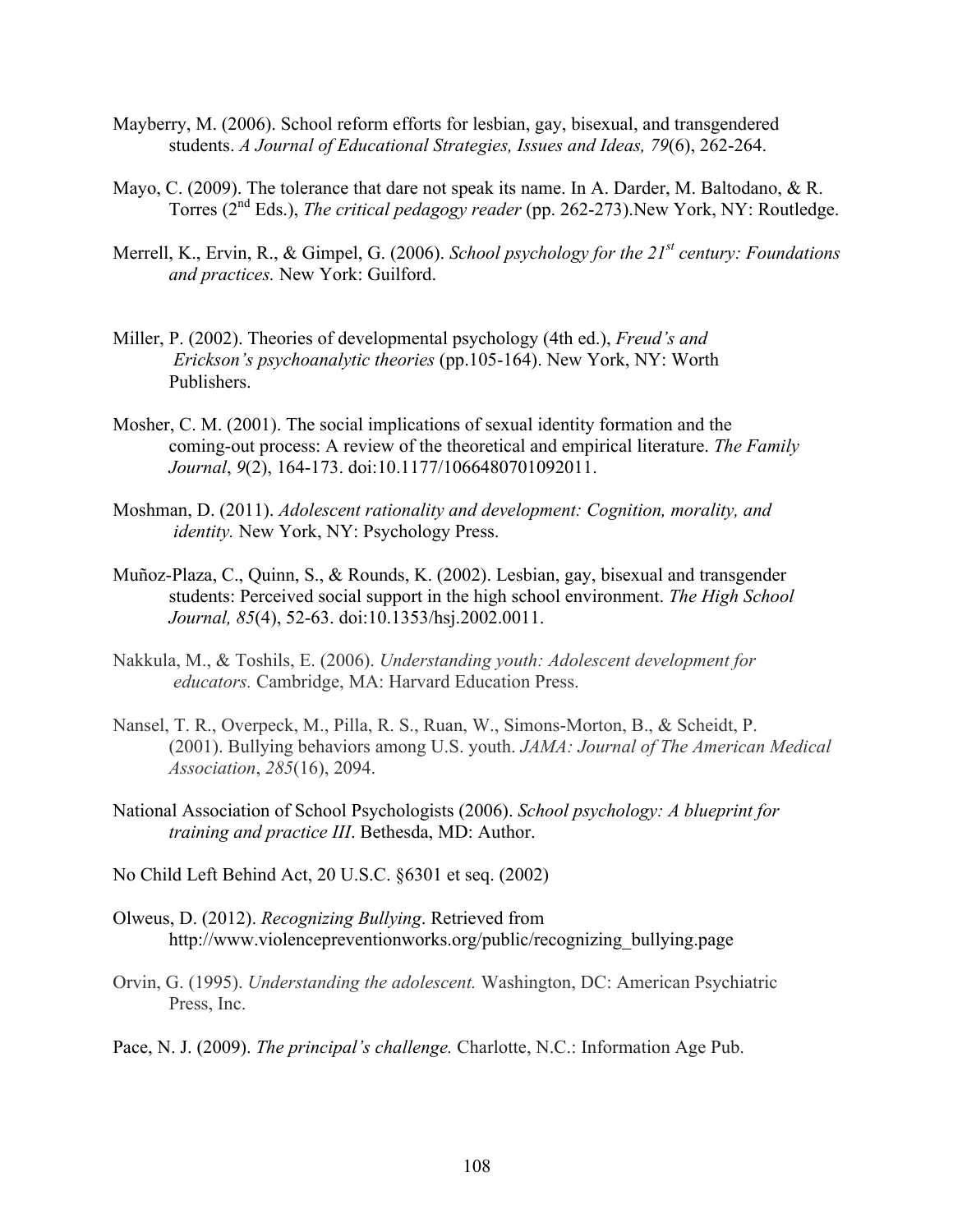Mayberry, M. (2006). School reform efforts for lesbian, gay, bisexual, and transgendered students. *A Journal of Educational Strategies, Issues and Ideas, 79*(6), 262-264.

Mayo, C. (2009). The tolerance that dare not speak its name. In A. Darder, M. Baltodano, & R. Torres (2nd Eds.), *The critical pedagogy reader* (pp. 262-273).New York, NY: Routledge.

Merrell, K., Ervin, R., & Gimpel, G. (2006). *School psychology for the 21st century: Foundations and practices.* New York: Guilford.

Miller, P. (2002). Theories of developmental psychology (4th ed.), *Freud's and Erickson's psychoanalytic theories* (pp.105-164). New York, NY: Worth Publishers.

Mosher, C. M. (2001). The social implications of sexual identity formation and the coming-out process: A review of the theoretical and empirical literature. *The Family Journal*, *9*(2), 164-173. doi:10.1177/1066480701092011.

Moshman, D. (2011). *Adolescent rationality and development: Cognition, morality, and identity.* New York, NY: Psychology Press.

Muñoz-Plaza, C., Quinn, S., & Rounds, K. (2002). Lesbian, gay, bisexual and transgender students: Perceived social support in the high school environment. *The High School Journal, 85*(4), 52-63. doi:10.1353/hsj.2002.0011.

Nakkula, M., & Toshils, E. (2006). *Understanding youth: Adolescent development for educators.* Cambridge, MA: Harvard Education Press.

Nansel, T. R., Overpeck, M., Pilla, R. S., Ruan, W., Simons-Morton, B., & Scheidt, P. (2001). Bullying behaviors among U.S. youth. *JAMA: Journal of The American Medical Association*, *285*(16), 2094.

National Association of School Psychologists (2006). *School psychology: A blueprint for training and practice III*. Bethesda, MD: Author.

No Child Left Behind Act, 20 U.S.C. §6301 et seq. (2002)

Olweus, D. (2012). *Recognizing Bullying*. Retrieved from http://www.violencepreventionworks.org/public/recognizing_bullying.page

Orvin, G. (1995). *Understanding the adolescent.* Washington, DC: American Psychiatric Press, Inc.

Pace, N. J. (2009). *The principal's challenge.* Charlotte, N.C.: Information Age Pub.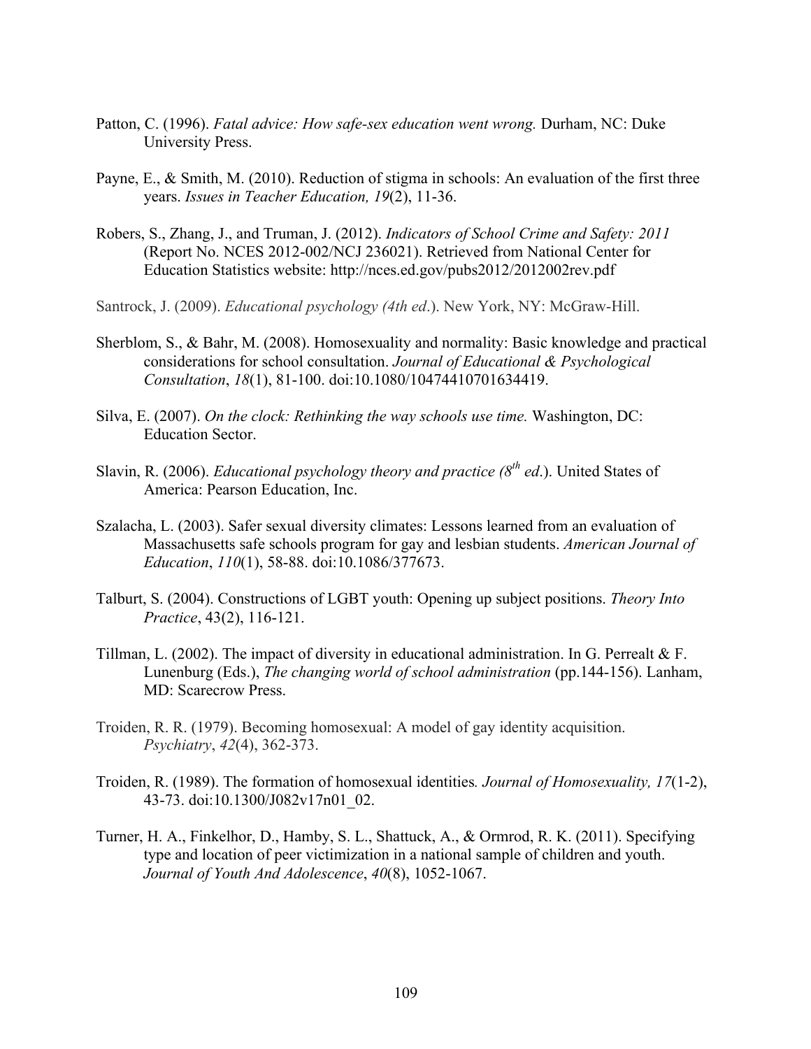Patton, C. (1996). *Fatal advice: How safe-sex education went wrong.* Durham, NC: Duke University Press.

Payne, E., & Smith, M. (2010). Reduction of stigma in schools: An evaluation of the first three years. *Issues in Teacher Education, 19*(2), 11-36.

Robers, S., Zhang, J., and Truman, J. (2012). *Indicators of School Crime and Safety: 2011* (Report No. NCES 2012-002/NCJ 236021). Retrieved from National Center for Education Statistics website: http://nces.ed.gov/pubs2012/2012002rev.pdf

Santrock, J. (2009). *Educational psychology (4th ed*.). New York, NY: McGraw-Hill.

Sherblom, S., & Bahr, M. (2008). Homosexuality and normality: Basic knowledge and practical considerations for school consultation. *Journal of Educational & Psychological Consultation*, *18*(1), 81-100. doi:10.1080/10474410701634419.

Silva, E. (2007). *On the clock: Rethinking the way schools use time.* Washington, DC: Education Sector.

Slavin, R. (2006). *Educational psychology theory and practice (8th ed*.). United States of America: Pearson Education, Inc.

Szalacha, L. (2003). Safer sexual diversity climates: Lessons learned from an evaluation of Massachusetts safe schools program for gay and lesbian students. *American Journal of Education*, *110*(1), 58-88. doi:10.1086/377673.

Talburt, S. (2004). Constructions of LGBT youth: Opening up subject positions. *Theory Into Practice*, 43(2), 116-121.

Tillman, L. (2002). The impact of diversity in educational administration. In G. Perrealt & F. Lunenburg (Eds.), *The changing world of school administration* (pp.144-156). Lanham, MD: Scarecrow Press.

Troiden, R. R. (1979). Becoming homosexual: A model of gay identity acquisition. *Psychiatry*, *42*(4), 362-373.

Troiden, R. (1989). The formation of homosexual identities*. Journal of Homosexuality, 17*(1-2), 43-73. doi:10.1300/J082v17n01_02.

Turner, H. A., Finkelhor, D., Hamby, S. L., Shattuck, A., & Ormrod, R. K. (2011). Specifying type and location of peer victimization in a national sample of children and youth. *Journal of Youth And Adolescence*, *40*(8), 1052-1067.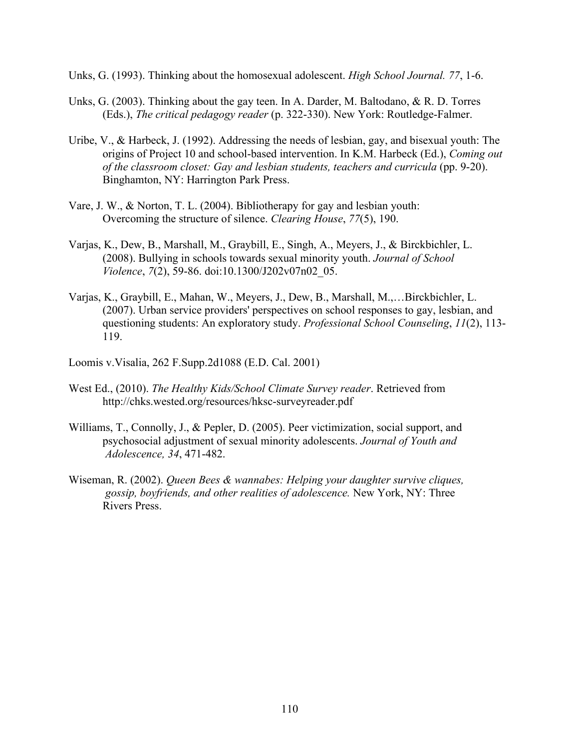Unks, G. (1993). Thinking about the homosexual adolescent. *High School Journal. 77*, 1-6.

Unks, G. (2003). Thinking about the gay teen. In A. Darder, M. Baltodano, & R. D. Torres (Eds.), *The critical pedagogy reader* (p. 322-330). New York: Routledge-Falmer.

Uribe, V., & Harbeck, J. (1992). Addressing the needs of lesbian, gay, and bisexual youth: The origins of Project 10 and school-based intervention. In K.M. Harbeck (Ed.), *Coming out of the classroom closet: Gay and lesbian students, teachers and curricula* (pp. 9-20). Binghamton, NY: Harrington Park Press.

Vare, J. W., & Norton, T. L. (2004). Bibliotherapy for gay and lesbian youth: Overcoming the structure of silence. *Clearing House*, *77*(5), 190.

Varjas, K., Dew, B., Marshall, M., Graybill, E., Singh, A., Meyers, J., & Birckbichler, L. (2008). Bullying in schools towards sexual minority youth. *Journal of School Violence*, *7*(2), 59-86. doi:10.1300/J202v07n02_05.

Varjas, K., Graybill, E., Mahan, W., Meyers, J., Dew, B., Marshall, M.,…Birckbichler, L. (2007). Urban service providers' perspectives on school responses to gay, lesbian, and questioning students: An exploratory study. *Professional School Counseling*, *11*(2), 113-119.

Loomis v.Visalia, 262 F.Supp.2d1088 (E.D. Cal. 2001)

West Ed., (2010). *The Healthy Kids/School Climate Survey reader*. Retrieved from http://chks.wested.org/resources/hksc-surveyreader.pdf

Williams, T., Connolly, J., & Pepler, D. (2005). Peer victimization, social support, and psychosocial adjustment of sexual minority adolescents. *Journal of Youth and Adolescence, 34*, 471-482.

Wiseman, R. (2002). *Queen Bees & wannabes: Helping your daughter survive cliques, gossip, boyfriends, and other realities of adolescence.* New York, NY: Three Rivers Press.